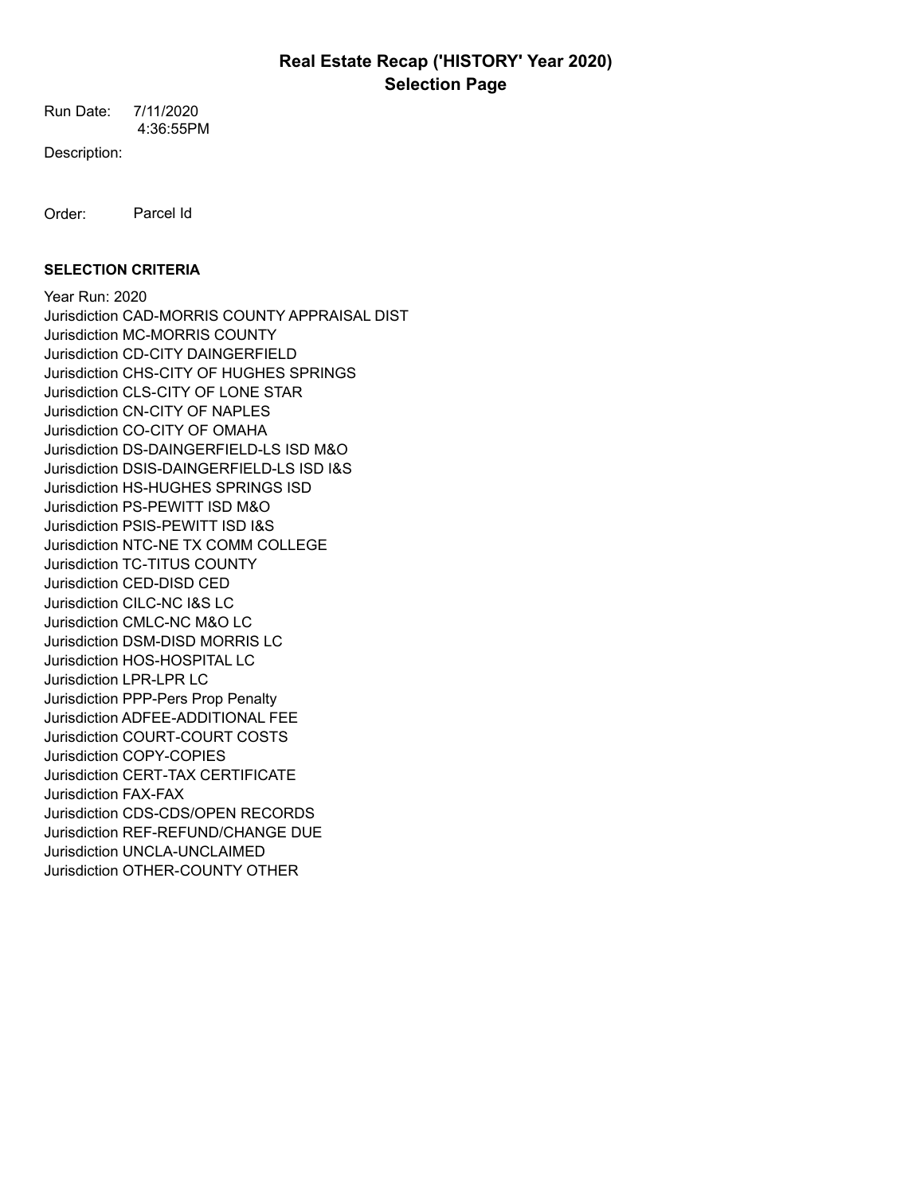# Real Estate Recap ('HISTORY' Year 2020)
## Selection Page

Run Date: 7/11/2020
4:36:55PM

Description:

Order: Parcel Id

**SELECTION CRITERIA**

Year Run: 2020
Jurisdiction CAD-MORRIS COUNTY APPRAISAL DIST
Jurisdiction MC-MORRIS COUNTY
Jurisdiction CD-CITY DAINGERFIELD
Jurisdiction CHS-CITY OF HUGHES SPRINGS
Jurisdiction CLS-CITY OF LONE STAR
Jurisdiction CN-CITY OF NAPLES
Jurisdiction CO-CITY OF OMAHA
Jurisdiction DS-DAINGERFIELD-LS ISD M&O
Jurisdiction DSIS-DAINGERFIELD-LS ISD I&S
Jurisdiction HS-HUGHES SPRINGS ISD
Jurisdiction PS-PEWITT ISD M&O
Jurisdiction PSIS-PEWITT ISD I&S
Jurisdiction NTC-NE TX COMM COLLEGE
Jurisdiction TC-TITUS COUNTY
Jurisdiction CED-DISD CED
Jurisdiction CILC-NC I&S LC
Jurisdiction CMLC-NC M&O LC
Jurisdiction DSM-DISD MORRIS LC
Jurisdiction HOS-HOSPITAL LC
Jurisdiction LPR-LPR LC
Jurisdiction PPP-Pers Prop Penalty
Jurisdiction ADFEE-ADDITIONAL FEE
Jurisdiction COURT-COURT COSTS
Jurisdiction COPY-COPIES
Jurisdiction CERT-TAX CERTIFICATE
Jurisdiction FAX-FAX
Jurisdiction CDS-CDS/OPEN RECORDS
Jurisdiction REF-REFUND/CHANGE DUE
Jurisdiction UNCLA-UNCLAIMED
Jurisdiction OTHER-COUNTY OTHER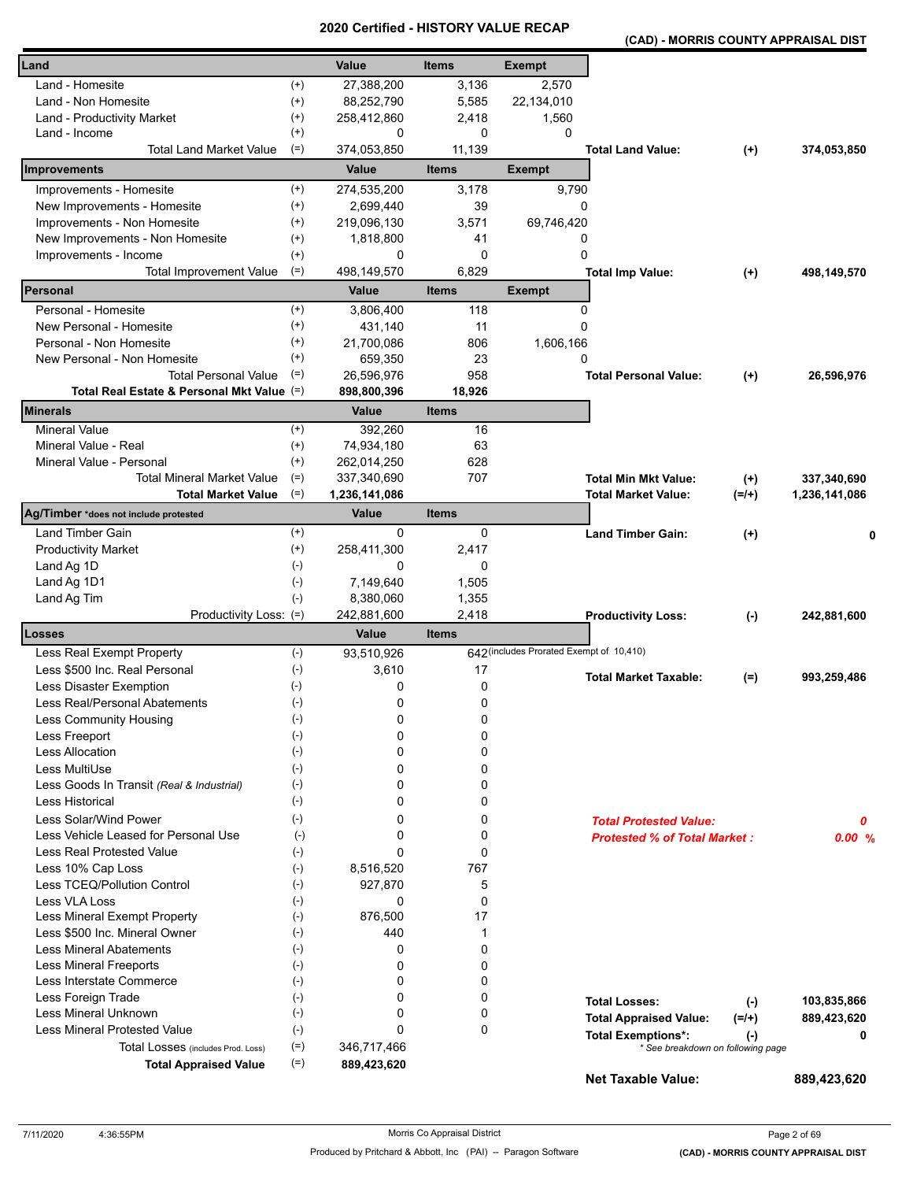# 2020 Certified - HISTORY VALUE RECAP

**(CAD) - MORRIS COUNTY APPRAISAL DIST**

| Land | | Value | Items | Exempt | | | |
|---|---|---|---|---|---|---|---|
| Land - Homesite | (+) | 27,388,200 | 3,136 | 2,570 | | | |
| Land - Non Homesite | (+) | 88,252,790 | 5,585 | 22,134,010 | | | |
| Land - Productivity Market | (+) | 258,412,860 | 2,418 | 1,560 | | | |
| Land - Income | (+) | 0 | 0 | 0 | | | |
| Total Land Market Value | (=) | 374,053,850 | 11,139 | | **Total Land Value:** | **(+)** | **374,053,850** |
| **Improvements** | | **Value** | **Items** | **Exempt** | | | |
| Improvements - Homesite | (+) | 274,535,200 | 3,178 | 9,790 | | | |
| New Improvements - Homesite | (+) | 2,699,440 | 39 | 0 | | | |
| Improvements - Non Homesite | (+) | 219,096,130 | 3,571 | 69,746,420 | | | |
| New Improvements - Non Homesite | (+) | 1,818,800 | 41 | 0 | | | |
| Improvements - Income | (+) | 0 | 0 | 0 | | | |
| Total Improvement Value | (=) | 498,149,570 | 6,829 | | **Total Imp Value:** | **(+)** | **498,149,570** |
| **Personal** | | **Value** | **Items** | **Exempt** | | | |
| Personal - Homesite | (+) | 3,806,400 | 118 | 0 | | | |
| New Personal - Homesite | (+) | 431,140 | 11 | 0 | | | |
| Personal - Non Homesite | (+) | 21,700,086 | 806 | 1,606,166 | | | |
| New Personal - Non Homesite | (+) | 659,350 | 23 | 0 | | | |
| Total Personal Value | (=) | 26,596,976 | 958 | | **Total Personal Value:** | **(+)** | **26,596,976** |
| **Total Real Estate & Personal Mkt Value** | (=) | **898,800,396** | **18,926** | | | | |
| **Minerals** | | **Value** | **Items** | | | | |
| Mineral Value | (+) | 392,260 | 16 | | | | |
| Mineral Value - Real | (+) | 74,934,180 | 63 | | | | |
| Mineral Value - Personal | (+) | 262,014,250 | 628 | | | | |
| Total Mineral Market Value | (=) | 337,340,690 | 707 | | **Total Min Mkt Value:** | **(+)** | **337,340,690** |
| **Total Market Value** | (=) | **1,236,141,086** | | | **Total Market Value:** | **(=/+)** | **1,236,141,086** |
| **Ag/Timber** *does not include protested | | **Value** | **Items** | | | | |
| Land Timber Gain | (+) | 0 | 0 | | **Land Timber Gain:** | **(+)** | **0** |
| Productivity Market | (+) | 258,411,300 | 2,417 | | | | |
| Land Ag 1D | (-) | 0 | 0 | | | | |
| Land Ag 1D1 | (-) | 7,149,640 | 1,505 | | | | |
| Land Ag Tim | (-) | 8,380,060 | 1,355 | | | | |
| Productivity Loss: | (=) | 242,881,600 | 2,418 | | **Productivity Loss:** | **(-)** | **242,881,600** |
| **Losses** | | **Value** | **Items** | | | | |
| Less Real Exempt Property | (-) | 93,510,926 | 642 | (includes Prorated Exempt of 10,410) | | | |
| Less $500 Inc. Real Personal | (-) | 3,610 | 17 | | **Total Market Taxable:** | **(=)** | **993,259,486** |
| Less Disaster Exemption | (-) | 0 | 0 | | | | |
| Less Real/Personal Abatements | (-) | 0 | 0 | | | | |
| Less Community Housing | (-) | 0 | 0 | | | | |
| Less Freeport | (-) | 0 | 0 | | | | |
| Less Allocation | (-) | 0 | 0 | | | | |
| Less MultiUse | (-) | 0 | 0 | | | | |
| Less Goods In Transit *(Real & Industrial)* | (-) | 0 | 0 | | | | |
| Less Historical | (-) | 0 | 0 | | | | |
| Less Solar/Wind Power | (-) | 0 | 0 | | ***Total Protested Value:*** | | ***0*** |
| Less Vehicle Leased for Personal Use | (-) | 0 | 0 | | ***Protested % of Total Market :*** | | ***0.00 %*** |
| Less Real Protested Value | (-) | 0 | 0 | | | | |
| Less 10% Cap Loss | (-) | 8,516,520 | 767 | | | | |
| Less TCEQ/Pollution Control | (-) | 927,870 | 5 | | | | |
| Less VLA Loss | (-) | 0 | 0 | | | | |
| Less Mineral Exempt Property | (-) | 876,500 | 17 | | | | |
| Less $500 Inc. Mineral Owner | (-) | 440 | 1 | | | | |
| Less Mineral Abatements | (-) | 0 | 0 | | | | |
| Less Mineral Freeports | (-) | 0 | 0 | | | | |
| Less Interstate Commerce | (-) | 0 | 0 | | | | |
| Less Foreign Trade | (-) | 0 | 0 | | **Total Losses:** | **(-)** | **103,835,866** |
| Less Mineral Unknown | (-) | 0 | 0 | | **Total Appraised Value:** | **(=/+)** | **889,423,620** |
| Less Mineral Protested Value | (-) | 0 | 0 | | **Total Exemptions*:** | **(-)** | **0** |
| Total Losses (includes Prod. Loss) | (=) | 346,717,466 | | | *\* See breakdown on following page* | | |
| **Total Appraised Value** | (=) | **889,423,620** | | | | | |
| | | | | | **Net Taxable Value:** | | **889,423,620** |

7/11/2020 4:36:55PM

Morris Co Appraisal District

Produced by Pritchard & Abbott, Inc (PAI) -- Paragon Software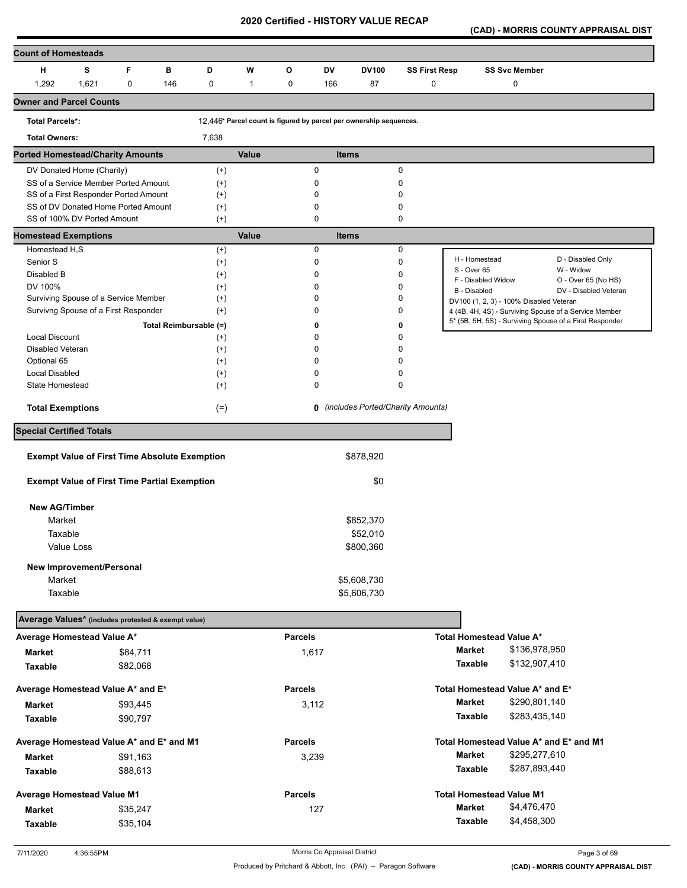# 2020 Certified - HISTORY VALUE RECAP

## (CAD) - MORRIS COUNTY APPRAISAL DIST

### Count of Homesteads

| H | S | F | B | D | W | O | DV | DV100 | SS First Resp | SS Svc Member |
|---|---|---|---|---|---|---|---|---|---|---|
| 1,292 | 1,621 | 0 | 146 | 0 | 1 | 0 | 166 | 87 | 0 | 0 |

### Owner and Parcel Counts

| | | |
|---|---|---|
| Total Parcels*: | 12,446* | Parcel count is figured by parcel per ownership sequences. |
| Total Owners: | 7,638 | |

### Ported Homestead/Charity Amounts

| | | Value | Items |
|---|---|---|---|
| DV Donated Home (Charity) | (+) | 0 | 0 |
| SS of a Service Member Ported Amount | (+) | 0 | 0 |
| SS of a First Responder Ported Amount | (+) | 0 | 0 |
| SS of DV Donated Home Ported Amount | (+) | 0 | 0 |
| SS of 100% DV Ported Amount | (+) | 0 | 0 |

### Homestead Exemptions

| | | Value | Items |
|---|---|---|---|
| Homestead H,S | (+) | 0 | 0 |
| Senior S | (+) | 0 | 0 |
| Disabled B | (+) | 0 | 0 |
| DV 100% | (+) | 0 | 0 |
| Surviving Spouse of a Service Member | (+) | 0 | 0 |
| Survivng Spouse of a First Responder | (+) | 0 | 0 |
| **Total Reimbursable (=)** | | **0** | **0** |
| Local Discount | (+) | 0 | 0 |
| Disabled Veteran | (+) | 0 | 0 |
| Optional 65 | (+) | 0 | 0 |
| Local Disabled | (+) | 0 | 0 |
| State Homestead | (+) | 0 | 0 |
| **Total Exemptions** | (=) | **0** | *(includes Ported/Charity Amounts)* |

H - Homestead; D - Disabled Only; S - Over 65; W - Widow; F - Disabled Widow; O - Over 65 (No HS); B - Disabled; DV - Disabled Veteran; DV100 (1, 2, 3) - 100% Disabled Veteran; 4 (4B, 4H, 4S) - Surviving Spouse of a Service Member; 5* (5B, 5H, 5S) - Surviving Spouse of a First Responder

### Special Certified Totals

| | |
|---|---|
| **Exempt Value of First Time Absolute Exemption** | $878,920 |
| **Exempt Value of First Time Partial Exemption** | $0 |
| **New AG/Timber** | |
| Market | $852,370 |
| Taxable | $52,010 |
| Value Loss | $800,360 |
| **New Improvement/Personal** | |
| Market | $5,608,730 |
| Taxable | $5,606,730 |

### Average Values* (includes protested & exempt value)

| Category | Average | Parcels | Total |
|---|---|---|---|
| **Average Homestead Value A*** | | | **Total Homestead Value A*** |
| Market | $84,711 | 1,617 | $136,978,950 |
| Taxable | $82,068 | | $132,907,410 |
| **Average Homestead Value A* and E*** | | | **Total Homestead Value A* and E*** |
| Market | $93,445 | 3,112 | $290,801,140 |
| Taxable | $90,797 | | $283,435,140 |
| **Average Homestead Value A* and E* and M1** | | | **Total Homestead Value A* and E* and M1** |
| Market | $91,163 | 3,239 | $295,277,610 |
| Taxable | $88,613 | | $287,893,440 |
| **Average Homestead Value M1** | | | **Total Homestead Value M1** |
| Market | $35,247 | 127 | $4,476,470 |
| Taxable | $35,104 | | $4,458,300 |

7/11/2020 4:36:55PM — Morris Co Appraisal District — Produced by Pritchard & Abbott, Inc (PAI) -- Paragon Software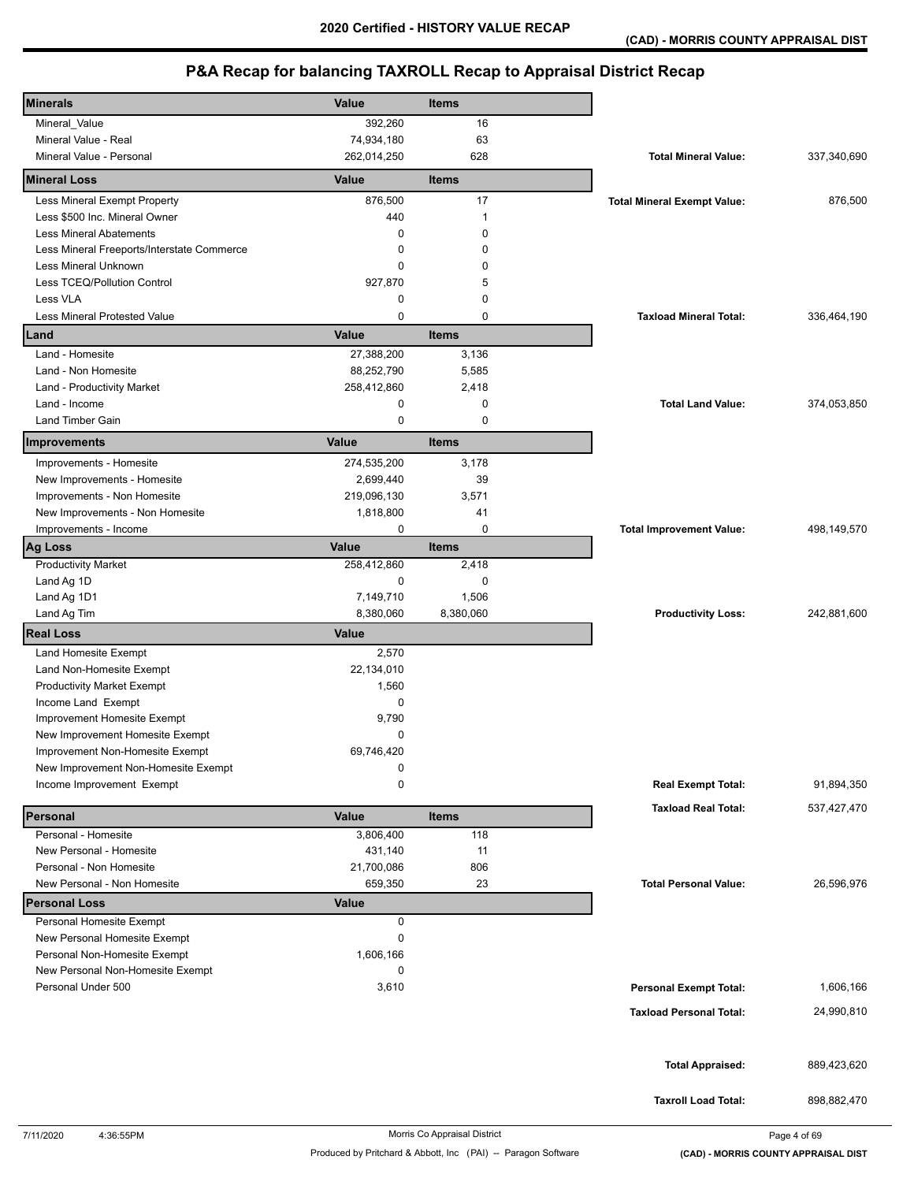# 2020 Certified - HISTORY VALUE RECAP

**(CAD) - MORRIS COUNTY APPRAISAL DIST**

## P&A Recap for balancing TAXROLL Recap to Appraisal District Recap

| Minerals | Value | Items | | |
|---|---|---|---|---|
| Mineral_Value | 392,260 | 16 | | |
| Mineral Value - Real | 74,934,180 | 63 | | |
| Mineral Value - Personal | 262,014,250 | 628 | **Total Mineral Value:** | 337,340,690 |
| **Mineral Loss** | **Value** | **Items** | | |
| Less Mineral Exempt Property | 876,500 | 17 | **Total Mineral Exempt Value:** | 876,500 |
| Less $500 Inc. Mineral Owner | 440 | 1 | | |
| Less Mineral Abatements | 0 | 0 | | |
| Less Mineral Freeports/Interstate Commerce | 0 | 0 | | |
| Less Mineral Unknown | 0 | 0 | | |
| Less TCEQ/Pollution Control | 927,870 | 5 | | |
| Less VLA | 0 | 0 | | |
| Less Mineral Protested Value | 0 | 0 | **Taxload Mineral Total:** | 336,464,190 |
| **Land** | **Value** | **Items** | | |
| Land - Homesite | 27,388,200 | 3,136 | | |
| Land - Non Homesite | 88,252,790 | 5,585 | | |
| Land - Productivity Market | 258,412,860 | 2,418 | | |
| Land - Income | 0 | 0 | **Total Land Value:** | 374,053,850 |
| Land Timber Gain | 0 | 0 | | |
| **Improvements** | **Value** | **Items** | | |
| Improvements - Homesite | 274,535,200 | 3,178 | | |
| New Improvements - Homesite | 2,699,440 | 39 | | |
| Improvements - Non Homesite | 219,096,130 | 3,571 | | |
| New Improvements - Non Homesite | 1,818,800 | 41 | | |
| Improvements - Income | 0 | 0 | **Total Improvement Value:** | 498,149,570 |
| **Ag Loss** | **Value** | **Items** | | |
| Productivity Market | 258,412,860 | 2,418 | | |
| Land Ag 1D | 0 | 0 | | |
| Land Ag 1D1 | 7,149,710 | 1,506 | | |
| Land Ag Tim | 8,380,060 | 8,380,060 | **Productivity Loss:** | 242,881,600 |
| **Real Loss** | **Value** | | | |
| Land Homesite Exempt | 2,570 | | | |
| Land Non-Homesite Exempt | 22,134,010 | | | |
| Productivity Market Exempt | 1,560 | | | |
| Income Land Exempt | 0 | | | |
| Improvement Homesite Exempt | 9,790 | | | |
| New Improvement Homesite Exempt | 0 | | | |
| Improvement Non-Homesite Exempt | 69,746,420 | | | |
| New Improvement Non-Homesite Exempt | 0 | | | |
| Income Improvement Exempt | 0 | | **Real Exempt Total:** | 91,894,350 |
| | | | **Taxload Real Total:** | 537,427,470 |
| **Personal** | **Value** | **Items** | | |
| Personal - Homesite | 3,806,400 | 118 | | |
| New Personal - Homesite | 431,140 | 11 | | |
| Personal - Non Homesite | 21,700,086 | 806 | | |
| New Personal - Non Homesite | 659,350 | 23 | **Total Personal Value:** | 26,596,976 |
| **Personal Loss** | **Value** | | | |
| Personal Homesite Exempt | 0 | | | |
| New Personal Homesite Exempt | 0 | | | |
| Personal Non-Homesite Exempt | 1,606,166 | | | |
| New Personal Non-Homesite Exempt | 0 | | | |
| Personal Under 500 | 3,610 | | **Personal Exempt Total:** | 1,606,166 |
| | | | **Taxload Personal Total:** | 24,990,810 |
| | | | **Total Appraised:** | 889,423,620 |
| | | | **Taxroll Load Total:** | 898,882,470 |

7/11/2020 4:36:55PM — Morris Co Appraisal District

Produced by Pritchard & Abbott, Inc (PAI) -- Paragon Software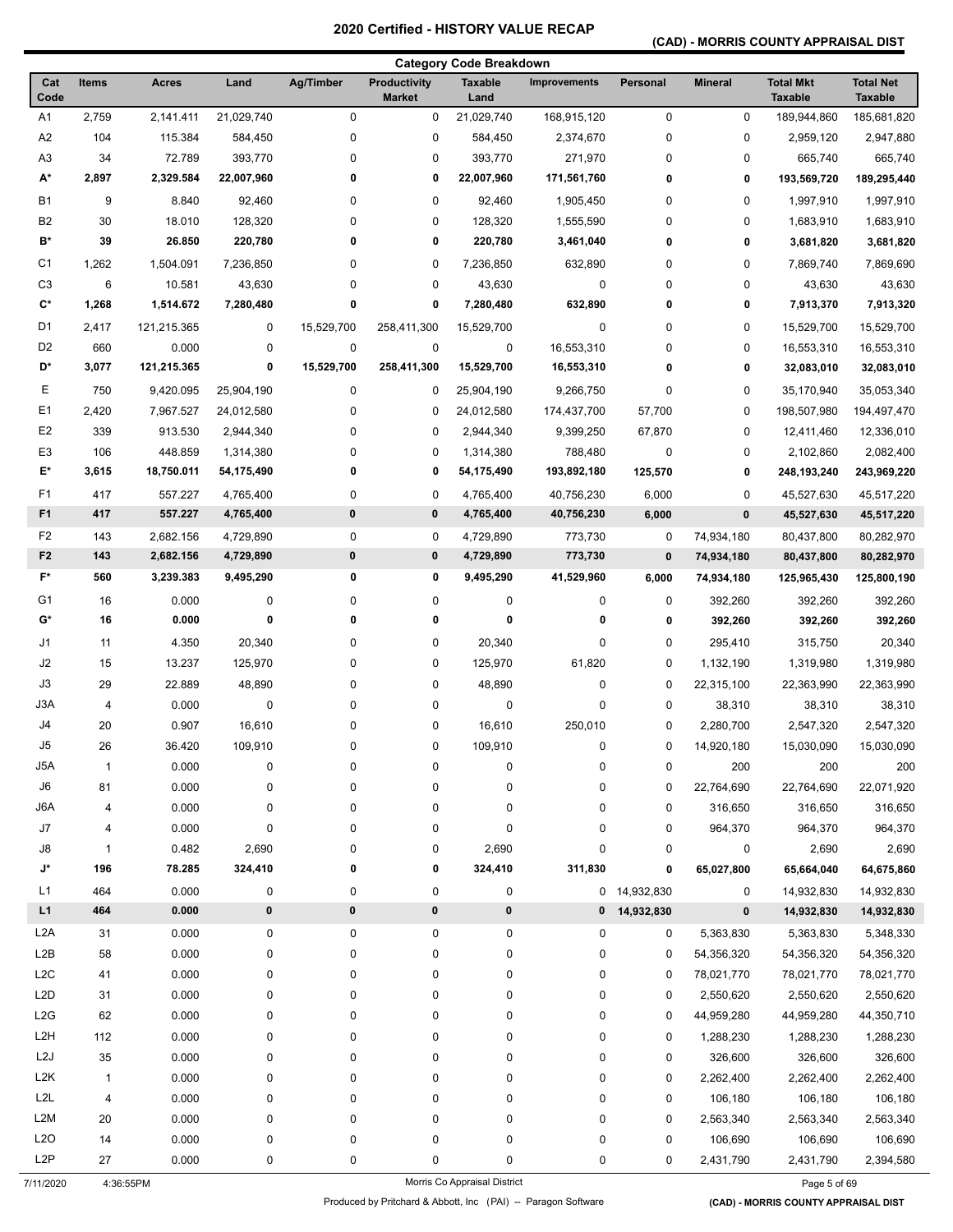# 2020 Certified - HISTORY VALUE RECAP

**(CAD) - MORRIS COUNTY APPRAISAL DIST**

## Category Code Breakdown

| Cat Code | Items | Acres | Land | Ag/Timber | Productivity Market | Taxable Land | Improvements | Personal | Mineral | Total Mkt Taxable | Total Net Taxable |
|---|---|---|---|---|---|---|---|---|---|---|---|
| A1 | 2,759 | 2,141.411 | 21,029,740 | 0 | 0 | 21,029,740 | 168,915,120 | 0 | 0 | 189,944,860 | 185,681,820 |
| A2 | 104 | 115.384 | 584,450 | 0 | 0 | 584,450 | 2,374,670 | 0 | 0 | 2,959,120 | 2,947,880 |
| A3 | 34 | 72.789 | 393,770 | 0 | 0 | 393,770 | 271,970 | 0 | 0 | 665,740 | 665,740 |
| **A*** | **2,897** | **2,329.584** | **22,007,960** | **0** | **0** | **22,007,960** | **171,561,760** | **0** | **0** | **193,569,720** | **189,295,440** |
| B1 | 9 | 8.840 | 92,460 | 0 | 0 | 92,460 | 1,905,450 | 0 | 0 | 1,997,910 | 1,997,910 |
| B2 | 30 | 18.010 | 128,320 | 0 | 0 | 128,320 | 1,555,590 | 0 | 0 | 1,683,910 | 1,683,910 |
| **B*** | **39** | **26.850** | **220,780** | **0** | **0** | **220,780** | **3,461,040** | **0** | **0** | **3,681,820** | **3,681,820** |
| C1 | 1,262 | 1,504.091 | 7,236,850 | 0 | 0 | 7,236,850 | 632,890 | 0 | 0 | 7,869,740 | 7,869,690 |
| C3 | 6 | 10.581 | 43,630 | 0 | 0 | 43,630 | 0 | 0 | 0 | 43,630 | 43,630 |
| **C*** | **1,268** | **1,514.672** | **7,280,480** | **0** | **0** | **7,280,480** | **632,890** | **0** | **0** | **7,913,370** | **7,913,320** |
| D1 | 2,417 | 121,215.365 | 0 | 15,529,700 | 258,411,300 | 15,529,700 | 0 | 0 | 0 | 15,529,700 | 15,529,700 |
| D2 | 660 | 0.000 | 0 | 0 | 0 | 0 | 16,553,310 | 0 | 0 | 16,553,310 | 16,553,310 |
| **D*** | **3,077** | **121,215.365** | **0** | **15,529,700** | **258,411,300** | **15,529,700** | **16,553,310** | **0** | **0** | **32,083,010** | **32,083,010** |
| E | 750 | 9,420.095 | 25,904,190 | 0 | 0 | 25,904,190 | 9,266,750 | 0 | 0 | 35,170,940 | 35,053,340 |
| E1 | 2,420 | 7,967.527 | 24,012,580 | 0 | 0 | 24,012,580 | 174,437,700 | 57,700 | 0 | 198,507,980 | 194,497,470 |
| E2 | 339 | 913.530 | 2,944,340 | 0 | 0 | 2,944,340 | 9,399,250 | 67,870 | 0 | 12,411,460 | 12,336,010 |
| E3 | 106 | 448.859 | 1,314,380 | 0 | 0 | 1,314,380 | 788,480 | 0 | 0 | 2,102,860 | 2,082,400 |
| **E*** | **3,615** | **18,750.011** | **54,175,490** | **0** | **0** | **54,175,490** | **193,892,180** | **125,570** | **0** | **248,193,240** | **243,969,220** |
| F1 | 417 | 557.227 | 4,765,400 | 0 | 0 | 4,765,400 | 40,756,230 | 6,000 | 0 | 45,527,630 | 45,517,220 |
| **F1** | **417** | **557.227** | **4,765,400** | **0** | **0** | **4,765,400** | **40,756,230** | **6,000** | **0** | **45,527,630** | **45,517,220** |
| F2 | 143 | 2,682.156 | 4,729,890 | 0 | 0 | 4,729,890 | 773,730 | 0 | 74,934,180 | 80,437,800 | 80,282,970 |
| **F2** | **143** | **2,682.156** | **4,729,890** | **0** | **0** | **4,729,890** | **773,730** | **0** | **74,934,180** | **80,437,800** | **80,282,970** |
| **F*** | **560** | **3,239.383** | **9,495,290** | **0** | **0** | **9,495,290** | **41,529,960** | **6,000** | **74,934,180** | **125,965,430** | **125,800,190** |
| G1 | 16 | 0.000 | 0 | 0 | 0 | 0 | 0 | 0 | 392,260 | 392,260 | 392,260 |
| **G*** | **16** | **0.000** | **0** | **0** | **0** | **0** | **0** | **0** | **392,260** | **392,260** | **392,260** |
| J1 | 11 | 4.350 | 20,340 | 0 | 0 | 20,340 | 0 | 0 | 295,410 | 315,750 | 20,340 |
| J2 | 15 | 13.237 | 125,970 | 0 | 0 | 125,970 | 61,820 | 0 | 1,132,190 | 1,319,980 | 1,319,980 |
| J3 | 29 | 22.889 | 48,890 | 0 | 0 | 48,890 | 0 | 0 | 22,315,100 | 22,363,990 | 22,363,990 |
| J3A | 4 | 0.000 | 0 | 0 | 0 | 0 | 0 | 0 | 38,310 | 38,310 | 38,310 |
| J4 | 20 | 0.907 | 16,610 | 0 | 0 | 16,610 | 250,010 | 0 | 2,280,700 | 2,547,320 | 2,547,320 |
| J5 | 26 | 36.420 | 109,910 | 0 | 0 | 109,910 | 0 | 0 | 14,920,180 | 15,030,090 | 15,030,090 |
| J5A | 1 | 0.000 | 0 | 0 | 0 | 0 | 0 | 0 | 200 | 200 | 200 |
| J6 | 81 | 0.000 | 0 | 0 | 0 | 0 | 0 | 0 | 22,764,690 | 22,764,690 | 22,071,920 |
| J6A | 4 | 0.000 | 0 | 0 | 0 | 0 | 0 | 0 | 316,650 | 316,650 | 316,650 |
| J7 | 4 | 0.000 | 0 | 0 | 0 | 0 | 0 | 0 | 964,370 | 964,370 | 964,370 |
| J8 | 1 | 0.482 | 2,690 | 0 | 0 | 2,690 | 0 | 0 | 0 | 2,690 | 2,690 |
| **J*** | **196** | **78.285** | **324,410** | **0** | **0** | **324,410** | **311,830** | **0** | **65,027,800** | **65,664,040** | **64,675,860** |
| L1 | 464 | 0.000 | 0 | 0 | 0 | 0 | 0 | 14,932,830 | 0 | 14,932,830 | 14,932,830 |
| **L1** | **464** | **0.000** | **0** | **0** | **0** | **0** | **0** | **14,932,830** | **0** | **14,932,830** | **14,932,830** |
| L2A | 31 | 0.000 | 0 | 0 | 0 | 0 | 0 | 0 | 5,363,830 | 5,363,830 | 5,348,330 |
| L2B | 58 | 0.000 | 0 | 0 | 0 | 0 | 0 | 0 | 54,356,320 | 54,356,320 | 54,356,320 |
| L2C | 41 | 0.000 | 0 | 0 | 0 | 0 | 0 | 0 | 78,021,770 | 78,021,770 | 78,021,770 |
| L2D | 31 | 0.000 | 0 | 0 | 0 | 0 | 0 | 0 | 2,550,620 | 2,550,620 | 2,550,620 |
| L2G | 62 | 0.000 | 0 | 0 | 0 | 0 | 0 | 0 | 44,959,280 | 44,959,280 | 44,350,710 |
| L2H | 112 | 0.000 | 0 | 0 | 0 | 0 | 0 | 0 | 1,288,230 | 1,288,230 | 1,288,230 |
| L2J | 35 | 0.000 | 0 | 0 | 0 | 0 | 0 | 0 | 326,600 | 326,600 | 326,600 |
| L2K | 1 | 0.000 | 0 | 0 | 0 | 0 | 0 | 0 | 2,262,400 | 2,262,400 | 2,262,400 |
| L2L | 4 | 0.000 | 0 | 0 | 0 | 0 | 0 | 0 | 106,180 | 106,180 | 106,180 |
| L2M | 20 | 0.000 | 0 | 0 | 0 | 0 | 0 | 0 | 2,563,340 | 2,563,340 | 2,563,340 |
| L2O | 14 | 0.000 | 0 | 0 | 0 | 0 | 0 | 0 | 106,690 | 106,690 | 106,690 |
| L2P | 27 | 0.000 | 0 | 0 | 0 | 0 | 0 | 0 | 2,431,790 | 2,431,790 | 2,394,580 |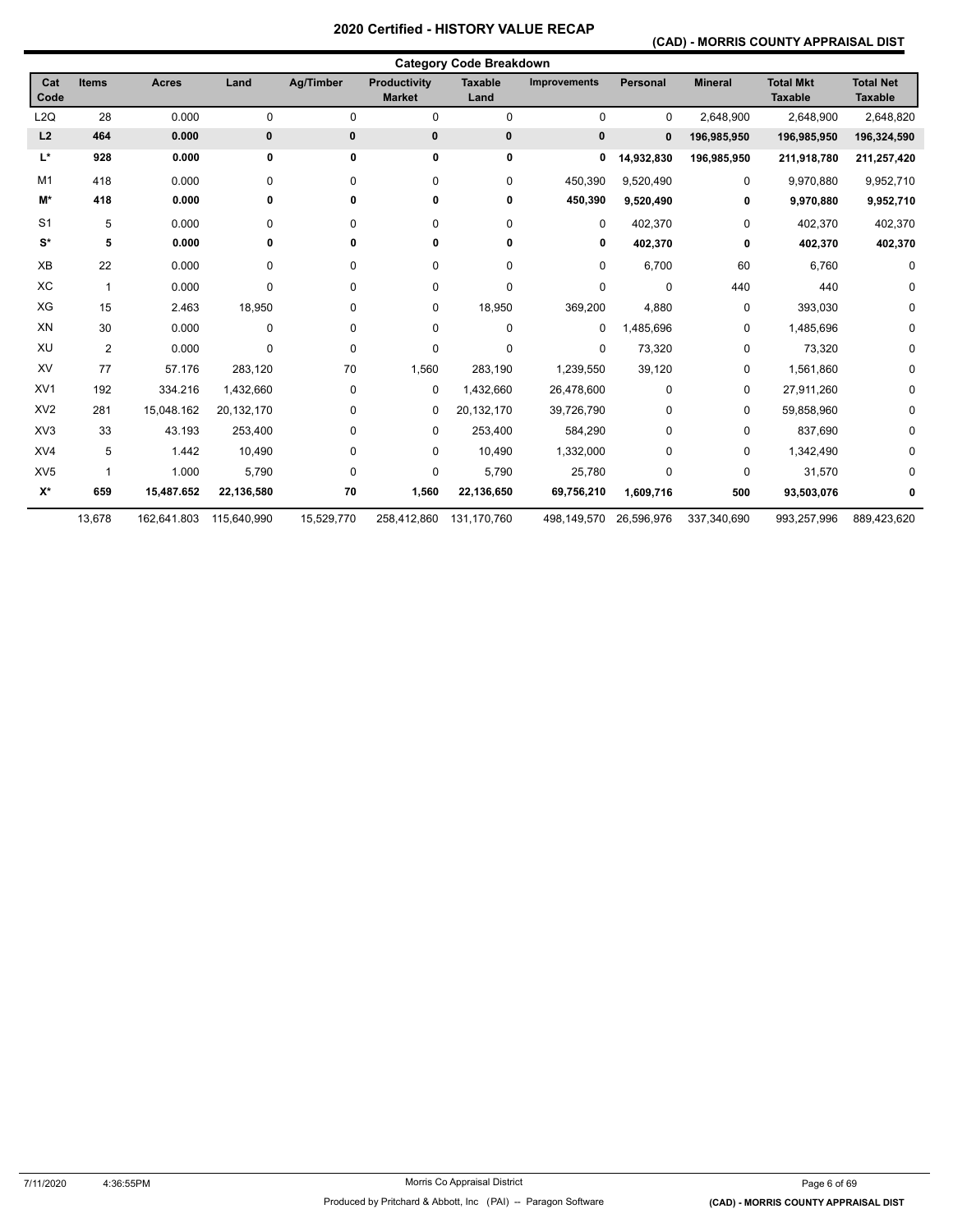# 2020 Certified - HISTORY VALUE RECAP

## (CAD) - MORRIS COUNTY APPRAISAL DIST

### Category Code Breakdown

| Cat Code | Items | Acres | Land | Ag/Timber | Productivity Market | Taxable Land | Improvements | Personal | Mineral | Total Mkt Taxable | Total Net Taxable |
|---|---|---|---|---|---|---|---|---|---|---|---|
| L2Q | 28 | 0.000 | 0 | 0 | 0 | 0 | 0 | 0 | 2,648,900 | 2,648,900 | 2,648,820 |
| **L2** | **464** | **0.000** | **0** | **0** | **0** | **0** | **0** | **0** | **196,985,950** | **196,985,950** | **196,324,590** |
| **L*** | **928** | **0.000** | **0** | **0** | **0** | **0** | **0** | **14,932,830** | **196,985,950** | **211,918,780** | **211,257,420** |
| M1 | 418 | 0.000 | 0 | 0 | 0 | 0 | 450,390 | 9,520,490 | 0 | 9,970,880 | 9,952,710 |
| **M*** | **418** | **0.000** | **0** | **0** | **0** | **0** | **450,390** | **9,520,490** | **0** | **9,970,880** | **9,952,710** |
| S1 | 5 | 0.000 | 0 | 0 | 0 | 0 | 0 | 402,370 | 0 | 402,370 | 402,370 |
| **S*** | **5** | **0.000** | **0** | **0** | **0** | **0** | **0** | **402,370** | **0** | **402,370** | **402,370** |
| XB | 22 | 0.000 | 0 | 0 | 0 | 0 | 0 | 6,700 | 60 | 6,760 | 0 |
| XC | 1 | 0.000 | 0 | 0 | 0 | 0 | 0 | 0 | 440 | 440 | 0 |
| XG | 15 | 2.463 | 18,950 | 0 | 0 | 18,950 | 369,200 | 4,880 | 0 | 393,030 | 0 |
| XN | 30 | 0.000 | 0 | 0 | 0 | 0 | 0 | 1,485,696 | 0 | 1,485,696 | 0 |
| XU | 2 | 0.000 | 0 | 0 | 0 | 0 | 0 | 73,320 | 0 | 73,320 | 0 |
| XV | 77 | 57.176 | 283,120 | 70 | 1,560 | 283,190 | 1,239,550 | 39,120 | 0 | 1,561,860 | 0 |
| XV1 | 192 | 334.216 | 1,432,660 | 0 | 0 | 1,432,660 | 26,478,600 | 0 | 0 | 27,911,260 | 0 |
| XV2 | 281 | 15,048.162 | 20,132,170 | 0 | 0 | 20,132,170 | 39,726,790 | 0 | 0 | 59,858,960 | 0 |
| XV3 | 33 | 43.193 | 253,400 | 0 | 0 | 253,400 | 584,290 | 0 | 0 | 837,690 | 0 |
| XV4 | 5 | 1.442 | 10,490 | 0 | 0 | 10,490 | 1,332,000 | 0 | 0 | 1,342,490 | 0 |
| XV5 | 1 | 1.000 | 5,790 | 0 | 0 | 5,790 | 25,780 | 0 | 0 | 31,570 | 0 |
| **X*** | **659** | **15,487.652** | **22,136,580** | **70** | **1,560** | **22,136,650** | **69,756,210** | **1,609,716** | **500** | **93,503,076** | **0** |
| | 13,678 | 162,641.803 | 115,640,990 | 15,529,770 | 258,412,860 | 131,170,760 | 498,149,570 | 26,596,976 | 337,340,690 | 993,257,996 | 889,423,620 |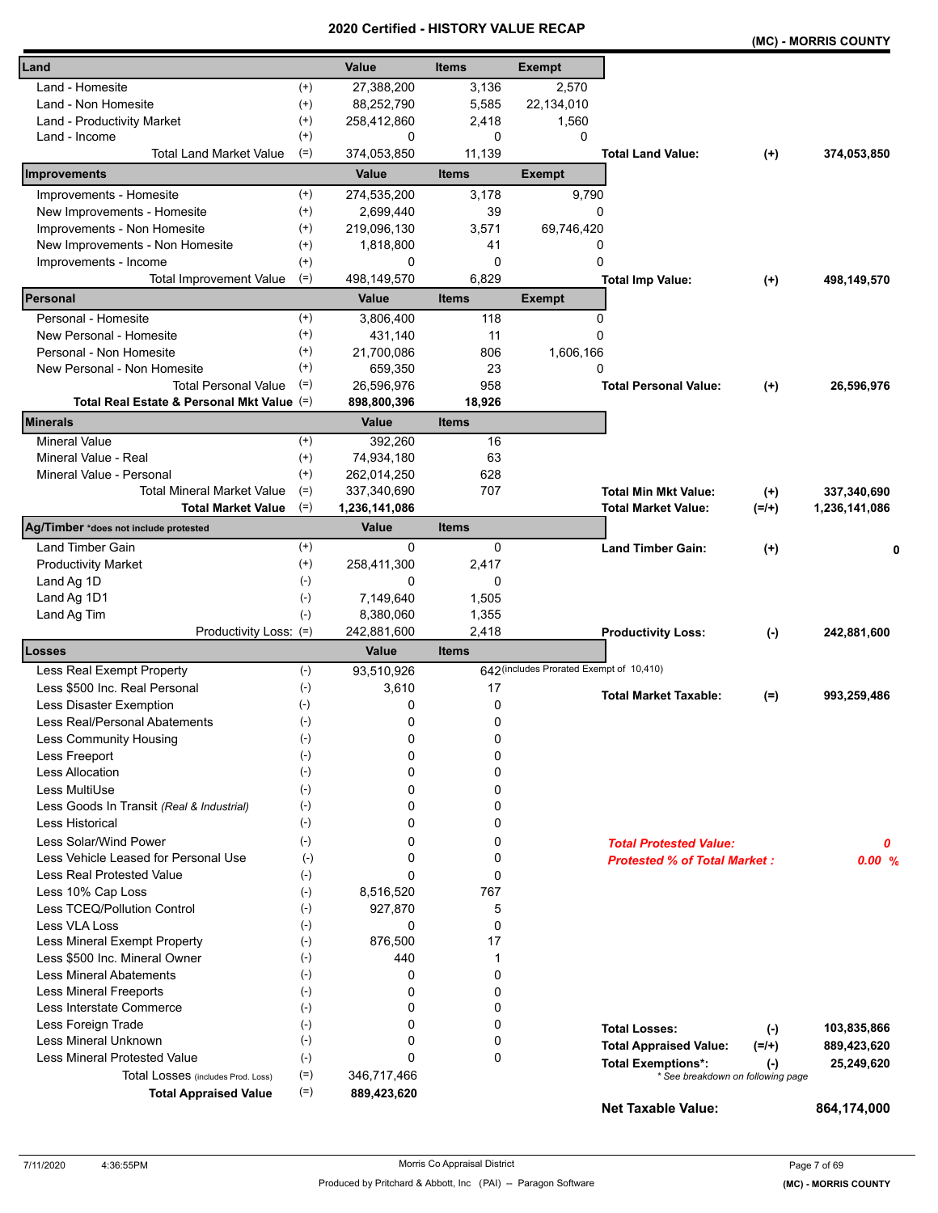# 2020 Certified - HISTORY VALUE RECAP

**(MC) - MORRIS COUNTY**

| Land | | Value | Items | Exempt | | | |
|---|---|---|---|---|---|---|---|
| Land - Homesite | (+) | 27,388,200 | 3,136 | 2,570 | | | |
| Land - Non Homesite | (+) | 88,252,790 | 5,585 | 22,134,010 | | | |
| Land - Productivity Market | (+) | 258,412,860 | 2,418 | 1,560 | | | |
| Land - Income | (+) | 0 | 0 | 0 | | | |
| Total Land Market Value | (=) | 374,053,850 | 11,139 | | **Total Land Value:** | **(+)** | **374,053,850** |
| **Improvements** | | **Value** | **Items** | **Exempt** | | | |
| Improvements - Homesite | (+) | 274,535,200 | 3,178 | 9,790 | | | |
| New Improvements - Homesite | (+) | 2,699,440 | 39 | 0 | | | |
| Improvements - Non Homesite | (+) | 219,096,130 | 3,571 | 69,746,420 | | | |
| New Improvements - Non Homesite | (+) | 1,818,800 | 41 | 0 | | | |
| Improvements - Income | (+) | 0 | 0 | 0 | | | |
| Total Improvement Value | (=) | 498,149,570 | 6,829 | | **Total Imp Value:** | **(+)** | **498,149,570** |
| **Personal** | | **Value** | **Items** | **Exempt** | | | |
| Personal - Homesite | (+) | 3,806,400 | 118 | 0 | | | |
| New Personal - Homesite | (+) | 431,140 | 11 | 0 | | | |
| Personal - Non Homesite | (+) | 21,700,086 | 806 | 1,606,166 | | | |
| New Personal - Non Homesite | (+) | 659,350 | 23 | 0 | | | |
| Total Personal Value | (=) | 26,596,976 | 958 | | **Total Personal Value:** | **(+)** | **26,596,976** |
| **Total Real Estate & Personal Mkt Value** | (=) | **898,800,396** | **18,926** | | | | |
| **Minerals** | | **Value** | **Items** | | | | |
| Mineral Value | (+) | 392,260 | 16 | | | | |
| Mineral Value - Real | (+) | 74,934,180 | 63 | | | | |
| Mineral Value - Personal | (+) | 262,014,250 | 628 | | | | |
| Total Mineral Market Value | (=) | 337,340,690 | 707 | | **Total Min Mkt Value:** | **(+)** | **337,340,690** |
| **Total Market Value** | (=) | **1,236,141,086** | | | **Total Market Value:** | **(=/+)** | **1,236,141,086** |
| **Ag/Timber** *does not include protested | | **Value** | **Items** | | | | |
| Land Timber Gain | (+) | 0 | 0 | | **Land Timber Gain:** | **(+)** | **0** |
| Productivity Market | (+) | 258,411,300 | 2,417 | | | | |
| Land Ag 1D | (-) | 0 | 0 | | | | |
| Land Ag 1D1 | (-) | 7,149,640 | 1,505 | | | | |
| Land Ag Tim | (-) | 8,380,060 | 1,355 | | | | |
| Productivity Loss: | (=) | 242,881,600 | 2,418 | | **Productivity Loss:** | **(-)** | **242,881,600** |
| **Losses** | | **Value** | **Items** | | | | |
| Less Real Exempt Property | (-) | 93,510,926 | 642 | (includes Prorated Exempt of 10,410) | | | |
| Less $500 Inc. Real Personal | (-) | 3,610 | 17 | | **Total Market Taxable:** | **(=)** | **993,259,486** |
| Less Disaster Exemption | (-) | 0 | 0 | | | | |
| Less Real/Personal Abatements | (-) | 0 | 0 | | | | |
| Less Community Housing | (-) | 0 | 0 | | | | |
| Less Freeport | (-) | 0 | 0 | | | | |
| Less Allocation | (-) | 0 | 0 | | | | |
| Less MultiUse | (-) | 0 | 0 | | | | |
| Less Goods In Transit *(Real & Industrial)* | (-) | 0 | 0 | | | | |
| Less Historical | (-) | 0 | 0 | | | | |
| Less Solar/Wind Power | (-) | 0 | 0 | | ***Total Protested Value:*** | | ***0*** |
| Less Vehicle Leased for Personal Use | (-) | 0 | 0 | | ***Protested % of Total Market :*** | | ***0.00 %*** |
| Less Real Protested Value | (-) | 0 | 0 | | | | |
| Less 10% Cap Loss | (-) | 8,516,520 | 767 | | | | |
| Less TCEQ/Pollution Control | (-) | 927,870 | 5 | | | | |
| Less VLA Loss | (-) | 0 | 0 | | | | |
| Less Mineral Exempt Property | (-) | 876,500 | 17 | | | | |
| Less $500 Inc. Mineral Owner | (-) | 440 | 1 | | | | |
| Less Mineral Abatements | (-) | 0 | 0 | | | | |
| Less Mineral Freeports | (-) | 0 | 0 | | | | |
| Less Interstate Commerce | (-) | 0 | 0 | | | | |
| Less Foreign Trade | (-) | 0 | 0 | | **Total Losses:** | **(-)** | **103,835,866** |
| Less Mineral Unknown | (-) | 0 | 0 | | **Total Appraised Value:** | **(=/+)** | **889,423,620** |
| Less Mineral Protested Value | (-) | 0 | 0 | | **Total Exemptions*:** | **(-)** | **25,249,620** |
| Total Losses (includes Prod. Loss) | (=) | 346,717,466 | | | * See breakdown on following page | | |
| **Total Appraised Value** | (=) | **889,423,620** | | | | | |
| | | | | | **Net Taxable Value:** | | **864,174,000** |

7/11/2020 4:36:55PM — Morris Co Appraisal District — Produced by Pritchard & Abbott, Inc (PAI) -- Paragon Software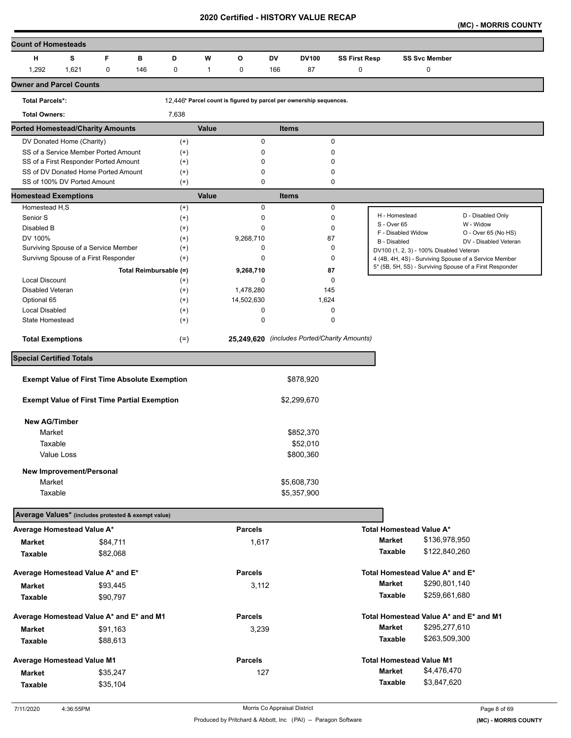# 2020 Certified - HISTORY VALUE RECAP

**(MC) - MORRIS COUNTY**

## Count of Homesteads

| H | S | F | B | D | W | O | DV | DV100 | SS First Resp | SS Svc Member |
|---|---|---|---|---|---|---|---|---|---|---|
| 1,292 | 1,621 | 0 | 146 | 0 | 1 | 0 | 166 | 87 | 0 | 0 |

## Owner and Parcel Counts

| | |
|---|---|
| **Total Parcels*:** | 12,446* Parcel count is figured by parcel per ownership sequences. |
| **Total Owners:** | 7,638 |

## Ported Homestead/Charity Amounts

| | | Value | Items |
|---|---|---|---|
| DV Donated Home (Charity) | (+) | 0 | 0 |
| SS of a Service Member Ported Amount | (+) | 0 | 0 |
| SS of a First Responder Ported Amount | (+) | 0 | 0 |
| SS of DV Donated Home Ported Amount | (+) | 0 | 0 |
| SS of 100% DV Ported Amount | (+) | 0 | 0 |

## Homestead Exemptions

| | | Value | Items |
|---|---|---|---|
| Homestead H,S | (+) | 0 | 0 |
| Senior S | (+) | 0 | 0 |
| Disabled B | (+) | 0 | 0 |
| DV 100% | (+) | 9,268,710 | 87 |
| Surviving Spouse of a Service Member | (+) | 0 | 0 |
| Survivng Spouse of a First Responder | (+) | 0 | 0 |
| Total Reimbursable (=) | | 9,268,710 | 87 |
| Local Discount | (+) | 0 | 0 |
| Disabled Veteran | (+) | 1,478,280 | 145 |
| Optional 65 | (+) | 14,502,630 | 1,624 |
| Local Disabled | (+) | 0 | 0 |
| State Homestead | (+) | 0 | 0 |
| **Total Exemptions** | (=) | **25,249,620** | *(includes Ported/Charity Amounts)* |

| | |
|---|---|
| H - Homestead | D - Disabled Only |
| S - Over 65 | W - Widow |
| F - Disabled Widow | O - Over 65 (No HS) |
| B - Disabled | DV - Disabled Veteran |
| DV100 (1, 2, 3) - 100% Disabled Veteran | |
| 4 (4B, 4H, 4S) - Surviving Spouse of a Service Member | |
| 5* (5B, 5H, 5S) - Surviving Spouse of a First Responder | |

## Special Certified Totals

| | |
|---|---|
| **Exempt Value of First Time Absolute Exemption** | $878,920 |
| **Exempt Value of First Time Partial Exemption** | $2,299,670 |
| **New AG/Timber** | |
| Market | $852,370 |
| Taxable | $52,010 |
| Value Loss | $800,360 |
| **New Improvement/Personal** | |
| Market | $5,608,730 |
| Taxable | $5,357,900 |

## Average Values* (includes protested & exempt value)

| | | Parcels | | |
|---|---|---|---|---|
| **Average Homestead Value A*** | | | **Total Homestead Value A*** | |
| **Market** | $84,711 | 1,617 | **Market** | $136,978,950 |
| **Taxable** | $82,068 | | **Taxable** | $122,840,260 |
| **Average Homestead Value A* and E*** | | | **Total Homestead Value A* and E*** | |
| **Market** | $93,445 | 3,112 | **Market** | $290,801,140 |
| **Taxable** | $90,797 | | **Taxable** | $259,661,680 |
| **Average Homestead Value A* and E* and M1** | | | **Total Homestead Value A* and E* and M1** | |
| **Market** | $91,163 | 3,239 | **Market** | $295,277,610 |
| **Taxable** | $88,613 | | **Taxable** | $263,509,300 |
| **Average Homestead Value M1** | | | **Total Homestead Value M1** | |
| **Market** | $35,247 | 127 | **Market** | $4,476,470 |
| **Taxable** | $35,104 | | **Taxable** | $3,847,620 |

7/11/2020 4:36:55PM — Morris Co Appraisal District — Produced by Pritchard & Abbott, Inc (PAI) -- Paragon Software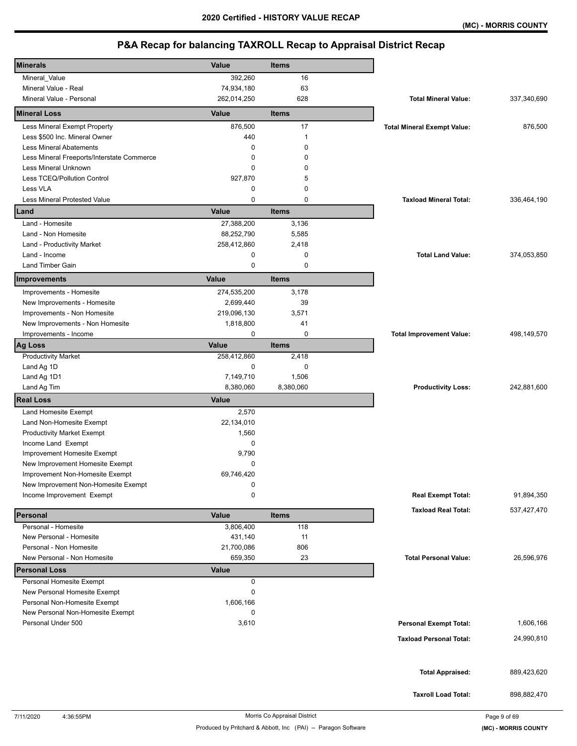# 2020 Certified - HISTORY VALUE RECAP

(MC) - MORRIS COUNTY

## P&A Recap for balancing TAXROLL Recap to Appraisal District Recap

| Minerals | Value | Items | | |
|---|---|---|---|---|
| Mineral_Value | 392,260 | 16 | | |
| Mineral Value - Real | 74,934,180 | 63 | | |
| Mineral Value - Personal | 262,014,250 | 628 | **Total Mineral Value:** | 337,340,690 |
| **Mineral Loss** | **Value** | **Items** | | |
| Less Mineral Exempt Property | 876,500 | 17 | **Total Mineral Exempt Value:** | 876,500 |
| Less $500 Inc. Mineral Owner | 440 | 1 | | |
| Less Mineral Abatements | 0 | 0 | | |
| Less Mineral Freeports/Interstate Commerce | 0 | 0 | | |
| Less Mineral Unknown | 0 | 0 | | |
| Less TCEQ/Pollution Control | 927,870 | 5 | | |
| Less VLA | 0 | 0 | | |
| Less Mineral Protested Value | 0 | 0 | **Taxload Mineral Total:** | 336,464,190 |
| **Land** | **Value** | **Items** | | |
| Land - Homesite | 27,388,200 | 3,136 | | |
| Land - Non Homesite | 88,252,790 | 5,585 | | |
| Land - Productivity Market | 258,412,860 | 2,418 | | |
| Land - Income | 0 | 0 | **Total Land Value:** | 374,053,850 |
| Land Timber Gain | 0 | 0 | | |
| **Improvements** | **Value** | **Items** | | |
| Improvements - Homesite | 274,535,200 | 3,178 | | |
| New Improvements - Homesite | 2,699,440 | 39 | | |
| Improvements - Non Homesite | 219,096,130 | 3,571 | | |
| New Improvements - Non Homesite | 1,818,800 | 41 | | |
| Improvements - Income | 0 | 0 | **Total Improvement Value:** | 498,149,570 |
| **Ag Loss** | **Value** | **Items** | | |
| Productivity Market | 258,412,860 | 2,418 | | |
| Land Ag 1D | 0 | 0 | | |
| Land Ag 1D1 | 7,149,710 | 1,506 | | |
| Land Ag Tim | 8,380,060 | 8,380,060 | **Productivity Loss:** | 242,881,600 |
| **Real Loss** | **Value** | | | |
| Land Homesite Exempt | 2,570 | | | |
| Land Non-Homesite Exempt | 22,134,010 | | | |
| Productivity Market Exempt | 1,560 | | | |
| Income Land Exempt | 0 | | | |
| Improvement Homesite Exempt | 9,790 | | | |
| New Improvement Homesite Exempt | 0 | | | |
| Improvement Non-Homesite Exempt | 69,746,420 | | | |
| New Improvement Non-Homesite Exempt | 0 | | | |
| Income Improvement Exempt | 0 | | **Real Exempt Total:** | 91,894,350 |
| | | | **Taxload Real Total:** | 537,427,470 |
| **Personal** | **Value** | **Items** | | |
| Personal - Homesite | 3,806,400 | 118 | | |
| New Personal - Homesite | 431,140 | 11 | | |
| Personal - Non Homesite | 21,700,086 | 806 | | |
| New Personal - Non Homesite | 659,350 | 23 | **Total Personal Value:** | 26,596,976 |
| **Personal Loss** | **Value** | | | |
| Personal Homesite Exempt | 0 | | | |
| New Personal Homesite Exempt | 0 | | | |
| Personal Non-Homesite Exempt | 1,606,166 | | | |
| New Personal Non-Homesite Exempt | 0 | | | |
| Personal Under 500 | 3,610 | | **Personal Exempt Total:** | 1,606,166 |
| | | | **Taxload Personal Total:** | 24,990,810 |
| | | | **Total Appraised:** | 889,423,620 |
| | | | **Taxroll Load Total:** | 898,882,470 |

7/11/2020 4:36:55PM

Morris Co Appraisal District

Produced by Pritchard & Abbott, Inc (PAI) -- Paragon Software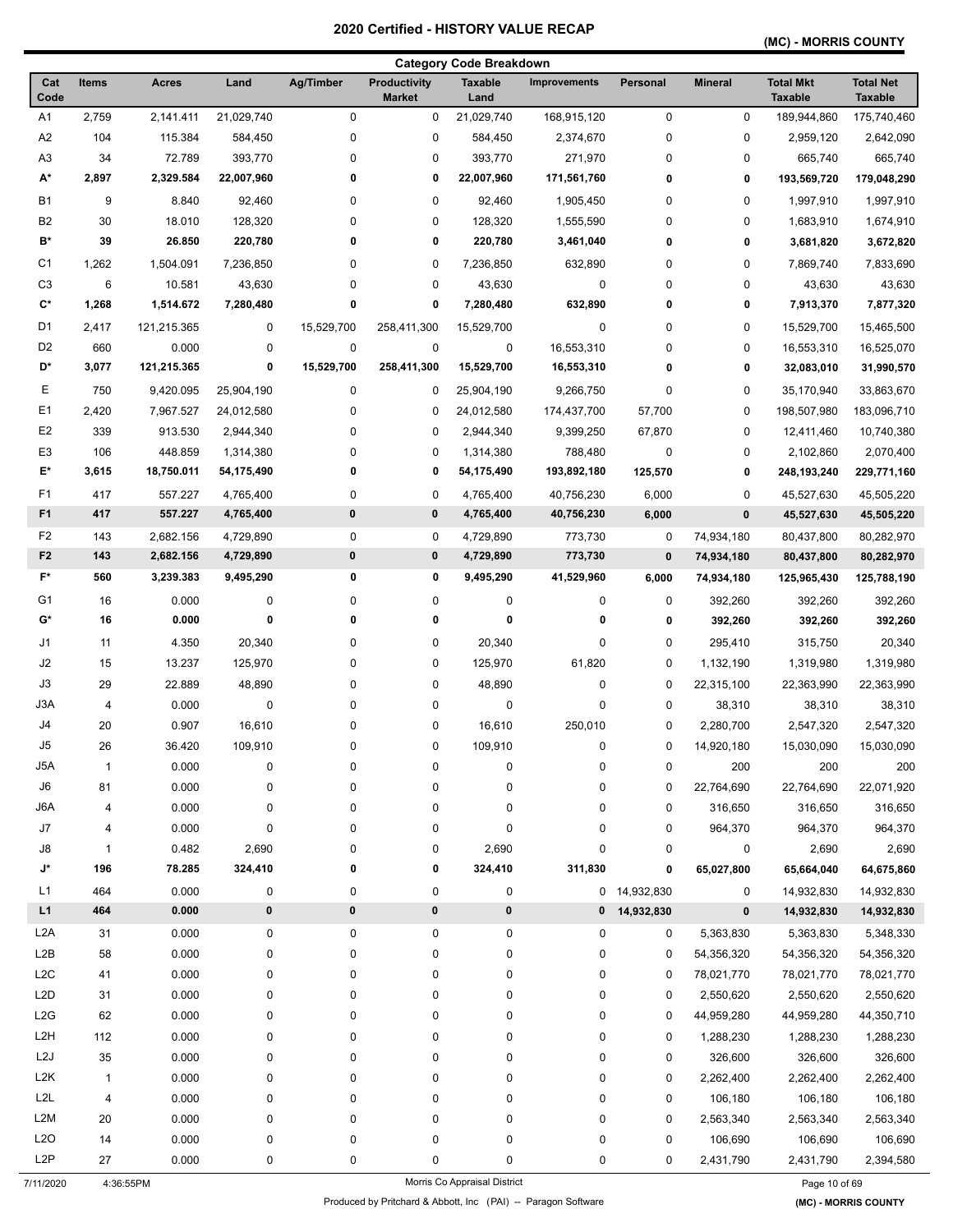# 2020 Certified - HISTORY VALUE RECAP

## (MC) - MORRIS COUNTY

### Category Code Breakdown

| Cat Code | Items | Acres | Land | Ag/Timber | Productivity Market | Taxable Land | Improvements | Personal | Mineral | Total Mkt Taxable | Total Net Taxable |
|---|---|---|---|---|---|---|---|---|---|---|---|
| A1 | 2,759 | 2,141.411 | 21,029,740 | 0 | 0 | 21,029,740 | 168,915,120 | 0 | 0 | 189,944,860 | 175,740,460 |
| A2 | 104 | 115.384 | 584,450 | 0 | 0 | 584,450 | 2,374,670 | 0 | 0 | 2,959,120 | 2,642,090 |
| A3 | 34 | 72.789 | 393,770 | 0 | 0 | 393,770 | 271,970 | 0 | 0 | 665,740 | 665,740 |
| **A*** | **2,897** | **2,329.584** | **22,007,960** | **0** | **0** | **22,007,960** | **171,561,760** | **0** | **0** | **193,569,720** | **179,048,290** |
| B1 | 9 | 8.840 | 92,460 | 0 | 0 | 92,460 | 1,905,450 | 0 | 0 | 1,997,910 | 1,997,910 |
| B2 | 30 | 18.010 | 128,320 | 0 | 0 | 128,320 | 1,555,590 | 0 | 0 | 1,683,910 | 1,674,910 |
| **B*** | **39** | **26.850** | **220,780** | **0** | **0** | **220,780** | **3,461,040** | **0** | **0** | **3,681,820** | **3,672,820** |
| C1 | 1,262 | 1,504.091 | 7,236,850 | 0 | 0 | 7,236,850 | 632,890 | 0 | 0 | 7,869,740 | 7,833,690 |
| C3 | 6 | 10.581 | 43,630 | 0 | 0 | 43,630 | 0 | 0 | 0 | 43,630 | 43,630 |
| **C*** | **1,268** | **1,514.672** | **7,280,480** | **0** | **0** | **7,280,480** | **632,890** | **0** | **0** | **7,913,370** | **7,877,320** |
| D1 | 2,417 | 121,215.365 | 0 | 15,529,700 | 258,411,300 | 15,529,700 | 0 | 0 | 0 | 15,529,700 | 15,465,500 |
| D2 | 660 | 0.000 | 0 | 0 | 0 | 0 | 16,553,310 | 0 | 0 | 16,553,310 | 16,525,070 |
| **D*** | **3,077** | **121,215.365** | **0** | **15,529,700** | **258,411,300** | **15,529,700** | **16,553,310** | **0** | **0** | **32,083,010** | **31,990,570** |
| E | 750 | 9,420.095 | 25,904,190 | 0 | 0 | 25,904,190 | 9,266,750 | 0 | 0 | 35,170,940 | 33,863,670 |
| E1 | 2,420 | 7,967.527 | 24,012,580 | 0 | 0 | 24,012,580 | 174,437,700 | 57,700 | 0 | 198,507,980 | 183,096,710 |
| E2 | 339 | 913.530 | 2,944,340 | 0 | 0 | 2,944,340 | 9,399,250 | 67,870 | 0 | 12,411,460 | 10,740,380 |
| E3 | 106 | 448.859 | 1,314,380 | 0 | 0 | 1,314,380 | 788,480 | 0 | 0 | 2,102,860 | 2,070,400 |
| **E*** | **3,615** | **18,750.011** | **54,175,490** | **0** | **0** | **54,175,490** | **193,892,180** | **125,570** | **0** | **248,193,240** | **229,771,160** |
| F1 | 417 | 557.227 | 4,765,400 | 0 | 0 | 4,765,400 | 40,756,230 | 6,000 | 0 | 45,527,630 | 45,505,220 |
| **F1** | **417** | **557.227** | **4,765,400** | **0** | **0** | **4,765,400** | **40,756,230** | **6,000** | **0** | **45,527,630** | **45,505,220** |
| F2 | 143 | 2,682.156 | 4,729,890 | 0 | 0 | 4,729,890 | 773,730 | 0 | 74,934,180 | 80,437,800 | 80,282,970 |
| **F2** | **143** | **2,682.156** | **4,729,890** | **0** | **0** | **4,729,890** | **773,730** | **0** | **74,934,180** | **80,437,800** | **80,282,970** |
| **F*** | **560** | **3,239.383** | **9,495,290** | **0** | **0** | **9,495,290** | **41,529,960** | **6,000** | **74,934,180** | **125,965,430** | **125,788,190** |
| G1 | 16 | 0.000 | 0 | 0 | 0 | 0 | 0 | 0 | 392,260 | 392,260 | 392,260 |
| **G*** | **16** | **0.000** | **0** | **0** | **0** | **0** | **0** | **0** | **392,260** | **392,260** | **392,260** |
| J1 | 11 | 4.350 | 20,340 | 0 | 0 | 20,340 | 0 | 0 | 295,410 | 315,750 | 20,340 |
| J2 | 15 | 13.237 | 125,970 | 0 | 0 | 125,970 | 61,820 | 0 | 1,132,190 | 1,319,980 | 1,319,980 |
| J3 | 29 | 22.889 | 48,890 | 0 | 0 | 48,890 | 0 | 0 | 22,315,100 | 22,363,990 | 22,363,990 |
| J3A | 4 | 0.000 | 0 | 0 | 0 | 0 | 0 | 0 | 38,310 | 38,310 | 38,310 |
| J4 | 20 | 0.907 | 16,610 | 0 | 0 | 16,610 | 250,010 | 0 | 2,280,700 | 2,547,320 | 2,547,320 |
| J5 | 26 | 36.420 | 109,910 | 0 | 0 | 109,910 | 0 | 0 | 14,920,180 | 15,030,090 | 15,030,090 |
| J5A | 1 | 0.000 | 0 | 0 | 0 | 0 | 0 | 0 | 200 | 200 | 200 |
| J6 | 81 | 0.000 | 0 | 0 | 0 | 0 | 0 | 0 | 22,764,690 | 22,764,690 | 22,071,920 |
| J6A | 4 | 0.000 | 0 | 0 | 0 | 0 | 0 | 0 | 316,650 | 316,650 | 316,650 |
| J7 | 4 | 0.000 | 0 | 0 | 0 | 0 | 0 | 0 | 964,370 | 964,370 | 964,370 |
| J8 | 1 | 0.482 | 2,690 | 0 | 0 | 2,690 | 0 | 0 | 0 | 2,690 | 2,690 |
| **J*** | **196** | **78.285** | **324,410** | **0** | **0** | **324,410** | **311,830** | **0** | **65,027,800** | **65,664,040** | **64,675,860** |
| L1 | 464 | 0.000 | 0 | 0 | 0 | 0 | 0 | 14,932,830 | 0 | 14,932,830 | 14,932,830 |
| **L1** | **464** | **0.000** | **0** | **0** | **0** | **0** | **0** | **14,932,830** | **0** | **14,932,830** | **14,932,830** |
| L2A | 31 | 0.000 | 0 | 0 | 0 | 0 | 0 | 0 | 5,363,830 | 5,363,830 | 5,348,330 |
| L2B | 58 | 0.000 | 0 | 0 | 0 | 0 | 0 | 0 | 54,356,320 | 54,356,320 | 54,356,320 |
| L2C | 41 | 0.000 | 0 | 0 | 0 | 0 | 0 | 0 | 78,021,770 | 78,021,770 | 78,021,770 |
| L2D | 31 | 0.000 | 0 | 0 | 0 | 0 | 0 | 0 | 2,550,620 | 2,550,620 | 2,550,620 |
| L2G | 62 | 0.000 | 0 | 0 | 0 | 0 | 0 | 0 | 44,959,280 | 44,959,280 | 44,350,710 |
| L2H | 112 | 0.000 | 0 | 0 | 0 | 0 | 0 | 0 | 1,288,230 | 1,288,230 | 1,288,230 |
| L2J | 35 | 0.000 | 0 | 0 | 0 | 0 | 0 | 0 | 326,600 | 326,600 | 326,600 |
| L2K | 1 | 0.000 | 0 | 0 | 0 | 0 | 0 | 0 | 2,262,400 | 2,262,400 | 2,262,400 |
| L2L | 4 | 0.000 | 0 | 0 | 0 | 0 | 0 | 0 | 106,180 | 106,180 | 106,180 |
| L2M | 20 | 0.000 | 0 | 0 | 0 | 0 | 0 | 0 | 2,563,340 | 2,563,340 | 2,563,340 |
| L2O | 14 | 0.000 | 0 | 0 | 0 | 0 | 0 | 0 | 106,690 | 106,690 | 106,690 |
| L2P | 27 | 0.000 | 0 | 0 | 0 | 0 | 0 | 0 | 2,431,790 | 2,431,790 | 2,394,580 |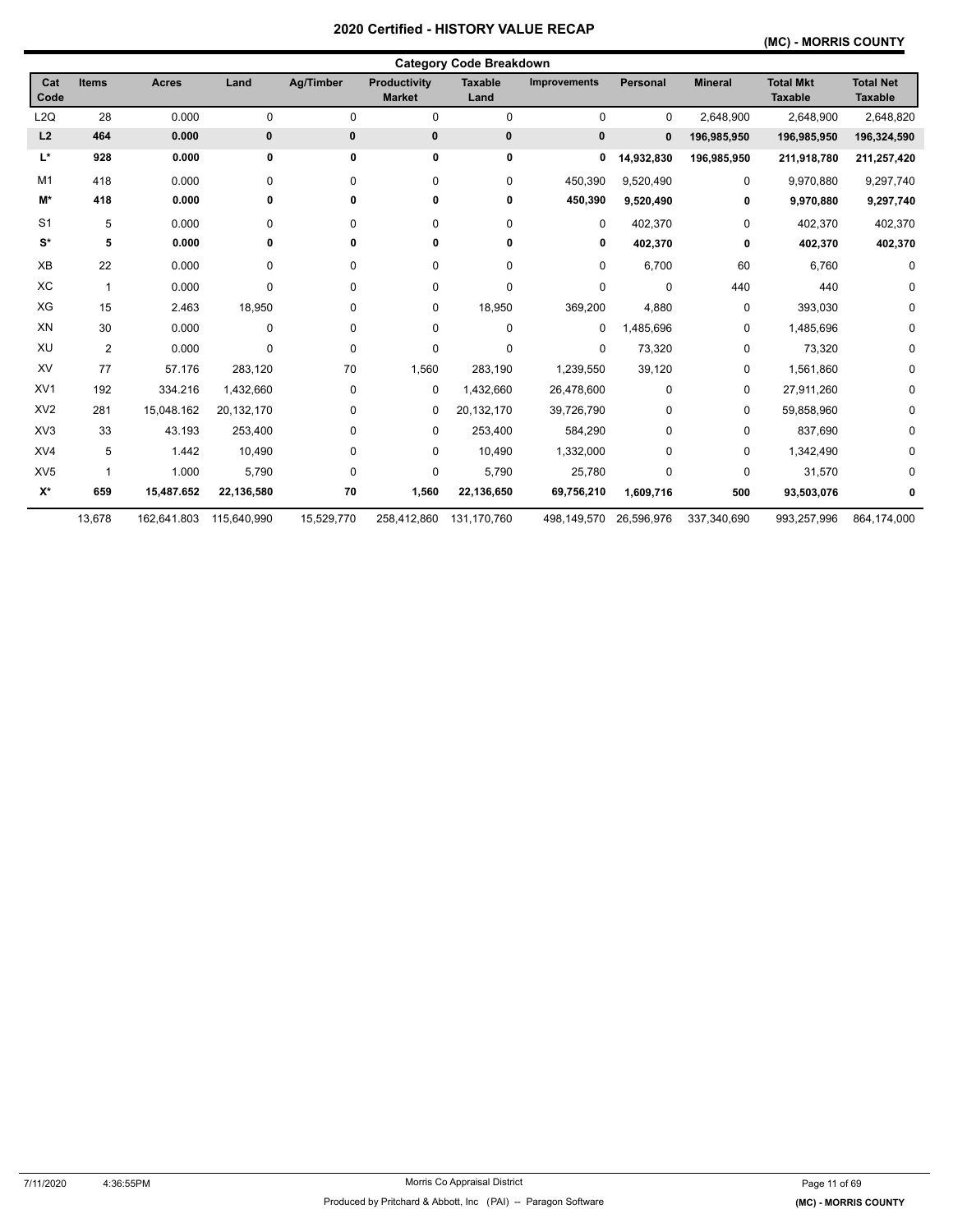# 2020 Certified - HISTORY VALUE RECAP

**(MC) - MORRIS COUNTY**

## Category Code Breakdown

| Cat Code | Items | Acres | Land | Ag/Timber | Productivity Market | Taxable Land | Improvements | Personal | Mineral | Total Mkt Taxable | Total Net Taxable |
|---|---|---|---|---|---|---|---|---|---|---|---|
| L2Q | 28 | 0.000 | 0 | 0 | 0 | 0 | 0 | 0 | 2,648,900 | 2,648,900 | 2,648,820 |
| **L2** | **464** | **0.000** | **0** | **0** | **0** | **0** | **0** | **0** | **196,985,950** | **196,985,950** | **196,324,590** |
| **L*** | **928** | **0.000** | **0** | **0** | **0** | **0** | **0** | **14,932,830** | **196,985,950** | **211,918,780** | **211,257,420** |
| M1 | 418 | 0.000 | 0 | 0 | 0 | 0 | 450,390 | 9,520,490 | 0 | 9,970,880 | 9,297,740 |
| **M*** | **418** | **0.000** | **0** | **0** | **0** | **0** | **450,390** | **9,520,490** | **0** | **9,970,880** | **9,297,740** |
| S1 | 5 | 0.000 | 0 | 0 | 0 | 0 | 0 | 402,370 | 0 | 402,370 | 402,370 |
| **S*** | **5** | **0.000** | **0** | **0** | **0** | **0** | **0** | **402,370** | **0** | **402,370** | **402,370** |
| XB | 22 | 0.000 | 0 | 0 | 0 | 0 | 0 | 6,700 | 60 | 6,760 | 0 |
| XC | 1 | 0.000 | 0 | 0 | 0 | 0 | 0 | 0 | 440 | 440 | 0 |
| XG | 15 | 2.463 | 18,950 | 0 | 0 | 18,950 | 369,200 | 4,880 | 0 | 393,030 | 0 |
| XN | 30 | 0.000 | 0 | 0 | 0 | 0 | 0 | 1,485,696 | 0 | 1,485,696 | 0 |
| XU | 2 | 0.000 | 0 | 0 | 0 | 0 | 0 | 73,320 | 0 | 73,320 | 0 |
| XV | 77 | 57.176 | 283,120 | 70 | 1,560 | 283,190 | 1,239,550 | 39,120 | 0 | 1,561,860 | 0 |
| XV1 | 192 | 334.216 | 1,432,660 | 0 | 0 | 1,432,660 | 26,478,600 | 0 | 0 | 27,911,260 | 0 |
| XV2 | 281 | 15,048.162 | 20,132,170 | 0 | 0 | 20,132,170 | 39,726,790 | 0 | 0 | 59,858,960 | 0 |
| XV3 | 33 | 43.193 | 253,400 | 0 | 0 | 253,400 | 584,290 | 0 | 0 | 837,690 | 0 |
| XV4 | 5 | 1.442 | 10,490 | 0 | 0 | 10,490 | 1,332,000 | 0 | 0 | 1,342,490 | 0 |
| XV5 | 1 | 1.000 | 5,790 | 0 | 0 | 5,790 | 25,780 | 0 | 0 | 31,570 | 0 |
| **X*** | **659** | **15,487.652** | **22,136,580** | **70** | **1,560** | **22,136,650** | **69,756,210** | **1,609,716** | **500** | **93,503,076** | **0** |
| | 13,678 | 162,641.803 | 115,640,990 | 15,529,770 | 258,412,860 | 131,170,760 | 498,149,570 | 26,596,976 | 337,340,690 | 993,257,996 | 864,174,000 |

7/11/2020 4:36:55PM — Morris Co Appraisal District — Produced by Pritchard & Abbott, Inc (PAI) -- Paragon Software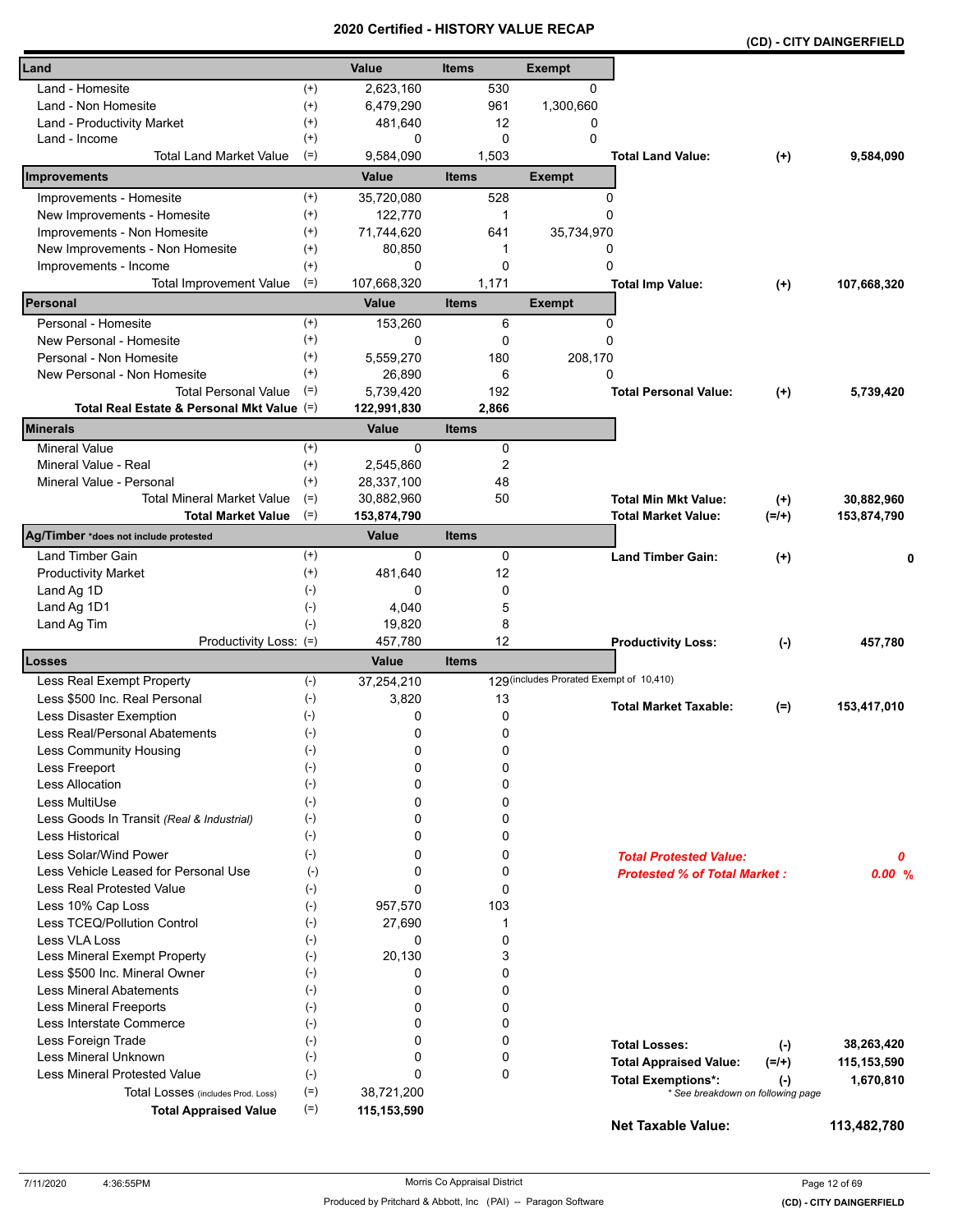# 2020 Certified - HISTORY VALUE RECAP

**(CD) - CITY DAINGERFIELD**

| Land | | Value | Items | Exempt | | | |
|---|---|---|---|---|---|---|---|
| Land - Homesite | (+) | 2,623,160 | 530 | 0 | | | |
| Land - Non Homesite | (+) | 6,479,290 | 961 | 1,300,660 | | | |
| Land - Productivity Market | (+) | 481,640 | 12 | 0 | | | |
| Land - Income | (+) | 0 | 0 | 0 | | | |
| Total Land Market Value | (=) | 9,584,090 | 1,503 | | **Total Land Value:** | (+) | **9,584,090** |

| Improvements | | Value | Items | Exempt | | | |
|---|---|---|---|---|---|---|---|
| Improvements - Homesite | (+) | 35,720,080 | 528 | 0 | | | |
| New Improvements - Homesite | (+) | 122,770 | 1 | 0 | | | |
| Improvements - Non Homesite | (+) | 71,744,620 | 641 | 35,734,970 | | | |
| New Improvements - Non Homesite | (+) | 80,850 | 1 | 0 | | | |
| Improvements - Income | (+) | 0 | 0 | 0 | | | |
| Total Improvement Value | (=) | 107,668,320 | 1,171 | | **Total Imp Value:** | (+) | **107,668,320** |

| Personal | | Value | Items | Exempt | | | |
|---|---|---|---|---|---|---|---|
| Personal - Homesite | (+) | 153,260 | 6 | 0 | | | |
| New Personal - Homesite | (+) | 0 | 0 | 0 | | | |
| Personal - Non Homesite | (+) | 5,559,270 | 180 | 208,170 | | | |
| New Personal - Non Homesite | (+) | 26,890 | 6 | 0 | | | |
| Total Personal Value | (=) | 5,739,420 | 192 | | **Total Personal Value:** | (+) | **5,739,420** |
| **Total Real Estate & Personal Mkt Value** | (=) | **122,991,830** | **2,866** | | | | |

| Minerals | | Value | Items | | | |
|---|---|---|---|---|---|---|
| Mineral Value | (+) | 0 | 0 | | | |
| Mineral Value - Real | (+) | 2,545,860 | 2 | | | |
| Mineral Value - Personal | (+) | 28,337,100 | 48 | | | |
| Total Mineral Market Value | (=) | 30,882,960 | 50 | **Total Min Mkt Value:** | (+) | **30,882,960** |
| **Total Market Value** | (=) | **153,874,790** | | **Total Market Value:** | (=/+) | **153,874,790** |

| Ag/Timber *does not include protested | | Value | Items | | | |
|---|---|---|---|---|---|---|
| Land Timber Gain | (+) | 0 | 0 | **Land Timber Gain:** | (+) | **0** |
| Productivity Market | (+) | 481,640 | 12 | | | |
| Land Ag 1D | (-) | 0 | 0 | | | |
| Land Ag 1D1 | (-) | 4,040 | 5 | | | |
| Land Ag Tim | (-) | 19,820 | 8 | | | |
| Productivity Loss: | (=) | 457,780 | 12 | **Productivity Loss:** | (-) | **457,780** |

| Losses | | Value | Items | | | |
|---|---|---|---|---|---|---|
| Less Real Exempt Property | (-) | 37,254,210 | 129 (includes Prorated Exempt of 10,410) | | | |
| Less $500 Inc. Real Personal | (-) | 3,820 | 13 | **Total Market Taxable:** | (=) | **153,417,010** |
| Less Disaster Exemption | (-) | 0 | 0 | | | |
| Less Real/Personal Abatements | (-) | 0 | 0 | | | |
| Less Community Housing | (-) | 0 | 0 | | | |
| Less Freeport | (-) | 0 | 0 | | | |
| Less Allocation | (-) | 0 | 0 | | | |
| Less MultiUse | (-) | 0 | 0 | | | |
| Less Goods In Transit *(Real & Industrial)* | (-) | 0 | 0 | | | |
| Less Historical | (-) | 0 | 0 | | | |
| Less Solar/Wind Power | (-) | 0 | 0 | ***Total Protested Value:*** | | ***0*** |
| Less Vehicle Leased for Personal Use | (-) | 0 | 0 | ***Protested % of Total Market :*** | | ***0.00 %*** |
| Less Real Protested Value | (-) | 0 | 0 | | | |
| Less 10% Cap Loss | (-) | 957,570 | 103 | | | |
| Less TCEQ/Pollution Control | (-) | 27,690 | 1 | | | |
| Less VLA Loss | (-) | 0 | 0 | | | |
| Less Mineral Exempt Property | (-) | 20,130 | 3 | | | |
| Less $500 Inc. Mineral Owner | (-) | 0 | 0 | | | |
| Less Mineral Abatements | (-) | 0 | 0 | | | |
| Less Mineral Freeports | (-) | 0 | 0 | | | |
| Less Interstate Commerce | (-) | 0 | 0 | | | |
| Less Foreign Trade | (-) | 0 | 0 | **Total Losses:** | (-) | **38,263,420** |
| Less Mineral Unknown | (-) | 0 | 0 | **Total Appraised Value:** | (=/+) | **115,153,590** |
| Less Mineral Protested Value | (-) | 0 | 0 | **Total Exemptions*:** | (-) | **1,670,810** |
| Total Losses (includes Prod. Loss) | (=) | 38,721,200 | | * See breakdown on following page | | |
| **Total Appraised Value** | (=) | **115,153,590** | | | | |

**Net Taxable Value: 113,482,780**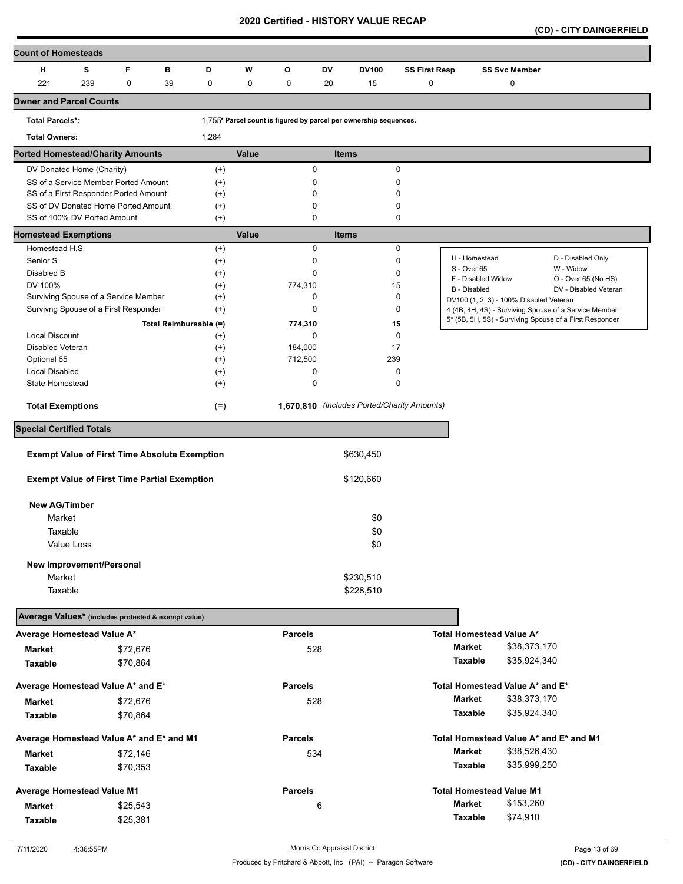# 2020 Certified - HISTORY VALUE RECAP

**(CD) - CITY DAINGERFIELD**

## Count of Homesteads

| H | S | F | B | D | W | O | DV | DV100 | SS First Resp | SS Svc Member |
|---|---|---|---|---|---|---|---|---|---|---|
| 221 | 239 | 0 | 39 | 0 | 0 | 0 | 20 | 15 | 0 | 0 |

## Owner and Parcel Counts

**Total Parcels*:** 1,755* Parcel count is figured by parcel per ownership sequences.

**Total Owners:** 1,284

## Ported Homestead/Charity Amounts

| | | Value | Items |
|---|---|---|---|
| DV Donated Home (Charity) | (+) | 0 | 0 |
| SS of a Service Member Ported Amount | (+) | 0 | 0 |
| SS of a First Responder Ported Amount | (+) | 0 | 0 |
| SS of DV Donated Home Ported Amount | (+) | 0 | 0 |
| SS of 100% DV Ported Amount | (+) | 0 | 0 |

## Homestead Exemptions

| | | Value | Items |
|---|---|---|---|
| Homestead H,S | (+) | 0 | 0 |
| Senior S | (+) | 0 | 0 |
| Disabled B | (+) | 0 | 0 |
| DV 100% | (+) | 774,310 | 15 |
| Surviving Spouse of a Service Member | (+) | 0 | 0 |
| Survivng Spouse of a First Responder | (+) | 0 | 0 |
| Total Reimbursable | (=) | 774,310 | 15 |
| Local Discount | (+) | 0 | 0 |
| Disabled Veteran | (+) | 184,000 | 17 |
| Optional 65 | (+) | 712,500 | 239 |
| Local Disabled | (+) | 0 | 0 |
| State Homestead | (+) | 0 | 0 |
| **Total Exemptions** | (=) | **1,670,810** | *(includes Ported/Charity Amounts)* |

| Code | Description | Code | Description |
|---|---|---|---|
| H | Homestead | D | Disabled Only |
| S | Over 65 | W | Widow |
| F | Disabled Widow | O | Over 65 (No HS) |
| B | Disabled | DV | Disabled Veteran |

DV100 (1, 2, 3) - 100% Disabled Veteran
4 (4B, 4H, 4S) - Surviving Spouse of a Service Member
5* (5B, 5H, 5S) - Surviving Spouse of a First Responder

## Special Certified Totals

| | |
|---|---|
| **Exempt Value of First Time Absolute Exemption** | $630,450 |
| **Exempt Value of First Time Partial Exemption** | $120,660 |

**New AG/Timber**

| | |
|---|---|
| Market | $0 |
| Taxable | $0 |
| Value Loss | $0 |

**New Improvement/Personal**

| | |
|---|---|
| Market | $230,510 |
| Taxable | $228,510 |

## Average Values* (includes protested & exempt value)

| Average Homestead Value A* | | Parcels | Total Homestead Value A* | |
|---|---|---|---|---|
| **Market** | $72,676 | 528 | **Market** | $38,373,170 |
| **Taxable** | $70,864 | | **Taxable** | $35,924,340 |

| Average Homestead Value A* and E* | | Parcels | Total Homestead Value A* and E* | |
|---|---|---|---|---|
| **Market** | $72,676 | 528 | **Market** | $38,373,170 |
| **Taxable** | $70,864 | | **Taxable** | $35,924,340 |

| Average Homestead Value A* and E* and M1 | | Parcels | Total Homestead Value A* and E* and M1 | |
|---|---|---|---|---|
| **Market** | $72,146 | 534 | **Market** | $38,526,430 |
| **Taxable** | $70,353 | | **Taxable** | $35,999,250 |

| Average Homestead Value M1 | | Parcels | Total Homestead Value M1 | |
|---|---|---|---|---|
| **Market** | $25,543 | 6 | **Market** | $153,260 |
| **Taxable** | $25,381 | | **Taxable** | $74,910 |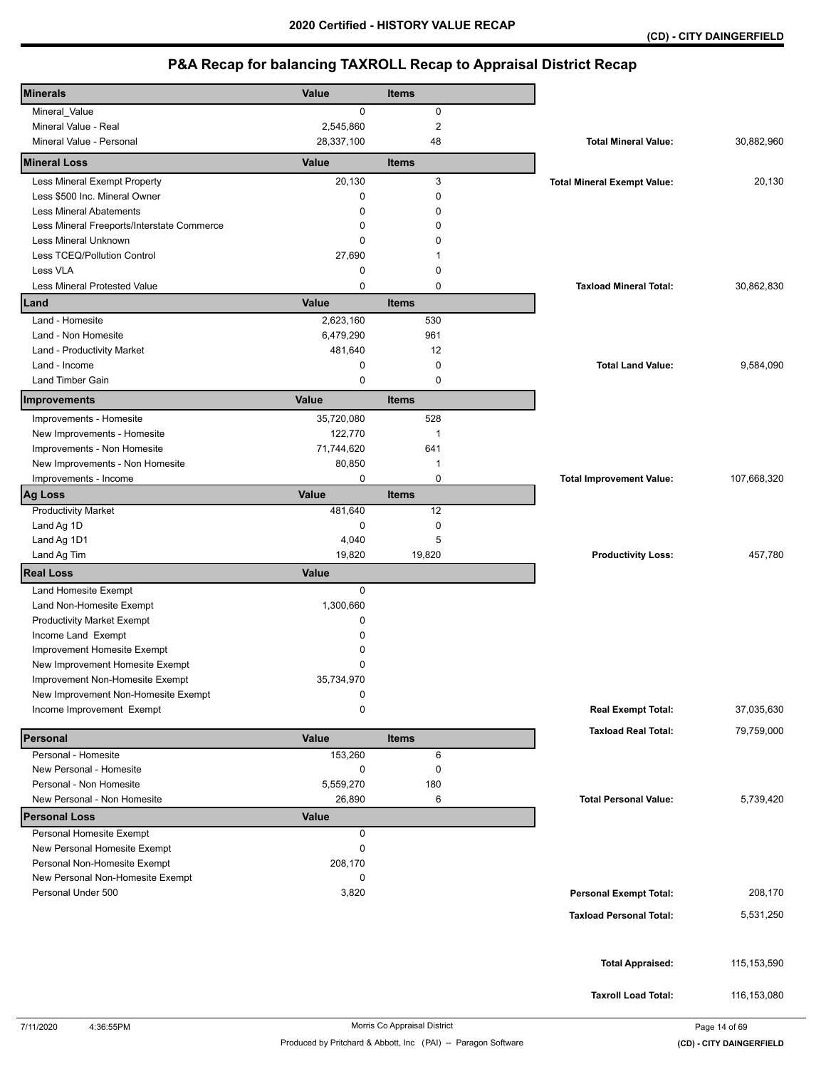## 2020 Certified - HISTORY VALUE RECAP

**(CD) - CITY DAINGERFIELD**

# P&A Recap for balancing TAXROLL Recap to Appraisal District Recap

| Minerals | Value | Items | | |
|---|---|---|---|---|
| Mineral_Value | 0 | 0 | | |
| Mineral Value - Real | 2,545,860 | 2 | | |
| Mineral Value - Personal | 28,337,100 | 48 | **Total Mineral Value:** | 30,882,960 |
| **Mineral Loss** | **Value** | **Items** | | |
| Less Mineral Exempt Property | 20,130 | 3 | **Total Mineral Exempt Value:** | 20,130 |
| Less $500 Inc. Mineral Owner | 0 | 0 | | |
| Less Mineral Abatements | 0 | 0 | | |
| Less Mineral Freeports/Interstate Commerce | 0 | 0 | | |
| Less Mineral Unknown | 0 | 0 | | |
| Less TCEQ/Pollution Control | 27,690 | 1 | | |
| Less VLA | 0 | 0 | | |
| Less Mineral Protested Value | 0 | 0 | **Taxload Mineral Total:** | 30,862,830 |
| **Land** | **Value** | **Items** | | |
| Land - Homesite | 2,623,160 | 530 | | |
| Land - Non Homesite | 6,479,290 | 961 | | |
| Land - Productivity Market | 481,640 | 12 | | |
| Land - Income | 0 | 0 | **Total Land Value:** | 9,584,090 |
| Land Timber Gain | 0 | 0 | | |
| **Improvements** | **Value** | **Items** | | |
| Improvements - Homesite | 35,720,080 | 528 | | |
| New Improvements - Homesite | 122,770 | 1 | | |
| Improvements - Non Homesite | 71,744,620 | 641 | | |
| New Improvements - Non Homesite | 80,850 | 1 | | |
| Improvements - Income | 0 | 0 | **Total Improvement Value:** | 107,668,320 |
| **Ag Loss** | **Value** | **Items** | | |
| Productivity Market | 481,640 | 12 | | |
| Land Ag 1D | 0 | 0 | | |
| Land Ag 1D1 | 4,040 | 5 | | |
| Land Ag Tim | 19,820 | 19,820 | **Productivity Loss:** | 457,780 |
| **Real Loss** | **Value** | | | |
| Land Homesite Exempt | 0 | | | |
| Land Non-Homesite Exempt | 1,300,660 | | | |
| Productivity Market Exempt | 0 | | | |
| Income Land Exempt | 0 | | | |
| Improvement Homesite Exempt | 0 | | | |
| New Improvement Homesite Exempt | 0 | | | |
| Improvement Non-Homesite Exempt | 35,734,970 | | | |
| New Improvement Non-Homesite Exempt | 0 | | | |
| Income Improvement Exempt | 0 | | **Real Exempt Total:** | 37,035,630 |
| | | | **Taxload Real Total:** | 79,759,000 |
| **Personal** | **Value** | **Items** | | |
| Personal - Homesite | 153,260 | 6 | | |
| New Personal - Homesite | 0 | 0 | | |
| Personal - Non Homesite | 5,559,270 | 180 | | |
| New Personal - Non Homesite | 26,890 | 6 | **Total Personal Value:** | 5,739,420 |
| **Personal Loss** | **Value** | | | |
| Personal Homesite Exempt | 0 | | | |
| New Personal Homesite Exempt | 0 | | | |
| Personal Non-Homesite Exempt | 208,170 | | | |
| New Personal Non-Homesite Exempt | 0 | | | |
| Personal Under 500 | 3,820 | | **Personal Exempt Total:** | 208,170 |
| | | | **Taxload Personal Total:** | 5,531,250 |
| | | | **Total Appraised:** | 115,153,590 |
| | | | **Taxroll Load Total:** | 116,153,080 |

7/11/2020 4:36:55PM Morris Co Appraisal District

Produced by Pritchard & Abbott, Inc (PAI) -- Paragon Software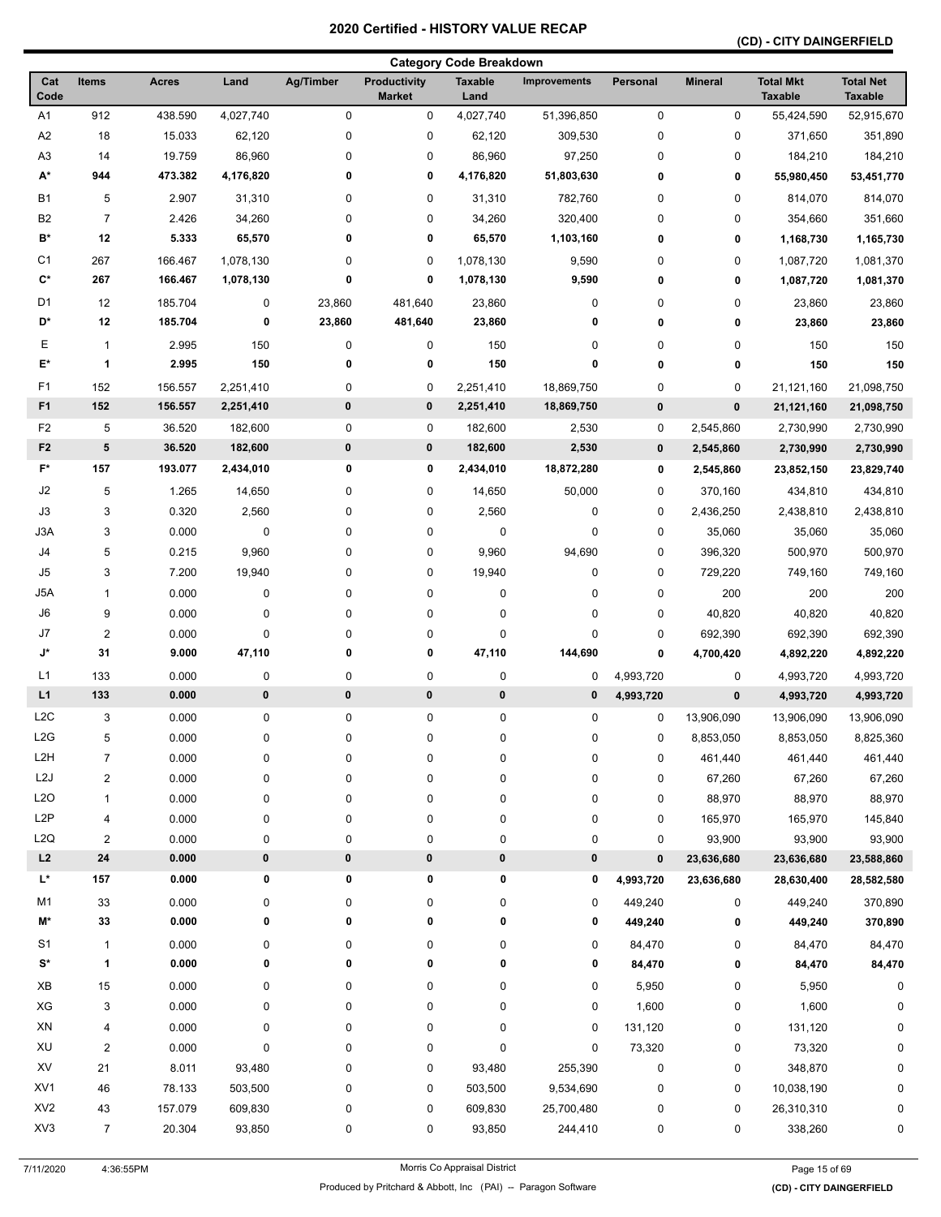# 2020 Certified - HISTORY VALUE RECAP

**(CD) - CITY DAINGERFIELD**

**Category Code Breakdown**

| Cat Code | Items | Acres | Land | Ag/Timber | Productivity Market | Taxable Land | Improvements | Personal | Mineral | Total Mkt Taxable | Total Net Taxable |
|---|---|---|---|---|---|---|---|---|---|---|---|
| A1 | 912 | 438.590 | 4,027,740 | 0 | 0 | 4,027,740 | 51,396,850 | 0 | 0 | 55,424,590 | 52,915,670 |
| A2 | 18 | 15.033 | 62,120 | 0 | 0 | 62,120 | 309,530 | 0 | 0 | 371,650 | 351,890 |
| A3 | 14 | 19.759 | 86,960 | 0 | 0 | 86,960 | 97,250 | 0 | 0 | 184,210 | 184,210 |
| **A*** | **944** | **473.382** | **4,176,820** | **0** | **0** | **4,176,820** | **51,803,630** | **0** | **0** | **55,980,450** | **53,451,770** |
| B1 | 5 | 2.907 | 31,310 | 0 | 0 | 31,310 | 782,760 | 0 | 0 | 814,070 | 814,070 |
| B2 | 7 | 2.426 | 34,260 | 0 | 0 | 34,260 | 320,400 | 0 | 0 | 354,660 | 351,660 |
| **B*** | **12** | **5.333** | **65,570** | **0** | **0** | **65,570** | **1,103,160** | **0** | **0** | **1,168,730** | **1,165,730** |
| C1 | 267 | 166.467 | 1,078,130 | 0 | 0 | 1,078,130 | 9,590 | 0 | 0 | 1,087,720 | 1,081,370 |
| **C*** | **267** | **166.467** | **1,078,130** | **0** | **0** | **1,078,130** | **9,590** | **0** | **0** | **1,087,720** | **1,081,370** |
| D1 | 12 | 185.704 | 0 | 23,860 | 481,640 | 23,860 | 0 | 0 | 0 | 23,860 | 23,860 |
| **D*** | **12** | **185.704** | **0** | **23,860** | **481,640** | **23,860** | **0** | **0** | **0** | **23,860** | **23,860** |
| E | 1 | 2.995 | 150 | 0 | 0 | 150 | 0 | 0 | 0 | 150 | 150 |
| **E*** | **1** | **2.995** | **150** | **0** | **0** | **150** | **0** | **0** | **0** | **150** | **150** |
| F1 | 152 | 156.557 | 2,251,410 | 0 | 0 | 2,251,410 | 18,869,750 | 0 | 0 | 21,121,160 | 21,098,750 |
| **F1** | **152** | **156.557** | **2,251,410** | **0** | **0** | **2,251,410** | **18,869,750** | **0** | **0** | **21,121,160** | **21,098,750** |
| F2 | 5 | 36.520 | 182,600 | 0 | 0 | 182,600 | 2,530 | 0 | 2,545,860 | 2,730,990 | 2,730,990 |
| **F2** | **5** | **36.520** | **182,600** | **0** | **0** | **182,600** | **2,530** | **0** | **2,545,860** | **2,730,990** | **2,730,990** |
| **F*** | **157** | **193.077** | **2,434,010** | **0** | **0** | **2,434,010** | **18,872,280** | **0** | **2,545,860** | **23,852,150** | **23,829,740** |
| J2 | 5 | 1.265 | 14,650 | 0 | 0 | 14,650 | 50,000 | 0 | 370,160 | 434,810 | 434,810 |
| J3 | 3 | 0.320 | 2,560 | 0 | 0 | 2,560 | 0 | 0 | 2,436,250 | 2,438,810 | 2,438,810 |
| J3A | 3 | 0.000 | 0 | 0 | 0 | 0 | 0 | 0 | 35,060 | 35,060 | 35,060 |
| J4 | 5 | 0.215 | 9,960 | 0 | 0 | 9,960 | 94,690 | 0 | 396,320 | 500,970 | 500,970 |
| J5 | 3 | 7.200 | 19,940 | 0 | 0 | 19,940 | 0 | 0 | 729,220 | 749,160 | 749,160 |
| J5A | 1 | 0.000 | 0 | 0 | 0 | 0 | 0 | 0 | 200 | 200 | 200 |
| J6 | 9 | 0.000 | 0 | 0 | 0 | 0 | 0 | 0 | 40,820 | 40,820 | 40,820 |
| J7 | 2 | 0.000 | 0 | 0 | 0 | 0 | 0 | 0 | 692,390 | 692,390 | 692,390 |
| **J*** | **31** | **9.000** | **47,110** | **0** | **0** | **47,110** | **144,690** | **0** | **4,700,420** | **4,892,220** | **4,892,220** |
| L1 | 133 | 0.000 | 0 | 0 | 0 | 0 | 0 | 4,993,720 | 0 | 4,993,720 | 4,993,720 |
| **L1** | **133** | **0.000** | **0** | **0** | **0** | **0** | **0** | **4,993,720** | **0** | **4,993,720** | **4,993,720** |
| L2C | 3 | 0.000 | 0 | 0 | 0 | 0 | 0 | 0 | 13,906,090 | 13,906,090 | 13,906,090 |
| L2G | 5 | 0.000 | 0 | 0 | 0 | 0 | 0 | 0 | 8,853,050 | 8,853,050 | 8,825,360 |
| L2H | 7 | 0.000 | 0 | 0 | 0 | 0 | 0 | 0 | 461,440 | 461,440 | 461,440 |
| L2J | 2 | 0.000 | 0 | 0 | 0 | 0 | 0 | 0 | 67,260 | 67,260 | 67,260 |
| L2O | 1 | 0.000 | 0 | 0 | 0 | 0 | 0 | 0 | 88,970 | 88,970 | 88,970 |
| L2P | 4 | 0.000 | 0 | 0 | 0 | 0 | 0 | 0 | 165,970 | 165,970 | 145,840 |
| L2Q | 2 | 0.000 | 0 | 0 | 0 | 0 | 0 | 0 | 93,900 | 93,900 | 93,900 |
| **L2** | **24** | **0.000** | **0** | **0** | **0** | **0** | **0** | **0** | **23,636,680** | **23,636,680** | **23,588,860** |
| **L*** | **157** | **0.000** | **0** | **0** | **0** | **0** | **0** | **4,993,720** | **23,636,680** | **28,630,400** | **28,582,580** |
| M1 | 33 | 0.000 | 0 | 0 | 0 | 0 | 0 | 449,240 | 0 | 449,240 | 370,890 |
| **M*** | **33** | **0.000** | **0** | **0** | **0** | **0** | **0** | **449,240** | **0** | **449,240** | **370,890** |
| S1 | 1 | 0.000 | 0 | 0 | 0 | 0 | 0 | 84,470 | 0 | 84,470 | 84,470 |
| **S*** | **1** | **0.000** | **0** | **0** | **0** | **0** | **0** | **84,470** | **0** | **84,470** | **84,470** |
| XB | 15 | 0.000 | 0 | 0 | 0 | 0 | 0 | 5,950 | 0 | 5,950 | 0 |
| XG | 3 | 0.000 | 0 | 0 | 0 | 0 | 0 | 1,600 | 0 | 1,600 | 0 |
| XN | 4 | 0.000 | 0 | 0 | 0 | 0 | 0 | 131,120 | 0 | 131,120 | 0 |
| XU | 2 | 0.000 | 0 | 0 | 0 | 0 | 0 | 73,320 | 0 | 73,320 | 0 |
| XV | 21 | 8.011 | 93,480 | 0 | 0 | 93,480 | 255,390 | 0 | 0 | 348,870 | 0 |
| XV1 | 46 | 78.133 | 503,500 | 0 | 0 | 503,500 | 9,534,690 | 0 | 0 | 10,038,190 | 0 |
| XV2 | 43 | 157.079 | 609,830 | 0 | 0 | 609,830 | 25,700,480 | 0 | 0 | 26,310,310 | 0 |
| XV3 | 7 | 20.304 | 93,850 | 0 | 0 | 93,850 | 244,410 | 0 | 0 | 338,260 | 0 |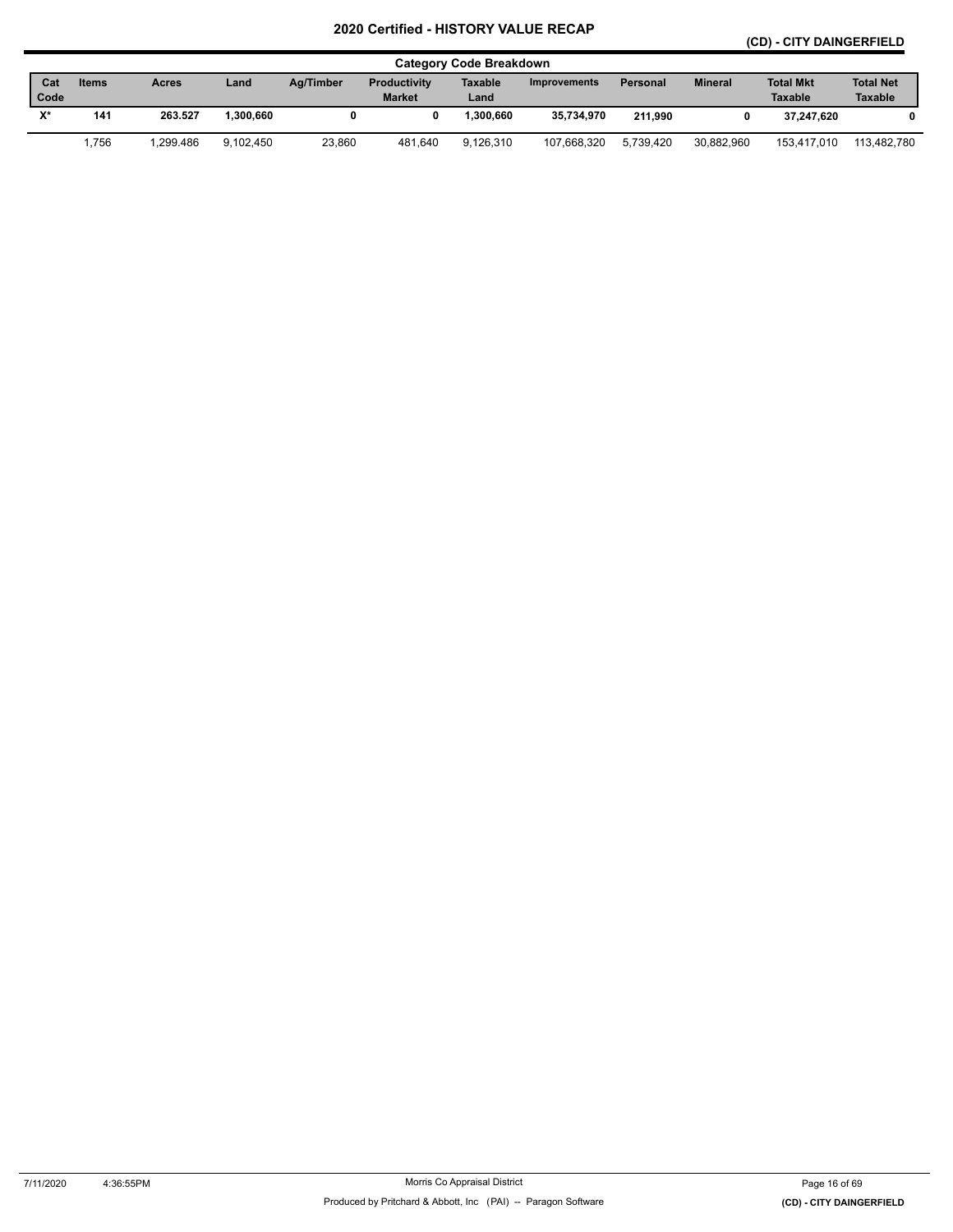# 2020 Certified - HISTORY VALUE RECAP

**(CD) - CITY DAINGERFIELD**

**Category Code Breakdown**

| Cat Code | Items | Acres | Land | Ag/Timber | Productivity Market | Taxable Land | Improvements | Personal | Mineral | Total Mkt Taxable | Total Net Taxable |
|---|---|---|---|---|---|---|---|---|---|---|---|
| **X*** | **141** | **263.527** | **1,300,660** | **0** | **0** | **1,300,660** | **35,734,970** | **211,990** | **0** | **37,247,620** | **0** |
| | 1,756 | 1,299.486 | 9,102,450 | 23,860 | 481,640 | 9,126,310 | 107,668,320 | 5,739,420 | 30,882,960 | 153,417,010 | 113,482,780 |

7/11/2020 4:36:55PM

Morris Co Appraisal District

Produced by Pritchard & Abbott, Inc (PAI) -- Paragon Software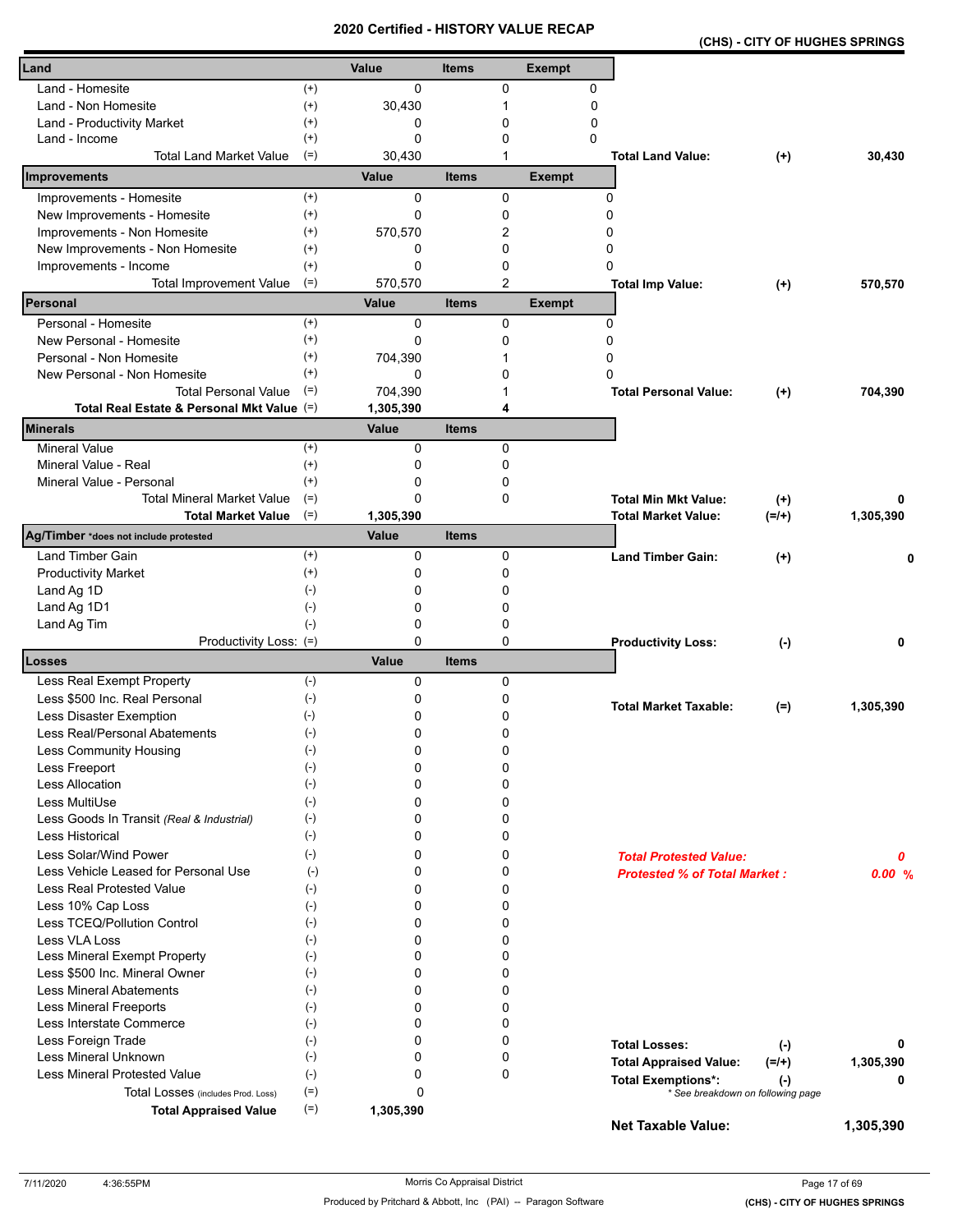# 2020 Certified - HISTORY VALUE RECAP

**(CHS) - CITY OF HUGHES SPRINGS**

| Land | | Value | Items | Exempt | | | |
|---|---|---|---|---|---|---|---|
| Land - Homesite | (+) | 0 | 0 | 0 | | | |
| Land - Non Homesite | (+) | 30,430 | 1 | 0 | | | |
| Land - Productivity Market | (+) | 0 | 0 | 0 | | | |
| Land - Income | (+) | 0 | 0 | 0 | | | |
| Total Land Market Value | (=) | 30,430 | 1 | | **Total Land Value:** | **(+)** | **30,430** |

| Improvements | | Value | Items | Exempt | | | |
|---|---|---|---|---|---|---|---|
| Improvements - Homesite | (+) | 0 | 0 | 0 | | | |
| New Improvements - Homesite | (+) | 0 | 0 | 0 | | | |
| Improvements - Non Homesite | (+) | 570,570 | 2 | 0 | | | |
| New Improvements - Non Homesite | (+) | 0 | 0 | 0 | | | |
| Improvements - Income | (+) | 0 | 0 | 0 | | | |
| Total Improvement Value | (=) | 570,570 | 2 | | **Total Imp Value:** | **(+)** | **570,570** |

| Personal | | Value | Items | Exempt | | | |
|---|---|---|---|---|---|---|---|
| Personal - Homesite | (+) | 0 | 0 | 0 | | | |
| New Personal - Homesite | (+) | 0 | 0 | 0 | | | |
| Personal - Non Homesite | (+) | 704,390 | 1 | 0 | | | |
| New Personal - Non Homesite | (+) | 0 | 0 | 0 | | | |
| Total Personal Value | (=) | 704,390 | 1 | | **Total Personal Value:** | **(+)** | **704,390** |
| **Total Real Estate & Personal Mkt Value** | (=) | **1,305,390** | **4** | | | | |

| Minerals | | Value | Items | | | |
|---|---|---|---|---|---|---|
| Mineral Value | (+) | 0 | 0 | | | |
| Mineral Value - Real | (+) | 0 | 0 | | | |
| Mineral Value - Personal | (+) | 0 | 0 | | | |
| Total Mineral Market Value | (=) | 0 | 0 | **Total Min Mkt Value:** | **(+)** | **0** |
| **Total Market Value** | (=) | **1,305,390** | | **Total Market Value:** | **(=/+)** | **1,305,390** |

| Ag/Timber *does not include protested | | Value | Items | | | |
|---|---|---|---|---|---|---|
| Land Timber Gain | (+) | 0 | 0 | **Land Timber Gain:** | **(+)** | **0** |
| Productivity Market | (+) | 0 | 0 | | | |
| Land Ag 1D | (-) | 0 | 0 | | | |
| Land Ag 1D1 | (-) | 0 | 0 | | | |
| Land Ag Tim | (-) | 0 | 0 | | | |
| Productivity Loss: | (=) | 0 | 0 | **Productivity Loss:** | **(-)** | **0** |

| Losses | | Value | Items | | | |
|---|---|---|---|---|---|---|
| Less Real Exempt Property | (-) | 0 | 0 | | | |
| Less $500 Inc. Real Personal | (-) | 0 | 0 | **Total Market Taxable:** | **(=)** | **1,305,390** |
| Less Disaster Exemption | (-) | 0 | 0 | | | |
| Less Real/Personal Abatements | (-) | 0 | 0 | | | |
| Less Community Housing | (-) | 0 | 0 | | | |
| Less Freeport | (-) | 0 | 0 | | | |
| Less Allocation | (-) | 0 | 0 | | | |
| Less MultiUse | (-) | 0 | 0 | | | |
| Less Goods In Transit *(Real & Industrial)* | (-) | 0 | 0 | | | |
| Less Historical | (-) | 0 | 0 | | | |
| Less Solar/Wind Power | (-) | 0 | 0 | ***Total Protested Value:*** | | ***0*** |
| Less Vehicle Leased for Personal Use | (-) | 0 | 0 | ***Protested % of Total Market :*** | | ***0.00 %*** |
| Less Real Protested Value | (-) | 0 | 0 | | | |
| Less 10% Cap Loss | (-) | 0 | 0 | | | |
| Less TCEQ/Pollution Control | (-) | 0 | 0 | | | |
| Less VLA Loss | (-) | 0 | 0 | | | |
| Less Mineral Exempt Property | (-) | 0 | 0 | | | |
| Less $500 Inc. Mineral Owner | (-) | 0 | 0 | | | |
| Less Mineral Abatements | (-) | 0 | 0 | | | |
| Less Mineral Freeports | (-) | 0 | 0 | | | |
| Less Interstate Commerce | (-) | 0 | 0 | | | |
| Less Foreign Trade | (-) | 0 | 0 | **Total Losses:** | **(-)** | **0** |
| Less Mineral Unknown | (-) | 0 | 0 | **Total Appraised Value:** | **(=/+)** | **1,305,390** |
| Less Mineral Protested Value | (-) | 0 | 0 | **Total Exemptions*:** | **(-)** | **0** |
| Total Losses (includes Prod. Loss) | (=) | 0 | | *\* See breakdown on following page* | | |
| **Total Appraised Value** | (=) | **1,305,390** | | **Net Taxable Value:** | | **1,305,390** |

7/11/2020 4:36:55PM

Morris Co Appraisal District

Produced by Pritchard & Abbott, Inc (PAI) -- Paragon Software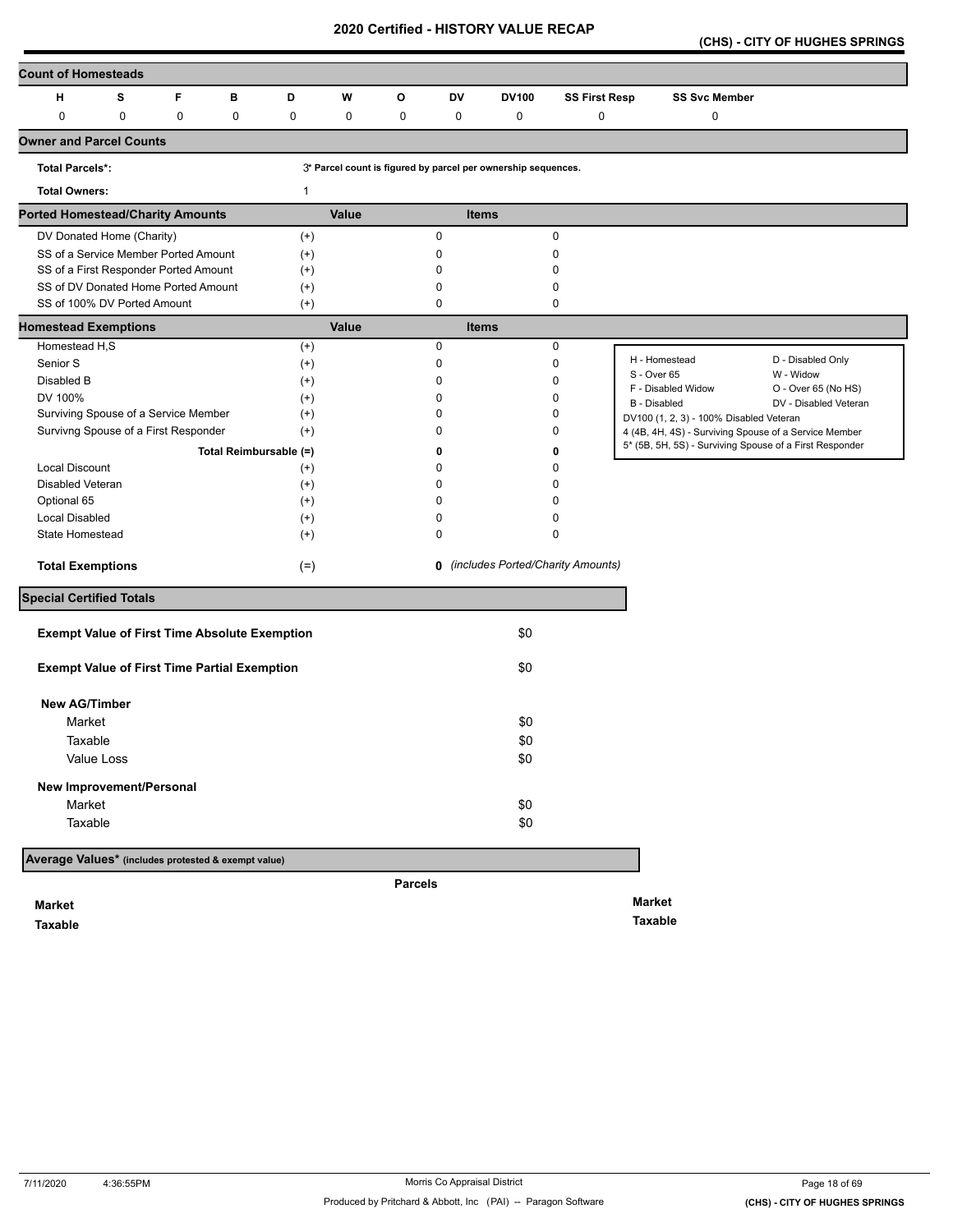# 2020 Certified - HISTORY VALUE RECAP

**(CHS) - CITY OF HUGHES SPRINGS**

## Count of Homesteads

| H | S | F | B | D | W | O | DV | DV100 | SS First Resp | SS Svc Member |
|---|---|---|---|---|---|---|---|---|---|---|
| 0 | 0 | 0 | 0 | 0 | 0 | 0 | 0 | 0 | 0 | 0 |

## Owner and Parcel Counts

**Total Parcels*:** 3 * Parcel count is figured by parcel per ownership sequences.

**Total Owners:** 1

## Ported Homestead/Charity Amounts

| | | Value | Items |
|---|---|---|---|
| DV Donated Home (Charity) | (+) | 0 | 0 |
| SS of a Service Member Ported Amount | (+) | 0 | 0 |
| SS of a First Responder Ported Amount | (+) | 0 | 0 |
| SS of DV Donated Home Ported Amount | (+) | 0 | 0 |
| SS of 100% DV Ported Amount | (+) | 0 | 0 |

## Homestead Exemptions

| | | Value | Items |
|---|---|---|---|
| Homestead H,S | (+) | 0 | 0 |
| Senior S | (+) | 0 | 0 |
| Disabled B | (+) | 0 | 0 |
| DV 100% | (+) | 0 | 0 |
| Surviving Spouse of a Service Member | (+) | 0 | 0 |
| Survivng Spouse of a First Responder | (+) | 0 | 0 |
| Total Reimbursable | (=) | **0** | **0** |
| Local Discount | (+) | 0 | 0 |
| Disabled Veteran | (+) | 0 | 0 |
| Optional 65 | (+) | 0 | 0 |
| Local Disabled | (+) | 0 | 0 |
| State Homestead | (+) | 0 | 0 |
| **Total Exemptions** | (=) | **0** | *(includes Ported/Charity Amounts)* |

H - Homestead | D - Disabled Only
S - Over 65 | W - Widow
F - Disabled Widow | O - Over 65 (No HS)
B - Disabled | DV - Disabled Veteran
DV100 (1, 2, 3) - 100% Disabled Veteran
4 (4B, 4H, 4S) - Surviving Spouse of a Service Member
5* (5B, 5H, 5S) - Surviving Spouse of a First Responder

## Special Certified Totals

**Exempt Value of First Time Absolute Exemption** $0

**Exempt Value of First Time Partial Exemption** $0

**New AG/Timber**

| | |
|---|---|
| Market | $0 |
| Taxable | $0 |
| Value Loss | $0 |

**New Improvement/Personal**

| | |
|---|---|
| Market | $0 |
| Taxable | $0 |

## Average Values* (includes protested & exempt value)

**Parcels**

**Market**

**Taxable**

**Market**

**Taxable**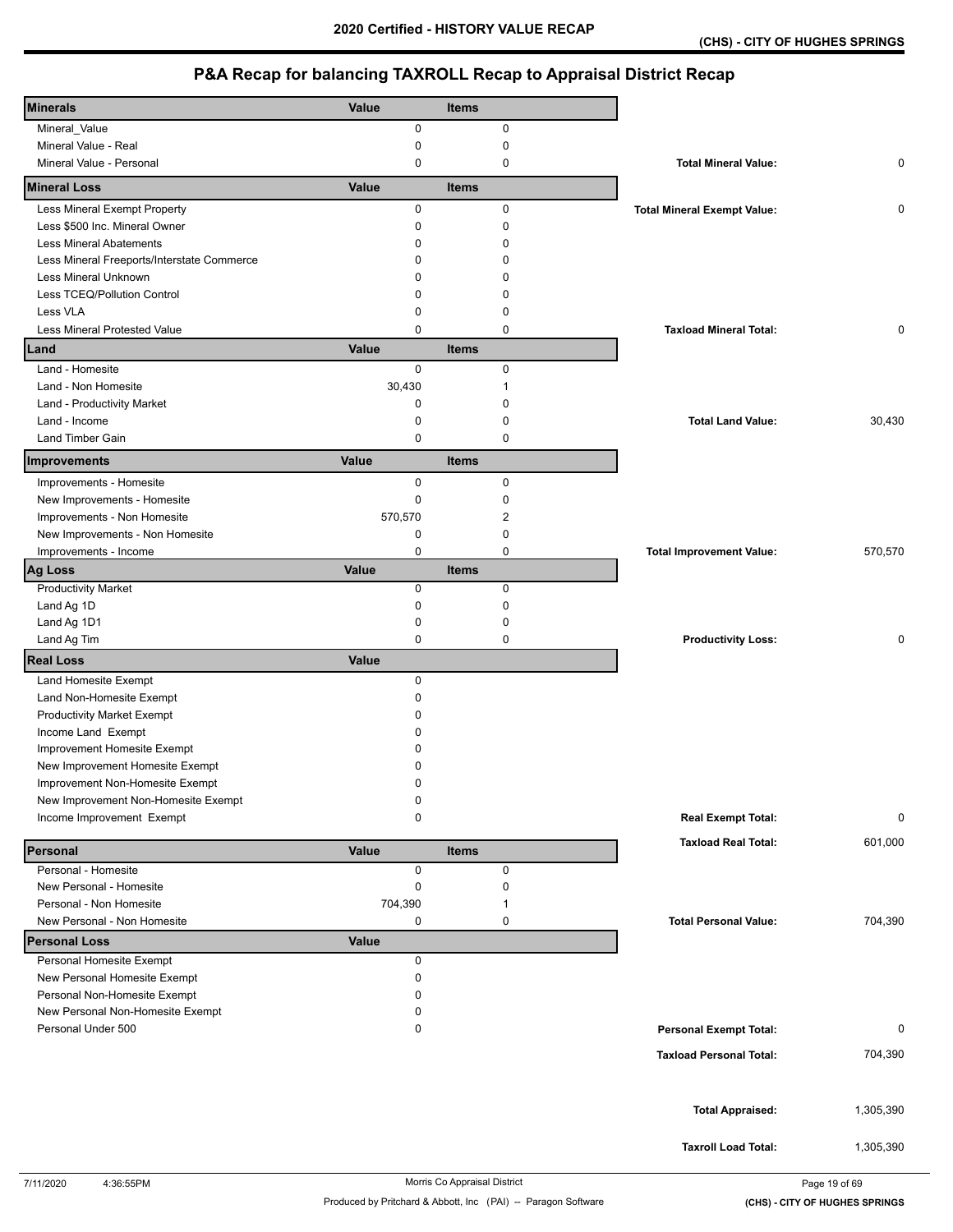## 2020 Certified - HISTORY VALUE RECAP

**(CHS) - CITY OF HUGHES SPRINGS**

# P&A Recap for balancing TAXROLL Recap to Appraisal District Recap

| Minerals | Value | Items | | |
|---|---|---|---|---|
| Mineral_Value | 0 | 0 | | |
| Mineral Value - Real | 0 | 0 | | |
| Mineral Value - Personal | 0 | 0 | **Total Mineral Value:** | 0 |

| Mineral Loss | Value | Items | | |
|---|---|---|---|---|
| Less Mineral Exempt Property | 0 | 0 | **Total Mineral Exempt Value:** | 0 |
| Less $500 Inc. Mineral Owner | 0 | 0 | | |
| Less Mineral Abatements | 0 | 0 | | |
| Less Mineral Freeports/Interstate Commerce | 0 | 0 | | |
| Less Mineral Unknown | 0 | 0 | | |
| Less TCEQ/Pollution Control | 0 | 0 | | |
| Less VLA | 0 | 0 | | |
| Less Mineral Protested Value | 0 | 0 | **Taxload Mineral Total:** | 0 |

| Land | Value | Items | | |
|---|---|---|---|---|
| Land - Homesite | 0 | 0 | | |
| Land - Non Homesite | 30,430 | 1 | | |
| Land - Productivity Market | 0 | 0 | | |
| Land - Income | 0 | 0 | **Total Land Value:** | 30,430 |
| Land Timber Gain | 0 | 0 | | |

| Improvements | Value | Items | | |
|---|---|---|---|---|
| Improvements - Homesite | 0 | 0 | | |
| New Improvements - Homesite | 0 | 0 | | |
| Improvements - Non Homesite | 570,570 | 2 | | |
| New Improvements - Non Homesite | 0 | 0 | | |
| Improvements - Income | 0 | 0 | **Total Improvement Value:** | 570,570 |

| Ag Loss | Value | Items | | |
|---|---|---|---|---|
| Productivity Market | 0 | 0 | | |
| Land Ag 1D | 0 | 0 | | |
| Land Ag 1D1 | 0 | 0 | | |
| Land Ag Tim | 0 | 0 | **Productivity Loss:** | 0 |

| Real Loss | Value | | |
|---|---|---|---|
| Land Homesite Exempt | 0 | | |
| Land Non-Homesite Exempt | 0 | | |
| Productivity Market Exempt | 0 | | |
| Income Land Exempt | 0 | | |
| Improvement Homesite Exempt | 0 | | |
| New Improvement Homesite Exempt | 0 | | |
| Improvement Non-Homesite Exempt | 0 | | |
| New Improvement Non-Homesite Exempt | 0 | | |
| Income Improvement Exempt | 0 | **Real Exempt Total:** | 0 |
| | | **Taxload Real Total:** | 601,000 |

| Personal | Value | Items | | |
|---|---|---|---|---|
| Personal - Homesite | 0 | 0 | | |
| New Personal - Homesite | 0 | 0 | | |
| Personal - Non Homesite | 704,390 | 1 | | |
| New Personal - Non Homesite | 0 | 0 | **Total Personal Value:** | 704,390 |

| Personal Loss | Value | | |
|---|---|---|---|
| Personal Homesite Exempt | 0 | | |
| New Personal Homesite Exempt | 0 | | |
| Personal Non-Homesite Exempt | 0 | | |
| New Personal Non-Homesite Exempt | 0 | | |
| Personal Under 500 | 0 | **Personal Exempt Total:** | 0 |
| | | **Taxload Personal Total:** | 704,390 |

| | |
|---|---|
| **Total Appraised:** | 1,305,390 |
| **Taxroll Load Total:** | 1,305,390 |

7/11/2020 4:36:55PM — Morris Co Appraisal District — Produced by Pritchard & Abbott, Inc (PAI) -- Paragon Software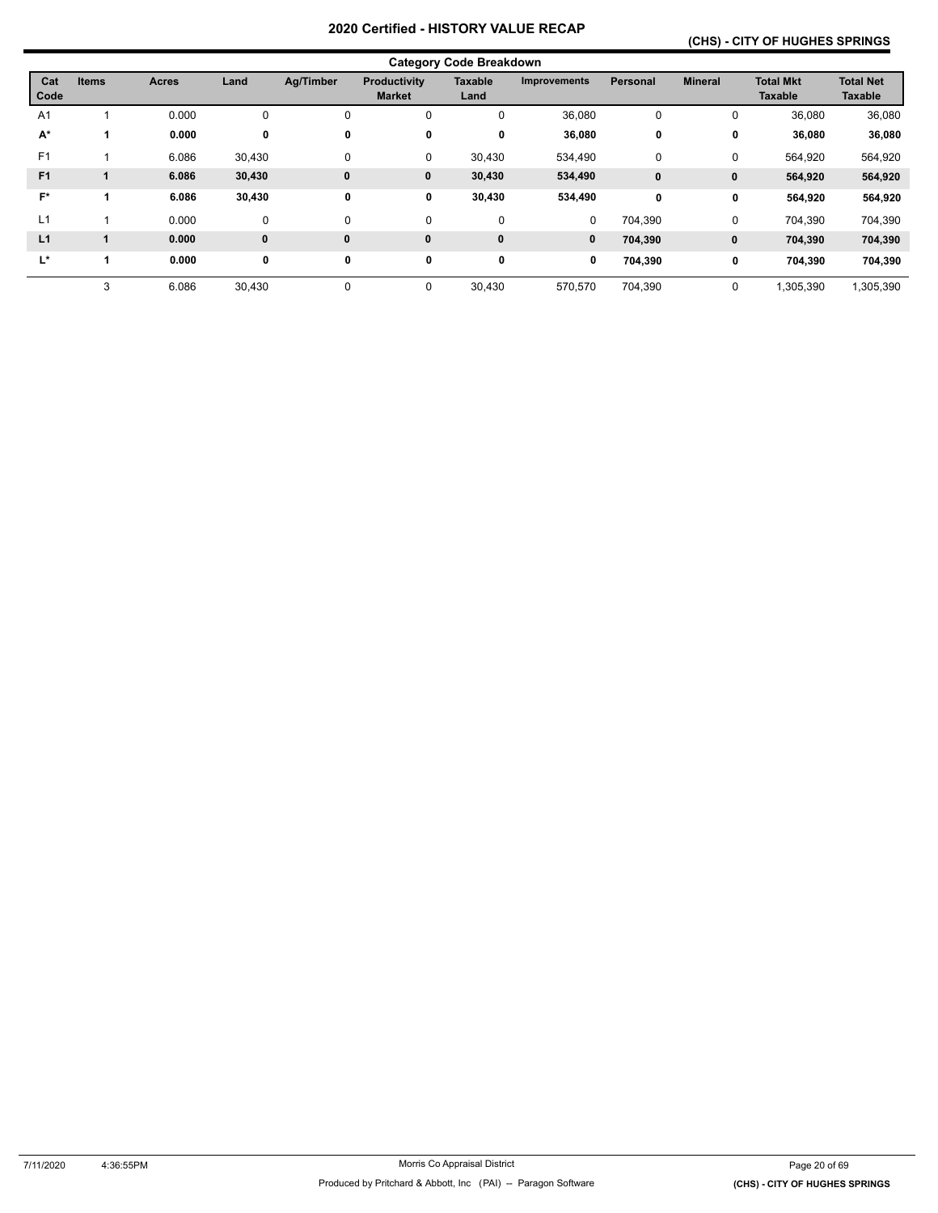# 2020 Certified - HISTORY VALUE RECAP

## (CHS) - CITY OF HUGHES SPRINGS

### Category Code Breakdown

| Cat Code | Items | Acres | Land | Ag/Timber | Productivity Market | Taxable Land | Improvements | Personal | Mineral | Total Mkt Taxable | Total Net Taxable |
|---|---|---|---|---|---|---|---|---|---|---|---|
| A1 | 1 | 0.000 | 0 | 0 | 0 | 0 | 36,080 | 0 | 0 | 36,080 | 36,080 |
| **A*** | **1** | **0.000** | **0** | **0** | **0** | **0** | **36,080** | **0** | **0** | **36,080** | **36,080** |
| F1 | 1 | 6.086 | 30,430 | 0 | 0 | 30,430 | 534,490 | 0 | 0 | 564,920 | 564,920 |
| **F1** | **1** | **6.086** | **30,430** | **0** | **0** | **30,430** | **534,490** | **0** | **0** | **564,920** | **564,920** |
| **F*** | **1** | **6.086** | **30,430** | **0** | **0** | **30,430** | **534,490** | **0** | **0** | **564,920** | **564,920** |
| L1 | 1 | 0.000 | 0 | 0 | 0 | 0 | 0 | 704,390 | 0 | 704,390 | 704,390 |
| **L1** | **1** | **0.000** | **0** | **0** | **0** | **0** | **0** | **704,390** | **0** | **704,390** | **704,390** |
| **L*** | **1** | **0.000** | **0** | **0** | **0** | **0** | **0** | **704,390** | **0** | **704,390** | **704,390** |
| | 3 | 6.086 | 30,430 | 0 | 0 | 30,430 | 570,570 | 704,390 | 0 | 1,305,390 | 1,305,390 |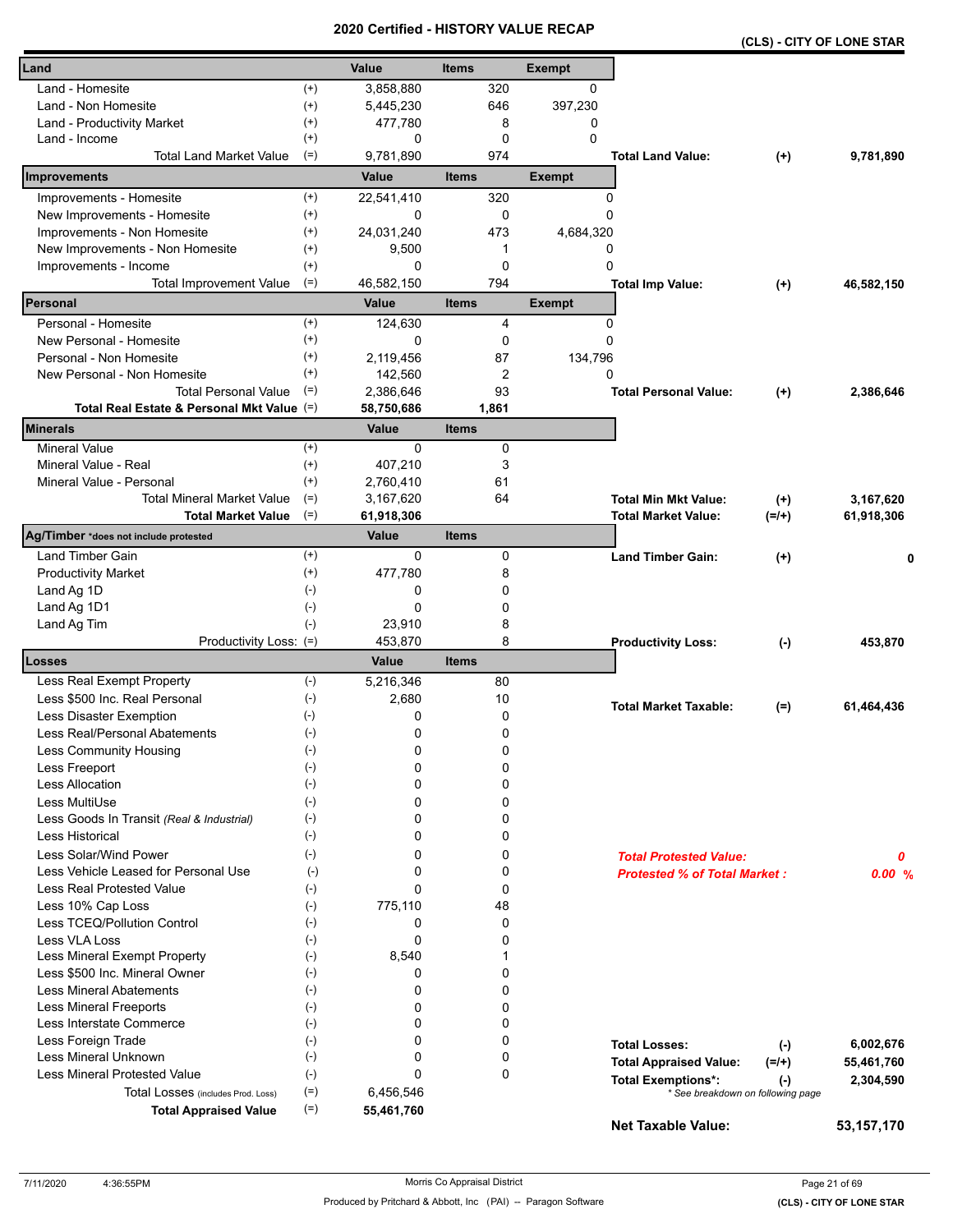# 2020 Certified - HISTORY VALUE RECAP

**(CLS) - CITY OF LONE STAR**

| Land | | Value | Items | Exempt | | | |
|---|---|---|---|---|---|---|---|
| Land - Homesite | (+) | 3,858,880 | 320 | 0 | | | |
| Land - Non Homesite | (+) | 5,445,230 | 646 | 397,230 | | | |
| Land - Productivity Market | (+) | 477,780 | 8 | 0 | | | |
| Land - Income | (+) | 0 | 0 | 0 | | | |
| Total Land Market Value | (=) | 9,781,890 | 974 | | **Total Land Value:** | **(+)** | **9,781,890** |
| **Improvements** | | **Value** | **Items** | **Exempt** | | | |
| Improvements - Homesite | (+) | 22,541,410 | 320 | 0 | | | |
| New Improvements - Homesite | (+) | 0 | 0 | 0 | | | |
| Improvements - Non Homesite | (+) | 24,031,240 | 473 | 4,684,320 | | | |
| New Improvements - Non Homesite | (+) | 9,500 | 1 | 0 | | | |
| Improvements - Income | (+) | 0 | 0 | 0 | | | |
| Total Improvement Value | (=) | 46,582,150 | 794 | | **Total Imp Value:** | **(+)** | **46,582,150** |
| **Personal** | | **Value** | **Items** | **Exempt** | | | |
| Personal - Homesite | (+) | 124,630 | 4 | 0 | | | |
| New Personal - Homesite | (+) | 0 | 0 | 0 | | | |
| Personal - Non Homesite | (+) | 2,119,456 | 87 | 134,796 | | | |
| New Personal - Non Homesite | (+) | 142,560 | 2 | 0 | | | |
| Total Personal Value | (=) | 2,386,646 | 93 | | **Total Personal Value:** | **(+)** | **2,386,646** |
| **Total Real Estate & Personal Mkt Value** | (=) | **58,750,686** | **1,861** | | | | |
| **Minerals** | | **Value** | **Items** | | | | |
| Mineral Value | (+) | 0 | 0 | | | | |
| Mineral Value - Real | (+) | 407,210 | 3 | | | | |
| Mineral Value - Personal | (+) | 2,760,410 | 61 | | | | |
| Total Mineral Market Value | (=) | 3,167,620 | 64 | | **Total Min Mkt Value:** | **(+)** | **3,167,620** |
| **Total Market Value** | (=) | **61,918,306** | | | **Total Market Value:** | **(=/+)** | **61,918,306** |
| **Ag/Timber** *does not include protested | | **Value** | **Items** | | | | |
| Land Timber Gain | (+) | 0 | 0 | | **Land Timber Gain:** | **(+)** | **0** |
| Productivity Market | (+) | 477,780 | 8 | | | | |
| Land Ag 1D | (-) | 0 | 0 | | | | |
| Land Ag 1D1 | (-) | 0 | 0 | | | | |
| Land Ag Tim | (-) | 23,910 | 8 | | | | |
| Productivity Loss: | (=) | 453,870 | 8 | | **Productivity Loss:** | **(-)** | **453,870** |
| **Losses** | | **Value** | **Items** | | | | |
| Less Real Exempt Property | (-) | 5,216,346 | 80 | | | | |
| Less $500 Inc. Real Personal | (-) | 2,680 | 10 | | **Total Market Taxable:** | **(=)** | **61,464,436** |
| Less Disaster Exemption | (-) | 0 | 0 | | | | |
| Less Real/Personal Abatements | (-) | 0 | 0 | | | | |
| Less Community Housing | (-) | 0 | 0 | | | | |
| Less Freeport | (-) | 0 | 0 | | | | |
| Less Allocation | (-) | 0 | 0 | | | | |
| Less MultiUse | (-) | 0 | 0 | | | | |
| Less Goods In Transit *(Real & Industrial)* | (-) | 0 | 0 | | | | |
| Less Historical | (-) | 0 | 0 | | | | |
| Less Solar/Wind Power | (-) | 0 | 0 | | ***Total Protested Value:*** | | ***0*** |
| Less Vehicle Leased for Personal Use | (-) | 0 | 0 | | ***Protested % of Total Market :*** | | ***0.00 %*** |
| Less Real Protested Value | (-) | 0 | 0 | | | | |
| Less 10% Cap Loss | (-) | 775,110 | 48 | | | | |
| Less TCEQ/Pollution Control | (-) | 0 | 0 | | | | |
| Less VLA Loss | (-) | 0 | 0 | | | | |
| Less Mineral Exempt Property | (-) | 8,540 | 1 | | | | |
| Less $500 Inc. Mineral Owner | (-) | 0 | 0 | | | | |
| Less Mineral Abatements | (-) | 0 | 0 | | | | |
| Less Mineral Freeports | (-) | 0 | 0 | | | | |
| Less Interstate Commerce | (-) | 0 | 0 | | | | |
| Less Foreign Trade | (-) | 0 | 0 | | **Total Losses:** | **(-)** | **6,002,676** |
| Less Mineral Unknown | (-) | 0 | 0 | | **Total Appraised Value:** | **(=/+)** | **55,461,760** |
| Less Mineral Protested Value | (-) | 0 | 0 | | **Total Exemptions*:** | **(-)** | **2,304,590** |
| Total Losses (includes Prod. Loss) | (=) | 6,456,546 | | | *\* See breakdown on following page* | | |
| **Total Appraised Value** | (=) | **55,461,760** | | | | | |
| | | | | | **Net Taxable Value:** | | **53,157,170** |

7/11/2020 4:36:55PM — Morris Co Appraisal District — Produced by Pritchard & Abbott, Inc (PAI) -- Paragon Software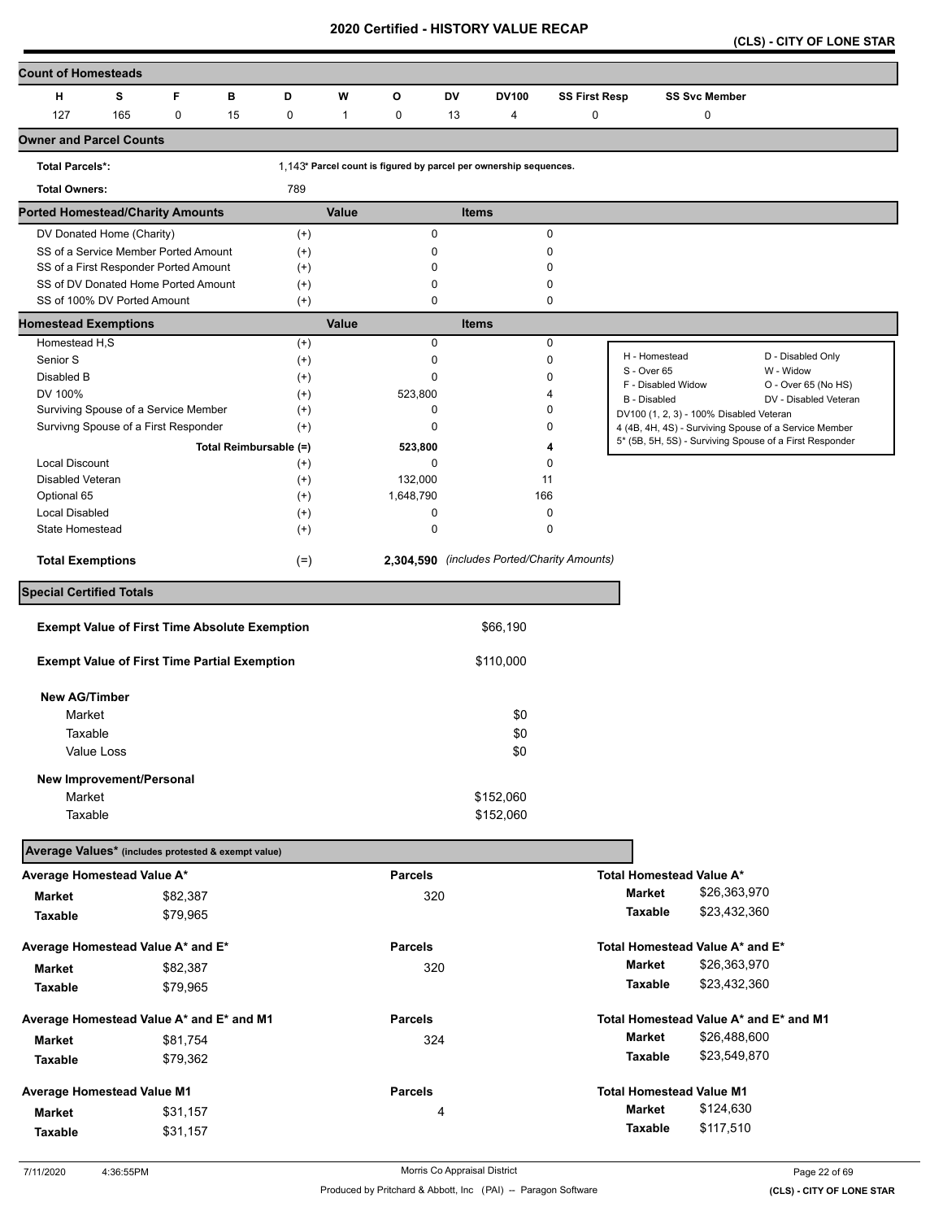# 2020 Certified - HISTORY VALUE RECAP

**(CLS) - CITY OF LONE STAR**

## Count of Homesteads

| H | S | F | B | D | W | O | DV | DV100 | SS First Resp | SS Svc Member |
|---|---|---|---|---|---|---|---|---|---|---|
| 127 | 165 | 0 | 15 | 0 | 1 | 0 | 13 | 4 | 0 | 0 |

## Owner and Parcel Counts

| | | |
|---|---|---|
| Total Parcels*: | 1,143 | * Parcel count is figured by parcel per ownership sequences. |
| Total Owners: | 789 | |

## Ported Homestead/Charity Amounts

| | | Value | Items |
|---|---|---|---|
| DV Donated Home (Charity) | (+) | 0 | 0 |
| SS of a Service Member Ported Amount | (+) | 0 | 0 |
| SS of a First Responder Ported Amount | (+) | 0 | 0 |
| SS of DV Donated Home Ported Amount | (+) | 0 | 0 |
| SS of 100% DV Ported Amount | (+) | 0 | 0 |

## Homestead Exemptions

| | | Value | Items |
|---|---|---|---|
| Homestead H,S | (+) | 0 | 0 |
| Senior S | (+) | 0 | 0 |
| Disabled B | (+) | 0 | 0 |
| DV 100% | (+) | 523,800 | 4 |
| Surviving Spouse of a Service Member | (+) | 0 | 0 |
| Survivng Spouse of a First Responder | (+) | 0 | 0 |
| Total Reimbursable | (=) | 523,800 | 4 |
| Local Discount | (+) | 0 | 0 |
| Disabled Veteran | (+) | 132,000 | 11 |
| Optional 65 | (+) | 1,648,790 | 166 |
| Local Disabled | (+) | 0 | 0 |
| State Homestead | (+) | 0 | 0 |
| **Total Exemptions** | (=) | **2,304,590** | *(includes Ported/Charity Amounts)* |

| | |
|---|---|
| H - Homestead | D - Disabled Only |
| S - Over 65 | W - Widow |
| F - Disabled Widow | O - Over 65 (No HS) |
| B - Disabled | DV - Disabled Veteran |
| DV100 (1, 2, 3) - 100% Disabled Veteran | |
| 4 (4B, 4H, 4S) - Surviving Spouse of a Service Member | |
| 5* (5B, 5H, 5S) - Surviving Spouse of a First Responder | |

## Special Certified Totals

| | |
|---|---|
| **Exempt Value of First Time Absolute Exemption** | $66,190 |
| **Exempt Value of First Time Partial Exemption** | $110,000 |
| **New AG/Timber** | |
| Market | $0 |
| Taxable | $0 |
| Value Loss | $0 |
| **New Improvement/Personal** | |
| Market | $152,060 |
| Taxable | $152,060 |

## Average Values* (includes protested & exempt value)

| Average Homestead Value A* | | Parcels | Total Homestead Value A* | |
|---|---|---|---|---|
| Market | $82,387 | 320 | Market | $26,363,970 |
| Taxable | $79,965 | | Taxable | $23,432,360 |

| Average Homestead Value A* and E* | | Parcels | Total Homestead Value A* and E* | |
|---|---|---|---|---|
| Market | $82,387 | 320 | Market | $26,363,970 |
| Taxable | $79,965 | | Taxable | $23,432,360 |

| Average Homestead Value A* and E* and M1 | | Parcels | Total Homestead Value A* and E* and M1 | |
|---|---|---|---|---|
| Market | $81,754 | 324 | Market | $26,488,600 |
| Taxable | $79,362 | | Taxable | $23,549,870 |

| Average Homestead Value M1 | | Parcels | Total Homestead Value M1 | |
|---|---|---|---|---|
| Market | $31,157 | 4 | Market | $124,630 |
| Taxable | $31,157 | | Taxable | $117,510 |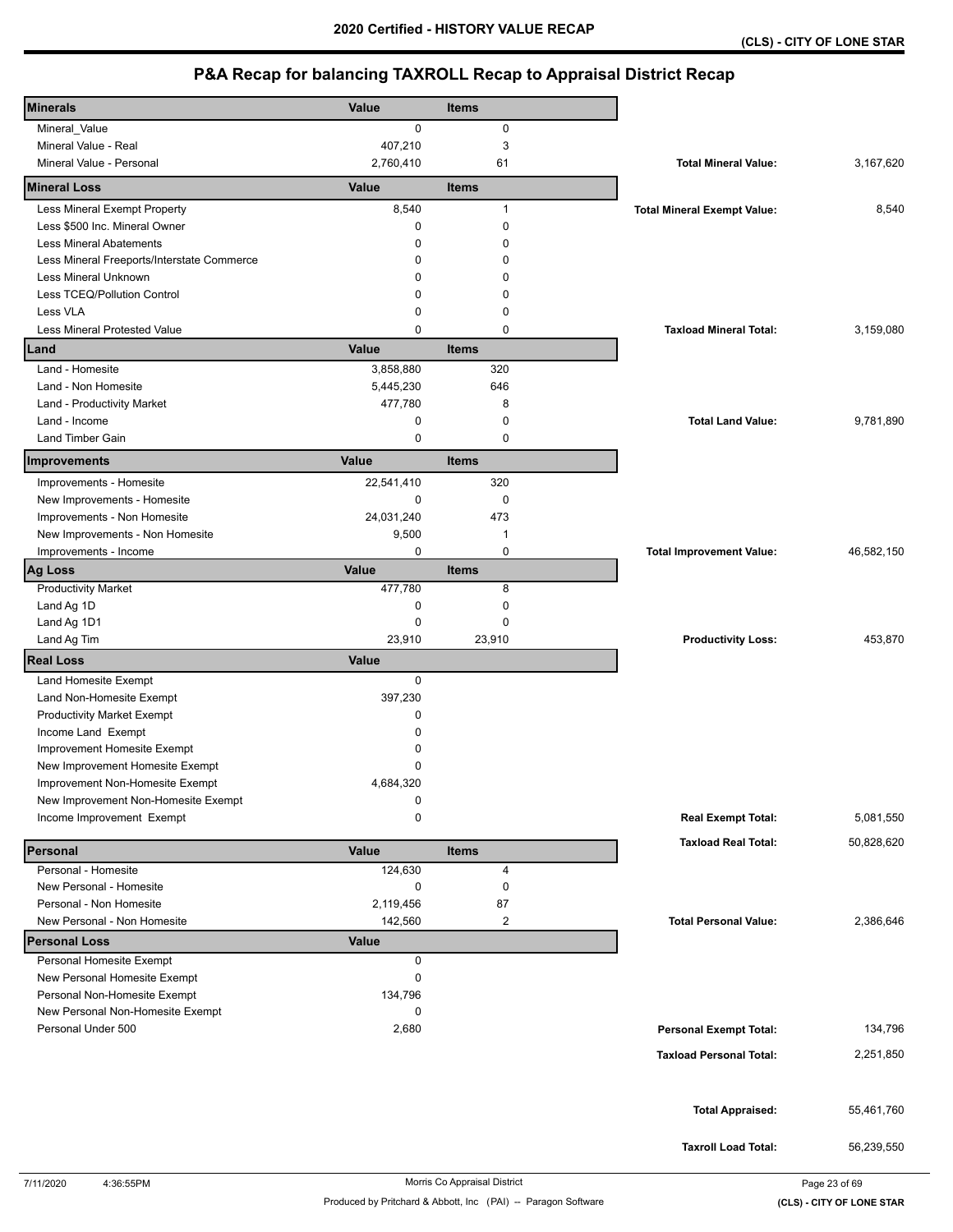# 2020 Certified - HISTORY VALUE RECAP

**(CLS) - CITY OF LONE STAR**

## P&A Recap for balancing TAXROLL Recap to Appraisal District Recap

| Minerals | Value | Items | | |
|---|---|---|---|---|
| Mineral_Value | 0 | 0 | | |
| Mineral Value - Real | 407,210 | 3 | | |
| Mineral Value - Personal | 2,760,410 | 61 | **Total Mineral Value:** | 3,167,620 |
| **Mineral Loss** | **Value** | **Items** | | |
| Less Mineral Exempt Property | 8,540 | 1 | **Total Mineral Exempt Value:** | 8,540 |
| Less $500 Inc. Mineral Owner | 0 | 0 | | |
| Less Mineral Abatements | 0 | 0 | | |
| Less Mineral Freeports/Interstate Commerce | 0 | 0 | | |
| Less Mineral Unknown | 0 | 0 | | |
| Less TCEQ/Pollution Control | 0 | 0 | | |
| Less VLA | 0 | 0 | | |
| Less Mineral Protested Value | 0 | 0 | **Taxload Mineral Total:** | 3,159,080 |
| **Land** | **Value** | **Items** | | |
| Land - Homesite | 3,858,880 | 320 | | |
| Land - Non Homesite | 5,445,230 | 646 | | |
| Land - Productivity Market | 477,780 | 8 | | |
| Land - Income | 0 | 0 | **Total Land Value:** | 9,781,890 |
| Land Timber Gain | 0 | 0 | | |
| **Improvements** | **Value** | **Items** | | |
| Improvements - Homesite | 22,541,410 | 320 | | |
| New Improvements - Homesite | 0 | 0 | | |
| Improvements - Non Homesite | 24,031,240 | 473 | | |
| New Improvements - Non Homesite | 9,500 | 1 | | |
| Improvements - Income | 0 | 0 | **Total Improvement Value:** | 46,582,150 |
| **Ag Loss** | **Value** | **Items** | | |
| Productivity Market | 477,780 | 8 | | |
| Land Ag 1D | 0 | 0 | | |
| Land Ag 1D1 | 0 | 0 | | |
| Land Ag Tim | 23,910 | 23,910 | **Productivity Loss:** | 453,870 |
| **Real Loss** | **Value** | | | |
| Land Homesite Exempt | 0 | | | |
| Land Non-Homesite Exempt | 397,230 | | | |
| Productivity Market Exempt | 0 | | | |
| Income Land Exempt | 0 | | | |
| Improvement Homesite Exempt | 0 | | | |
| New Improvement Homesite Exempt | 0 | | | |
| Improvement Non-Homesite Exempt | 4,684,320 | | | |
| New Improvement Non-Homesite Exempt | 0 | | | |
| Income Improvement Exempt | 0 | | **Real Exempt Total:** | 5,081,550 |
| | | | **Taxload Real Total:** | 50,828,620 |
| **Personal** | **Value** | **Items** | | |
| Personal - Homesite | 124,630 | 4 | | |
| New Personal - Homesite | 0 | 0 | | |
| Personal - Non Homesite | 2,119,456 | 87 | | |
| New Personal - Non Homesite | 142,560 | 2 | **Total Personal Value:** | 2,386,646 |
| **Personal Loss** | **Value** | | | |
| Personal Homesite Exempt | 0 | | | |
| New Personal Homesite Exempt | 0 | | | |
| Personal Non-Homesite Exempt | 134,796 | | | |
| New Personal Non-Homesite Exempt | 0 | | | |
| Personal Under 500 | 2,680 | | **Personal Exempt Total:** | 134,796 |
| | | | **Taxload Personal Total:** | 2,251,850 |
| | | | **Total Appraised:** | 55,461,760 |
| | | | **Taxroll Load Total:** | 56,239,550 |

7/11/2020 4:36:55PM — Morris Co Appraisal District — Produced by Pritchard & Abbott, Inc (PAI) -- Paragon Software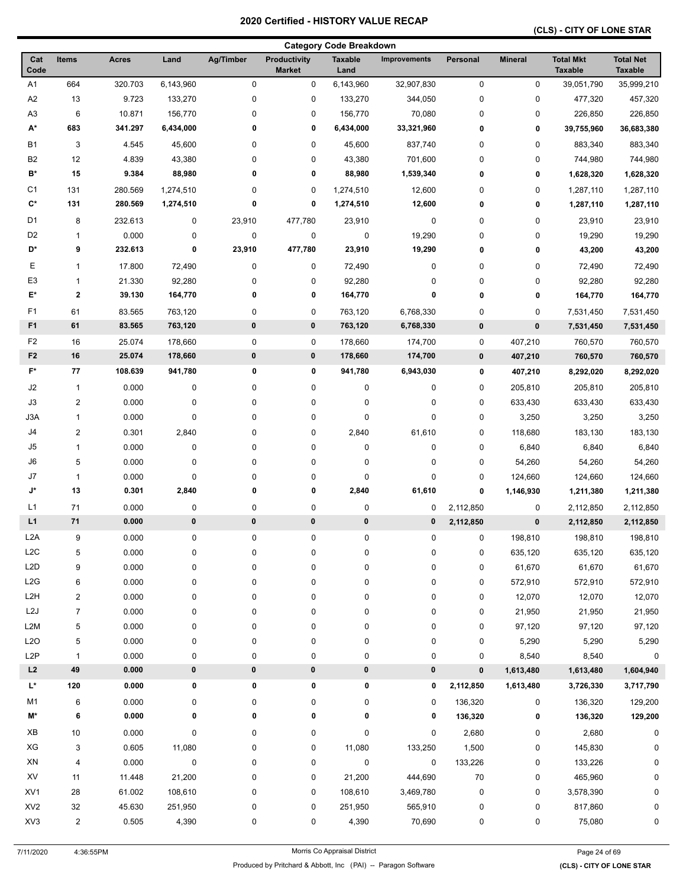# 2020 Certified - HISTORY VALUE RECAP

## (CLS) - CITY OF LONE STAR

### Category Code Breakdown

| Cat Code | Items | Acres | Land | Ag/Timber | Productivity Market | Taxable Land | Improvements | Personal | Mineral | Total Mkt Taxable | Total Net Taxable |
|---|---|---|---|---|---|---|---|---|---|---|---|
| A1 | 664 | 320.703 | 6,143,960 | 0 | 0 | 6,143,960 | 32,907,830 | 0 | 0 | 39,051,790 | 35,999,210 |
| A2 | 13 | 9.723 | 133,270 | 0 | 0 | 133,270 | 344,050 | 0 | 0 | 477,320 | 457,320 |
| A3 | 6 | 10.871 | 156,770 | 0 | 0 | 156,770 | 70,080 | 0 | 0 | 226,850 | 226,850 |
| **A*** | **683** | **341.297** | **6,434,000** | **0** | **0** | **6,434,000** | **33,321,960** | **0** | **0** | **39,755,960** | **36,683,380** |
| B1 | 3 | 4.545 | 45,600 | 0 | 0 | 45,600 | 837,740 | 0 | 0 | 883,340 | 883,340 |
| B2 | 12 | 4.839 | 43,380 | 0 | 0 | 43,380 | 701,600 | 0 | 0 | 744,980 | 744,980 |
| **B*** | **15** | **9.384** | **88,980** | **0** | **0** | **88,980** | **1,539,340** | **0** | **0** | **1,628,320** | **1,628,320** |
| C1 | 131 | 280.569 | 1,274,510 | 0 | 0 | 1,274,510 | 12,600 | 0 | 0 | 1,287,110 | 1,287,110 |
| **C*** | **131** | **280.569** | **1,274,510** | **0** | **0** | **1,274,510** | **12,600** | **0** | **0** | **1,287,110** | **1,287,110** |
| D1 | 8 | 232.613 | 0 | 23,910 | 477,780 | 23,910 | 0 | 0 | 0 | 23,910 | 23,910 |
| D2 | 1 | 0.000 | 0 | 0 | 0 | 0 | 19,290 | 0 | 0 | 19,290 | 19,290 |
| **D*** | **9** | **232.613** | **0** | **23,910** | **477,780** | **23,910** | **19,290** | **0** | **0** | **43,200** | **43,200** |
| E | 1 | 17.800 | 72,490 | 0 | 0 | 72,490 | 0 | 0 | 0 | 72,490 | 72,490 |
| E3 | 1 | 21.330 | 92,280 | 0 | 0 | 92,280 | 0 | 0 | 0 | 92,280 | 92,280 |
| **E*** | **2** | **39.130** | **164,770** | **0** | **0** | **164,770** | **0** | **0** | **0** | **164,770** | **164,770** |
| F1 | 61 | 83.565 | 763,120 | 0 | 0 | 763,120 | 6,768,330 | 0 | 0 | 7,531,450 | 7,531,450 |
| **F1** | **61** | **83.565** | **763,120** | **0** | **0** | **763,120** | **6,768,330** | **0** | **0** | **7,531,450** | **7,531,450** |
| F2 | 16 | 25.074 | 178,660 | 0 | 0 | 178,660 | 174,700 | 0 | 407,210 | 760,570 | 760,570 |
| **F2** | **16** | **25.074** | **178,660** | **0** | **0** | **178,660** | **174,700** | **0** | **407,210** | **760,570** | **760,570** |
| **F*** | **77** | **108.639** | **941,780** | **0** | **0** | **941,780** | **6,943,030** | **0** | **407,210** | **8,292,020** | **8,292,020** |
| J2 | 1 | 0.000 | 0 | 0 | 0 | 0 | 0 | 0 | 205,810 | 205,810 | 205,810 |
| J3 | 2 | 0.000 | 0 | 0 | 0 | 0 | 0 | 0 | 633,430 | 633,430 | 633,430 |
| J3A | 1 | 0.000 | 0 | 0 | 0 | 0 | 0 | 0 | 3,250 | 3,250 | 3,250 |
| J4 | 2 | 0.301 | 2,840 | 0 | 0 | 2,840 | 61,610 | 0 | 118,680 | 183,130 | 183,130 |
| J5 | 1 | 0.000 | 0 | 0 | 0 | 0 | 0 | 0 | 6,840 | 6,840 | 6,840 |
| J6 | 5 | 0.000 | 0 | 0 | 0 | 0 | 0 | 0 | 54,260 | 54,260 | 54,260 |
| J7 | 1 | 0.000 | 0 | 0 | 0 | 0 | 0 | 0 | 124,660 | 124,660 | 124,660 |
| **J*** | **13** | **0.301** | **2,840** | **0** | **0** | **2,840** | **61,610** | **0** | **1,146,930** | **1,211,380** | **1,211,380** |
| L1 | 71 | 0.000 | 0 | 0 | 0 | 0 | 0 | 2,112,850 | 0 | 2,112,850 | 2,112,850 |
| **L1** | **71** | **0.000** | **0** | **0** | **0** | **0** | **0** | **2,112,850** | **0** | **2,112,850** | **2,112,850** |
| L2A | 9 | 0.000 | 0 | 0 | 0 | 0 | 0 | 0 | 198,810 | 198,810 | 198,810 |
| L2C | 5 | 0.000 | 0 | 0 | 0 | 0 | 0 | 0 | 635,120 | 635,120 | 635,120 |
| L2D | 9 | 0.000 | 0 | 0 | 0 | 0 | 0 | 0 | 61,670 | 61,670 | 61,670 |
| L2G | 6 | 0.000 | 0 | 0 | 0 | 0 | 0 | 0 | 572,910 | 572,910 | 572,910 |
| L2H | 2 | 0.000 | 0 | 0 | 0 | 0 | 0 | 0 | 12,070 | 12,070 | 12,070 |
| L2J | 7 | 0.000 | 0 | 0 | 0 | 0 | 0 | 0 | 21,950 | 21,950 | 21,950 |
| L2M | 5 | 0.000 | 0 | 0 | 0 | 0 | 0 | 0 | 97,120 | 97,120 | 97,120 |
| L2O | 5 | 0.000 | 0 | 0 | 0 | 0 | 0 | 0 | 5,290 | 5,290 | 5,290 |
| L2P | 1 | 0.000 | 0 | 0 | 0 | 0 | 0 | 0 | 8,540 | 8,540 | 0 |
| **L2** | **49** | **0.000** | **0** | **0** | **0** | **0** | **0** | **0** | **1,613,480** | **1,613,480** | **1,604,940** |
| **L*** | **120** | **0.000** | **0** | **0** | **0** | **0** | **0** | **2,112,850** | **1,613,480** | **3,726,330** | **3,717,790** |
| M1 | 6 | 0.000 | 0 | 0 | 0 | 0 | 0 | 136,320 | 0 | 136,320 | 129,200 |
| **M*** | **6** | **0.000** | **0** | **0** | **0** | **0** | **0** | **136,320** | **0** | **136,320** | **129,200** |
| XB | 10 | 0.000 | 0 | 0 | 0 | 0 | 0 | 2,680 | 0 | 2,680 | 0 |
| XG | 3 | 0.605 | 11,080 | 0 | 0 | 11,080 | 133,250 | 1,500 | 0 | 145,830 | 0 |
| XN | 4 | 0.000 | 0 | 0 | 0 | 0 | 0 | 133,226 | 0 | 133,226 | 0 |
| XV | 11 | 11.448 | 21,200 | 0 | 0 | 21,200 | 444,690 | 70 | 0 | 465,960 | 0 |
| XV1 | 28 | 61.002 | 108,610 | 0 | 0 | 108,610 | 3,469,780 | 0 | 0 | 3,578,390 | 0 |
| XV2 | 32 | 45.630 | 251,950 | 0 | 0 | 251,950 | 565,910 | 0 | 0 | 817,860 | 0 |
| XV3 | 2 | 0.505 | 4,390 | 0 | 0 | 4,390 | 70,690 | 0 | 0 | 75,080 | 0 |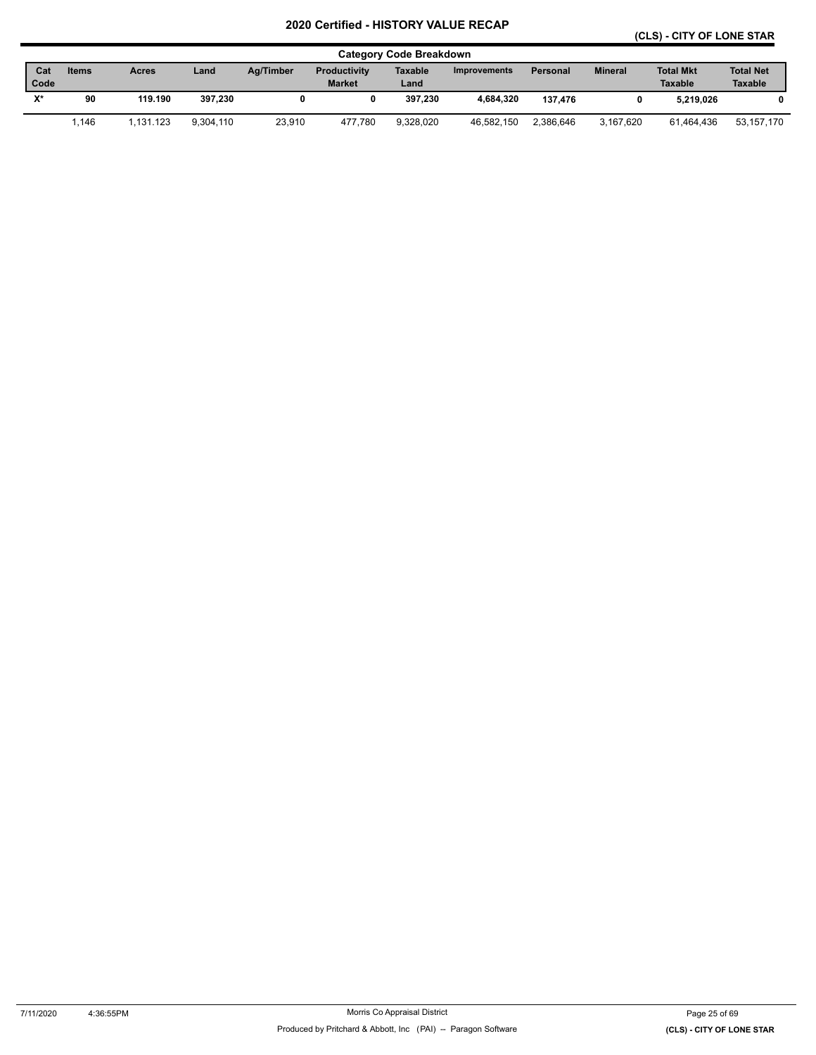# 2020 Certified - HISTORY VALUE RECAP

**(CLS) - CITY OF LONE STAR**

## Category Code Breakdown

| Cat Code | Items | Acres | Land | Ag/Timber | Productivity Market | Taxable Land | Improvements | Personal | Mineral | Total Mkt Taxable | Total Net Taxable |
|---|---|---|---|---|---|---|---|---|---|---|---|
| **X*** | **90** | **119.190** | **397,230** | **0** | **0** | **397,230** | **4,684,320** | **137,476** | **0** | **5,219,026** | **0** |
| | 1,146 | 1,131.123 | 9,304,110 | 23,910 | 477,780 | 9,328,020 | 46,582,150 | 2,386,646 | 3,167,620 | 61,464,436 | 53,157,170 |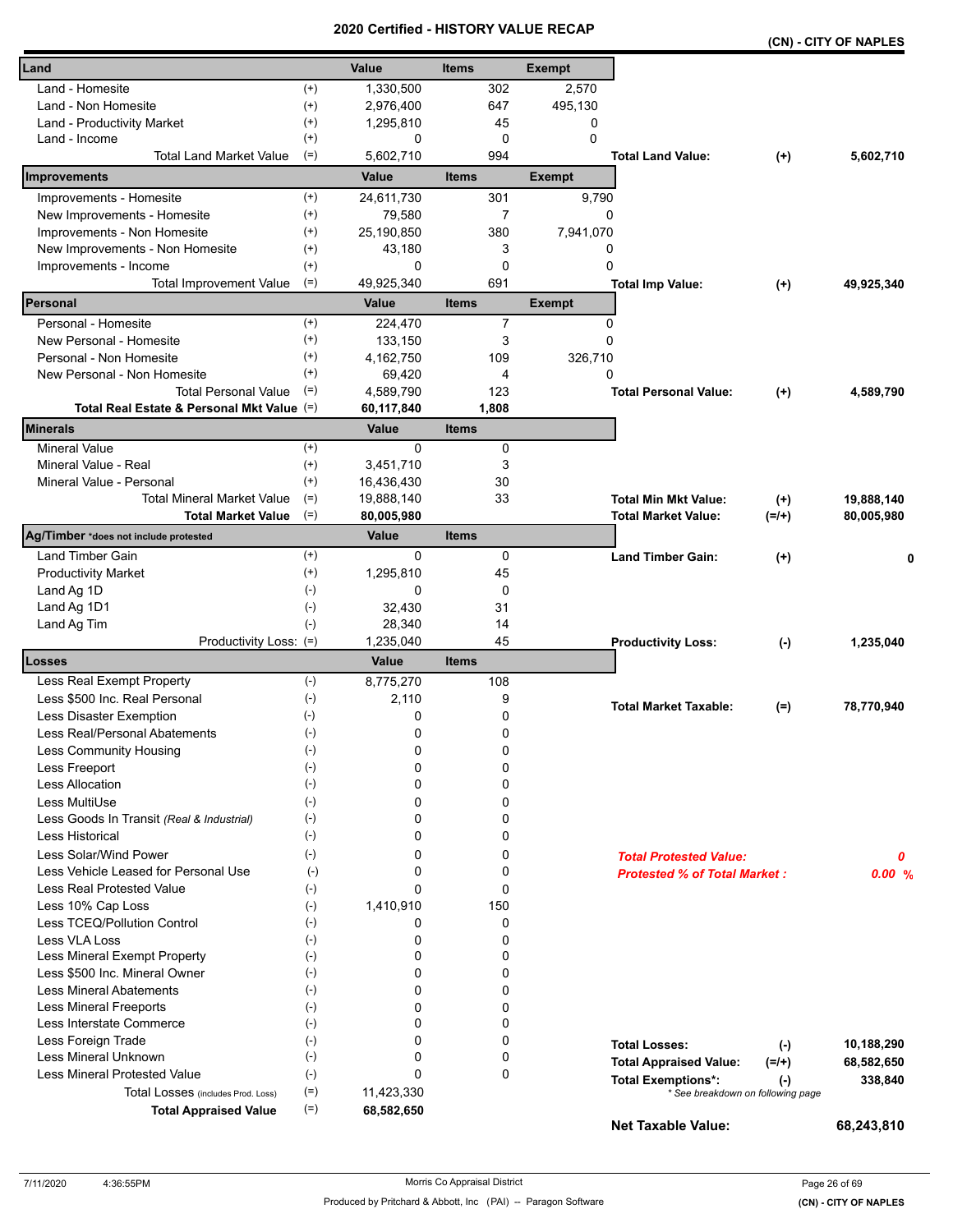# 2020 Certified - HISTORY VALUE RECAP

**(CN) - CITY OF NAPLES**

| Land | | Value | Items | Exempt | | | |
|---|---|---|---|---|---|---|---|
| Land - Homesite | (+) | 1,330,500 | 302 | 2,570 | | | |
| Land - Non Homesite | (+) | 2,976,400 | 647 | 495,130 | | | |
| Land - Productivity Market | (+) | 1,295,810 | 45 | 0 | | | |
| Land - Income | (+) | 0 | 0 | 0 | | | |
| Total Land Market Value | (=) | 5,602,710 | 994 | | **Total Land Value:** | **(+)** | **5,602,710** |
| **Improvements** | | **Value** | **Items** | **Exempt** | | | |
| Improvements - Homesite | (+) | 24,611,730 | 301 | 9,790 | | | |
| New Improvements - Homesite | (+) | 79,580 | 7 | 0 | | | |
| Improvements - Non Homesite | (+) | 25,190,850 | 380 | 7,941,070 | | | |
| New Improvements - Non Homesite | (+) | 43,180 | 3 | 0 | | | |
| Improvements - Income | (+) | 0 | 0 | 0 | | | |
| Total Improvement Value | (=) | 49,925,340 | 691 | | **Total Imp Value:** | **(+)** | **49,925,340** |
| **Personal** | | **Value** | **Items** | **Exempt** | | | |
| Personal - Homesite | (+) | 224,470 | 7 | 0 | | | |
| New Personal - Homesite | (+) | 133,150 | 3 | 0 | | | |
| Personal - Non Homesite | (+) | 4,162,750 | 109 | 326,710 | | | |
| New Personal - Non Homesite | (+) | 69,420 | 4 | 0 | | | |
| Total Personal Value | (=) | 4,589,790 | 123 | | **Total Personal Value:** | **(+)** | **4,589,790** |
| **Total Real Estate & Personal Mkt Value** | (=) | **60,117,840** | **1,808** | | | | |
| **Minerals** | | **Value** | **Items** | | | | |
| Mineral Value | (+) | 0 | 0 | | | | |
| Mineral Value - Real | (+) | 3,451,710 | 3 | | | | |
| Mineral Value - Personal | (+) | 16,436,430 | 30 | | | | |
| Total Mineral Market Value | (=) | 19,888,140 | 33 | | **Total Min Mkt Value:** | **(+)** | **19,888,140** |
| **Total Market Value** | (=) | **80,005,980** | | | **Total Market Value:** | **(=/+)** | **80,005,980** |
| **Ag/Timber** *does not include protested | | **Value** | **Items** | | | | |
| Land Timber Gain | (+) | 0 | 0 | | **Land Timber Gain:** | **(+)** | **0** |
| Productivity Market | (+) | 1,295,810 | 45 | | | | |
| Land Ag 1D | (-) | 0 | 0 | | | | |
| Land Ag 1D1 | (-) | 32,430 | 31 | | | | |
| Land Ag Tim | (-) | 28,340 | 14 | | | | |
| Productivity Loss: | (=) | 1,235,040 | 45 | | **Productivity Loss:** | **(-)** | **1,235,040** |
| **Losses** | | **Value** | **Items** | | | | |
| Less Real Exempt Property | (-) | 8,775,270 | 108 | | | | |
| Less $500 Inc. Real Personal | (-) | 2,110 | 9 | | **Total Market Taxable:** | **(=)** | **78,770,940** |
| Less Disaster Exemption | (-) | 0 | 0 | | | | |
| Less Real/Personal Abatements | (-) | 0 | 0 | | | | |
| Less Community Housing | (-) | 0 | 0 | | | | |
| Less Freeport | (-) | 0 | 0 | | | | |
| Less Allocation | (-) | 0 | 0 | | | | |
| Less MultiUse | (-) | 0 | 0 | | | | |
| Less Goods In Transit *(Real & Industrial)* | (-) | 0 | 0 | | | | |
| Less Historical | (-) | 0 | 0 | | | | |
| Less Solar/Wind Power | (-) | 0 | 0 | | ***Total Protested Value:*** | | ***0*** |
| Less Vehicle Leased for Personal Use | (-) | 0 | 0 | | ***Protested % of Total Market :*** | | ***0.00 %*** |
| Less Real Protested Value | (-) | 0 | 0 | | | | |
| Less 10% Cap Loss | (-) | 1,410,910 | 150 | | | | |
| Less TCEQ/Pollution Control | (-) | 0 | 0 | | | | |
| Less VLA Loss | (-) | 0 | 0 | | | | |
| Less Mineral Exempt Property | (-) | 0 | 0 | | | | |
| Less $500 Inc. Mineral Owner | (-) | 0 | 0 | | | | |
| Less Mineral Abatements | (-) | 0 | 0 | | | | |
| Less Mineral Freeports | (-) | 0 | 0 | | | | |
| Less Interstate Commerce | (-) | 0 | 0 | | | | |
| Less Foreign Trade | (-) | 0 | 0 | | **Total Losses:** | **(-)** | **10,188,290** |
| Less Mineral Unknown | (-) | 0 | 0 | | **Total Appraised Value:** | **(=/+)** | **68,582,650** |
| Less Mineral Protested Value | (-) | 0 | 0 | | **Total Exemptions*:** | **(-)** | **338,840** |
| Total Losses (includes Prod. Loss) | (=) | 11,423,330 | | | * See breakdown on following page | | |
| **Total Appraised Value** | (=) | **68,582,650** | | | | | |
| | | | | | **Net Taxable Value:** | | **68,243,810** |

7/11/2020 4:36:55PM

Morris Co Appraisal District

Produced by Pritchard & Abbott, Inc (PAI) -- Paragon Software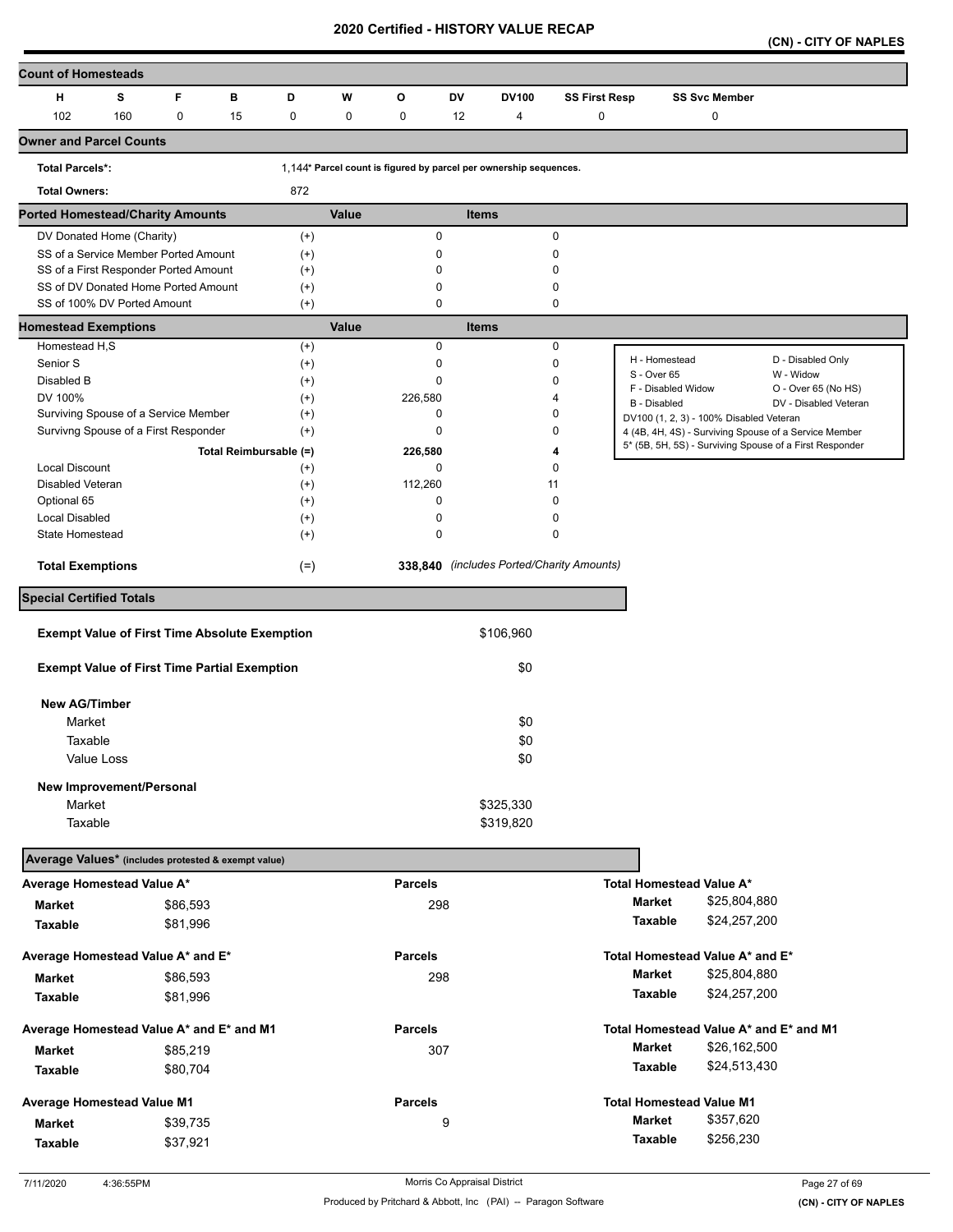# 2020 Certified - HISTORY VALUE RECAP

**(CN) - CITY OF NAPLES**

## Count of Homesteads

| H | S | F | B | D | W | O | DV | DV100 | SS First Resp | SS Svc Member |
|---|---|---|---|---|---|---|---|---|---|---|
| 102 | 160 | 0 | 15 | 0 | 0 | 0 | 12 | 4 | 0 | 0 |

## Owner and Parcel Counts

| | | |
|---|---|---|
| **Total Parcels*:** | | 1,144* Parcel count is figured by parcel per ownership sequences. |
| **Total Owners:** | 872 | |

## Ported Homestead/Charity Amounts

| | | Value | Items |
|---|---|---|---|
| DV Donated Home (Charity) | (+) | 0 | 0 |
| SS of a Service Member Ported Amount | (+) | 0 | 0 |
| SS of a First Responder Ported Amount | (+) | 0 | 0 |
| SS of DV Donated Home Ported Amount | (+) | 0 | 0 |
| SS of 100% DV Ported Amount | (+) | 0 | 0 |

## Homestead Exemptions

| | | Value | Items |
|---|---|---|---|
| Homestead H,S | (+) | 0 | 0 |
| Senior S | (+) | 0 | 0 |
| Disabled B | (+) | 0 | 0 |
| DV 100% | (+) | 226,580 | 4 |
| Surviving Spouse of a Service Member | (+) | 0 | 0 |
| Survivng Spouse of a First Responder | (+) | 0 | 0 |
| Total Reimbursable (=) | | 226,580 | 4 |
| Local Discount | (+) | 0 | 0 |
| Disabled Veteran | (+) | 112,260 | 11 |
| Optional 65 | (+) | 0 | 0 |
| Local Disabled | (+) | 0 | 0 |
| State Homestead | (+) | 0 | 0 |
| **Total Exemptions** | (=) | **338,840** | *(includes Ported/Charity Amounts)* |

| | |
|---|---|
| H - Homestead | D - Disabled Only |
| S - Over 65 | W - Widow |
| F - Disabled Widow | O - Over 65 (No HS) |
| B - Disabled | DV - Disabled Veteran |
| DV100 (1, 2, 3) - 100% Disabled Veteran | |
| 4 (4B, 4H, 4S) - Surviving Spouse of a Service Member | |
| 5* (5B, 5H, 5S) - Surviving Spouse of a First Responder | |

## Special Certified Totals

| | |
|---|---|
| **Exempt Value of First Time Absolute Exemption** | $106,960 |
| **Exempt Value of First Time Partial Exemption** | $0 |
| **New AG/Timber** | |
| Market | $0 |
| Taxable | $0 |
| Value Loss | $0 |
| **New Improvement/Personal** | |
| Market | $325,330 |
| Taxable | $319,820 |

## Average Values* (includes protested & exempt value)

| | | Parcels | | |
|---|---|---|---|---|
| **Average Homestead Value A*** | | | **Total Homestead Value A*** | |
| **Market** | $86,593 | 298 | **Market** | $25,804,880 |
| **Taxable** | $81,996 | | **Taxable** | $24,257,200 |
| **Average Homestead Value A* and E*** | | | **Total Homestead Value A* and E*** | |
| **Market** | $86,593 | 298 | **Market** | $25,804,880 |
| **Taxable** | $81,996 | | **Taxable** | $24,257,200 |
| **Average Homestead Value A* and E* and M1** | | | **Total Homestead Value A* and E* and M1** | |
| **Market** | $85,219 | 307 | **Market** | $26,162,500 |
| **Taxable** | $80,704 | | **Taxable** | $24,513,430 |
| **Average Homestead Value M1** | | | **Total Homestead Value M1** | |
| **Market** | $39,735 | 9 | **Market** | $357,620 |
| **Taxable** | $37,921 | | **Taxable** | $256,230 |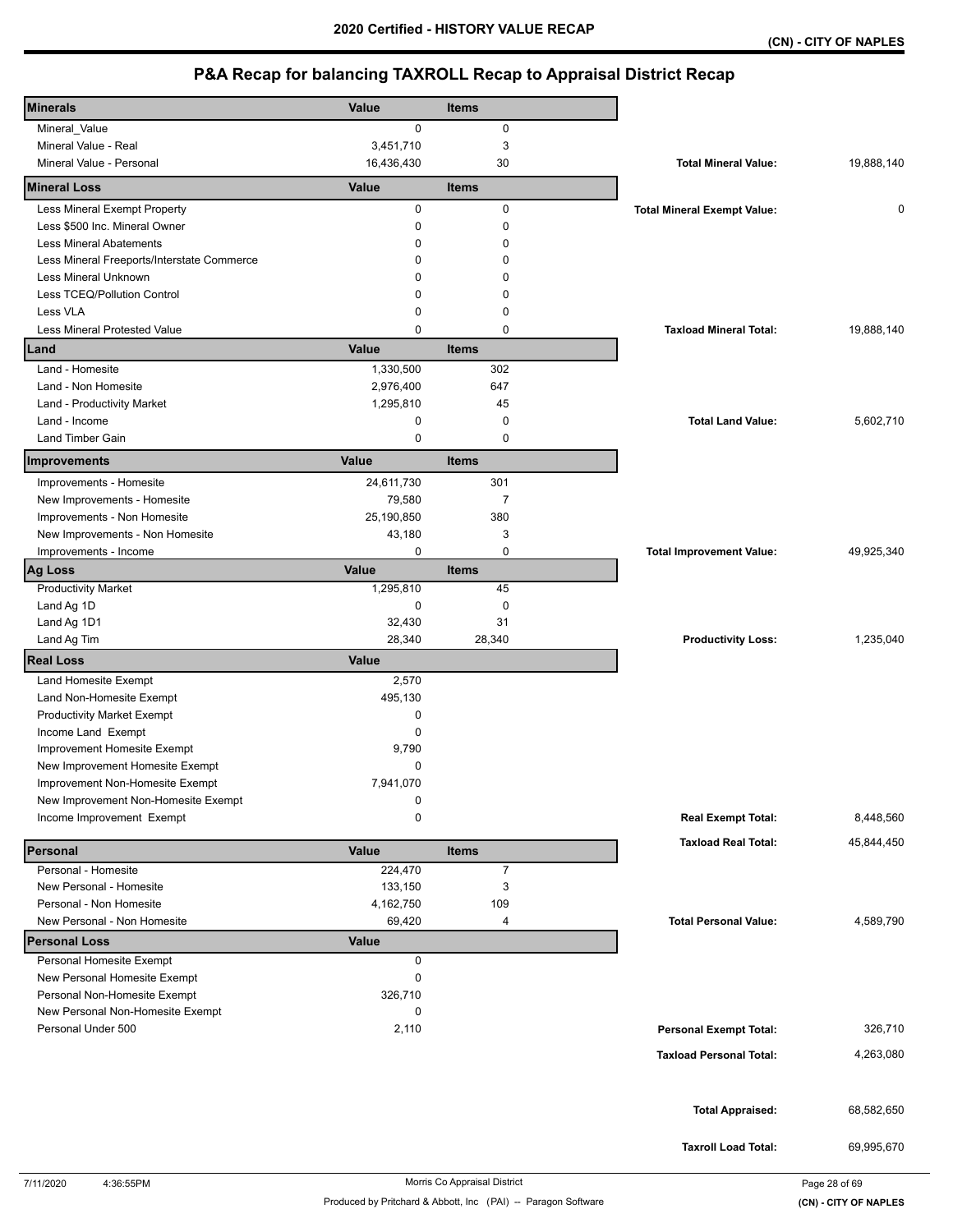# 2020 Certified - HISTORY VALUE RECAP

**(CN) - CITY OF NAPLES**

## P&A Recap for balancing TAXROLL Recap to Appraisal District Recap

| Minerals | Value | Items | | |
|---|---|---|---|---|
| Mineral_Value | 0 | 0 | | |
| Mineral Value - Real | 3,451,710 | 3 | | |
| Mineral Value - Personal | 16,436,430 | 30 | **Total Mineral Value:** | 19,888,140 |

| Mineral Loss | Value | Items | | |
|---|---|---|---|---|
| Less Mineral Exempt Property | 0 | 0 | **Total Mineral Exempt Value:** | 0 |
| Less $500 Inc. Mineral Owner | 0 | 0 | | |
| Less Mineral Abatements | 0 | 0 | | |
| Less Mineral Freeports/Interstate Commerce | 0 | 0 | | |
| Less Mineral Unknown | 0 | 0 | | |
| Less TCEQ/Pollution Control | 0 | 0 | | |
| Less VLA | 0 | 0 | | |
| Less Mineral Protested Value | 0 | 0 | **Taxload Mineral Total:** | 19,888,140 |

| Land | Value | Items | | |
|---|---|---|---|---|
| Land - Homesite | 1,330,500 | 302 | | |
| Land - Non Homesite | 2,976,400 | 647 | | |
| Land - Productivity Market | 1,295,810 | 45 | | |
| Land - Income | 0 | 0 | **Total Land Value:** | 5,602,710 |
| Land Timber Gain | 0 | 0 | | |

| Improvements | Value | Items | | |
|---|---|---|---|---|
| Improvements - Homesite | 24,611,730 | 301 | | |
| New Improvements - Homesite | 79,580 | 7 | | |
| Improvements - Non Homesite | 25,190,850 | 380 | | |
| New Improvements - Non Homesite | 43,180 | 3 | | |
| Improvements - Income | 0 | 0 | **Total Improvement Value:** | 49,925,340 |

| Ag Loss | Value | Items | | |
|---|---|---|---|---|
| Productivity Market | 1,295,810 | 45 | | |
| Land Ag 1D | 0 | 0 | | |
| Land Ag 1D1 | 32,430 | 31 | | |
| Land Ag Tim | 28,340 | 28,340 | **Productivity Loss:** | 1,235,040 |

| Real Loss | Value | | |
|---|---|---|---|
| Land Homesite Exempt | 2,570 | | |
| Land Non-Homesite Exempt | 495,130 | | |
| Productivity Market Exempt | 0 | | |
| Income Land Exempt | 0 | | |
| Improvement Homesite Exempt | 9,790 | | |
| New Improvement Homesite Exempt | 0 | | |
| Improvement Non-Homesite Exempt | 7,941,070 | | |
| New Improvement Non-Homesite Exempt | 0 | | |
| Income Improvement Exempt | 0 | **Real Exempt Total:** | 8,448,560 |
| | | **Taxload Real Total:** | 45,844,450 |

| Personal | Value | Items | | |
|---|---|---|---|---|
| Personal - Homesite | 224,470 | 7 | | |
| New Personal - Homesite | 133,150 | 3 | | |
| Personal - Non Homesite | 4,162,750 | 109 | | |
| New Personal - Non Homesite | 69,420 | 4 | **Total Personal Value:** | 4,589,790 |

| Personal Loss | Value | | |
|---|---|---|---|
| Personal Homesite Exempt | 0 | | |
| New Personal Homesite Exempt | 0 | | |
| Personal Non-Homesite Exempt | 326,710 | | |
| New Personal Non-Homesite Exempt | 0 | | |
| Personal Under 500 | 2,110 | **Personal Exempt Total:** | 326,710 |
| | | **Taxload Personal Total:** | 4,263,080 |

| | |
|---|---|
| **Total Appraised:** | 68,582,650 |
| **Taxroll Load Total:** | 69,995,670 |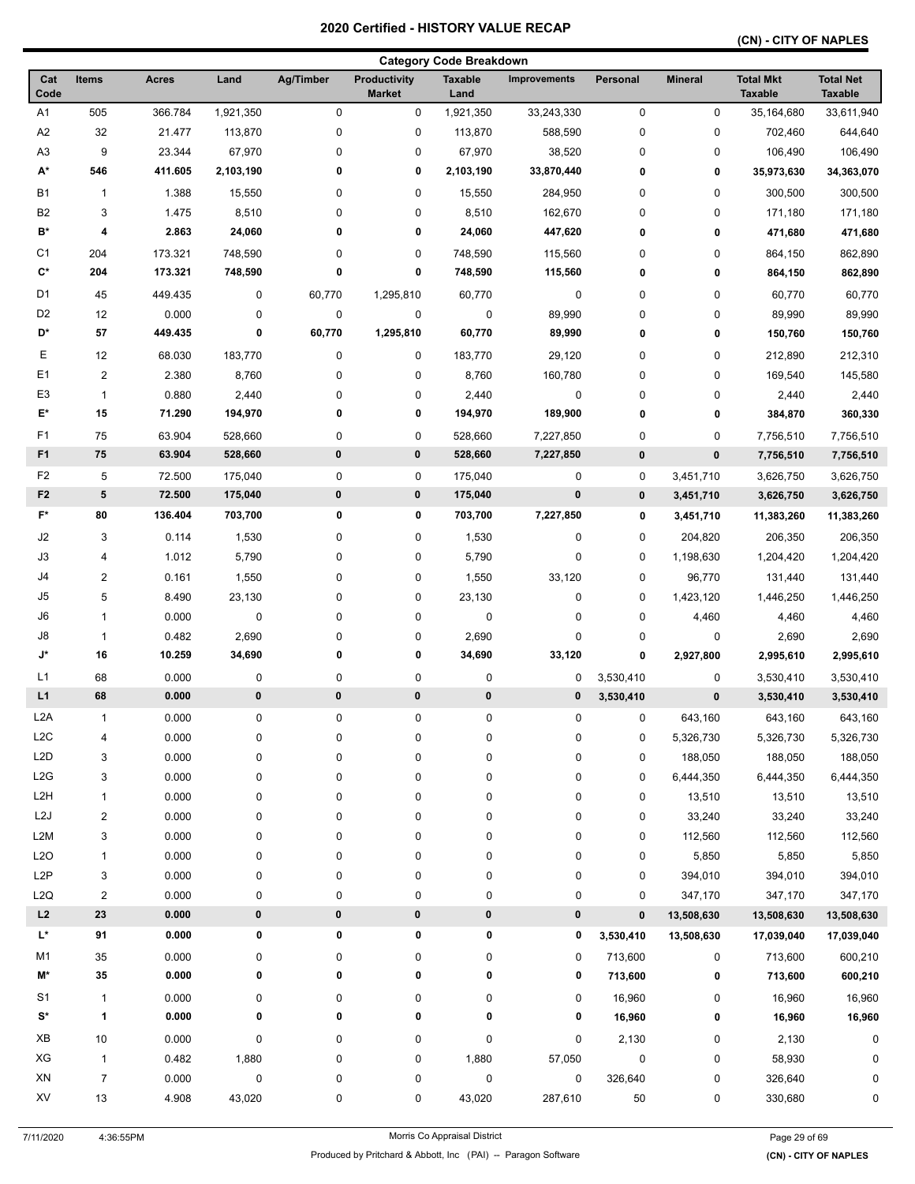# 2020 Certified - HISTORY VALUE RECAP

## (CN) - CITY OF NAPLES

### Category Code Breakdown

| Cat Code | Items | Acres | Land | Ag/Timber | Productivity Market | Taxable Land | Improvements | Personal | Mineral | Total Mkt Taxable | Total Net Taxable |
|---|---|---|---|---|---|---|---|---|---|---|---|
| A1 | 505 | 366.784 | 1,921,350 | 0 | 0 | 1,921,350 | 33,243,330 | 0 | 0 | 35,164,680 | 33,611,940 |
| A2 | 32 | 21.477 | 113,870 | 0 | 0 | 113,870 | 588,590 | 0 | 0 | 702,460 | 644,640 |
| A3 | 9 | 23.344 | 67,970 | 0 | 0 | 67,970 | 38,520 | 0 | 0 | 106,490 | 106,490 |
| **A*** | **546** | **411.605** | **2,103,190** | **0** | **0** | **2,103,190** | **33,870,440** | **0** | **0** | **35,973,630** | **34,363,070** |
| B1 | 1 | 1.388 | 15,550 | 0 | 0 | 15,550 | 284,950 | 0 | 0 | 300,500 | 300,500 |
| B2 | 3 | 1.475 | 8,510 | 0 | 0 | 8,510 | 162,670 | 0 | 0 | 171,180 | 171,180 |
| **B*** | **4** | **2.863** | **24,060** | **0** | **0** | **24,060** | **447,620** | **0** | **0** | **471,680** | **471,680** |
| C1 | 204 | 173.321 | 748,590 | 0 | 0 | 748,590 | 115,560 | 0 | 0 | 864,150 | 862,890 |
| **C*** | **204** | **173.321** | **748,590** | **0** | **0** | **748,590** | **115,560** | **0** | **0** | **864,150** | **862,890** |
| D1 | 45 | 449.435 | 0 | 60,770 | 1,295,810 | 60,770 | 0 | 0 | 0 | 60,770 | 60,770 |
| D2 | 12 | 0.000 | 0 | 0 | 0 | 0 | 89,990 | 0 | 0 | 89,990 | 89,990 |
| **D*** | **57** | **449.435** | **0** | **60,770** | **1,295,810** | **60,770** | **89,990** | **0** | **0** | **150,760** | **150,760** |
| E | 12 | 68.030 | 183,770 | 0 | 0 | 183,770 | 29,120 | 0 | 0 | 212,890 | 212,310 |
| E1 | 2 | 2.380 | 8,760 | 0 | 0 | 8,760 | 160,780 | 0 | 0 | 169,540 | 145,580 |
| E3 | 1 | 0.880 | 2,440 | 0 | 0 | 2,440 | 0 | 0 | 0 | 2,440 | 2,440 |
| **E*** | **15** | **71.290** | **194,970** | **0** | **0** | **194,970** | **189,900** | **0** | **0** | **384,870** | **360,330** |
| F1 | 75 | 63.904 | 528,660 | 0 | 0 | 528,660 | 7,227,850 | 0 | 0 | 7,756,510 | 7,756,510 |
| **F1** | **75** | **63.904** | **528,660** | **0** | **0** | **528,660** | **7,227,850** | **0** | **0** | **7,756,510** | **7,756,510** |
| F2 | 5 | 72.500 | 175,040 | 0 | 0 | 175,040 | 0 | 0 | 3,451,710 | 3,626,750 | 3,626,750 |
| **F2** | **5** | **72.500** | **175,040** | **0** | **0** | **175,040** | **0** | **0** | **3,451,710** | **3,626,750** | **3,626,750** |
| **F*** | **80** | **136.404** | **703,700** | **0** | **0** | **703,700** | **7,227,850** | **0** | **3,451,710** | **11,383,260** | **11,383,260** |
| J2 | 3 | 0.114 | 1,530 | 0 | 0 | 1,530 | 0 | 0 | 204,820 | 206,350 | 206,350 |
| J3 | 4 | 1.012 | 5,790 | 0 | 0 | 5,790 | 0 | 0 | 1,198,630 | 1,204,420 | 1,204,420 |
| J4 | 2 | 0.161 | 1,550 | 0 | 0 | 1,550 | 33,120 | 0 | 96,770 | 131,440 | 131,440 |
| J5 | 5 | 8.490 | 23,130 | 0 | 0 | 23,130 | 0 | 0 | 1,423,120 | 1,446,250 | 1,446,250 |
| J6 | 1 | 0.000 | 0 | 0 | 0 | 0 | 0 | 0 | 4,460 | 4,460 | 4,460 |
| J8 | 1 | 0.482 | 2,690 | 0 | 0 | 2,690 | 0 | 0 | 0 | 2,690 | 2,690 |
| **J*** | **16** | **10.259** | **34,690** | **0** | **0** | **34,690** | **33,120** | **0** | **2,927,800** | **2,995,610** | **2,995,610** |
| L1 | 68 | 0.000 | 0 | 0 | 0 | 0 | 0 | 3,530,410 | 0 | 3,530,410 | 3,530,410 |
| **L1** | **68** | **0.000** | **0** | **0** | **0** | **0** | **0** | **3,530,410** | **0** | **3,530,410** | **3,530,410** |
| L2A | 1 | 0.000 | 0 | 0 | 0 | 0 | 0 | 0 | 643,160 | 643,160 | 643,160 |
| L2C | 4 | 0.000 | 0 | 0 | 0 | 0 | 0 | 0 | 5,326,730 | 5,326,730 | 5,326,730 |
| L2D | 3 | 0.000 | 0 | 0 | 0 | 0 | 0 | 0 | 188,050 | 188,050 | 188,050 |
| L2G | 3 | 0.000 | 0 | 0 | 0 | 0 | 0 | 0 | 6,444,350 | 6,444,350 | 6,444,350 |
| L2H | 1 | 0.000 | 0 | 0 | 0 | 0 | 0 | 0 | 13,510 | 13,510 | 13,510 |
| L2J | 2 | 0.000 | 0 | 0 | 0 | 0 | 0 | 0 | 33,240 | 33,240 | 33,240 |
| L2M | 3 | 0.000 | 0 | 0 | 0 | 0 | 0 | 0 | 112,560 | 112,560 | 112,560 |
| L2O | 1 | 0.000 | 0 | 0 | 0 | 0 | 0 | 0 | 5,850 | 5,850 | 5,850 |
| L2P | 3 | 0.000 | 0 | 0 | 0 | 0 | 0 | 0 | 394,010 | 394,010 | 394,010 |
| L2Q | 2 | 0.000 | 0 | 0 | 0 | 0 | 0 | 0 | 347,170 | 347,170 | 347,170 |
| **L2** | **23** | **0.000** | **0** | **0** | **0** | **0** | **0** | **0** | **13,508,630** | **13,508,630** | **13,508,630** |
| **L*** | **91** | **0.000** | **0** | **0** | **0** | **0** | **0** | **3,530,410** | **13,508,630** | **17,039,040** | **17,039,040** |
| M1 | 35 | 0.000 | 0 | 0 | 0 | 0 | 0 | 713,600 | 0 | 713,600 | 600,210 |
| **M*** | **35** | **0.000** | **0** | **0** | **0** | **0** | **0** | **713,600** | **0** | **713,600** | **600,210** |
| S1 | 1 | 0.000 | 0 | 0 | 0 | 0 | 0 | 16,960 | 0 | 16,960 | 16,960 |
| **S*** | **1** | **0.000** | **0** | **0** | **0** | **0** | **0** | **16,960** | **0** | **16,960** | **16,960** |
| XB | 10 | 0.000 | 0 | 0 | 0 | 0 | 0 | 2,130 | 0 | 2,130 | 0 |
| XG | 1 | 0.482 | 1,880 | 0 | 0 | 1,880 | 57,050 | 0 | 0 | 58,930 | 0 |
| XN | 7 | 0.000 | 0 | 0 | 0 | 0 | 0 | 326,640 | 0 | 326,640 | 0 |
| XV | 13 | 4.908 | 43,020 | 0 | 0 | 43,020 | 287,610 | 50 | 0 | 330,680 | 0 |

7/11/2020 4:36:55PM

Morris Co Appraisal District

Produced by Pritchard & Abbott, Inc (PAI) -- Paragon Software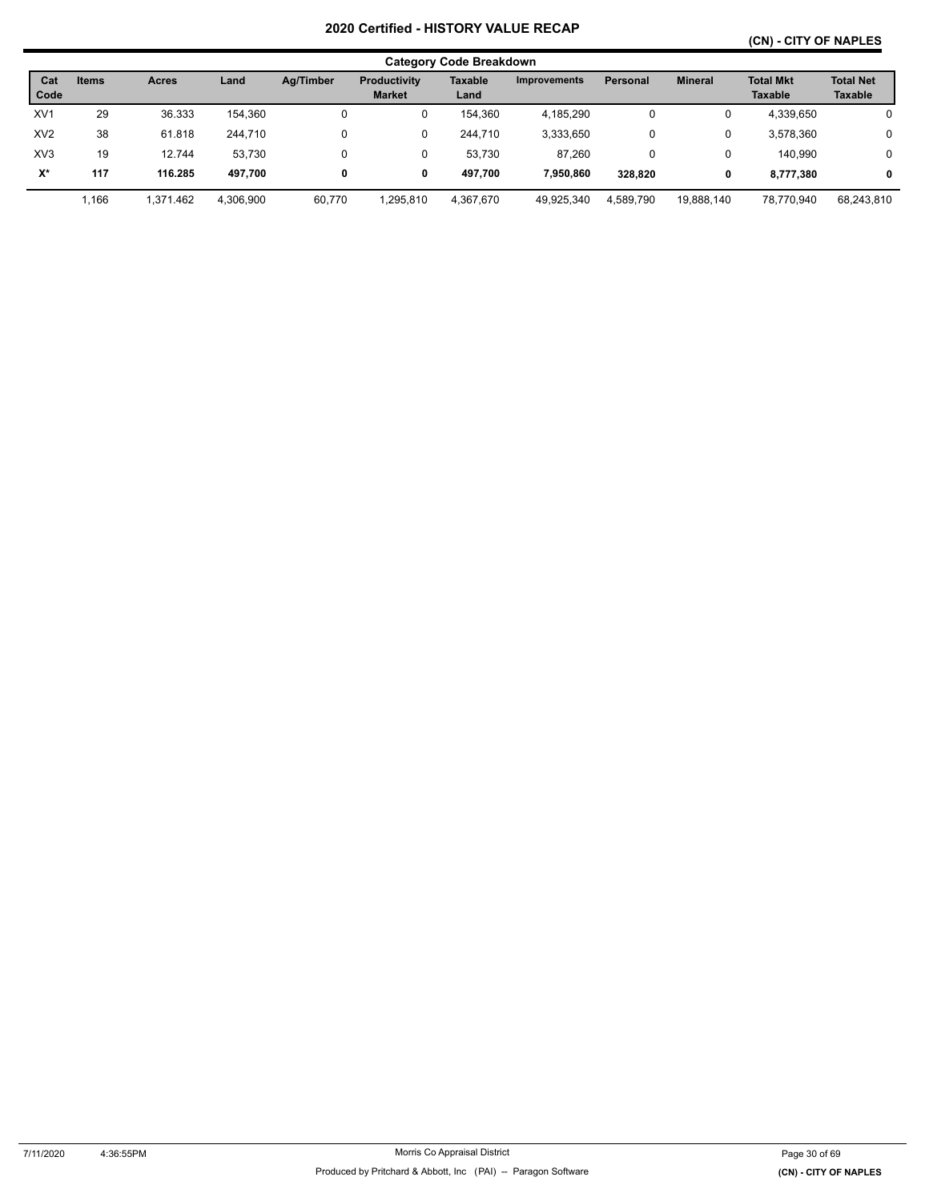## 2020 Certified - HISTORY VALUE RECAP

### Category Code Breakdown

| Cat Code | Items | Acres | Land | Ag/Timber | Productivity Market | Taxable Land | Improvements | Personal | Mineral | Total Mkt Taxable | Total Net Taxable |
|---|---|---|---|---|---|---|---|---|---|---|---|
| XV1 | 29 | 36.333 | 154,360 | 0 | 0 | 154,360 | 4,185,290 | 0 | 0 | 4,339,650 | 0 |
| XV2 | 38 | 61.818 | 244,710 | 0 | 0 | 244,710 | 3,333,650 | 0 | 0 | 3,578,360 | 0 |
| XV3 | 19 | 12.744 | 53,730 | 0 | 0 | 53,730 | 87,260 | 0 | 0 | 140,990 | 0 |
| **X*** | **117** | **116.285** | **497,700** | **0** | **0** | **497,700** | **7,950,860** | **328,820** | **0** | **8,777,380** | **0** |
| | 1,166 | 1,371.462 | 4,306,900 | 60,770 | 1,295,810 | 4,367,670 | 49,925,340 | 4,589,790 | 19,888,140 | 78,770,940 | 68,243,810 |

7/11/2020 4:36:55PM

Morris Co Appraisal District

Produced by Pritchard & Abbott, Inc (PAI) -- Paragon Software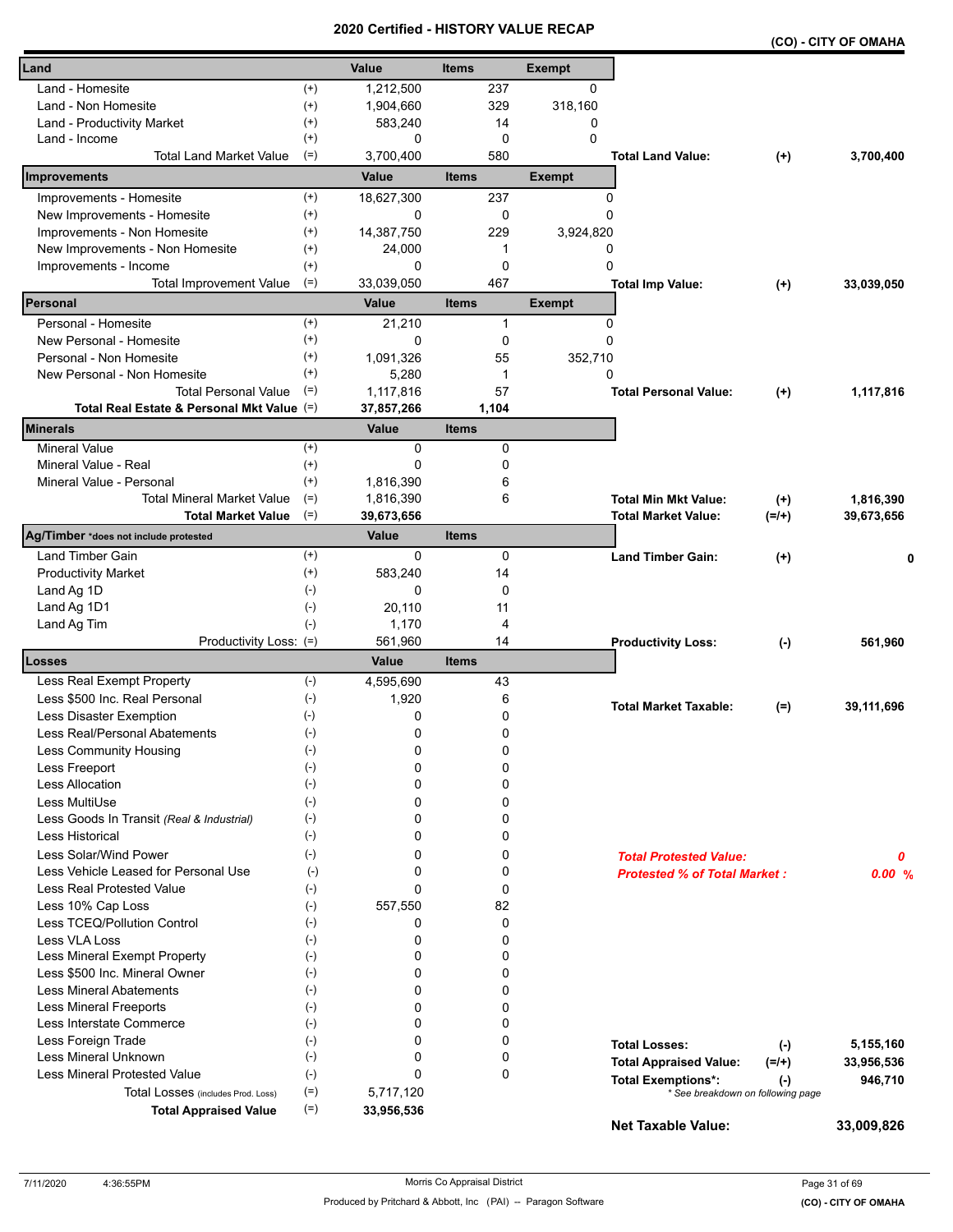# 2020 Certified - HISTORY VALUE RECAP

**(CO) - CITY OF OMAHA**

| Land | | Value | Items | Exempt | | | |
|---|---|---|---|---|---|---|---|
| Land - Homesite | (+) | 1,212,500 | 237 | 0 | | | |
| Land - Non Homesite | (+) | 1,904,660 | 329 | 318,160 | | | |
| Land - Productivity Market | (+) | 583,240 | 14 | 0 | | | |
| Land - Income | (+) | 0 | 0 | 0 | | | |
| Total Land Market Value | (=) | 3,700,400 | 580 | | **Total Land Value:** | **(+)** | **3,700,400** |

| Improvements | | Value | Items | Exempt | | | |
|---|---|---|---|---|---|---|---|
| Improvements - Homesite | (+) | 18,627,300 | 237 | 0 | | | |
| New Improvements - Homesite | (+) | 0 | 0 | 0 | | | |
| Improvements - Non Homesite | (+) | 14,387,750 | 229 | 3,924,820 | | | |
| New Improvements - Non Homesite | (+) | 24,000 | 1 | 0 | | | |
| Improvements - Income | (+) | 0 | 0 | 0 | | | |
| Total Improvement Value | (=) | 33,039,050 | 467 | | **Total Imp Value:** | **(+)** | **33,039,050** |

| Personal | | Value | Items | Exempt | | | |
|---|---|---|---|---|---|---|---|
| Personal - Homesite | (+) | 21,210 | 1 | 0 | | | |
| New Personal - Homesite | (+) | 0 | 0 | 0 | | | |
| Personal - Non Homesite | (+) | 1,091,326 | 55 | 352,710 | | | |
| New Personal - Non Homesite | (+) | 5,280 | 1 | 0 | | | |
| Total Personal Value | (=) | 1,117,816 | 57 | | **Total Personal Value:** | **(+)** | **1,117,816** |
| **Total Real Estate & Personal Mkt Value** | (=) | **37,857,266** | **1,104** | | | | |

| Minerals | | Value | Items | | | |
|---|---|---|---|---|---|---|
| Mineral Value | (+) | 0 | 0 | | | |
| Mineral Value - Real | (+) | 0 | 0 | | | |
| Mineral Value - Personal | (+) | 1,816,390 | 6 | | | |
| Total Mineral Market Value | (=) | 1,816,390 | 6 | **Total Min Mkt Value:** | **(+)** | **1,816,390** |
| **Total Market Value** | (=) | **39,673,656** | | **Total Market Value:** | **(=/+)** | **39,673,656** |

| Ag/Timber *does not include protested | | Value | Items | | | |
|---|---|---|---|---|---|---|
| Land Timber Gain | (+) | 0 | 0 | **Land Timber Gain:** | **(+)** | **0** |
| Productivity Market | (+) | 583,240 | 14 | | | |
| Land Ag 1D | (-) | 0 | 0 | | | |
| Land Ag 1D1 | (-) | 20,110 | 11 | | | |
| Land Ag Tim | (-) | 1,170 | 4 | | | |
| Productivity Loss: | (=) | 561,960 | 14 | **Productivity Loss:** | **(-)** | **561,960** |

| Losses | | Value | Items | | | |
|---|---|---|---|---|---|---|
| Less Real Exempt Property | (-) | 4,595,690 | 43 | | | |
| Less $500 Inc. Real Personal | (-) | 1,920 | 6 | **Total Market Taxable:** | **(=)** | **39,111,696** |
| Less Disaster Exemption | (-) | 0 | 0 | | | |
| Less Real/Personal Abatements | (-) | 0 | 0 | | | |
| Less Community Housing | (-) | 0 | 0 | | | |
| Less Freeport | (-) | 0 | 0 | | | |
| Less Allocation | (-) | 0 | 0 | | | |
| Less MultiUse | (-) | 0 | 0 | | | |
| Less Goods In Transit *(Real & Industrial)* | (-) | 0 | 0 | | | |
| Less Historical | (-) | 0 | 0 | | | |
| Less Solar/Wind Power | (-) | 0 | 0 | ***Total Protested Value:*** | | ***0*** |
| Less Vehicle Leased for Personal Use | (-) | 0 | 0 | ***Protested % of Total Market :*** | | ***0.00 %*** |
| Less Real Protested Value | (-) | 0 | 0 | | | |
| Less 10% Cap Loss | (-) | 557,550 | 82 | | | |
| Less TCEQ/Pollution Control | (-) | 0 | 0 | | | |
| Less VLA Loss | (-) | 0 | 0 | | | |
| Less Mineral Exempt Property | (-) | 0 | 0 | | | |
| Less $500 Inc. Mineral Owner | (-) | 0 | 0 | | | |
| Less Mineral Abatements | (-) | 0 | 0 | | | |
| Less Mineral Freeports | (-) | 0 | 0 | | | |
| Less Interstate Commerce | (-) | 0 | 0 | | | |
| Less Foreign Trade | (-) | 0 | 0 | **Total Losses:** | **(-)** | **5,155,160** |
| Less Mineral Unknown | (-) | 0 | 0 | **Total Appraised Value:** | **(=/+)** | **33,956,536** |
| Less Mineral Protested Value | (-) | 0 | 0 | **Total Exemptions*:** | **(-)** | **946,710** |
| Total Losses (includes Prod. Loss) | (=) | 5,717,120 | | *\* See breakdown on following page* | | |
| **Total Appraised Value** | (=) | **33,956,536** | | | | |

**Net Taxable Value: 33,009,826**

7/11/2020 4:36:55PM — Morris Co Appraisal District — Produced by Pritchard & Abbott, Inc (PAI) -- Paragon Software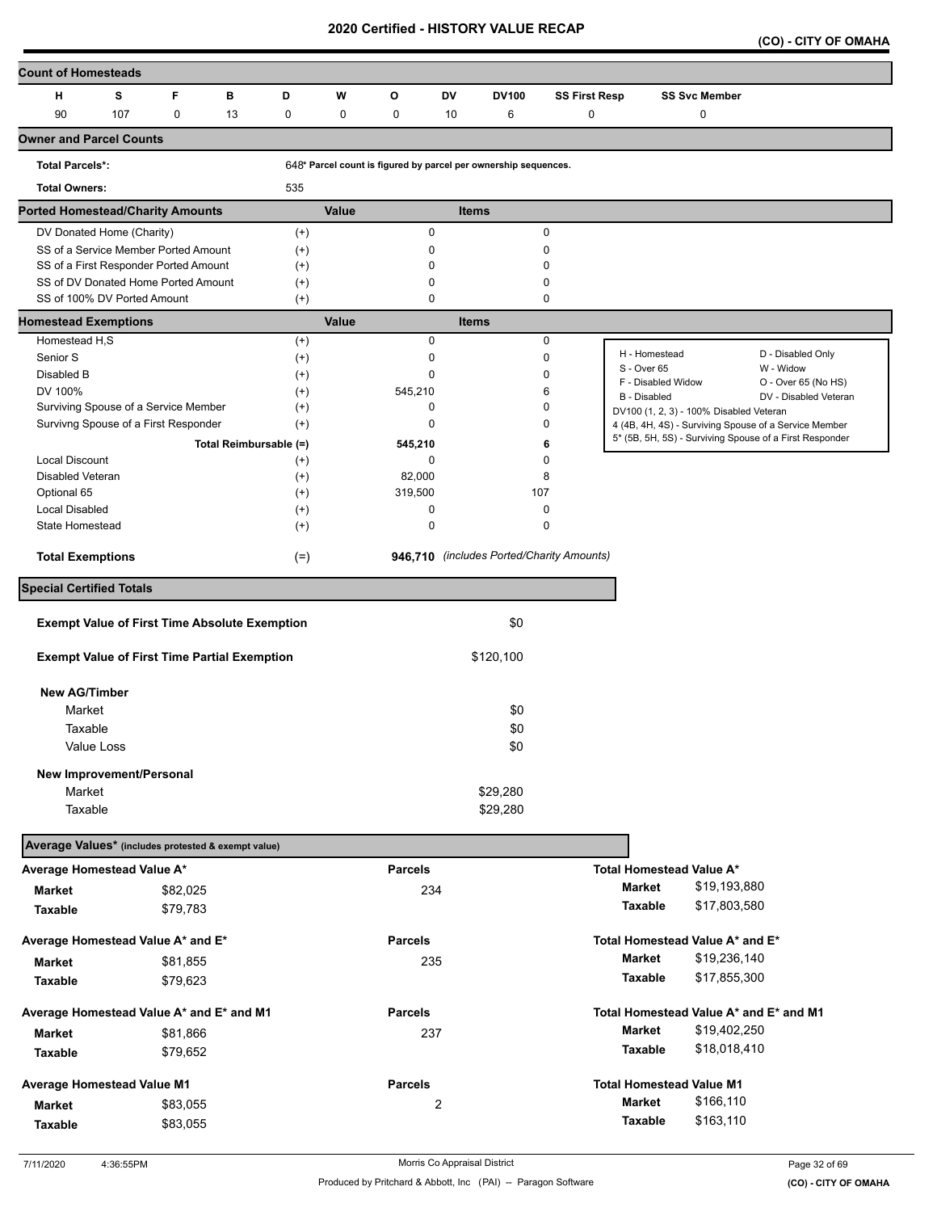# 2020 Certified - HISTORY VALUE RECAP

**(CO) - CITY OF OMAHA**

## Count of Homesteads

| H | S | F | B | D | W | O | DV | DV100 | SS First Resp | SS Svc Member |
|---|---|---|---|---|---|---|---|---|---|---|
| 90 | 107 | 0 | 13 | 0 | 0 | 0 | 10 | 6 | 0 | 0 |

## Owner and Parcel Counts

**Total Parcels*:** 648* Parcel count is figured by parcel per ownership sequences.

**Total Owners:** 535

## Ported Homestead/Charity Amounts

| | | Value | Items |
|---|---|---|---|
| DV Donated Home (Charity) | (+) | 0 | 0 |
| SS of a Service Member Ported Amount | (+) | 0 | 0 |
| SS of a First Responder Ported Amount | (+) | 0 | 0 |
| SS of DV Donated Home Ported Amount | (+) | 0 | 0 |
| SS of 100% DV Ported Amount | (+) | 0 | 0 |

## Homestead Exemptions

| | | Value | Items |
|---|---|---|---|
| Homestead H,S | (+) | 0 | 0 |
| Senior S | (+) | 0 | 0 |
| Disabled B | (+) | 0 | 0 |
| DV 100% | (+) | 545,210 | 6 |
| Surviving Spouse of a Service Member | (+) | 0 | 0 |
| Survivng Spouse of a First Responder | (+) | 0 | 0 |
| Total Reimbursable (=) | | 545,210 | 6 |
| Local Discount | (+) | 0 | 0 |
| Disabled Veteran | (+) | 82,000 | 8 |
| Optional 65 | (+) | 319,500 | 107 |
| Local Disabled | (+) | 0 | 0 |
| State Homestead | (+) | 0 | 0 |
| **Total Exemptions** | (=) | **946,710** | *(includes Ported/Charity Amounts)* |

| | |
|---|---|
| H - Homestead | D - Disabled Only |
| S - Over 65 | W - Widow |
| F - Disabled Widow | O - Over 65 (No HS) |
| B - Disabled | DV - Disabled Veteran |

DV100 (1, 2, 3) - 100% Disabled Veteran
4 (4B, 4H, 4S) - Surviving Spouse of a Service Member
5* (5B, 5H, 5S) - Surviving Spouse of a First Responder

## Special Certified Totals

**Exempt Value of First Time Absolute Exemption** $0

**Exempt Value of First Time Partial Exemption** $120,100

**New AG/Timber**

| | |
|---|---|
| Market | $0 |
| Taxable | $0 |
| Value Loss | $0 |

**New Improvement/Personal**

| | |
|---|---|
| Market | $29,280 |
| Taxable | $29,280 |

## Average Values* (includes protested & exempt value)

| Average Homestead Value A* | | Parcels | Total Homestead Value A* | |
|---|---|---|---|---|
| **Market** | $82,025 | 234 | **Market** | $19,193,880 |
| **Taxable** | $79,783 | | **Taxable** | $17,803,580 |

| Average Homestead Value A* and E* | | Parcels | Total Homestead Value A* and E* | |
|---|---|---|---|---|
| **Market** | $81,855 | 235 | **Market** | $19,236,140 |
| **Taxable** | $79,623 | | **Taxable** | $17,855,300 |

| Average Homestead Value A* and E* and M1 | | Parcels | Total Homestead Value A* and E* and M1 | |
|---|---|---|---|---|
| **Market** | $81,866 | 237 | **Market** | $19,402,250 |
| **Taxable** | $79,652 | | **Taxable** | $18,018,410 |

| Average Homestead Value M1 | | Parcels | Total Homestead Value M1 | |
|---|---|---|---|---|
| **Market** | $83,055 | 2 | **Market** | $166,110 |
| **Taxable** | $83,055 | | **Taxable** | $163,110 |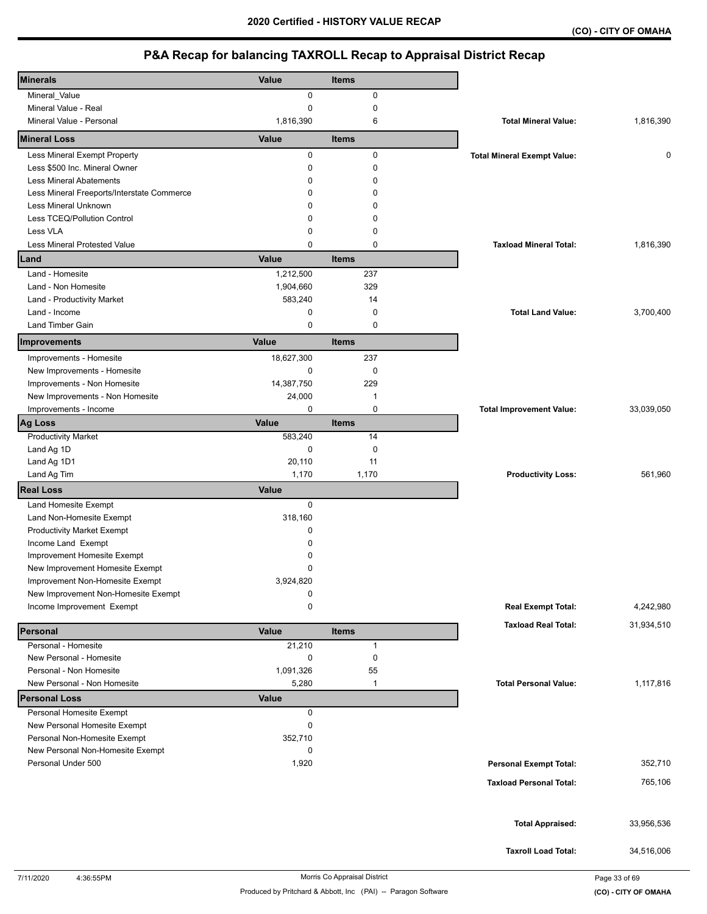# 2020 Certified - HISTORY VALUE RECAP

**(CO) - CITY OF OMAHA**

## P&A Recap for balancing TAXROLL Recap to Appraisal District Recap

| Minerals | Value | Items | | |
|---|---|---|---|---|
| Mineral_Value | 0 | 0 | | |
| Mineral Value - Real | 0 | 0 | | |
| Mineral Value - Personal | 1,816,390 | 6 | **Total Mineral Value:** | 1,816,390 |
| **Mineral Loss** | **Value** | **Items** | | |
| Less Mineral Exempt Property | 0 | 0 | **Total Mineral Exempt Value:** | 0 |
| Less $500 Inc. Mineral Owner | 0 | 0 | | |
| Less Mineral Abatements | 0 | 0 | | |
| Less Mineral Freeports/Interstate Commerce | 0 | 0 | | |
| Less Mineral Unknown | 0 | 0 | | |
| Less TCEQ/Pollution Control | 0 | 0 | | |
| Less VLA | 0 | 0 | | |
| Less Mineral Protested Value | 0 | 0 | **Taxload Mineral Total:** | 1,816,390 |
| **Land** | **Value** | **Items** | | |
| Land - Homesite | 1,212,500 | 237 | | |
| Land - Non Homesite | 1,904,660 | 329 | | |
| Land - Productivity Market | 583,240 | 14 | | |
| Land - Income | 0 | 0 | **Total Land Value:** | 3,700,400 |
| Land Timber Gain | 0 | 0 | | |
| **Improvements** | **Value** | **Items** | | |
| Improvements - Homesite | 18,627,300 | 237 | | |
| New Improvements - Homesite | 0 | 0 | | |
| Improvements - Non Homesite | 14,387,750 | 229 | | |
| New Improvements - Non Homesite | 24,000 | 1 | | |
| Improvements - Income | 0 | 0 | **Total Improvement Value:** | 33,039,050 |
| **Ag Loss** | **Value** | **Items** | | |
| Productivity Market | 583,240 | 14 | | |
| Land Ag 1D | 0 | 0 | | |
| Land Ag 1D1 | 20,110 | 11 | | |
| Land Ag Tim | 1,170 | 1,170 | **Productivity Loss:** | 561,960 |
| **Real Loss** | **Value** | | | |
| Land Homesite Exempt | 0 | | | |
| Land Non-Homesite Exempt | 318,160 | | | |
| Productivity Market Exempt | 0 | | | |
| Income Land Exempt | 0 | | | |
| Improvement Homesite Exempt | 0 | | | |
| New Improvement Homesite Exempt | 0 | | | |
| Improvement Non-Homesite Exempt | 3,924,820 | | | |
| New Improvement Non-Homesite Exempt | 0 | | | |
| Income Improvement Exempt | 0 | | **Real Exempt Total:** | 4,242,980 |
| | | | **Taxload Real Total:** | 31,934,510 |
| **Personal** | **Value** | **Items** | | |
| Personal - Homesite | 21,210 | 1 | | |
| New Personal - Homesite | 0 | 0 | | |
| Personal - Non Homesite | 1,091,326 | 55 | | |
| New Personal - Non Homesite | 5,280 | 1 | **Total Personal Value:** | 1,117,816 |
| **Personal Loss** | **Value** | | | |
| Personal Homesite Exempt | 0 | | | |
| New Personal Homesite Exempt | 0 | | | |
| Personal Non-Homesite Exempt | 352,710 | | | |
| New Personal Non-Homesite Exempt | 0 | | | |
| Personal Under 500 | 1,920 | | **Personal Exempt Total:** | 352,710 |
| | | | **Taxload Personal Total:** | 765,106 |
| | | | **Total Appraised:** | 33,956,536 |
| | | | **Taxroll Load Total:** | 34,516,006 |

7/11/2020 4:36:55PM — Morris Co Appraisal District — Produced by Pritchard & Abbott, Inc (PAI) -- Paragon Software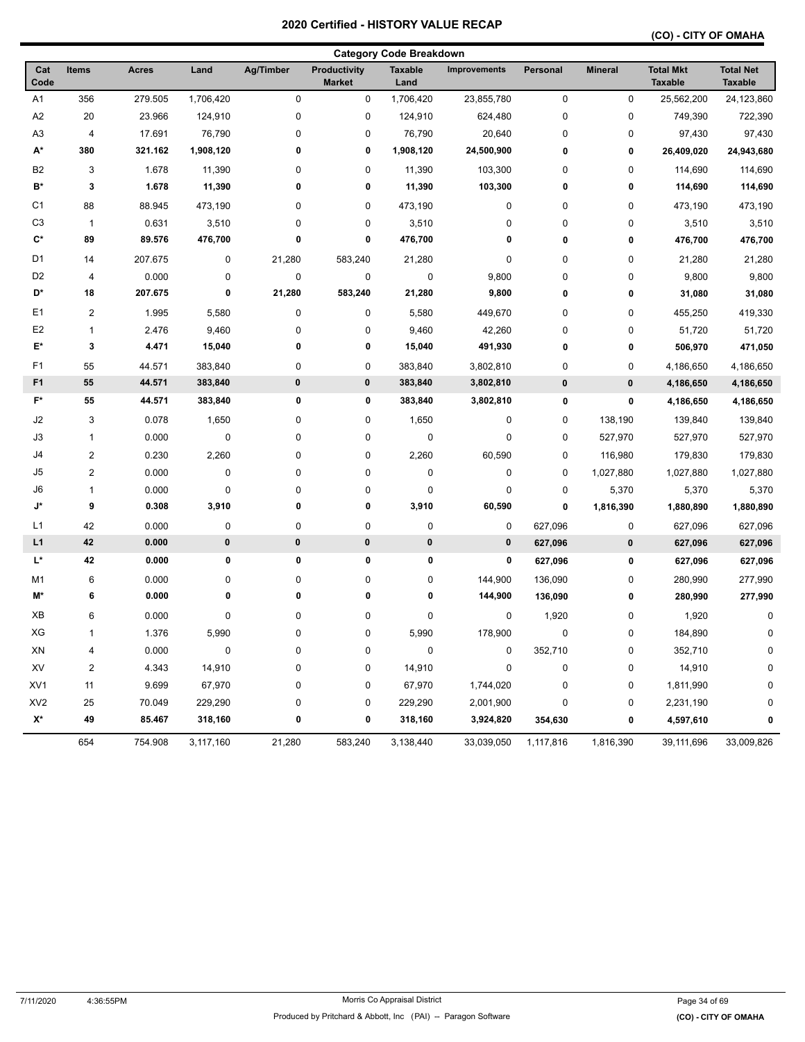# 2020 Certified - HISTORY VALUE RECAP

**(CO) - CITY OF OMAHA**

## Category Code Breakdown

| Cat Code | Items | Acres | Land | Ag/Timber | Productivity Market | Taxable Land | Improvements | Personal | Mineral | Total Mkt Taxable | Total Net Taxable |
|---|---|---|---|---|---|---|---|---|---|---|---|
| A1 | 356 | 279.505 | 1,706,420 | 0 | 0 | 1,706,420 | 23,855,780 | 0 | 0 | 25,562,200 | 24,123,860 |
| A2 | 20 | 23.966 | 124,910 | 0 | 0 | 124,910 | 624,480 | 0 | 0 | 749,390 | 722,390 |
| A3 | 4 | 17.691 | 76,790 | 0 | 0 | 76,790 | 20,640 | 0 | 0 | 97,430 | 97,430 |
| **A*** | **380** | **321.162** | **1,908,120** | **0** | **0** | **1,908,120** | **24,500,900** | **0** | **0** | **26,409,020** | **24,943,680** |
| B2 | 3 | 1.678 | 11,390 | 0 | 0 | 11,390 | 103,300 | 0 | 0 | 114,690 | 114,690 |
| **B*** | **3** | **1.678** | **11,390** | **0** | **0** | **11,390** | **103,300** | **0** | **0** | **114,690** | **114,690** |
| C1 | 88 | 88.945 | 473,190 | 0 | 0 | 473,190 | 0 | 0 | 0 | 473,190 | 473,190 |
| C3 | 1 | 0.631 | 3,510 | 0 | 0 | 3,510 | 0 | 0 | 0 | 3,510 | 3,510 |
| **C*** | **89** | **89.576** | **476,700** | **0** | **0** | **476,700** | **0** | **0** | **0** | **476,700** | **476,700** |
| D1 | 14 | 207.675 | 0 | 21,280 | 583,240 | 21,280 | 0 | 0 | 0 | 21,280 | 21,280 |
| D2 | 4 | 0.000 | 0 | 0 | 0 | 0 | 9,800 | 0 | 0 | 9,800 | 9,800 |
| **D*** | **18** | **207.675** | **0** | **21,280** | **583,240** | **21,280** | **9,800** | **0** | **0** | **31,080** | **31,080** |
| E1 | 2 | 1.995 | 5,580 | 0 | 0 | 5,580 | 449,670 | 0 | 0 | 455,250 | 419,330 |
| E2 | 1 | 2.476 | 9,460 | 0 | 0 | 9,460 | 42,260 | 0 | 0 | 51,720 | 51,720 |
| **E*** | **3** | **4.471** | **15,040** | **0** | **0** | **15,040** | **491,930** | **0** | **0** | **506,970** | **471,050** |
| F1 | 55 | 44.571 | 383,840 | 0 | 0 | 383,840 | 3,802,810 | 0 | 0 | 4,186,650 | 4,186,650 |
| **F1** | **55** | **44.571** | **383,840** | **0** | **0** | **383,840** | **3,802,810** | **0** | **0** | **4,186,650** | **4,186,650** |
| **F*** | **55** | **44.571** | **383,840** | **0** | **0** | **383,840** | **3,802,810** | **0** | **0** | **4,186,650** | **4,186,650** |
| J2 | 3 | 0.078 | 1,650 | 0 | 0 | 1,650 | 0 | 0 | 138,190 | 139,840 | 139,840 |
| J3 | 1 | 0.000 | 0 | 0 | 0 | 0 | 0 | 0 | 527,970 | 527,970 | 527,970 |
| J4 | 2 | 0.230 | 2,260 | 0 | 0 | 2,260 | 60,590 | 0 | 116,980 | 179,830 | 179,830 |
| J5 | 2 | 0.000 | 0 | 0 | 0 | 0 | 0 | 0 | 1,027,880 | 1,027,880 | 1,027,880 |
| J6 | 1 | 0.000 | 0 | 0 | 0 | 0 | 0 | 0 | 5,370 | 5,370 | 5,370 |
| **J*** | **9** | **0.308** | **3,910** | **0** | **0** | **3,910** | **60,590** | **0** | **1,816,390** | **1,880,890** | **1,880,890** |
| L1 | 42 | 0.000 | 0 | 0 | 0 | 0 | 0 | 627,096 | 0 | 627,096 | 627,096 |
| **L1** | **42** | **0.000** | **0** | **0** | **0** | **0** | **0** | **627,096** | **0** | **627,096** | **627,096** |
| **L*** | **42** | **0.000** | **0** | **0** | **0** | **0** | **0** | **627,096** | **0** | **627,096** | **627,096** |
| M1 | 6 | 0.000 | 0 | 0 | 0 | 0 | 144,900 | 136,090 | 0 | 280,990 | 277,990 |
| **M*** | **6** | **0.000** | **0** | **0** | **0** | **0** | **144,900** | **136,090** | **0** | **280,990** | **277,990** |
| XB | 6 | 0.000 | 0 | 0 | 0 | 0 | 0 | 1,920 | 0 | 1,920 | 0 |
| XG | 1 | 1.376 | 5,990 | 0 | 0 | 5,990 | 178,900 | 0 | 0 | 184,890 | 0 |
| XN | 4 | 0.000 | 0 | 0 | 0 | 0 | 0 | 352,710 | 0 | 352,710 | 0 |
| XV | 2 | 4.343 | 14,910 | 0 | 0 | 14,910 | 0 | 0 | 0 | 14,910 | 0 |
| XV1 | 11 | 9.699 | 67,970 | 0 | 0 | 67,970 | 1,744,020 | 0 | 0 | 1,811,990 | 0 |
| XV2 | 25 | 70.049 | 229,290 | 0 | 0 | 229,290 | 2,001,900 | 0 | 0 | 2,231,190 | 0 |
| **X*** | **49** | **85.467** | **318,160** | **0** | **0** | **318,160** | **3,924,820** | **354,630** | **0** | **4,597,610** | **0** |
| | 654 | 754.908 | 3,117,160 | 21,280 | 583,240 | 3,138,440 | 33,039,050 | 1,117,816 | 1,816,390 | 39,111,696 | 33,009,826 |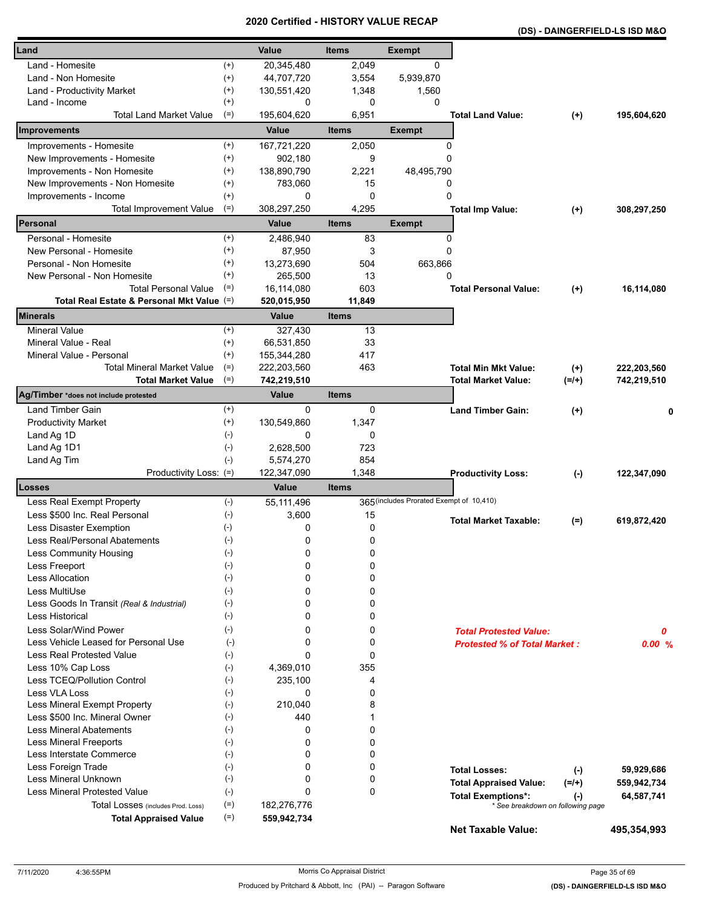# 2020 Certified - HISTORY VALUE RECAP

**(DS) - DAINGERFIELD-LS ISD M&O**

| Land | | Value | Items | Exempt | | | |
|---|---|---|---|---|---|---|---|
| Land - Homesite | (+) | 20,345,480 | 2,049 | 0 | | | |
| Land - Non Homesite | (+) | 44,707,720 | 3,554 | 5,939,870 | | | |
| Land - Productivity Market | (+) | 130,551,420 | 1,348 | 1,560 | | | |
| Land - Income | (+) | 0 | 0 | 0 | | | |
| Total Land Market Value | (=) | 195,604,620 | 6,951 | | **Total Land Value:** | **(+)** | **195,604,620** |
| **Improvements** | | **Value** | **Items** | **Exempt** | | | |
| Improvements - Homesite | (+) | 167,721,220 | 2,050 | 0 | | | |
| New Improvements - Homesite | (+) | 902,180 | 9 | 0 | | | |
| Improvements - Non Homesite | (+) | 138,890,790 | 2,221 | 48,495,790 | | | |
| New Improvements - Non Homesite | (+) | 783,060 | 15 | 0 | | | |
| Improvements - Income | (+) | 0 | 0 | 0 | | | |
| Total Improvement Value | (=) | 308,297,250 | 4,295 | | **Total Imp Value:** | **(+)** | **308,297,250** |
| **Personal** | | **Value** | **Items** | **Exempt** | | | |
| Personal - Homesite | (+) | 2,486,940 | 83 | 0 | | | |
| New Personal - Homesite | (+) | 87,950 | 3 | 0 | | | |
| Personal - Non Homesite | (+) | 13,273,690 | 504 | 663,866 | | | |
| New Personal - Non Homesite | (+) | 265,500 | 13 | 0 | | | |
| Total Personal Value | (=) | 16,114,080 | 603 | | **Total Personal Value:** | **(+)** | **16,114,080** |
| **Total Real Estate & Personal Mkt Value** | (=) | **520,015,950** | **11,849** | | | | |
| **Minerals** | | **Value** | **Items** | | | | |
| Mineral Value | (+) | 327,430 | 13 | | | | |
| Mineral Value - Real | (+) | 66,531,850 | 33 | | | | |
| Mineral Value - Personal | (+) | 155,344,280 | 417 | | | | |
| Total Mineral Market Value | (=) | 222,203,560 | 463 | | **Total Min Mkt Value:** | **(+)** | **222,203,560** |
| **Total Market Value** | (=) | **742,219,510** | | | **Total Market Value:** | **(=/+)** | **742,219,510** |
| **Ag/Timber** *does not include protested | | **Value** | **Items** | | | | |
| Land Timber Gain | (+) | 0 | 0 | | **Land Timber Gain:** | **(+)** | **0** |
| Productivity Market | (+) | 130,549,860 | 1,347 | | | | |
| Land Ag 1D | (-) | 0 | 0 | | | | |
| Land Ag 1D1 | (-) | 2,628,500 | 723 | | | | |
| Land Ag Tim | (-) | 5,574,270 | 854 | | | | |
| Productivity Loss: | (=) | 122,347,090 | 1,348 | | **Productivity Loss:** | **(-)** | **122,347,090** |
| **Losses** | | **Value** | **Items** | | | | |
| Less Real Exempt Property | (-) | 55,111,496 | 365 | (includes Prorated Exempt of 10,410) | | | |
| Less $500 Inc. Real Personal | (-) | 3,600 | 15 | | **Total Market Taxable:** | **(=)** | **619,872,420** |
| Less Disaster Exemption | (-) | 0 | 0 | | | | |
| Less Real/Personal Abatements | (-) | 0 | 0 | | | | |
| Less Community Housing | (-) | 0 | 0 | | | | |
| Less Freeport | (-) | 0 | 0 | | | | |
| Less Allocation | (-) | 0 | 0 | | | | |
| Less MultiUse | (-) | 0 | 0 | | | | |
| Less Goods In Transit *(Real & Industrial)* | (-) | 0 | 0 | | | | |
| Less Historical | (-) | 0 | 0 | | | | |
| Less Solar/Wind Power | (-) | 0 | 0 | | ***Total Protested Value:*** | | ***0*** |
| Less Vehicle Leased for Personal Use | (-) | 0 | 0 | | ***Protested % of Total Market :*** | | ***0.00 %*** |
| Less Real Protested Value | (-) | 0 | 0 | | | | |
| Less 10% Cap Loss | (-) | 4,369,010 | 355 | | | | |
| Less TCEQ/Pollution Control | (-) | 235,100 | 4 | | | | |
| Less VLA Loss | (-) | 0 | 0 | | | | |
| Less Mineral Exempt Property | (-) | 210,040 | 8 | | | | |
| Less $500 Inc. Mineral Owner | (-) | 440 | 1 | | | | |
| Less Mineral Abatements | (-) | 0 | 0 | | | | |
| Less Mineral Freeports | (-) | 0 | 0 | | | | |
| Less Interstate Commerce | (-) | 0 | 0 | | | | |
| Less Foreign Trade | (-) | 0 | 0 | | **Total Losses:** | **(-)** | **59,929,686** |
| Less Mineral Unknown | (-) | 0 | 0 | | **Total Appraised Value:** | **(=/+)** | **559,942,734** |
| Less Mineral Protested Value | (-) | 0 | 0 | | **Total Exemptions*:** | **(-)** | **64,587,741** |
| Total Losses (includes Prod. Loss) | (=) | 182,276,776 | | | * See breakdown on following page | | |
| **Total Appraised Value** | (=) | **559,942,734** | | | | | |
| | | | | | **Net Taxable Value:** | | **495,354,993** |

7/11/2020 4:36:55PM — Morris Co Appraisal District — Produced by Pritchard & Abbott, Inc (PAI) -- Paragon Software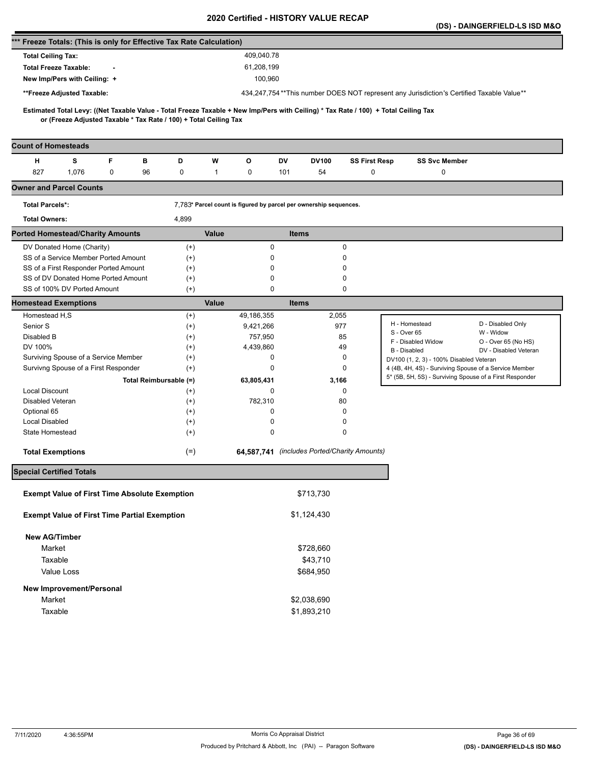# 2020 Certified - HISTORY VALUE RECAP

**(DS) - DAINGERFIELD-LS ISD M&O**

## *** Freeze Totals: (This is only for Effective Tax Rate Calculation)

| | |
|---|---|
| **Total Ceiling Tax:** | 409,040.78 |
| **Total Freeze Taxable:** - | 61,208,199 |
| **New Imp/Pers with Ceiling:** + | 100,960 |
| ****Freeze Adjusted Taxable:** | 434,247,754 **This number DOES NOT represent any Jurisdiction's Certified Taxable Value** |

**Estimated Total Levy: ((Net Taxable Value - Total Freeze Taxable + New Imp/Pers with Ceiling) * Tax Rate / 100) + Total Ceiling Tax or (Freeze Adjusted Taxable * Tax Rate / 100) + Total Ceiling Tax**

## Count of Homesteads

| H | S | F | B | D | W | O | DV | DV100 | SS First Resp | SS Svc Member |
|---|---|---|---|---|---|---|---|---|---|---|
| 827 | 1,076 | 0 | 96 | 0 | 1 | 0 | 101 | 54 | 0 | 0 |

## Owner and Parcel Counts

| | |
|---|---|
| **Total Parcels*:** | 7,783* Parcel count is figured by parcel per ownership sequences. |
| **Total Owners:** | 4,899 |

## Ported Homestead/Charity Amounts

| | | Value | Items |
|---|---|---|---|
| DV Donated Home (Charity) | (+) | 0 | 0 |
| SS of a Service Member Ported Amount | (+) | 0 | 0 |
| SS of a First Responder Ported Amount | (+) | 0 | 0 |
| SS of DV Donated Home Ported Amount | (+) | 0 | 0 |
| SS of 100% DV Ported Amount | (+) | 0 | 0 |

## Homestead Exemptions

| | | Value | Items |
|---|---|---|---|
| Homestead H,S | (+) | 49,186,355 | 2,055 |
| Senior S | (+) | 9,421,266 | 977 |
| Disabled B | (+) | 757,950 | 85 |
| DV 100% | (+) | 4,439,860 | 49 |
| Surviving Spouse of a Service Member | (+) | 0 | 0 |
| Survivng Spouse of a First Responder | (+) | 0 | 0 |
| Total Reimbursable | (=) | 63,805,431 | 3,166 |
| Local Discount | (+) | 0 | 0 |
| Disabled Veteran | (+) | 782,310 | 80 |
| Optional 65 | (+) | 0 | 0 |
| Local Disabled | (+) | 0 | 0 |
| State Homestead | (+) | 0 | 0 |
| **Total Exemptions** | (=) | **64,587,741** | *(includes Ported/Charity Amounts)* |

| | |
|---|---|
| H - Homestead | D - Disabled Only |
| S - Over 65 | W - Widow |
| F - Disabled Widow | O - Over 65 (No HS) |
| B - Disabled | DV - Disabled Veteran |
| DV100 (1, 2, 3) - 100% Disabled Veteran | |
| 4 (4B, 4H, 4S) - Surviving Spouse of a Service Member | |
| 5* (5B, 5H, 5S) - Surviving Spouse of a First Responder | |

## Special Certified Totals

| | |
|---|---|
| **Exempt Value of First Time Absolute Exemption** | $713,730 |
| **Exempt Value of First Time Partial Exemption** | $1,124,430 |
| **New AG/Timber** | |
| Market | $728,660 |
| Taxable | $43,710 |
| Value Loss | $684,950 |
| **New Improvement/Personal** | |
| Market | $2,038,690 |
| Taxable | $1,893,210 |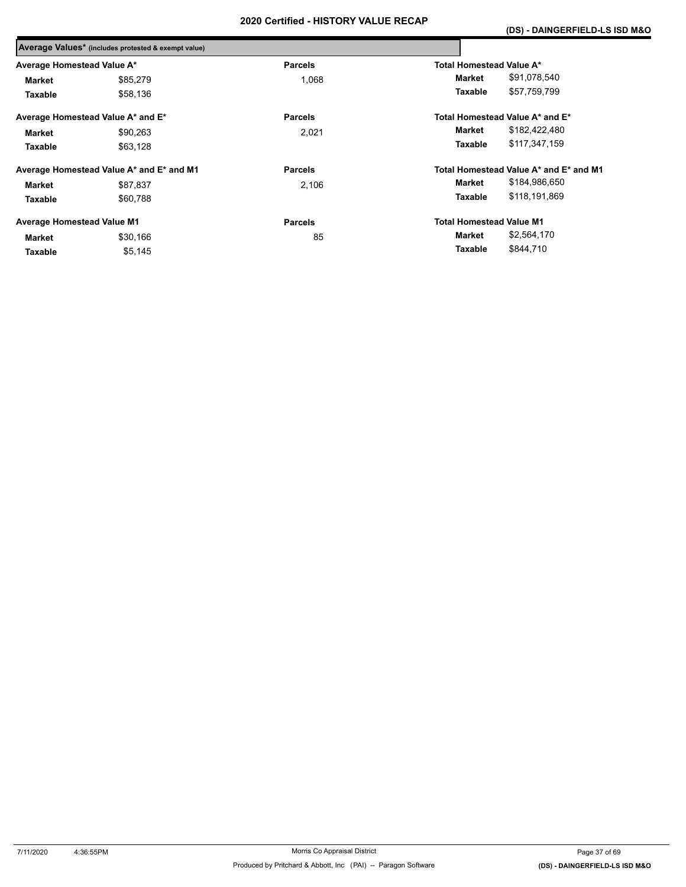## Average Values* (includes protested & exempt value)

| Average Homestead Value A* | | Parcels | Total Homestead Value A* | |
|---|---|---|---|---|
| Market | $85,279 | 1,068 | Market | $91,078,540 |
| Taxable | $58,136 | | Taxable | $57,759,799 |

| Average Homestead Value A* and E* | | Parcels | Total Homestead Value A* and E* | |
|---|---|---|---|---|
| Market | $90,263 | 2,021 | Market | $182,422,480 |
| Taxable | $63,128 | | Taxable | $117,347,159 |

| Average Homestead Value A* and E* and M1 | | Parcels | Total Homestead Value A* and E* and M1 | |
|---|---|---|---|---|
| Market | $87,837 | 2,106 | Market | $184,986,650 |
| Taxable | $60,788 | | Taxable | $118,191,869 |

| Average Homestead Value M1 | | Parcels | Total Homestead Value M1 | |
|---|---|---|---|---|
| Market | $30,166 | 85 | Market | $2,564,170 |
| Taxable | $5,145 | | Taxable | $844,710 |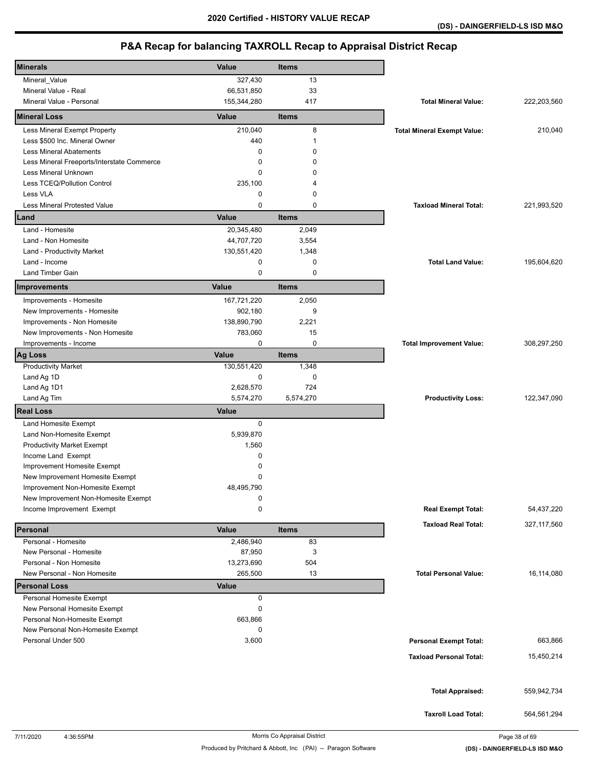# 2020 Certified - HISTORY VALUE RECAP

**(DS) - DAINGERFIELD-LS ISD M&O**

## P&A Recap for balancing TAXROLL Recap to Appraisal District Recap

| Minerals | Value | Items | | |
|---|---|---|---|---|
| Mineral_Value | 327,430 | 13 | | |
| Mineral Value - Real | 66,531,850 | 33 | | |
| Mineral Value - Personal | 155,344,280 | 417 | **Total Mineral Value:** | 222,203,560 |
| **Mineral Loss** | **Value** | **Items** | | |
| Less Mineral Exempt Property | 210,040 | 8 | **Total Mineral Exempt Value:** | 210,040 |
| Less $500 Inc. Mineral Owner | 440 | 1 | | |
| Less Mineral Abatements | 0 | 0 | | |
| Less Mineral Freeports/Interstate Commerce | 0 | 0 | | |
| Less Mineral Unknown | 0 | 0 | | |
| Less TCEQ/Pollution Control | 235,100 | 4 | | |
| Less VLA | 0 | 0 | | |
| Less Mineral Protested Value | 0 | 0 | **Taxload Mineral Total:** | 221,993,520 |
| **Land** | **Value** | **Items** | | |
| Land - Homesite | 20,345,480 | 2,049 | | |
| Land - Non Homesite | 44,707,720 | 3,554 | | |
| Land - Productivity Market | 130,551,420 | 1,348 | | |
| Land - Income | 0 | 0 | **Total Land Value:** | 195,604,620 |
| Land Timber Gain | 0 | 0 | | |
| **Improvements** | **Value** | **Items** | | |
| Improvements - Homesite | 167,721,220 | 2,050 | | |
| New Improvements - Homesite | 902,180 | 9 | | |
| Improvements - Non Homesite | 138,890,790 | 2,221 | | |
| New Improvements - Non Homesite | 783,060 | 15 | | |
| Improvements - Income | 0 | 0 | **Total Improvement Value:** | 308,297,250 |
| **Ag Loss** | **Value** | **Items** | | |
| Productivity Market | 130,551,420 | 1,348 | | |
| Land Ag 1D | 0 | 0 | | |
| Land Ag 1D1 | 2,628,570 | 724 | | |
| Land Ag Tim | 5,574,270 | 5,574,270 | **Productivity Loss:** | 122,347,090 |
| **Real Loss** | **Value** | | | |
| Land Homesite Exempt | 0 | | | |
| Land Non-Homesite Exempt | 5,939,870 | | | |
| Productivity Market Exempt | 1,560 | | | |
| Income Land Exempt | 0 | | | |
| Improvement Homesite Exempt | 0 | | | |
| New Improvement Homesite Exempt | 0 | | | |
| Improvement Non-Homesite Exempt | 48,495,790 | | | |
| New Improvement Non-Homesite Exempt | 0 | | | |
| Income Improvement Exempt | 0 | | **Real Exempt Total:** | 54,437,220 |
| | | | **Taxload Real Total:** | 327,117,560 |
| **Personal** | **Value** | **Items** | | |
| Personal - Homesite | 2,486,940 | 83 | | |
| New Personal - Homesite | 87,950 | 3 | | |
| Personal - Non Homesite | 13,273,690 | 504 | | |
| New Personal - Non Homesite | 265,500 | 13 | **Total Personal Value:** | 16,114,080 |
| **Personal Loss** | **Value** | | | |
| Personal Homesite Exempt | 0 | | | |
| New Personal Homesite Exempt | 0 | | | |
| Personal Non-Homesite Exempt | 663,866 | | | |
| New Personal Non-Homesite Exempt | 0 | | | |
| Personal Under 500 | 3,600 | | **Personal Exempt Total:** | 663,866 |
| | | | **Taxload Personal Total:** | 15,450,214 |
| | | | **Total Appraised:** | 559,942,734 |
| | | | **Taxroll Load Total:** | 564,561,294 |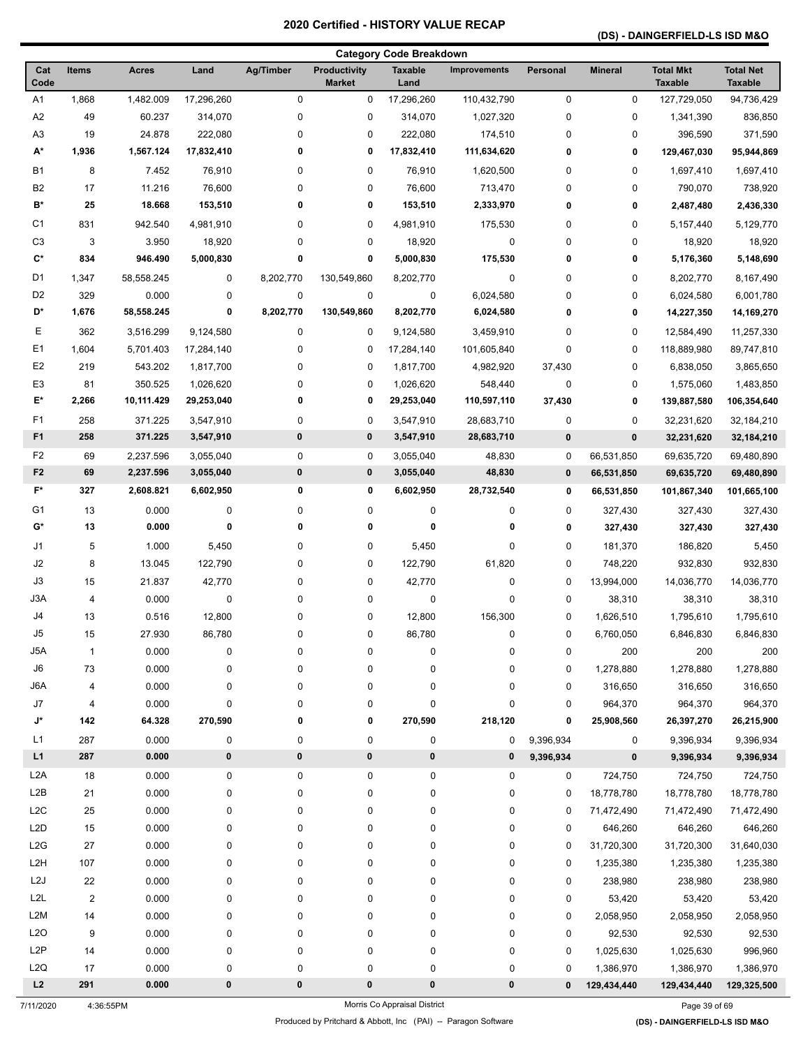# 2020 Certified - HISTORY VALUE RECAP

**(DS) - DAINGERFIELD-LS ISD M&O**

## Category Code Breakdown

| Cat Code | Items | Acres | Land | Ag/Timber | Productivity Market | Taxable Land | Improvements | Personal | Mineral | Total Mkt Taxable | Total Net Taxable |
|---|---|---|---|---|---|---|---|---|---|---|---|
| A1 | 1,868 | 1,482.009 | 17,296,260 | 0 | 0 | 17,296,260 | 110,432,790 | 0 | 0 | 127,729,050 | 94,736,429 |
| A2 | 49 | 60.237 | 314,070 | 0 | 0 | 314,070 | 1,027,320 | 0 | 0 | 1,341,390 | 836,850 |
| A3 | 19 | 24.878 | 222,080 | 0 | 0 | 222,080 | 174,510 | 0 | 0 | 396,590 | 371,590 |
| **A*** | **1,936** | **1,567.124** | **17,832,410** | **0** | **0** | **17,832,410** | **111,634,620** | **0** | **0** | **129,467,030** | **95,944,869** |
| B1 | 8 | 7.452 | 76,910 | 0 | 0 | 76,910 | 1,620,500 | 0 | 0 | 1,697,410 | 1,697,410 |
| B2 | 17 | 11.216 | 76,600 | 0 | 0 | 76,600 | 713,470 | 0 | 0 | 790,070 | 738,920 |
| **B*** | **25** | **18.668** | **153,510** | **0** | **0** | **153,510** | **2,333,970** | **0** | **0** | **2,487,480** | **2,436,330** |
| C1 | 831 | 942.540 | 4,981,910 | 0 | 0 | 4,981,910 | 175,530 | 0 | 0 | 5,157,440 | 5,129,770 |
| C3 | 3 | 3.950 | 18,920 | 0 | 0 | 18,920 | 0 | 0 | 0 | 18,920 | 18,920 |
| **C*** | **834** | **946.490** | **5,000,830** | **0** | **0** | **5,000,830** | **175,530** | **0** | **0** | **5,176,360** | **5,148,690** |
| D1 | 1,347 | 58,558.245 | 0 | 8,202,770 | 130,549,860 | 8,202,770 | 0 | 0 | 0 | 8,202,770 | 8,167,490 |
| D2 | 329 | 0.000 | 0 | 0 | 0 | 0 | 6,024,580 | 0 | 0 | 6,024,580 | 6,001,780 |
| **D*** | **1,676** | **58,558.245** | **0** | **8,202,770** | **130,549,860** | **8,202,770** | **6,024,580** | **0** | **0** | **14,227,350** | **14,169,270** |
| E | 362 | 3,516.299 | 9,124,580 | 0 | 0 | 9,124,580 | 3,459,910 | 0 | 0 | 12,584,490 | 11,257,330 |
| E1 | 1,604 | 5,701.403 | 17,284,140 | 0 | 0 | 17,284,140 | 101,605,840 | 0 | 0 | 118,889,980 | 89,747,810 |
| E2 | 219 | 543.202 | 1,817,700 | 0 | 0 | 1,817,700 | 4,982,920 | 37,430 | 0 | 6,838,050 | 3,865,650 |
| E3 | 81 | 350.525 | 1,026,620 | 0 | 0 | 1,026,620 | 548,440 | 0 | 0 | 1,575,060 | 1,483,850 |
| **E*** | **2,266** | **10,111.429** | **29,253,040** | **0** | **0** | **29,253,040** | **110,597,110** | **37,430** | **0** | **139,887,580** | **106,354,640** |
| F1 | 258 | 371.225 | 3,547,910 | 0 | 0 | 3,547,910 | 28,683,710 | 0 | 0 | 32,231,620 | 32,184,210 |
| **F1** | **258** | **371.225** | **3,547,910** | **0** | **0** | **3,547,910** | **28,683,710** | **0** | **0** | **32,231,620** | **32,184,210** |
| F2 | 69 | 2,237.596 | 3,055,040 | 0 | 0 | 3,055,040 | 48,830 | 0 | 66,531,850 | 69,635,720 | 69,480,890 |
| **F2** | **69** | **2,237.596** | **3,055,040** | **0** | **0** | **3,055,040** | **48,830** | **0** | **66,531,850** | **69,635,720** | **69,480,890** |
| **F*** | **327** | **2,608.821** | **6,602,950** | **0** | **0** | **6,602,950** | **28,732,540** | **0** | **66,531,850** | **101,867,340** | **101,665,100** |
| G1 | 13 | 0.000 | 0 | 0 | 0 | 0 | 0 | 0 | 327,430 | 327,430 | 327,430 |
| **G*** | **13** | **0.000** | **0** | **0** | **0** | **0** | **0** | **0** | **327,430** | **327,430** | **327,430** |
| J1 | 5 | 1.000 | 5,450 | 0 | 0 | 5,450 | 0 | 0 | 181,370 | 186,820 | 5,450 |
| J2 | 8 | 13.045 | 122,790 | 0 | 0 | 122,790 | 61,820 | 0 | 748,220 | 932,830 | 932,830 |
| J3 | 15 | 21.837 | 42,770 | 0 | 0 | 42,770 | 0 | 0 | 13,994,000 | 14,036,770 | 14,036,770 |
| J3A | 4 | 0.000 | 0 | 0 | 0 | 0 | 0 | 0 | 38,310 | 38,310 | 38,310 |
| J4 | 13 | 0.516 | 12,800 | 0 | 0 | 12,800 | 156,300 | 0 | 1,626,510 | 1,795,610 | 1,795,610 |
| J5 | 15 | 27.930 | 86,780 | 0 | 0 | 86,780 | 0 | 0 | 6,760,050 | 6,846,830 | 6,846,830 |
| J5A | 1 | 0.000 | 0 | 0 | 0 | 0 | 0 | 0 | 200 | 200 | 200 |
| J6 | 73 | 0.000 | 0 | 0 | 0 | 0 | 0 | 0 | 1,278,880 | 1,278,880 | 1,278,880 |
| J6A | 4 | 0.000 | 0 | 0 | 0 | 0 | 0 | 0 | 316,650 | 316,650 | 316,650 |
| J7 | 4 | 0.000 | 0 | 0 | 0 | 0 | 0 | 0 | 964,370 | 964,370 | 964,370 |
| **J*** | **142** | **64.328** | **270,590** | **0** | **0** | **270,590** | **218,120** | **0** | **25,908,560** | **26,397,270** | **26,215,900** |
| L1 | 287 | 0.000 | 0 | 0 | 0 | 0 | 0 | 9,396,934 | 0 | 9,396,934 | 9,396,934 |
| **L1** | **287** | **0.000** | **0** | **0** | **0** | **0** | **0** | **9,396,934** | **0** | **9,396,934** | **9,396,934** |
| L2A | 18 | 0.000 | 0 | 0 | 0 | 0 | 0 | 0 | 724,750 | 724,750 | 724,750 |
| L2B | 21 | 0.000 | 0 | 0 | 0 | 0 | 0 | 0 | 18,778,780 | 18,778,780 | 18,778,780 |
| L2C | 25 | 0.000 | 0 | 0 | 0 | 0 | 0 | 0 | 71,472,490 | 71,472,490 | 71,472,490 |
| L2D | 15 | 0.000 | 0 | 0 | 0 | 0 | 0 | 0 | 646,260 | 646,260 | 646,260 |
| L2G | 27 | 0.000 | 0 | 0 | 0 | 0 | 0 | 0 | 31,720,300 | 31,720,300 | 31,640,030 |
| L2H | 107 | 0.000 | 0 | 0 | 0 | 0 | 0 | 0 | 1,235,380 | 1,235,380 | 1,235,380 |
| L2J | 22 | 0.000 | 0 | 0 | 0 | 0 | 0 | 0 | 238,980 | 238,980 | 238,980 |
| L2L | 2 | 0.000 | 0 | 0 | 0 | 0 | 0 | 0 | 53,420 | 53,420 | 53,420 |
| L2M | 14 | 0.000 | 0 | 0 | 0 | 0 | 0 | 0 | 2,058,950 | 2,058,950 | 2,058,950 |
| L2O | 9 | 0.000 | 0 | 0 | 0 | 0 | 0 | 0 | 92,530 | 92,530 | 92,530 |
| L2P | 14 | 0.000 | 0 | 0 | 0 | 0 | 0 | 0 | 1,025,630 | 1,025,630 | 996,960 |
| L2Q | 17 | 0.000 | 0 | 0 | 0 | 0 | 0 | 0 | 1,386,970 | 1,386,970 | 1,386,970 |
| **L2** | **291** | **0.000** | **0** | **0** | **0** | **0** | **0** | **0** | **129,434,440** | **129,434,440** | **129,325,500** |

7/11/2020 4:36:55PM — Morris Co Appraisal District

Produced by Pritchard & Abbott, Inc (PAI) -- Paragon Software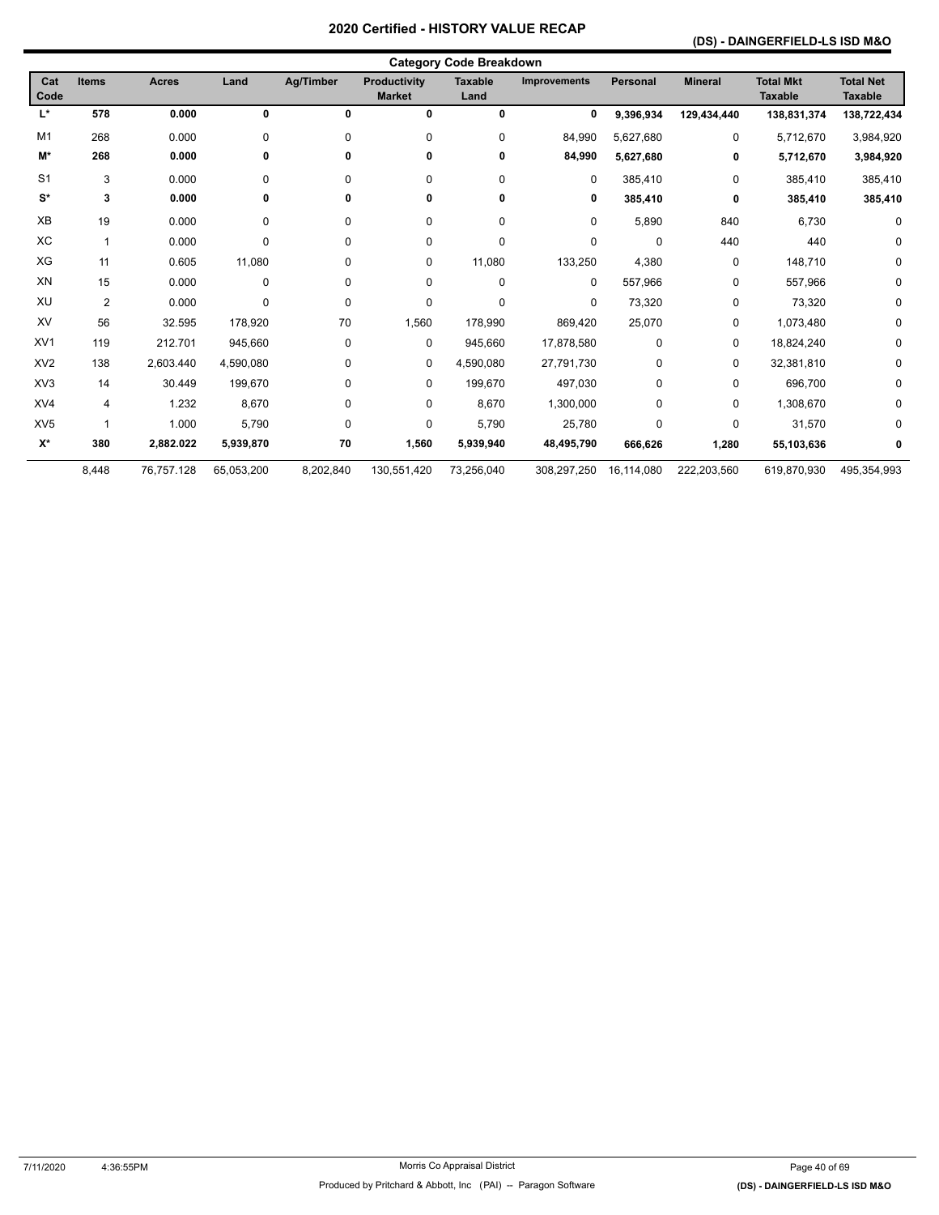# 2020 Certified - HISTORY VALUE RECAP

## (DS) - DAINGERFIELD-LS ISD M&O

### Category Code Breakdown

| Cat Code | Items | Acres | Land | Ag/Timber | Productivity Market | Taxable Land | Improvements | Personal | Mineral | Total Mkt Taxable | Total Net Taxable |
|---|---|---|---|---|---|---|---|---|---|---|---|
| **L*** | **578** | **0.000** | **0** | **0** | **0** | **0** | **0** | **9,396,934** | **129,434,440** | **138,831,374** | **138,722,434** |
| M1 | 268 | 0.000 | 0 | 0 | 0 | 0 | 84,990 | 5,627,680 | 0 | 5,712,670 | 3,984,920 |
| **M*** | **268** | **0.000** | **0** | **0** | **0** | **0** | **84,990** | **5,627,680** | **0** | **5,712,670** | **3,984,920** |
| S1 | 3 | 0.000 | 0 | 0 | 0 | 0 | 0 | 385,410 | 0 | 385,410 | 385,410 |
| **S*** | **3** | **0.000** | **0** | **0** | **0** | **0** | **0** | **385,410** | **0** | **385,410** | **385,410** |
| XB | 19 | 0.000 | 0 | 0 | 0 | 0 | 0 | 5,890 | 840 | 6,730 | 0 |
| XC | 1 | 0.000 | 0 | 0 | 0 | 0 | 0 | 0 | 440 | 440 | 0 |
| XG | 11 | 0.605 | 11,080 | 0 | 0 | 11,080 | 133,250 | 4,380 | 0 | 148,710 | 0 |
| XN | 15 | 0.000 | 0 | 0 | 0 | 0 | 0 | 557,966 | 0 | 557,966 | 0 |
| XU | 2 | 0.000 | 0 | 0 | 0 | 0 | 0 | 73,320 | 0 | 73,320 | 0 |
| XV | 56 | 32.595 | 178,920 | 70 | 1,560 | 178,990 | 869,420 | 25,070 | 0 | 1,073,480 | 0 |
| XV1 | 119 | 212.701 | 945,660 | 0 | 0 | 945,660 | 17,878,580 | 0 | 0 | 18,824,240 | 0 |
| XV2 | 138 | 2,603.440 | 4,590,080 | 0 | 0 | 4,590,080 | 27,791,730 | 0 | 0 | 32,381,810 | 0 |
| XV3 | 14 | 30.449 | 199,670 | 0 | 0 | 199,670 | 497,030 | 0 | 0 | 696,700 | 0 |
| XV4 | 4 | 1.232 | 8,670 | 0 | 0 | 8,670 | 1,300,000 | 0 | 0 | 1,308,670 | 0 |
| XV5 | 1 | 1.000 | 5,790 | 0 | 0 | 5,790 | 25,780 | 0 | 0 | 31,570 | 0 |
| **X*** | **380** | **2,882.022** | **5,939,870** | **70** | **1,560** | **5,939,940** | **48,495,790** | **666,626** | **1,280** | **55,103,636** | **0** |
| | 8,448 | 76,757.128 | 65,053,200 | 8,202,840 | 130,551,420 | 73,256,040 | 308,297,250 | 16,114,080 | 222,203,560 | 619,870,930 | 495,354,993 |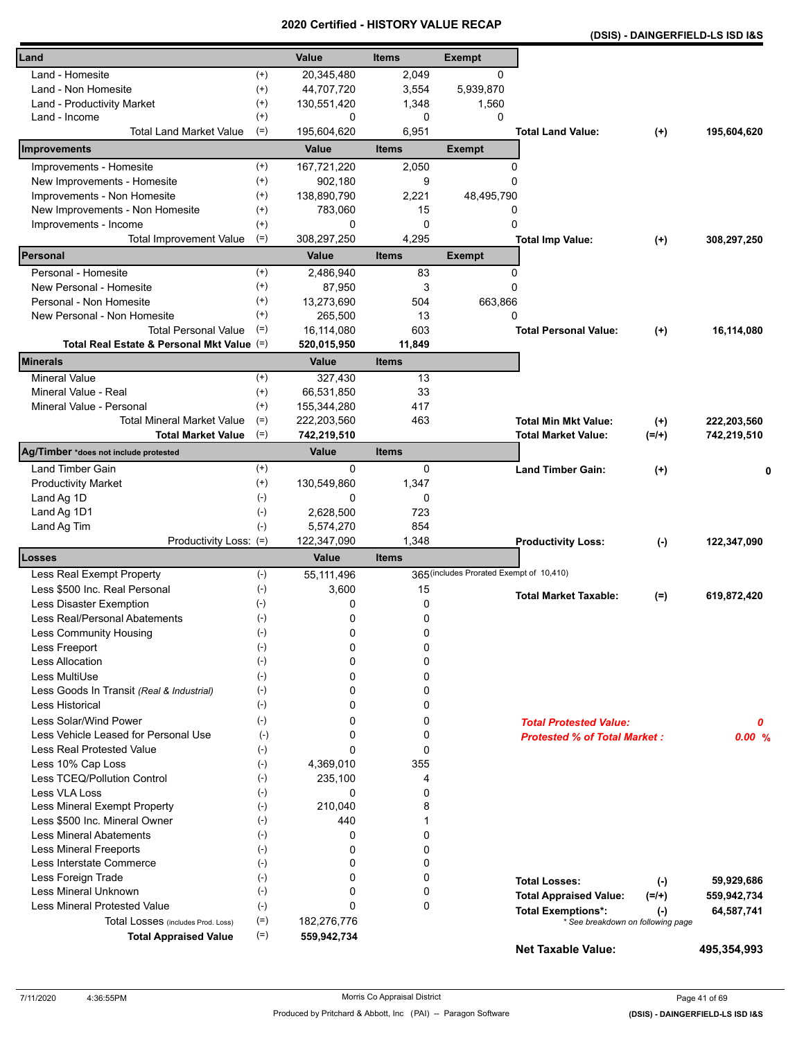# 2020 Certified - HISTORY VALUE RECAP

**(DSIS) - DAINGERFIELD-LS ISD I&S**

| Land | | Value | Items | Exempt | | | |
|---|---|---|---|---|---|---|---|
| Land - Homesite | (+) | 20,345,480 | 2,049 | 0 | | | |
| Land - Non Homesite | (+) | 44,707,720 | 3,554 | 5,939,870 | | | |
| Land - Productivity Market | (+) | 130,551,420 | 1,348 | 1,560 | | | |
| Land - Income | (+) | 0 | 0 | 0 | | | |
| Total Land Market Value | (=) | 195,604,620 | 6,951 | | **Total Land Value:** | **(+)** | **195,604,620** |
| **Improvements** | | **Value** | **Items** | **Exempt** | | | |
| Improvements - Homesite | (+) | 167,721,220 | 2,050 | 0 | | | |
| New Improvements - Homesite | (+) | 902,180 | 9 | 0 | | | |
| Improvements - Non Homesite | (+) | 138,890,790 | 2,221 | 48,495,790 | | | |
| New Improvements - Non Homesite | (+) | 783,060 | 15 | 0 | | | |
| Improvements - Income | (+) | 0 | 0 | 0 | | | |
| Total Improvement Value | (=) | 308,297,250 | 4,295 | | **Total Imp Value:** | **(+)** | **308,297,250** |
| **Personal** | | **Value** | **Items** | **Exempt** | | | |
| Personal - Homesite | (+) | 2,486,940 | 83 | 0 | | | |
| New Personal - Homesite | (+) | 87,950 | 3 | 0 | | | |
| Personal - Non Homesite | (+) | 13,273,690 | 504 | 663,866 | | | |
| New Personal - Non Homesite | (+) | 265,500 | 13 | 0 | | | |
| Total Personal Value | (=) | 16,114,080 | 603 | | **Total Personal Value:** | **(+)** | **16,114,080** |
| **Total Real Estate & Personal Mkt Value** | (=) | **520,015,950** | **11,849** | | | | |
| **Minerals** | | **Value** | **Items** | | | | |
| Mineral Value | (+) | 327,430 | 13 | | | | |
| Mineral Value - Real | (+) | 66,531,850 | 33 | | | | |
| Mineral Value - Personal | (+) | 155,344,280 | 417 | | | | |
| Total Mineral Market Value | (=) | 222,203,560 | 463 | | **Total Min Mkt Value:** | **(+)** | **222,203,560** |
| **Total Market Value** | (=) | **742,219,510** | | | **Total Market Value:** | **(=/+)** | **742,219,510** |
| **Ag/Timber** *does not include protested | | **Value** | **Items** | | | | |
| Land Timber Gain | (+) | 0 | 0 | | **Land Timber Gain:** | **(+)** | **0** |
| Productivity Market | (+) | 130,549,860 | 1,347 | | | | |
| Land Ag 1D | (-) | 0 | 0 | | | | |
| Land Ag 1D1 | (-) | 2,628,500 | 723 | | | | |
| Land Ag Tim | (-) | 5,574,270 | 854 | | | | |
| Productivity Loss: | (=) | 122,347,090 | 1,348 | | **Productivity Loss:** | **(-)** | **122,347,090** |
| **Losses** | | **Value** | **Items** | | | | |
| Less Real Exempt Property | (-) | 55,111,496 | 365 | (includes Prorated Exempt of 10,410) | | | |
| Less $500 Inc. Real Personal | (-) | 3,600 | 15 | | **Total Market Taxable:** | **(=)** | **619,872,420** |
| Less Disaster Exemption | (-) | 0 | 0 | | | | |
| Less Real/Personal Abatements | (-) | 0 | 0 | | | | |
| Less Community Housing | (-) | 0 | 0 | | | | |
| Less Freeport | (-) | 0 | 0 | | | | |
| Less Allocation | (-) | 0 | 0 | | | | |
| Less MultiUse | (-) | 0 | 0 | | | | |
| Less Goods In Transit *(Real & Industrial)* | (-) | 0 | 0 | | | | |
| Less Historical | (-) | 0 | 0 | | | | |
| Less Solar/Wind Power | (-) | 0 | 0 | | ***Total Protested Value:*** | | ***0*** |
| Less Vehicle Leased for Personal Use | (-) | 0 | 0 | | ***Protested % of Total Market :*** | | ***0.00 %*** |
| Less Real Protested Value | (-) | 0 | 0 | | | | |
| Less 10% Cap Loss | (-) | 4,369,010 | 355 | | | | |
| Less TCEQ/Pollution Control | (-) | 235,100 | 4 | | | | |
| Less VLA Loss | (-) | 0 | 0 | | | | |
| Less Mineral Exempt Property | (-) | 210,040 | 8 | | | | |
| Less $500 Inc. Mineral Owner | (-) | 440 | 1 | | | | |
| Less Mineral Abatements | (-) | 0 | 0 | | | | |
| Less Mineral Freeports | (-) | 0 | 0 | | | | |
| Less Interstate Commerce | (-) | 0 | 0 | | | | |
| Less Foreign Trade | (-) | 0 | 0 | | **Total Losses:** | **(-)** | **59,929,686** |
| Less Mineral Unknown | (-) | 0 | 0 | | **Total Appraised Value:** | **(=/+)** | **559,942,734** |
| Less Mineral Protested Value | (-) | 0 | 0 | | **Total Exemptions*:** | **(-)** | **64,587,741** |
| Total Losses (includes Prod. Loss) | (=) | 182,276,776 | | | * See breakdown on following page | | |
| **Total Appraised Value** | (=) | **559,942,734** | | | | | |
| | | | | | **Net Taxable Value:** | | **495,354,993** |

7/11/2020 4:36:55PM — Morris Co Appraisal District — Produced by Pritchard & Abbott, Inc (PAI) -- Paragon Software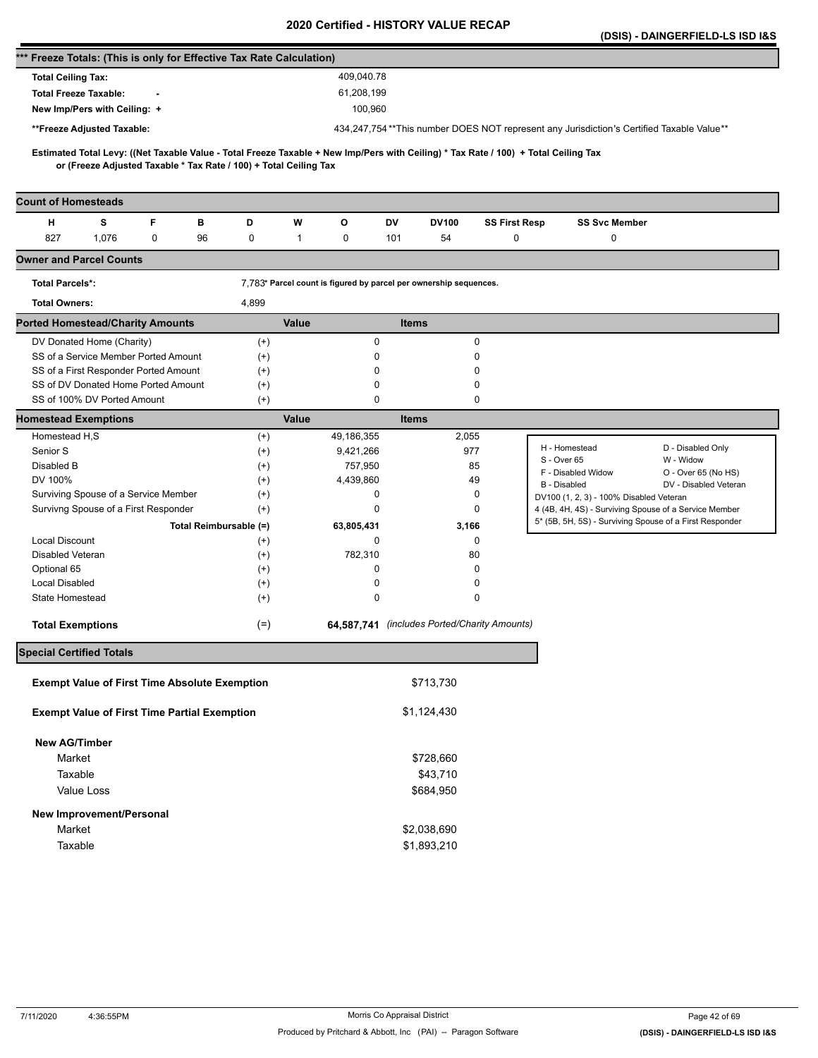# 2020 Certified - HISTORY VALUE RECAP

**(DSIS) - DAINGERFIELD-LS ISD I&S**

## *** Freeze Totals: (This is only for Effective Tax Rate Calculation)

| | |
|---|---|
| **Total Ceiling Tax:** | 409,040.78 |
| **Total Freeze Taxable:** - | 61,208,199 |
| **New Imp/Pers with Ceiling:** + | 100,960 |
| **\*\*Freeze Adjusted Taxable:** | 434,247,754 **This number DOES NOT represent any Jurisdiction's Certified Taxable Value** |

**Estimated Total Levy: ((Net Taxable Value - Total Freeze Taxable + New Imp/Pers with Ceiling) * Tax Rate / 100) + Total Ceiling Tax or (Freeze Adjusted Taxable * Tax Rate / 100) + Total Ceiling Tax**

## Count of Homesteads

| H | S | F | B | D | W | O | DV | DV100 | SS First Resp | SS Svc Member |
|---|---|---|---|---|---|---|---|---|---|---|
| 827 | 1,076 | 0 | 96 | 0 | 1 | 0 | 101 | 54 | 0 | 0 |

## Owner and Parcel Counts

| | |
|---|---|
| **Total Parcels*:** | 7,783* Parcel count is figured by parcel per ownership sequences. |
| **Total Owners:** | 4,899 |

## Ported Homestead/Charity Amounts

| | | Value | Items |
|---|---|---|---|
| DV Donated Home (Charity) | (+) | 0 | 0 |
| SS of a Service Member Ported Amount | (+) | 0 | 0 |
| SS of a First Responder Ported Amount | (+) | 0 | 0 |
| SS of DV Donated Home Ported Amount | (+) | 0 | 0 |
| SS of 100% DV Ported Amount | (+) | 0 | 0 |

## Homestead Exemptions

| | | Value | Items |
|---|---|---|---|
| Homestead H,S | (+) | 49,186,355 | 2,055 |
| Senior S | (+) | 9,421,266 | 977 |
| Disabled B | (+) | 757,950 | 85 |
| DV 100% | (+) | 4,439,860 | 49 |
| Surviving Spouse of a Service Member | (+) | 0 | 0 |
| Survivng Spouse of a First Responder | (+) | 0 | 0 |
| **Total Reimbursable (=)** | | **63,805,431** | **3,166** |
| Local Discount | (+) | 0 | 0 |
| Disabled Veteran | (+) | 782,310 | 80 |
| Optional 65 | (+) | 0 | 0 |
| Local Disabled | (+) | 0 | 0 |
| State Homestead | (+) | 0 | 0 |
| **Total Exemptions** | (=) | **64,587,741** | *(includes Ported/Charity Amounts)* |

| | |
|---|---|
| H - Homestead | D - Disabled Only |
| S - Over 65 | W - Widow |
| F - Disabled Widow | O - Over 65 (No HS) |
| B - Disabled | DV - Disabled Veteran |
| DV100 (1, 2, 3) - 100% Disabled Veteran | |
| 4 (4B, 4H, 4S) - Surviving Spouse of a Service Member | |
| 5* (5B, 5H, 5S) - Surviving Spouse of a First Responder | |

## Special Certified Totals

| | |
|---|---|
| **Exempt Value of First Time Absolute Exemption** | $713,730 |
| **Exempt Value of First Time Partial Exemption** | $1,124,430 |

**New AG/Timber**

| | |
|---|---|
| Market | $728,660 |
| Taxable | $43,710 |
| Value Loss | $684,950 |

**New Improvement/Personal**

| | |
|---|---|
| Market | $2,038,690 |
| Taxable | $1,893,210 |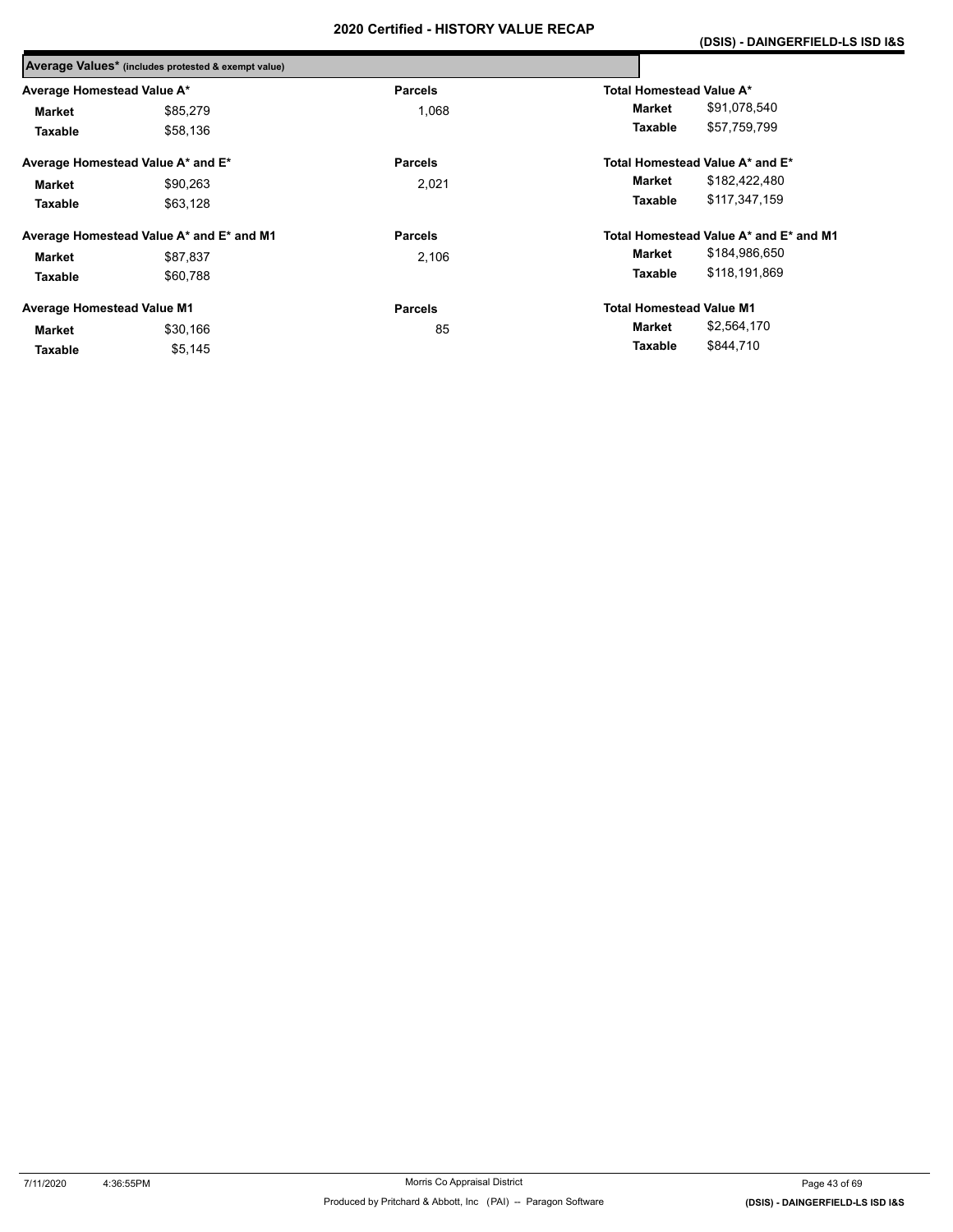# 2020 Certified - HISTORY VALUE RECAP

**(DSIS) - DAINGERFIELD-LS ISD I&S**

**Average Values*** (includes protested & exempt value)

| Average Homestead Value A* | | Parcels | Total Homestead Value A* | |
|---|---|---|---|---|
| **Market** | $85,279 | 1,068 | **Market** | $91,078,540 |
| **Taxable** | $58,136 | | **Taxable** | $57,759,799 |

| Average Homestead Value A* and E* | | Parcels | Total Homestead Value A* and E* | |
|---|---|---|---|---|
| **Market** | $90,263 | 2,021 | **Market** | $182,422,480 |
| **Taxable** | $63,128 | | **Taxable** | $117,347,159 |

| Average Homestead Value A* and E* and M1 | | Parcels | Total Homestead Value A* and E* and M1 | |
|---|---|---|---|---|
| **Market** | $87,837 | 2,106 | **Market** | $184,986,650 |
| **Taxable** | $60,788 | | **Taxable** | $118,191,869 |

| Average Homestead Value M1 | | Parcels | Total Homestead Value M1 | |
|---|---|---|---|---|
| **Market** | $30,166 | 85 | **Market** | $2,564,170 |
| **Taxable** | $5,145 | | **Taxable** | $844,710 |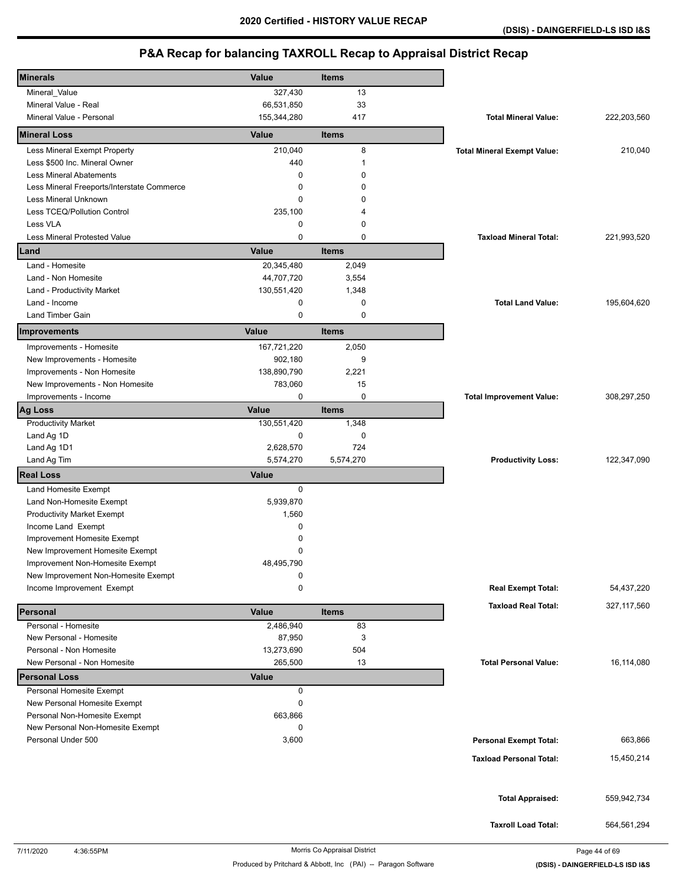## 2020 Certified - HISTORY VALUE RECAP

**(DSIS) - DAINGERFIELD-LS ISD I&S**

# P&A Recap for balancing TAXROLL Recap to Appraisal District Recap

| Minerals | Value | Items | | |
|---|---|---|---|---|
| Mineral_Value | 327,430 | 13 | | |
| Mineral Value - Real | 66,531,850 | 33 | | |
| Mineral Value - Personal | 155,344,280 | 417 | **Total Mineral Value:** | 222,203,560 |
| **Mineral Loss** | **Value** | **Items** | | |
| Less Mineral Exempt Property | 210,040 | 8 | **Total Mineral Exempt Value:** | 210,040 |
| Less $500 Inc. Mineral Owner | 440 | 1 | | |
| Less Mineral Abatements | 0 | 0 | | |
| Less Mineral Freeports/Interstate Commerce | 0 | 0 | | |
| Less Mineral Unknown | 0 | 0 | | |
| Less TCEQ/Pollution Control | 235,100 | 4 | | |
| Less VLA | 0 | 0 | | |
| Less Mineral Protested Value | 0 | 0 | **Taxload Mineral Total:** | 221,993,520 |
| **Land** | **Value** | **Items** | | |
| Land - Homesite | 20,345,480 | 2,049 | | |
| Land - Non Homesite | 44,707,720 | 3,554 | | |
| Land - Productivity Market | 130,551,420 | 1,348 | | |
| Land - Income | 0 | 0 | **Total Land Value:** | 195,604,620 |
| Land Timber Gain | 0 | 0 | | |
| **Improvements** | **Value** | **Items** | | |
| Improvements - Homesite | 167,721,220 | 2,050 | | |
| New Improvements - Homesite | 902,180 | 9 | | |
| Improvements - Non Homesite | 138,890,790 | 2,221 | | |
| New Improvements - Non Homesite | 783,060 | 15 | | |
| Improvements - Income | 0 | 0 | **Total Improvement Value:** | 308,297,250 |
| **Ag Loss** | **Value** | **Items** | | |
| Productivity Market | 130,551,420 | 1,348 | | |
| Land Ag 1D | 0 | 0 | | |
| Land Ag 1D1 | 2,628,570 | 724 | | |
| Land Ag Tim | 5,574,270 | 5,574,270 | **Productivity Loss:** | 122,347,090 |
| **Real Loss** | **Value** | | | |
| Land Homesite Exempt | 0 | | | |
| Land Non-Homesite Exempt | 5,939,870 | | | |
| Productivity Market Exempt | 1,560 | | | |
| Income Land Exempt | 0 | | | |
| Improvement Homesite Exempt | 0 | | | |
| New Improvement Homesite Exempt | 0 | | | |
| Improvement Non-Homesite Exempt | 48,495,790 | | | |
| New Improvement Non-Homesite Exempt | 0 | | | |
| Income Improvement Exempt | 0 | | **Real Exempt Total:** | 54,437,220 |
| | | | **Taxload Real Total:** | 327,117,560 |
| **Personal** | **Value** | **Items** | | |
| Personal - Homesite | 2,486,940 | 83 | | |
| New Personal - Homesite | 87,950 | 3 | | |
| Personal - Non Homesite | 13,273,690 | 504 | | |
| New Personal - Non Homesite | 265,500 | 13 | **Total Personal Value:** | 16,114,080 |
| **Personal Loss** | **Value** | | | |
| Personal Homesite Exempt | 0 | | | |
| New Personal Homesite Exempt | 0 | | | |
| Personal Non-Homesite Exempt | 663,866 | | | |
| New Personal Non-Homesite Exempt | 0 | | | |
| Personal Under 500 | 3,600 | | **Personal Exempt Total:** | 663,866 |
| | | | **Taxload Personal Total:** | 15,450,214 |
| | | | **Total Appraised:** | 559,942,734 |
| | | | **Taxroll Load Total:** | 564,561,294 |

7/11/2020 4:36:55PM — Morris Co Appraisal District

Produced by Pritchard & Abbott, Inc (PAI) -- Paragon Software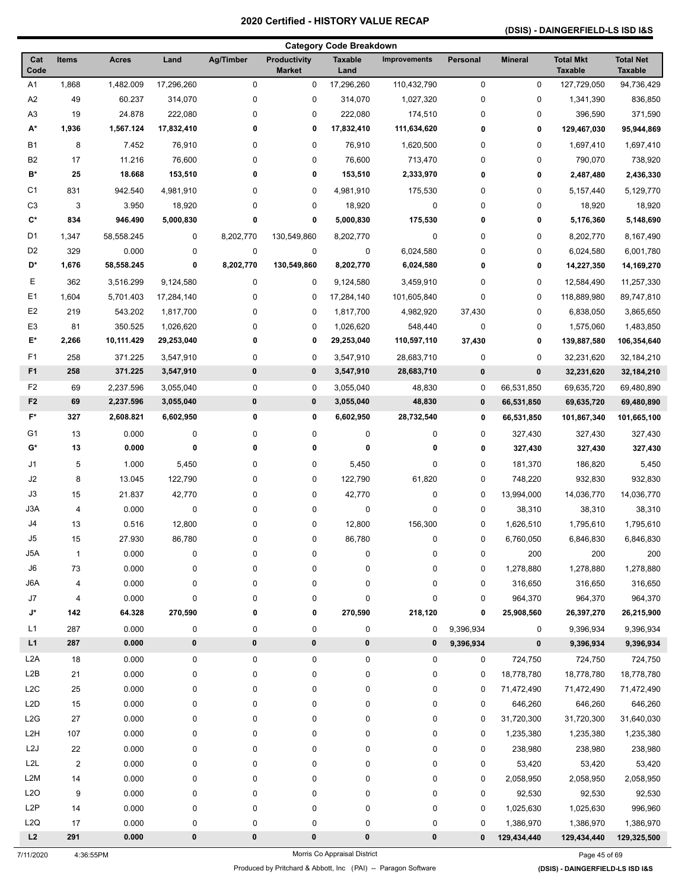# 2020 Certified - HISTORY VALUE RECAP

**(DSIS) - DAINGERFIELD-LS ISD I&S**

## Category Code Breakdown

| Cat Code | Items | Acres | Land | Ag/Timber | Productivity Market | Taxable Land | Improvements | Personal | Mineral | Total Mkt Taxable | Total Net Taxable |
|---|---|---|---|---|---|---|---|---|---|---|---|
| A1 | 1,868 | 1,482.009 | 17,296,260 | 0 | 0 | 17,296,260 | 110,432,790 | 0 | 0 | 127,729,050 | 94,736,429 |
| A2 | 49 | 60.237 | 314,070 | 0 | 0 | 314,070 | 1,027,320 | 0 | 0 | 1,341,390 | 836,850 |
| A3 | 19 | 24.878 | 222,080 | 0 | 0 | 222,080 | 174,510 | 0 | 0 | 396,590 | 371,590 |
| **A*** | **1,936** | **1,567.124** | **17,832,410** | **0** | **0** | **17,832,410** | **111,634,620** | **0** | **0** | **129,467,030** | **95,944,869** |
| B1 | 8 | 7.452 | 76,910 | 0 | 0 | 76,910 | 1,620,500 | 0 | 0 | 1,697,410 | 1,697,410 |
| B2 | 17 | 11.216 | 76,600 | 0 | 0 | 76,600 | 713,470 | 0 | 0 | 790,070 | 738,920 |
| **B*** | **25** | **18.668** | **153,510** | **0** | **0** | **153,510** | **2,333,970** | **0** | **0** | **2,487,480** | **2,436,330** |
| C1 | 831 | 942.540 | 4,981,910 | 0 | 0 | 4,981,910 | 175,530 | 0 | 0 | 5,157,440 | 5,129,770 |
| C3 | 3 | 3.950 | 18,920 | 0 | 0 | 18,920 | 0 | 0 | 0 | 18,920 | 18,920 |
| **C*** | **834** | **946.490** | **5,000,830** | **0** | **0** | **5,000,830** | **175,530** | **0** | **0** | **5,176,360** | **5,148,690** |
| D1 | 1,347 | 58,558.245 | 0 | 8,202,770 | 130,549,860 | 8,202,770 | 0 | 0 | 0 | 8,202,770 | 8,167,490 |
| D2 | 329 | 0.000 | 0 | 0 | 0 | 0 | 6,024,580 | 0 | 0 | 6,024,580 | 6,001,780 |
| **D*** | **1,676** | **58,558.245** | **0** | **8,202,770** | **130,549,860** | **8,202,770** | **6,024,580** | **0** | **0** | **14,227,350** | **14,169,270** |
| E | 362 | 3,516.299 | 9,124,580 | 0 | 0 | 9,124,580 | 3,459,910 | 0 | 0 | 12,584,490 | 11,257,330 |
| E1 | 1,604 | 5,701.403 | 17,284,140 | 0 | 0 | 17,284,140 | 101,605,840 | 0 | 0 | 118,889,980 | 89,747,810 |
| E2 | 219 | 543.202 | 1,817,700 | 0 | 0 | 1,817,700 | 4,982,920 | 37,430 | 0 | 6,838,050 | 3,865,650 |
| E3 | 81 | 350.525 | 1,026,620 | 0 | 0 | 1,026,620 | 548,440 | 0 | 0 | 1,575,060 | 1,483,850 |
| **E*** | **2,266** | **10,111.429** | **29,253,040** | **0** | **0** | **29,253,040** | **110,597,110** | **37,430** | **0** | **139,887,580** | **106,354,640** |
| F1 | 258 | 371.225 | 3,547,910 | 0 | 0 | 3,547,910 | 28,683,710 | 0 | 0 | 32,231,620 | 32,184,210 |
| **F1** | **258** | **371.225** | **3,547,910** | **0** | **0** | **3,547,910** | **28,683,710** | **0** | **0** | **32,231,620** | **32,184,210** |
| F2 | 69 | 2,237.596 | 3,055,040 | 0 | 0 | 3,055,040 | 48,830 | 0 | 66,531,850 | 69,635,720 | 69,480,890 |
| **F2** | **69** | **2,237.596** | **3,055,040** | **0** | **0** | **3,055,040** | **48,830** | **0** | **66,531,850** | **69,635,720** | **69,480,890** |
| **F*** | **327** | **2,608.821** | **6,602,950** | **0** | **0** | **6,602,950** | **28,732,540** | **0** | **66,531,850** | **101,867,340** | **101,665,100** |
| G1 | 13 | 0.000 | 0 | 0 | 0 | 0 | 0 | 0 | 327,430 | 327,430 | 327,430 |
| **G*** | **13** | **0.000** | **0** | **0** | **0** | **0** | **0** | **0** | **327,430** | **327,430** | **327,430** |
| J1 | 5 | 1.000 | 5,450 | 0 | 0 | 5,450 | 0 | 0 | 181,370 | 186,820 | 5,450 |
| J2 | 8 | 13.045 | 122,790 | 0 | 0 | 122,790 | 61,820 | 0 | 748,220 | 932,830 | 932,830 |
| J3 | 15 | 21.837 | 42,770 | 0 | 0 | 42,770 | 0 | 0 | 13,994,000 | 14,036,770 | 14,036,770 |
| J3A | 4 | 0.000 | 0 | 0 | 0 | 0 | 0 | 0 | 38,310 | 38,310 | 38,310 |
| J4 | 13 | 0.516 | 12,800 | 0 | 0 | 12,800 | 156,300 | 0 | 1,626,510 | 1,795,610 | 1,795,610 |
| J5 | 15 | 27.930 | 86,780 | 0 | 0 | 86,780 | 0 | 0 | 6,760,050 | 6,846,830 | 6,846,830 |
| J5A | 1 | 0.000 | 0 | 0 | 0 | 0 | 0 | 0 | 200 | 200 | 200 |
| J6 | 73 | 0.000 | 0 | 0 | 0 | 0 | 0 | 0 | 1,278,880 | 1,278,880 | 1,278,880 |
| J6A | 4 | 0.000 | 0 | 0 | 0 | 0 | 0 | 0 | 316,650 | 316,650 | 316,650 |
| J7 | 4 | 0.000 | 0 | 0 | 0 | 0 | 0 | 0 | 964,370 | 964,370 | 964,370 |
| **J*** | **142** | **64.328** | **270,590** | **0** | **0** | **270,590** | **218,120** | **0** | **25,908,560** | **26,397,270** | **26,215,900** |
| L1 | 287 | 0.000 | 0 | 0 | 0 | 0 | 0 | 9,396,934 | 0 | 9,396,934 | 9,396,934 |
| **L1** | **287** | **0.000** | **0** | **0** | **0** | **0** | **0** | **9,396,934** | **0** | **9,396,934** | **9,396,934** |
| L2A | 18 | 0.000 | 0 | 0 | 0 | 0 | 0 | 0 | 724,750 | 724,750 | 724,750 |
| L2B | 21 | 0.000 | 0 | 0 | 0 | 0 | 0 | 0 | 18,778,780 | 18,778,780 | 18,778,780 |
| L2C | 25 | 0.000 | 0 | 0 | 0 | 0 | 0 | 0 | 71,472,490 | 71,472,490 | 71,472,490 |
| L2D | 15 | 0.000 | 0 | 0 | 0 | 0 | 0 | 0 | 646,260 | 646,260 | 646,260 |
| L2G | 27 | 0.000 | 0 | 0 | 0 | 0 | 0 | 0 | 31,720,300 | 31,720,300 | 31,640,030 |
| L2H | 107 | 0.000 | 0 | 0 | 0 | 0 | 0 | 0 | 1,235,380 | 1,235,380 | 1,235,380 |
| L2J | 22 | 0.000 | 0 | 0 | 0 | 0 | 0 | 0 | 238,980 | 238,980 | 238,980 |
| L2L | 2 | 0.000 | 0 | 0 | 0 | 0 | 0 | 0 | 53,420 | 53,420 | 53,420 |
| L2M | 14 | 0.000 | 0 | 0 | 0 | 0 | 0 | 0 | 2,058,950 | 2,058,950 | 2,058,950 |
| L2O | 9 | 0.000 | 0 | 0 | 0 | 0 | 0 | 0 | 92,530 | 92,530 | 92,530 |
| L2P | 14 | 0.000 | 0 | 0 | 0 | 0 | 0 | 0 | 1,025,630 | 1,025,630 | 996,960 |
| L2Q | 17 | 0.000 | 0 | 0 | 0 | 0 | 0 | 0 | 1,386,970 | 1,386,970 | 1,386,970 |
| **L2** | **291** | **0.000** | **0** | **0** | **0** | **0** | **0** | **0** | **129,434,440** | **129,434,440** | **129,325,500** |

7/11/2020 4:36:55PM — Morris Co Appraisal District

Produced by Pritchard & Abbott, Inc (PAI) -- Paragon Software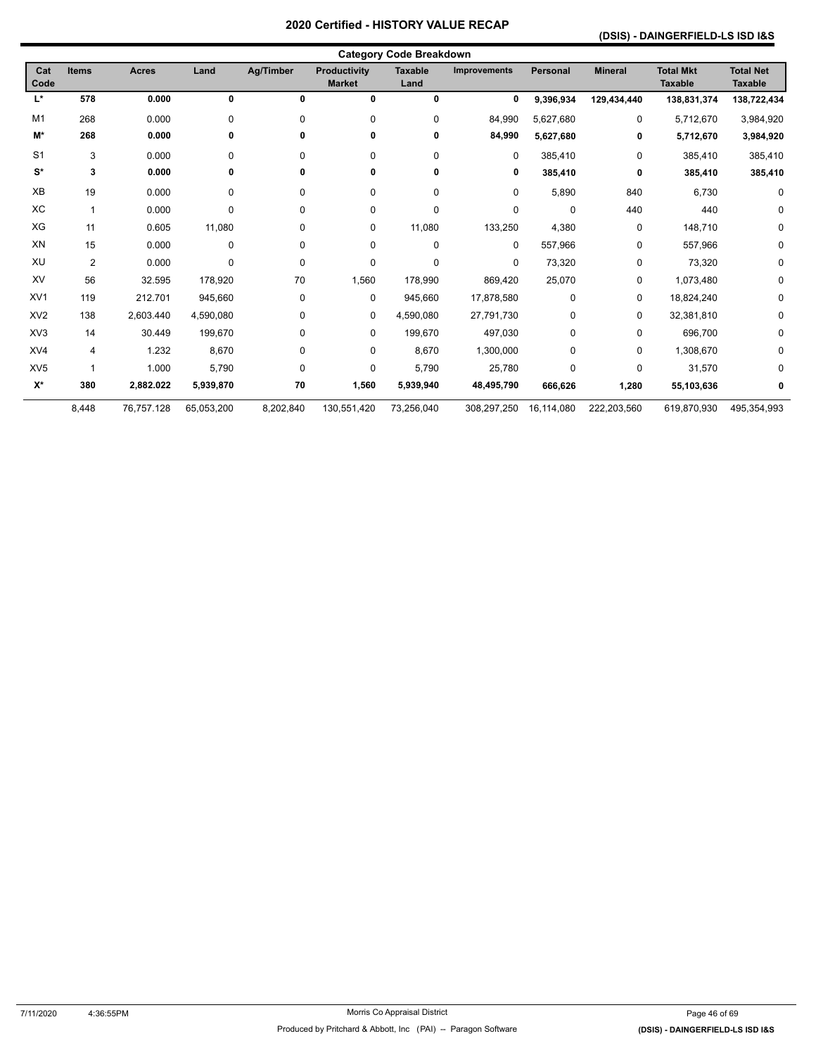# 2020 Certified - HISTORY VALUE RECAP

**(DSIS) - DAINGERFIELD-LS ISD I&S**

## Category Code Breakdown

| Cat Code | Items | Acres | Land | Ag/Timber | Productivity Market | Taxable Land | Improvements | Personal | Mineral | Total Mkt Taxable | Total Net Taxable |
|---|---|---|---|---|---|---|---|---|---|---|---|
| **L*** | **578** | **0.000** | **0** | **0** | **0** | **0** | **0** | **9,396,934** | **129,434,440** | **138,831,374** | **138,722,434** |
| M1 | 268 | 0.000 | 0 | 0 | 0 | 0 | 84,990 | 5,627,680 | 0 | 5,712,670 | 3,984,920 |
| **M*** | **268** | **0.000** | **0** | **0** | **0** | **0** | **84,990** | **5,627,680** | **0** | **5,712,670** | **3,984,920** |
| S1 | 3 | 0.000 | 0 | 0 | 0 | 0 | 0 | 385,410 | 0 | 385,410 | 385,410 |
| **S*** | **3** | **0.000** | **0** | **0** | **0** | **0** | **0** | **385,410** | **0** | **385,410** | **385,410** |
| XB | 19 | 0.000 | 0 | 0 | 0 | 0 | 0 | 5,890 | 840 | 6,730 | 0 |
| XC | 1 | 0.000 | 0 | 0 | 0 | 0 | 0 | 0 | 440 | 440 | 0 |
| XG | 11 | 0.605 | 11,080 | 0 | 0 | 11,080 | 133,250 | 4,380 | 0 | 148,710 | 0 |
| XN | 15 | 0.000 | 0 | 0 | 0 | 0 | 0 | 557,966 | 0 | 557,966 | 0 |
| XU | 2 | 0.000 | 0 | 0 | 0 | 0 | 0 | 73,320 | 0 | 73,320 | 0 |
| XV | 56 | 32.595 | 178,920 | 70 | 1,560 | 178,990 | 869,420 | 25,070 | 0 | 1,073,480 | 0 |
| XV1 | 119 | 212.701 | 945,660 | 0 | 0 | 945,660 | 17,878,580 | 0 | 0 | 18,824,240 | 0 |
| XV2 | 138 | 2,603.440 | 4,590,080 | 0 | 0 | 4,590,080 | 27,791,730 | 0 | 0 | 32,381,810 | 0 |
| XV3 | 14 | 30.449 | 199,670 | 0 | 0 | 199,670 | 497,030 | 0 | 0 | 696,700 | 0 |
| XV4 | 4 | 1.232 | 8,670 | 0 | 0 | 8,670 | 1,300,000 | 0 | 0 | 1,308,670 | 0 |
| XV5 | 1 | 1.000 | 5,790 | 0 | 0 | 5,790 | 25,780 | 0 | 0 | 31,570 | 0 |
| **X*** | **380** | **2,882.022** | **5,939,870** | **70** | **1,560** | **5,939,940** | **48,495,790** | **666,626** | **1,280** | **55,103,636** | **0** |
| | 8,448 | 76,757.128 | 65,053,200 | 8,202,840 | 130,551,420 | 73,256,040 | 308,297,250 | 16,114,080 | 222,203,560 | 619,870,930 | 495,354,993 |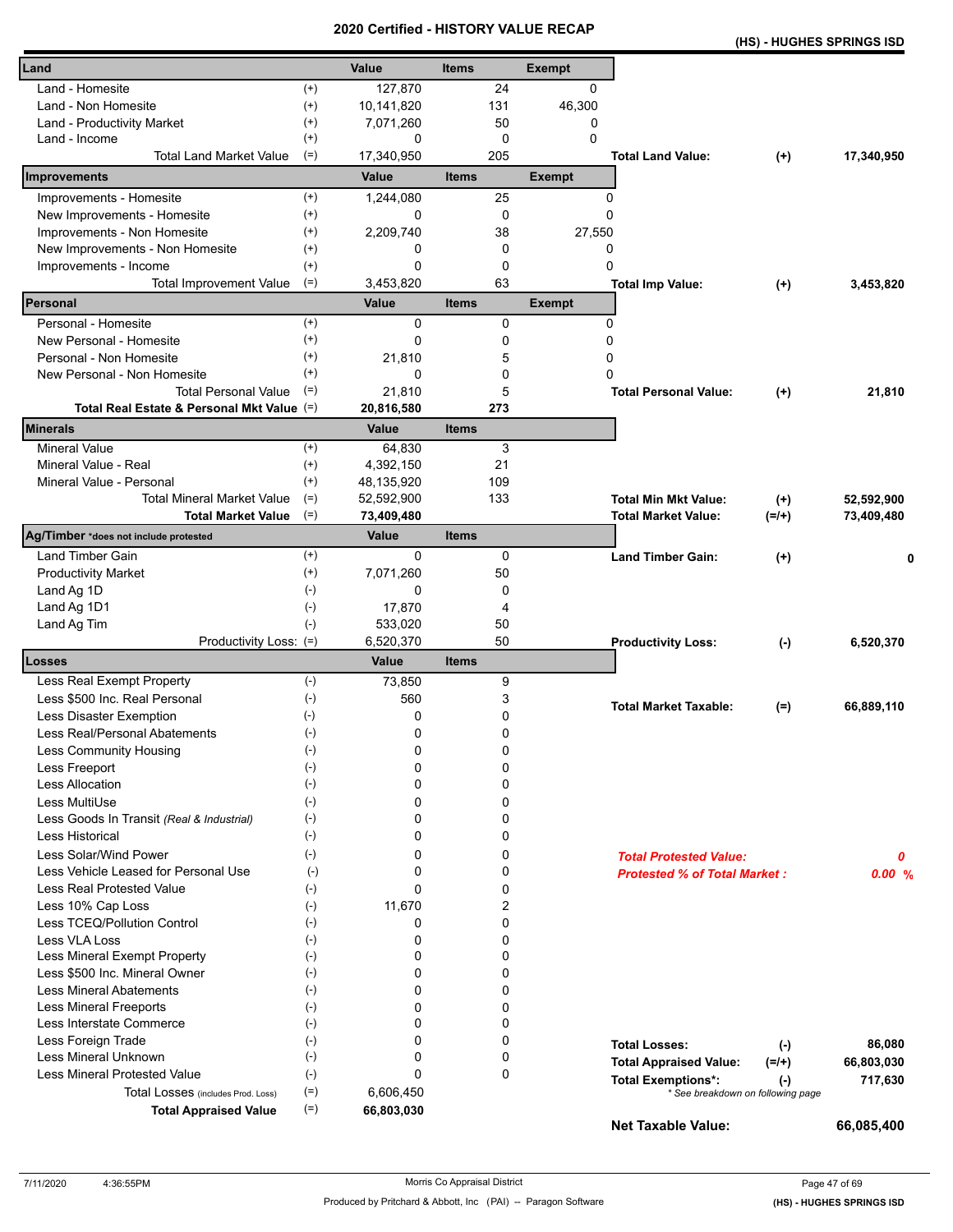# 2020 Certified - HISTORY VALUE RECAP

**(HS) - HUGHES SPRINGS ISD**

| Land | | Value | Items | Exempt | | | |
|---|---|---|---|---|---|---|---|
| Land - Homesite | (+) | 127,870 | 24 | 0 | | | |
| Land - Non Homesite | (+) | 10,141,820 | 131 | 46,300 | | | |
| Land - Productivity Market | (+) | 7,071,260 | 50 | 0 | | | |
| Land - Income | (+) | 0 | 0 | 0 | | | |
| Total Land Market Value | (=) | 17,340,950 | 205 | | **Total Land Value:** | **(+)** | **17,340,950** |

| Improvements | | Value | Items | Exempt | | | |
|---|---|---|---|---|---|---|---|
| Improvements - Homesite | (+) | 1,244,080 | 25 | 0 | | | |
| New Improvements - Homesite | (+) | 0 | 0 | 0 | | | |
| Improvements - Non Homesite | (+) | 2,209,740 | 38 | 27,550 | | | |
| New Improvements - Non Homesite | (+) | 0 | 0 | 0 | | | |
| Improvements - Income | (+) | 0 | 0 | 0 | | | |
| Total Improvement Value | (=) | 3,453,820 | 63 | | **Total Imp Value:** | **(+)** | **3,453,820** |

| Personal | | Value | Items | Exempt | | | |
|---|---|---|---|---|---|---|---|
| Personal - Homesite | (+) | 0 | 0 | 0 | | | |
| New Personal - Homesite | (+) | 0 | 0 | 0 | | | |
| Personal - Non Homesite | (+) | 21,810 | 5 | 0 | | | |
| New Personal - Non Homesite | (+) | 0 | 0 | 0 | | | |
| Total Personal Value | (=) | 21,810 | 5 | | **Total Personal Value:** | **(+)** | **21,810** |
| **Total Real Estate & Personal Mkt Value** | (=) | **20,816,580** | **273** | | | | |

| Minerals | | Value | Items | | | |
|---|---|---|---|---|---|---|
| Mineral Value | (+) | 64,830 | 3 | | | |
| Mineral Value - Real | (+) | 4,392,150 | 21 | | | |
| Mineral Value - Personal | (+) | 48,135,920 | 109 | | | |
| Total Mineral Market Value | (=) | 52,592,900 | 133 | **Total Min Mkt Value:** | **(+)** | **52,592,900** |
| **Total Market Value** | (=) | **73,409,480** | | **Total Market Value:** | **(=/+)** | **73,409,480** |

| Ag/Timber *does not include protested | | Value | Items | | | |
|---|---|---|---|---|---|---|
| Land Timber Gain | (+) | 0 | 0 | **Land Timber Gain:** | **(+)** | **0** |
| Productivity Market | (+) | 7,071,260 | 50 | | | |
| Land Ag 1D | (-) | 0 | 0 | | | |
| Land Ag 1D1 | (-) | 17,870 | 4 | | | |
| Land Ag Tim | (-) | 533,020 | 50 | | | |
| Productivity Loss: | (=) | 6,520,370 | 50 | **Productivity Loss:** | **(-)** | **6,520,370** |

| Losses | | Value | Items | | | |
|---|---|---|---|---|---|---|
| Less Real Exempt Property | (-) | 73,850 | 9 | | | |
| Less $500 Inc. Real Personal | (-) | 560 | 3 | **Total Market Taxable:** | **(=)** | **66,889,110** |
| Less Disaster Exemption | (-) | 0 | 0 | | | |
| Less Real/Personal Abatements | (-) | 0 | 0 | | | |
| Less Community Housing | (-) | 0 | 0 | | | |
| Less Freeport | (-) | 0 | 0 | | | |
| Less Allocation | (-) | 0 | 0 | | | |
| Less MultiUse | (-) | 0 | 0 | | | |
| Less Goods In Transit *(Real & Industrial)* | (-) | 0 | 0 | | | |
| Less Historical | (-) | 0 | 0 | | | |
| Less Solar/Wind Power | (-) | 0 | 0 | ***Total Protested Value:*** | | ***0*** |
| Less Vehicle Leased for Personal Use | (-) | 0 | 0 | ***Protested % of Total Market :*** | | ***0.00 %*** |
| Less Real Protested Value | (-) | 0 | 0 | | | |
| Less 10% Cap Loss | (-) | 11,670 | 2 | | | |
| Less TCEQ/Pollution Control | (-) | 0 | 0 | | | |
| Less VLA Loss | (-) | 0 | 0 | | | |
| Less Mineral Exempt Property | (-) | 0 | 0 | | | |
| Less $500 Inc. Mineral Owner | (-) | 0 | 0 | | | |
| Less Mineral Abatements | (-) | 0 | 0 | | | |
| Less Mineral Freeports | (-) | 0 | 0 | | | |
| Less Interstate Commerce | (-) | 0 | 0 | | | |
| Less Foreign Trade | (-) | 0 | 0 | **Total Losses:** | **(-)** | **86,080** |
| Less Mineral Unknown | (-) | 0 | 0 | **Total Appraised Value:** | **(=/+)** | **66,803,030** |
| Less Mineral Protested Value | (-) | 0 | 0 | **Total Exemptions*:** | **(-)** | **717,630** |
| Total Losses (includes Prod. Loss) | (=) | 6,606,450 | | | | |
| **Total Appraised Value** | (=) | **66,803,030** | | **Net Taxable Value:** | | **66,085,400** |

\* See breakdown on following page

7/11/2020 4:36:55PM — Morris Co Appraisal District — Produced by Pritchard & Abbott, Inc (PAI) -- Paragon Software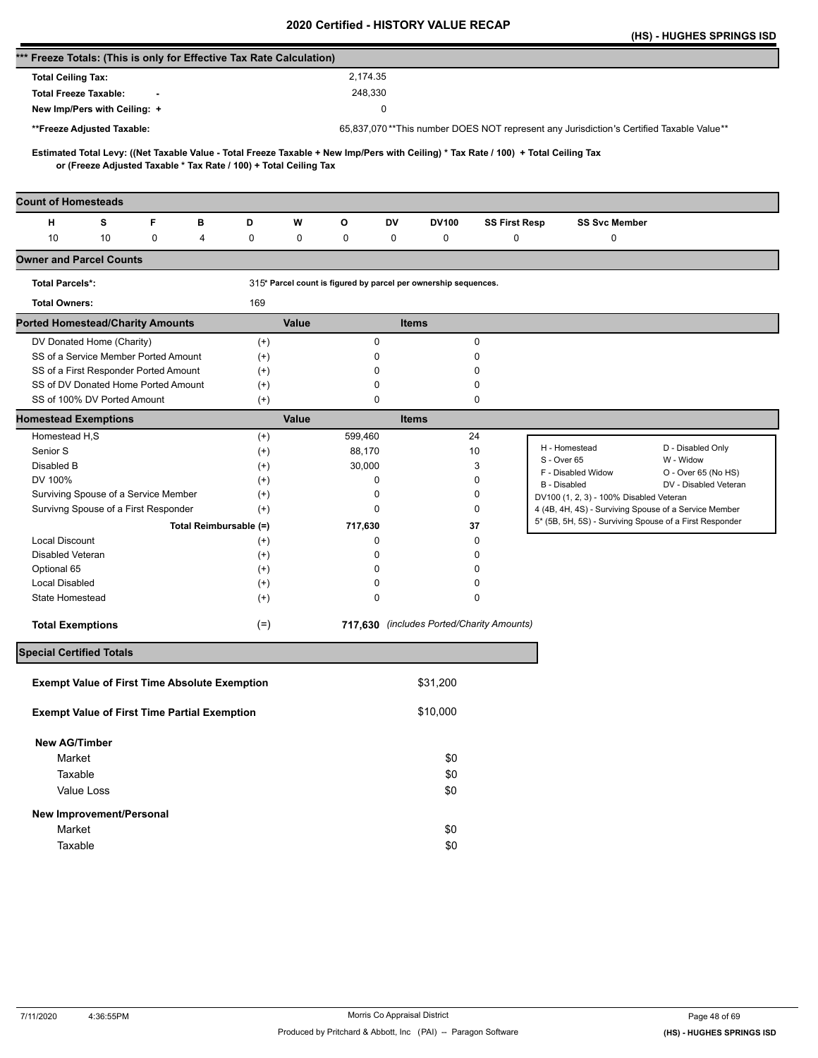# 2020 Certified - HISTORY VALUE RECAP

**(HS) - HUGHES SPRINGS ISD**

## *** Freeze Totals: (This is only for Effective Tax Rate Calculation)

| | |
|---|---|
| **Total Ceiling Tax:** | 2,174.35 |
| **Total Freeze Taxable:** - | 248,330 |
| **New Imp/Pers with Ceiling:** + | 0 |
| **Freeze Adjusted Taxable: | 65,837,070 **This number DOES NOT represent any Jurisdiction's Certified Taxable Value** |

**Estimated Total Levy: ((Net Taxable Value - Total Freeze Taxable + New Imp/Pers with Ceiling) * Tax Rate / 100) + Total Ceiling Tax or (Freeze Adjusted Taxable * Tax Rate / 100) + Total Ceiling Tax**

## Count of Homesteads

| H | S | F | B | D | W | O | DV | DV100 | SS First Resp | SS Svc Member |
|---|---|---|---|---|---|---|---|---|---|---|
| 10 | 10 | 0 | 4 | 0 | 0 | 0 | 0 | 0 | 0 | 0 |

## Owner and Parcel Counts

| | |
|---|---|
| **Total Parcels*:** | 315* Parcel count is figured by parcel per ownership sequences. |
| **Total Owners:** | 169 |

## Ported Homestead/Charity Amounts

| | | Value | Items |
|---|---|---|---|
| DV Donated Home (Charity) | (+) | 0 | 0 |
| SS of a Service Member Ported Amount | (+) | 0 | 0 |
| SS of a First Responder Ported Amount | (+) | 0 | 0 |
| SS of DV Donated Home Ported Amount | (+) | 0 | 0 |
| SS of 100% DV Ported Amount | (+) | 0 | 0 |

## Homestead Exemptions

| | | Value | Items |
|---|---|---|---|
| Homestead H,S | (+) | 599,460 | 24 |
| Senior S | (+) | 88,170 | 10 |
| Disabled B | (+) | 30,000 | 3 |
| DV 100% | (+) | 0 | 0 |
| Surviving Spouse of a Service Member | (+) | 0 | 0 |
| Survivng Spouse of a First Responder | (+) | 0 | 0 |
| Total Reimbursable | (=) | **717,630** | **37** |
| Local Discount | (+) | 0 | 0 |
| Disabled Veteran | (+) | 0 | 0 |
| Optional 65 | (+) | 0 | 0 |
| Local Disabled | (+) | 0 | 0 |
| State Homestead | (+) | 0 | 0 |
| **Total Exemptions** | (=) | **717,630** | *(includes Ported/Charity Amounts)* |

| | |
|---|---|
| H - Homestead | D - Disabled Only |
| S - Over 65 | W - Widow |
| F - Disabled Widow | O - Over 65 (No HS) |
| B - Disabled | DV - Disabled Veteran |
| DV100 (1, 2, 3) - 100% Disabled Veteran | |
| 4 (4B, 4H, 4S) - Surviving Spouse of a Service Member | |
| 5* (5B, 5H, 5S) - Surviving Spouse of a First Responder | |

## Special Certified Totals

| | |
|---|---|
| **Exempt Value of First Time Absolute Exemption** | $31,200 |
| **Exempt Value of First Time Partial Exemption** | $10,000 |
| **New AG/Timber** | |
| Market | $0 |
| Taxable | $0 |
| Value Loss | $0 |
| **New Improvement/Personal** | |
| Market | $0 |
| Taxable | $0 |

7/11/2020 4:36:55PM — Morris Co Appraisal District — Produced by Pritchard & Abbott, Inc (PAI) -- Paragon Software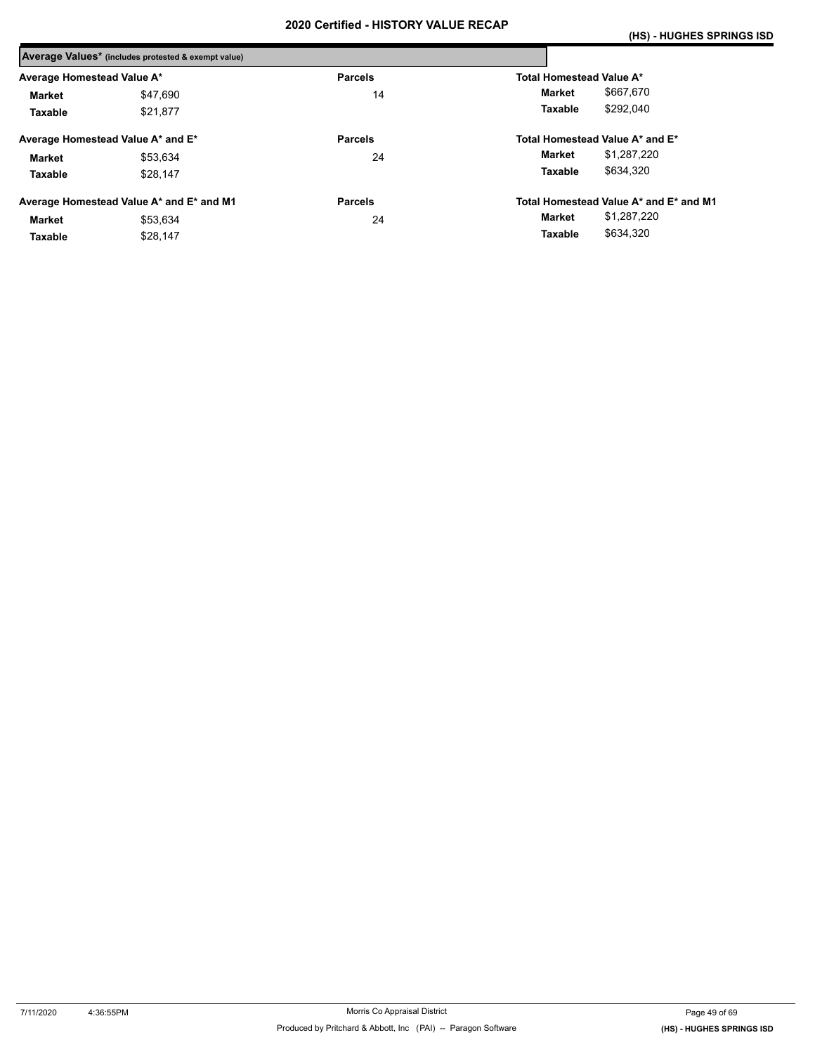# 2020 Certified - HISTORY VALUE RECAP

**Average Values*** (includes protested & exempt value)

| Average Homestead Value A* | | Parcels | Total Homestead Value A* | |
|---|---|---|---|---|
| **Market** | $47,690 | 14 | **Market** | $667,670 |
| **Taxable** | $21,877 | | **Taxable** | $292,040 |

| Average Homestead Value A* and E* | | Parcels | Total Homestead Value A* and E* | |
|---|---|---|---|---|
| **Market** | $53,634 | 24 | **Market** | $1,287,220 |
| **Taxable** | $28,147 | | **Taxable** | $634,320 |

| Average Homestead Value A* and E* and M1 | | Parcels | Total Homestead Value A* and E* and M1 | |
|---|---|---|---|---|
| **Market** | $53,634 | 24 | **Market** | $1,287,220 |
| **Taxable** | $28,147 | | **Taxable** | $634,320 |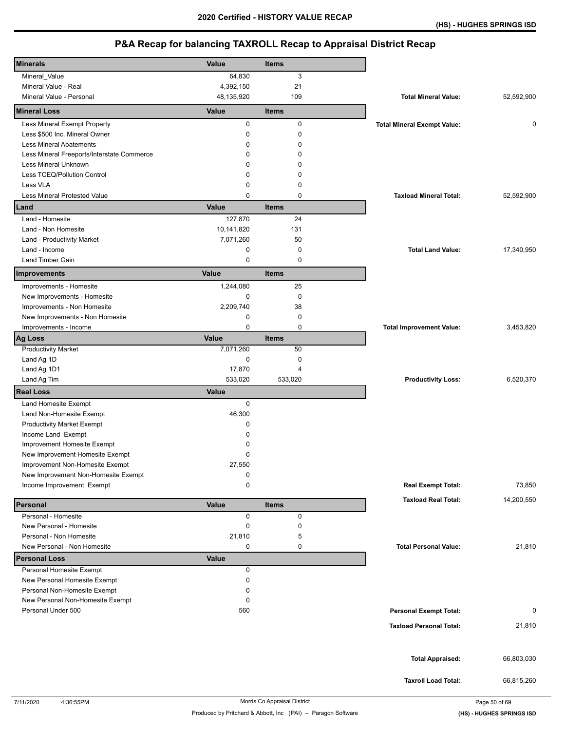# 2020 Certified - HISTORY VALUE RECAP

**(HS) - HUGHES SPRINGS ISD**

## P&A Recap for balancing TAXROLL Recap to Appraisal District Recap

| Minerals | Value | Items | | |
|---|---|---|---|---|
| Mineral_Value | 64,830 | 3 | | |
| Mineral Value - Real | 4,392,150 | 21 | | |
| Mineral Value - Personal | 48,135,920 | 109 | **Total Mineral Value:** | 52,592,900 |
| **Mineral Loss** | **Value** | **Items** | | |
| Less Mineral Exempt Property | 0 | 0 | **Total Mineral Exempt Value:** | 0 |
| Less $500 Inc. Mineral Owner | 0 | 0 | | |
| Less Mineral Abatements | 0 | 0 | | |
| Less Mineral Freeports/Interstate Commerce | 0 | 0 | | |
| Less Mineral Unknown | 0 | 0 | | |
| Less TCEQ/Pollution Control | 0 | 0 | | |
| Less VLA | 0 | 0 | | |
| Less Mineral Protested Value | 0 | 0 | **Taxload Mineral Total:** | 52,592,900 |
| **Land** | **Value** | **Items** | | |
| Land - Homesite | 127,870 | 24 | | |
| Land - Non Homesite | 10,141,820 | 131 | | |
| Land - Productivity Market | 7,071,260 | 50 | | |
| Land - Income | 0 | 0 | **Total Land Value:** | 17,340,950 |
| Land Timber Gain | 0 | 0 | | |
| **Improvements** | **Value** | **Items** | | |
| Improvements - Homesite | 1,244,080 | 25 | | |
| New Improvements - Homesite | 0 | 0 | | |
| Improvements - Non Homesite | 2,209,740 | 38 | | |
| New Improvements - Non Homesite | 0 | 0 | | |
| Improvements - Income | 0 | 0 | **Total Improvement Value:** | 3,453,820 |
| **Ag Loss** | **Value** | **Items** | | |
| Productivity Market | 7,071,260 | 50 | | |
| Land Ag 1D | 0 | 0 | | |
| Land Ag 1D1 | 17,870 | 4 | | |
| Land Ag Tim | 533,020 | 533,020 | **Productivity Loss:** | 6,520,370 |
| **Real Loss** | **Value** | | | |
| Land Homesite Exempt | 0 | | | |
| Land Non-Homesite Exempt | 46,300 | | | |
| Productivity Market Exempt | 0 | | | |
| Income Land Exempt | 0 | | | |
| Improvement Homesite Exempt | 0 | | | |
| New Improvement Homesite Exempt | 0 | | | |
| Improvement Non-Homesite Exempt | 27,550 | | | |
| New Improvement Non-Homesite Exempt | 0 | | | |
| Income Improvement Exempt | 0 | | **Real Exempt Total:** | 73,850 |
| | | | **Taxload Real Total:** | 14,200,550 |
| **Personal** | **Value** | **Items** | | |
| Personal - Homesite | 0 | 0 | | |
| New Personal - Homesite | 0 | 0 | | |
| Personal - Non Homesite | 21,810 | 5 | | |
| New Personal - Non Homesite | 0 | 0 | **Total Personal Value:** | 21,810 |
| **Personal Loss** | **Value** | | | |
| Personal Homesite Exempt | 0 | | | |
| New Personal Homesite Exempt | 0 | | | |
| Personal Non-Homesite Exempt | 0 | | | |
| New Personal Non-Homesite Exempt | 0 | | | |
| Personal Under 500 | 560 | | **Personal Exempt Total:** | 0 |
| | | | **Taxload Personal Total:** | 21,810 |
| | | | **Total Appraised:** | 66,803,030 |
| | | | **Taxroll Load Total:** | 66,815,260 |

7/11/2020 4:36:55PM — Morris Co Appraisal District — Produced by Pritchard & Abbott, Inc (PAI) -- Paragon Software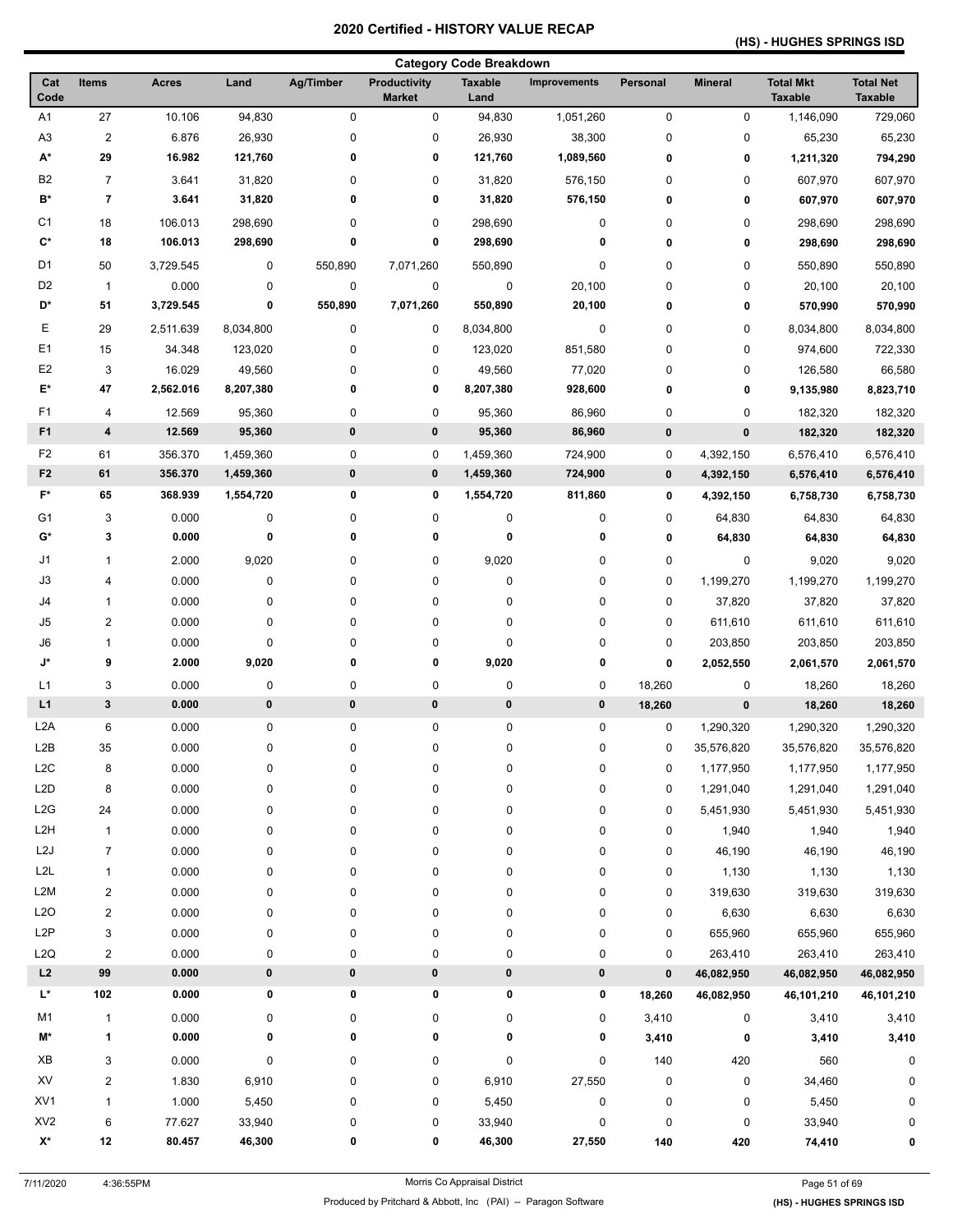# 2020 Certified - HISTORY VALUE RECAP

## (HS) - HUGHES SPRINGS ISD

### Category Code Breakdown

| Cat Code | Items | Acres | Land | Ag/Timber | Productivity Market | Taxable Land | Improvements | Personal | Mineral | Total Mkt Taxable | Total Net Taxable |
|---|---|---|---|---|---|---|---|---|---|---|---|
| A1 | 27 | 10.106 | 94,830 | 0 | 0 | 94,830 | 1,051,260 | 0 | 0 | 1,146,090 | 729,060 |
| A3 | 2 | 6.876 | 26,930 | 0 | 0 | 26,930 | 38,300 | 0 | 0 | 65,230 | 65,230 |
| **A*** | **29** | **16.982** | **121,760** | **0** | **0** | **121,760** | **1,089,560** | **0** | **0** | **1,211,320** | **794,290** |
| B2 | 7 | 3.641 | 31,820 | 0 | 0 | 31,820 | 576,150 | 0 | 0 | 607,970 | 607,970 |
| **B*** | **7** | **3.641** | **31,820** | **0** | **0** | **31,820** | **576,150** | **0** | **0** | **607,970** | **607,970** |
| C1 | 18 | 106.013 | 298,690 | 0 | 0 | 298,690 | 0 | 0 | 0 | 298,690 | 298,690 |
| **C*** | **18** | **106.013** | **298,690** | **0** | **0** | **298,690** | **0** | **0** | **0** | **298,690** | **298,690** |
| D1 | 50 | 3,729.545 | 0 | 550,890 | 7,071,260 | 550,890 | 0 | 0 | 0 | 550,890 | 550,890 |
| D2 | 1 | 0.000 | 0 | 0 | 0 | 0 | 20,100 | 0 | 0 | 20,100 | 20,100 |
| **D*** | **51** | **3,729.545** | **0** | **550,890** | **7,071,260** | **550,890** | **20,100** | **0** | **0** | **570,990** | **570,990** |
| E | 29 | 2,511.639 | 8,034,800 | 0 | 0 | 8,034,800 | 0 | 0 | 0 | 8,034,800 | 8,034,800 |
| E1 | 15 | 34.348 | 123,020 | 0 | 0 | 123,020 | 851,580 | 0 | 0 | 974,600 | 722,330 |
| E2 | 3 | 16.029 | 49,560 | 0 | 0 | 49,560 | 77,020 | 0 | 0 | 126,580 | 66,580 |
| **E*** | **47** | **2,562.016** | **8,207,380** | **0** | **0** | **8,207,380** | **928,600** | **0** | **0** | **9,135,980** | **8,823,710** |
| F1 | 4 | 12.569 | 95,360 | 0 | 0 | 95,360 | 86,960 | 0 | 0 | 182,320 | 182,320 |
| **F1** | **4** | **12.569** | **95,360** | **0** | **0** | **95,360** | **86,960** | **0** | **0** | **182,320** | **182,320** |
| F2 | 61 | 356.370 | 1,459,360 | 0 | 0 | 1,459,360 | 724,900 | 0 | 4,392,150 | 6,576,410 | 6,576,410 |
| **F2** | **61** | **356.370** | **1,459,360** | **0** | **0** | **1,459,360** | **724,900** | **0** | **4,392,150** | **6,576,410** | **6,576,410** |
| **F*** | **65** | **368.939** | **1,554,720** | **0** | **0** | **1,554,720** | **811,860** | **0** | **4,392,150** | **6,758,730** | **6,758,730** |
| G1 | 3 | 0.000 | 0 | 0 | 0 | 0 | 0 | 0 | 64,830 | 64,830 | 64,830 |
| **G*** | **3** | **0.000** | **0** | **0** | **0** | **0** | **0** | **0** | **64,830** | **64,830** | **64,830** |
| J1 | 1 | 2.000 | 9,020 | 0 | 0 | 9,020 | 0 | 0 | 0 | 9,020 | 9,020 |
| J3 | 4 | 0.000 | 0 | 0 | 0 | 0 | 0 | 0 | 1,199,270 | 1,199,270 | 1,199,270 |
| J4 | 1 | 0.000 | 0 | 0 | 0 | 0 | 0 | 0 | 37,820 | 37,820 | 37,820 |
| J5 | 2 | 0.000 | 0 | 0 | 0 | 0 | 0 | 0 | 611,610 | 611,610 | 611,610 |
| J6 | 1 | 0.000 | 0 | 0 | 0 | 0 | 0 | 0 | 203,850 | 203,850 | 203,850 |
| **J*** | **9** | **2.000** | **9,020** | **0** | **0** | **9,020** | **0** | **0** | **2,052,550** | **2,061,570** | **2,061,570** |
| L1 | 3 | 0.000 | 0 | 0 | 0 | 0 | 0 | 18,260 | 0 | 18,260 | 18,260 |
| **L1** | **3** | **0.000** | **0** | **0** | **0** | **0** | **0** | **18,260** | **0** | **18,260** | **18,260** |
| L2A | 6 | 0.000 | 0 | 0 | 0 | 0 | 0 | 0 | 1,290,320 | 1,290,320 | 1,290,320 |
| L2B | 35 | 0.000 | 0 | 0 | 0 | 0 | 0 | 0 | 35,576,820 | 35,576,820 | 35,576,820 |
| L2C | 8 | 0.000 | 0 | 0 | 0 | 0 | 0 | 0 | 1,177,950 | 1,177,950 | 1,177,950 |
| L2D | 8 | 0.000 | 0 | 0 | 0 | 0 | 0 | 0 | 1,291,040 | 1,291,040 | 1,291,040 |
| L2G | 24 | 0.000 | 0 | 0 | 0 | 0 | 0 | 0 | 5,451,930 | 5,451,930 | 5,451,930 |
| L2H | 1 | 0.000 | 0 | 0 | 0 | 0 | 0 | 0 | 1,940 | 1,940 | 1,940 |
| L2J | 7 | 0.000 | 0 | 0 | 0 | 0 | 0 | 0 | 46,190 | 46,190 | 46,190 |
| L2L | 1 | 0.000 | 0 | 0 | 0 | 0 | 0 | 0 | 1,130 | 1,130 | 1,130 |
| L2M | 2 | 0.000 | 0 | 0 | 0 | 0 | 0 | 0 | 319,630 | 319,630 | 319,630 |
| L2O | 2 | 0.000 | 0 | 0 | 0 | 0 | 0 | 0 | 6,630 | 6,630 | 6,630 |
| L2P | 3 | 0.000 | 0 | 0 | 0 | 0 | 0 | 0 | 655,960 | 655,960 | 655,960 |
| L2Q | 2 | 0.000 | 0 | 0 | 0 | 0 | 0 | 0 | 263,410 | 263,410 | 263,410 |
| **L2** | **99** | **0.000** | **0** | **0** | **0** | **0** | **0** | **0** | **46,082,950** | **46,082,950** | **46,082,950** |
| **L*** | **102** | **0.000** | **0** | **0** | **0** | **0** | **0** | **18,260** | **46,082,950** | **46,101,210** | **46,101,210** |
| M1 | 1 | 0.000 | 0 | 0 | 0 | 0 | 0 | 3,410 | 0 | 3,410 | 3,410 |
| **M*** | **1** | **0.000** | **0** | **0** | **0** | **0** | **0** | **3,410** | **0** | **3,410** | **3,410** |
| XB | 3 | 0.000 | 0 | 0 | 0 | 0 | 0 | 140 | 420 | 560 | 0 |
| XV | 2 | 1.830 | 6,910 | 0 | 0 | 6,910 | 27,550 | 0 | 0 | 34,460 | 0 |
| XV1 | 1 | 1.000 | 5,450 | 0 | 0 | 5,450 | 0 | 0 | 0 | 5,450 | 0 |
| XV2 | 6 | 77.627 | 33,940 | 0 | 0 | 33,940 | 0 | 0 | 0 | 33,940 | 0 |
| **X*** | **12** | **80.457** | **46,300** | **0** | **0** | **46,300** | **27,550** | **140** | **420** | **74,410** | **0** |

7/11/2020 4:36:55PM — Morris Co Appraisal District — Produced by Pritchard & Abbott, Inc (PAI) -- Paragon Software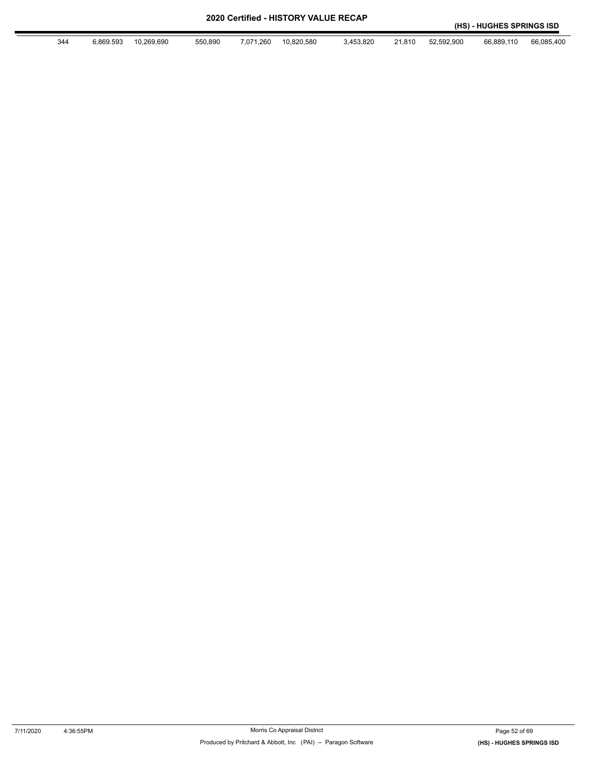| | | | | | | | | | | |
|---|---|---|---|---|---|---|---|---|---|---|
| 344 | 6,869.593 | 10,269,690 | 550,890 | 7,071,260 | 10,820,580 | 3,453,820 | 21,810 | 52,592,900 | 66,889,110 | 66,085,400 |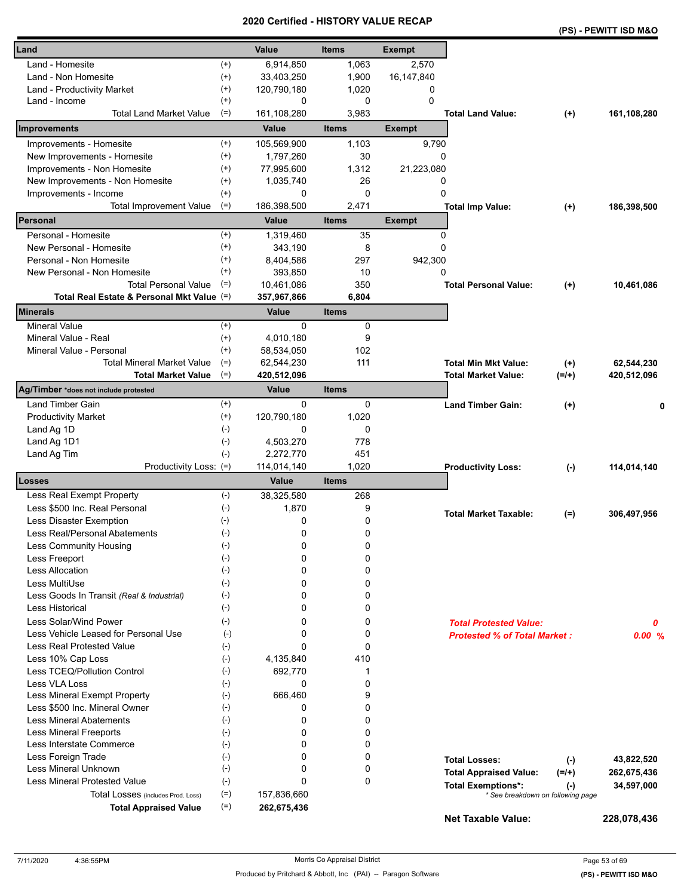## 2020 Certified - HISTORY VALUE RECAP

**(PS) - PEWITT ISD M&O**

| Land | | Value | Items | Exempt | | | |
|---|---|---|---|---|---|---|---|
| Land - Homesite | (+) | 6,914,850 | 1,063 | 2,570 | | | |
| Land - Non Homesite | (+) | 33,403,250 | 1,900 | 16,147,840 | | | |
| Land - Productivity Market | (+) | 120,790,180 | 1,020 | 0 | | | |
| Land - Income | (+) | 0 | 0 | 0 | | | |
| Total Land Market Value | (=) | 161,108,280 | 3,983 | | **Total Land Value:** | **(+)** | **161,108,280** |
| **Improvements** | | **Value** | **Items** | **Exempt** | | | |
| Improvements - Homesite | (+) | 105,569,900 | 1,103 | 9,790 | | | |
| New Improvements - Homesite | (+) | 1,797,260 | 30 | 0 | | | |
| Improvements - Non Homesite | (+) | 77,995,600 | 1,312 | 21,223,080 | | | |
| New Improvements - Non Homesite | (+) | 1,035,740 | 26 | 0 | | | |
| Improvements - Income | (+) | 0 | 0 | 0 | | | |
| Total Improvement Value | (=) | 186,398,500 | 2,471 | | **Total Imp Value:** | **(+)** | **186,398,500** |
| **Personal** | | **Value** | **Items** | **Exempt** | | | |
| Personal - Homesite | (+) | 1,319,460 | 35 | 0 | | | |
| New Personal - Homesite | (+) | 343,190 | 8 | 0 | | | |
| Personal - Non Homesite | (+) | 8,404,586 | 297 | 942,300 | | | |
| New Personal - Non Homesite | (+) | 393,850 | 10 | 0 | | | |
| Total Personal Value | (=) | 10,461,086 | 350 | | **Total Personal Value:** | **(+)** | **10,461,086** |
| **Total Real Estate & Personal Mkt Value** | (=) | **357,967,866** | **6,804** | | | | |
| **Minerals** | | **Value** | **Items** | | | | |
| Mineral Value | (+) | 0 | 0 | | | | |
| Mineral Value - Real | (+) | 4,010,180 | 9 | | | | |
| Mineral Value - Personal | (+) | 58,534,050 | 102 | | | | |
| Total Mineral Market Value | (=) | 62,544,230 | 111 | | **Total Min Mkt Value:** | **(+)** | **62,544,230** |
| **Total Market Value** | (=) | **420,512,096** | | | **Total Market Value:** | **(=/+)** | **420,512,096** |
| **Ag/Timber** *does not include protested | | **Value** | **Items** | | | | |
| Land Timber Gain | (+) | 0 | 0 | | **Land Timber Gain:** | **(+)** | **0** |
| Productivity Market | (+) | 120,790,180 | 1,020 | | | | |
| Land Ag 1D | (-) | 0 | 0 | | | | |
| Land Ag 1D1 | (-) | 4,503,270 | 778 | | | | |
| Land Ag Tim | (-) | 2,272,770 | 451 | | | | |
| Productivity Loss: | (=) | 114,014,140 | 1,020 | | **Productivity Loss:** | **(-)** | **114,014,140** |
| **Losses** | | **Value** | **Items** | | | | |
| Less Real Exempt Property | (-) | 38,325,580 | 268 | | | | |
| Less $500 Inc. Real Personal | (-) | 1,870 | 9 | | **Total Market Taxable:** | **(=)** | **306,497,956** |
| Less Disaster Exemption | (-) | 0 | 0 | | | | |
| Less Real/Personal Abatements | (-) | 0 | 0 | | | | |
| Less Community Housing | (-) | 0 | 0 | | | | |
| Less Freeport | (-) | 0 | 0 | | | | |
| Less Allocation | (-) | 0 | 0 | | | | |
| Less MultiUse | (-) | 0 | 0 | | | | |
| Less Goods In Transit *(Real & Industrial)* | (-) | 0 | 0 | | | | |
| Less Historical | (-) | 0 | 0 | | | | |
| Less Solar/Wind Power | (-) | 0 | 0 | | ***Total Protested Value:*** | | ***0*** |
| Less Vehicle Leased for Personal Use | (-) | 0 | 0 | | ***Protested % of Total Market :*** | | ***0.00 %*** |
| Less Real Protested Value | (-) | 0 | 0 | | | | |
| Less 10% Cap Loss | (-) | 4,135,840 | 410 | | | | |
| Less TCEQ/Pollution Control | (-) | 692,770 | 1 | | | | |
| Less VLA Loss | (-) | 0 | 0 | | | | |
| Less Mineral Exempt Property | (-) | 666,460 | 9 | | | | |
| Less $500 Inc. Mineral Owner | (-) | 0 | 0 | | | | |
| Less Mineral Abatements | (-) | 0 | 0 | | | | |
| Less Mineral Freeports | (-) | 0 | 0 | | | | |
| Less Interstate Commerce | (-) | 0 | 0 | | | | |
| Less Foreign Trade | (-) | 0 | 0 | | **Total Losses:** | **(-)** | **43,822,520** |
| Less Mineral Unknown | (-) | 0 | 0 | | **Total Appraised Value:** | **(=/+)** | **262,675,436** |
| Less Mineral Protested Value | (-) | 0 | 0 | | **Total Exemptions*:** | **(-)** | **34,597,000** |
| Total Losses (includes Prod. Loss) | (=) | 157,836,660 | | | * See breakdown on following page | | |
| **Total Appraised Value** | (=) | **262,675,436** | | | | | |
| | | | | | **Net Taxable Value:** | | **228,078,436** |

7/11/2020 4:36:55PM — Morris Co Appraisal District — Produced by Pritchard & Abbott, Inc (PAI) -- Paragon Software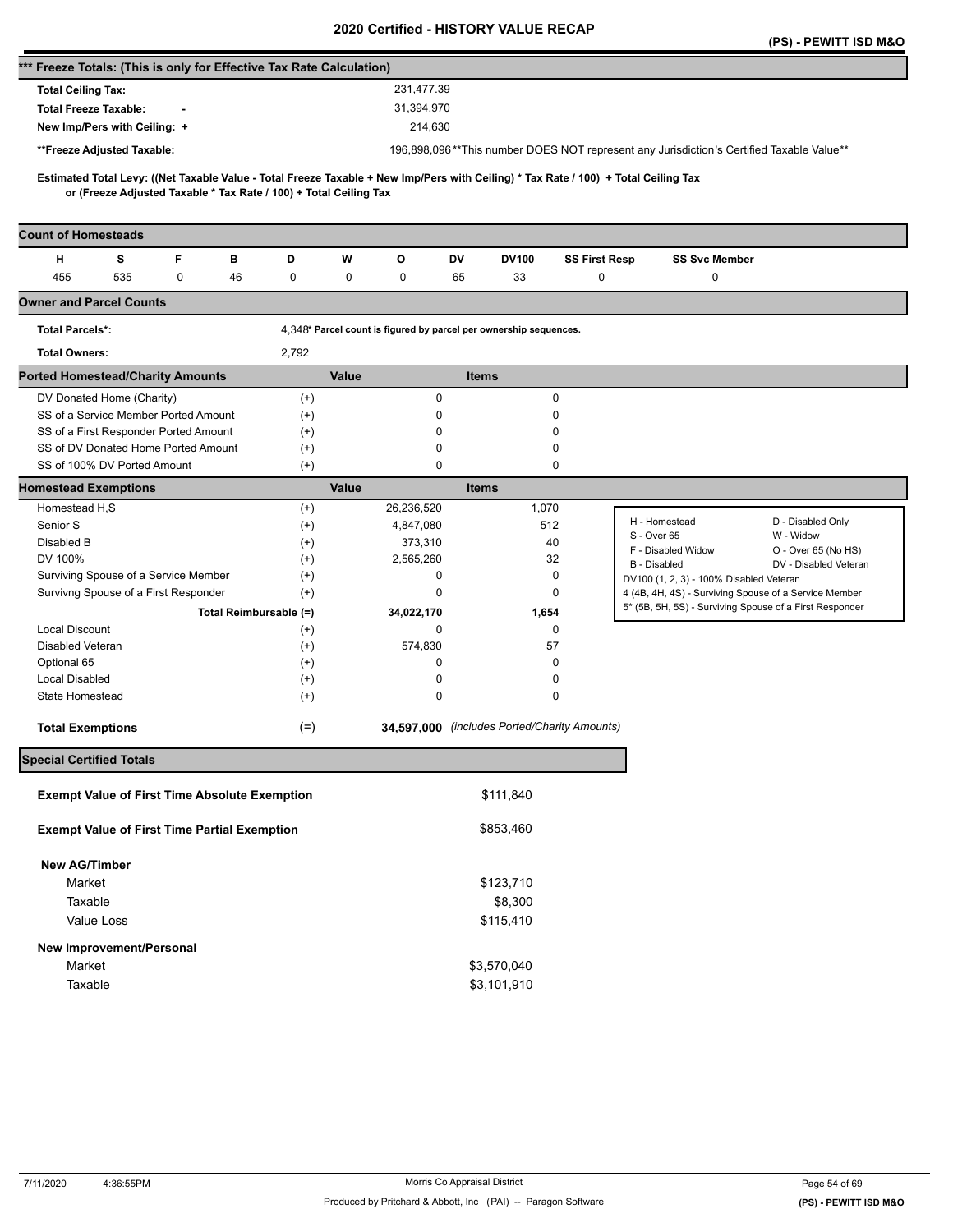# 2020 Certified - HISTORY VALUE RECAP

**(PS) - PEWITT ISD M&O**

## *** Freeze Totals: (This is only for Effective Tax Rate Calculation)

| | |
|---|---|
| **Total Ceiling Tax:** | 231,477.39 |
| **Total Freeze Taxable: -** | 31,394,970 |
| **New Imp/Pers with Ceiling: +** | 214,630 |
| ****Freeze Adjusted Taxable:** | 196,898,096 **This number DOES NOT represent any Jurisdiction's Certified Taxable Value** |

**Estimated Total Levy: ((Net Taxable Value - Total Freeze Taxable + New Imp/Pers with Ceiling) * Tax Rate / 100) + Total Ceiling Tax or (Freeze Adjusted Taxable * Tax Rate / 100) + Total Ceiling Tax**

## Count of Homesteads

| H | S | F | B | D | W | O | DV | DV100 | SS First Resp | SS Svc Member |
|---|---|---|---|---|---|---|---|---|---|---|
| 455 | 535 | 0 | 46 | 0 | 0 | 0 | 65 | 33 | 0 | 0 |

## Owner and Parcel Counts

| | |
|---|---|
| **Total Parcels*:** | 4,348* Parcel count is figured by parcel per ownership sequences. |
| **Total Owners:** | 2,792 |

## Ported Homestead/Charity Amounts

| | | Value | Items |
|---|---|---|---|
| DV Donated Home (Charity) | (+) | 0 | 0 |
| SS of a Service Member Ported Amount | (+) | 0 | 0 |
| SS of a First Responder Ported Amount | (+) | 0 | 0 |
| SS of DV Donated Home Ported Amount | (+) | 0 | 0 |
| SS of 100% DV Ported Amount | (+) | 0 | 0 |

## Homestead Exemptions

| | | Value | Items |
|---|---|---|---|
| Homestead H,S | (+) | 26,236,520 | 1,070 |
| Senior S | (+) | 4,847,080 | 512 |
| Disabled B | (+) | 373,310 | 40 |
| DV 100% | (+) | 2,565,260 | 32 |
| Surviving Spouse of a Service Member | (+) | 0 | 0 |
| Survivng Spouse of a First Responder | (+) | 0 | 0 |
| Total Reimbursable | (=) | **34,022,170** | **1,654** |
| Local Discount | (+) | 0 | 0 |
| Disabled Veteran | (+) | 574,830 | 57 |
| Optional 65 | (+) | 0 | 0 |
| Local Disabled | (+) | 0 | 0 |
| State Homestead | (+) | 0 | 0 |
| **Total Exemptions** | (=) | **34,597,000** | *(includes Ported/Charity Amounts)* |

| | |
|---|---|
| H - Homestead | D - Disabled Only |
| S - Over 65 | W - Widow |
| F - Disabled Widow | O - Over 65 (No HS) |
| B - Disabled | DV - Disabled Veteran |
| DV100 (1, 2, 3) - 100% Disabled Veteran | |
| 4 (4B, 4H, 4S) - Surviving Spouse of a Service Member | |
| 5* (5B, 5H, 5S) - Surviving Spouse of a First Responder | |

## Special Certified Totals

| | |
|---|---|
| **Exempt Value of First Time Absolute Exemption** | $111,840 |
| **Exempt Value of First Time Partial Exemption** | $853,460 |
| **New AG/Timber** | |
| Market | $123,710 |
| Taxable | $8,300 |
| Value Loss | $115,410 |
| **New Improvement/Personal** | |
| Market | $3,570,040 |
| Taxable | $3,101,910 |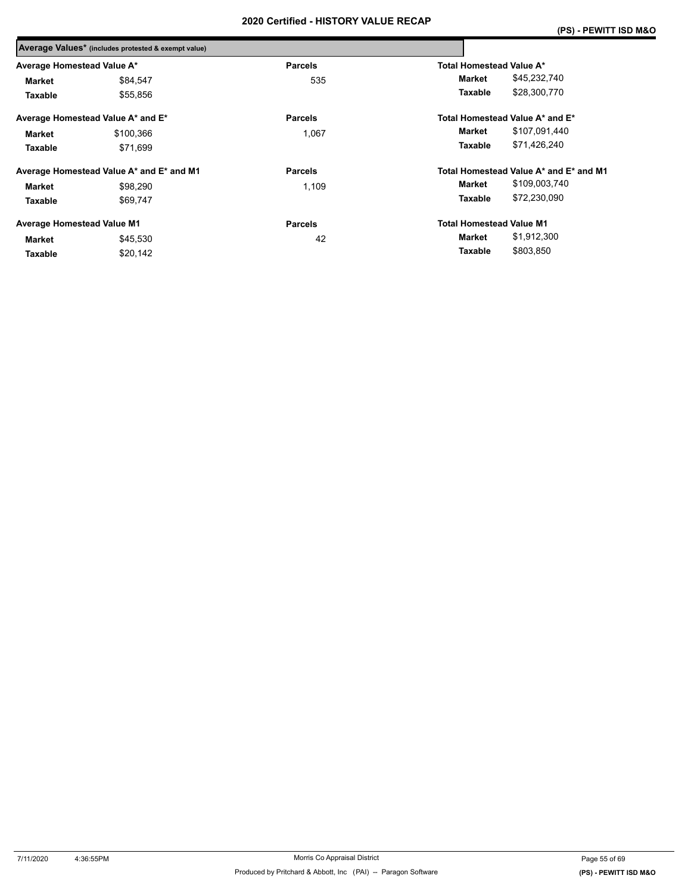## 2020 Certified - HISTORY VALUE RECAP

**(PS) - PEWITT ISD M&O**

**Average Values*** (includes protested & exempt value)

| Average Homestead Value A* | | Parcels | Total Homestead Value A* | |
|---|---|---|---|---|
| **Market** | $84,547 | 535 | **Market** | $45,232,740 |
| **Taxable** | $55,856 | | **Taxable** | $28,300,770 |

| Average Homestead Value A* and E* | | Parcels | Total Homestead Value A* and E* | |
|---|---|---|---|---|
| **Market** | $100,366 | 1,067 | **Market** | $107,091,440 |
| **Taxable** | $71,699 | | **Taxable** | $71,426,240 |

| Average Homestead Value A* and E* and M1 | | Parcels | Total Homestead Value A* and E* and M1 | |
|---|---|---|---|---|
| **Market** | $98,290 | 1,109 | **Market** | $109,003,740 |
| **Taxable** | $69,747 | | **Taxable** | $72,230,090 |

| Average Homestead Value M1 | | Parcels | Total Homestead Value M1 | |
|---|---|---|---|---|
| **Market** | $45,530 | 42 | **Market** | $1,912,300 |
| **Taxable** | $20,142 | | **Taxable** | $803,850 |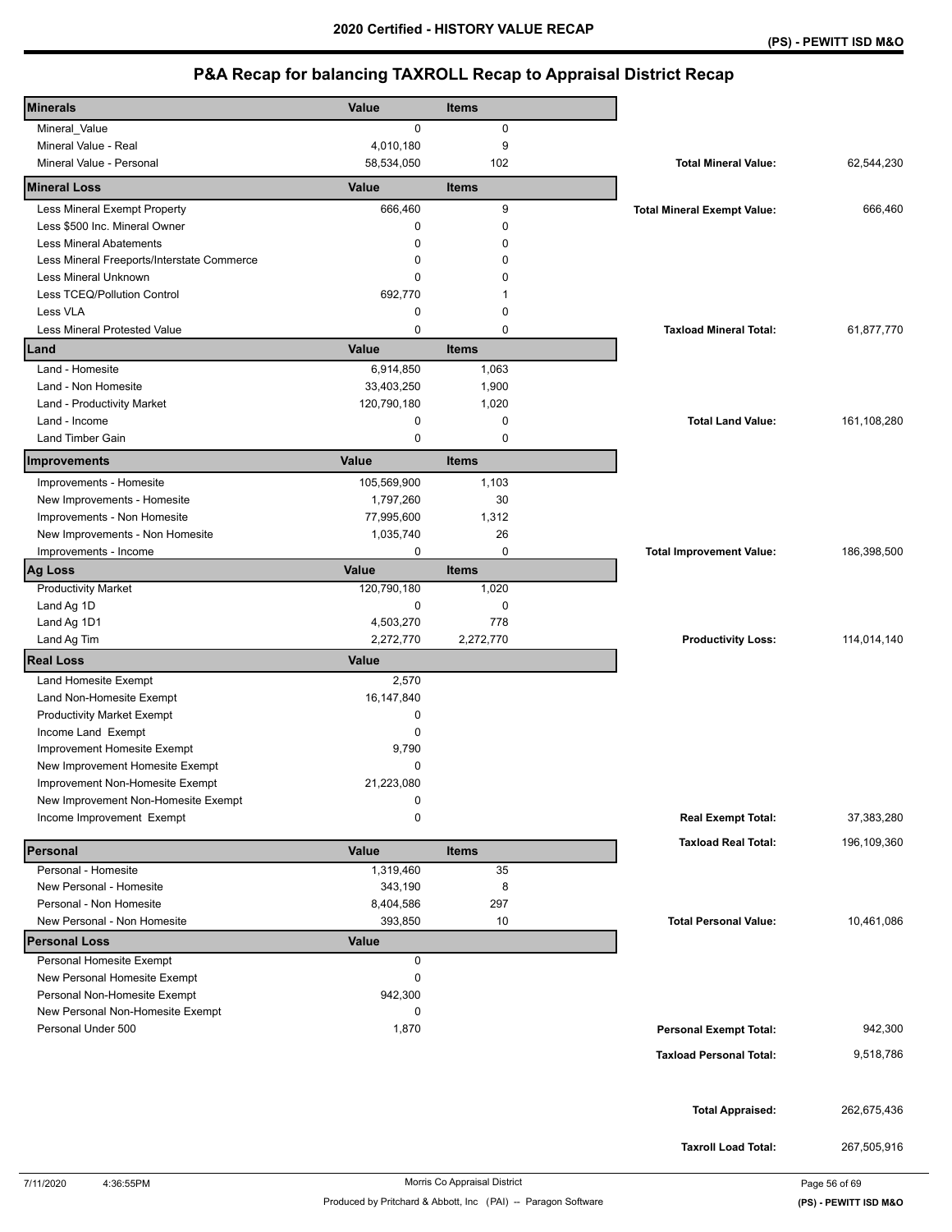# 2020 Certified - HISTORY VALUE RECAP

**(PS) - PEWITT ISD M&O**

## P&A Recap for balancing TAXROLL Recap to Appraisal District Recap

| Minerals | Value | Items | | |
|---|---|---|---|---|
| Mineral_Value | 0 | 0 | | |
| Mineral Value - Real | 4,010,180 | 9 | | |
| Mineral Value - Personal | 58,534,050 | 102 | **Total Mineral Value:** | 62,544,230 |
| **Mineral Loss** | **Value** | **Items** | | |
| Less Mineral Exempt Property | 666,460 | 9 | **Total Mineral Exempt Value:** | 666,460 |
| Less $500 Inc. Mineral Owner | 0 | 0 | | |
| Less Mineral Abatements | 0 | 0 | | |
| Less Mineral Freeports/Interstate Commerce | 0 | 0 | | |
| Less Mineral Unknown | 0 | 0 | | |
| Less TCEQ/Pollution Control | 692,770 | 1 | | |
| Less VLA | 0 | 0 | | |
| Less Mineral Protested Value | 0 | 0 | **Taxload Mineral Total:** | 61,877,770 |
| **Land** | **Value** | **Items** | | |
| Land - Homesite | 6,914,850 | 1,063 | | |
| Land - Non Homesite | 33,403,250 | 1,900 | | |
| Land - Productivity Market | 120,790,180 | 1,020 | | |
| Land - Income | 0 | 0 | **Total Land Value:** | 161,108,280 |
| Land Timber Gain | 0 | 0 | | |
| **Improvements** | **Value** | **Items** | | |
| Improvements - Homesite | 105,569,900 | 1,103 | | |
| New Improvements - Homesite | 1,797,260 | 30 | | |
| Improvements - Non Homesite | 77,995,600 | 1,312 | | |
| New Improvements - Non Homesite | 1,035,740 | 26 | | |
| Improvements - Income | 0 | 0 | **Total Improvement Value:** | 186,398,500 |
| **Ag Loss** | **Value** | **Items** | | |
| Productivity Market | 120,790,180 | 1,020 | | |
| Land Ag 1D | 0 | 0 | | |
| Land Ag 1D1 | 4,503,270 | 778 | | |
| Land Ag Tim | 2,272,770 | 2,272,770 | **Productivity Loss:** | 114,014,140 |
| **Real Loss** | **Value** | | | |
| Land Homesite Exempt | 2,570 | | | |
| Land Non-Homesite Exempt | 16,147,840 | | | |
| Productivity Market Exempt | 0 | | | |
| Income Land Exempt | 0 | | | |
| Improvement Homesite Exempt | 9,790 | | | |
| New Improvement Homesite Exempt | 0 | | | |
| Improvement Non-Homesite Exempt | 21,223,080 | | | |
| New Improvement Non-Homesite Exempt | 0 | | | |
| Income Improvement Exempt | 0 | | **Real Exempt Total:** | 37,383,280 |
| | | | **Taxload Real Total:** | 196,109,360 |
| **Personal** | **Value** | **Items** | | |
| Personal - Homesite | 1,319,460 | 35 | | |
| New Personal - Homesite | 343,190 | 8 | | |
| Personal - Non Homesite | 8,404,586 | 297 | | |
| New Personal - Non Homesite | 393,850 | 10 | **Total Personal Value:** | 10,461,086 |
| **Personal Loss** | **Value** | | | |
| Personal Homesite Exempt | 0 | | | |
| New Personal Homesite Exempt | 0 | | | |
| Personal Non-Homesite Exempt | 942,300 | | | |
| New Personal Non-Homesite Exempt | 0 | | | |
| Personal Under 500 | 1,870 | | **Personal Exempt Total:** | 942,300 |
| | | | **Taxload Personal Total:** | 9,518,786 |
| | | | **Total Appraised:** | 262,675,436 |
| | | | **Taxroll Load Total:** | 267,505,916 |

7/11/2020 4:36:55PM

Morris Co Appraisal District

Produced by Pritchard & Abbott, Inc (PAI) -- Paragon Software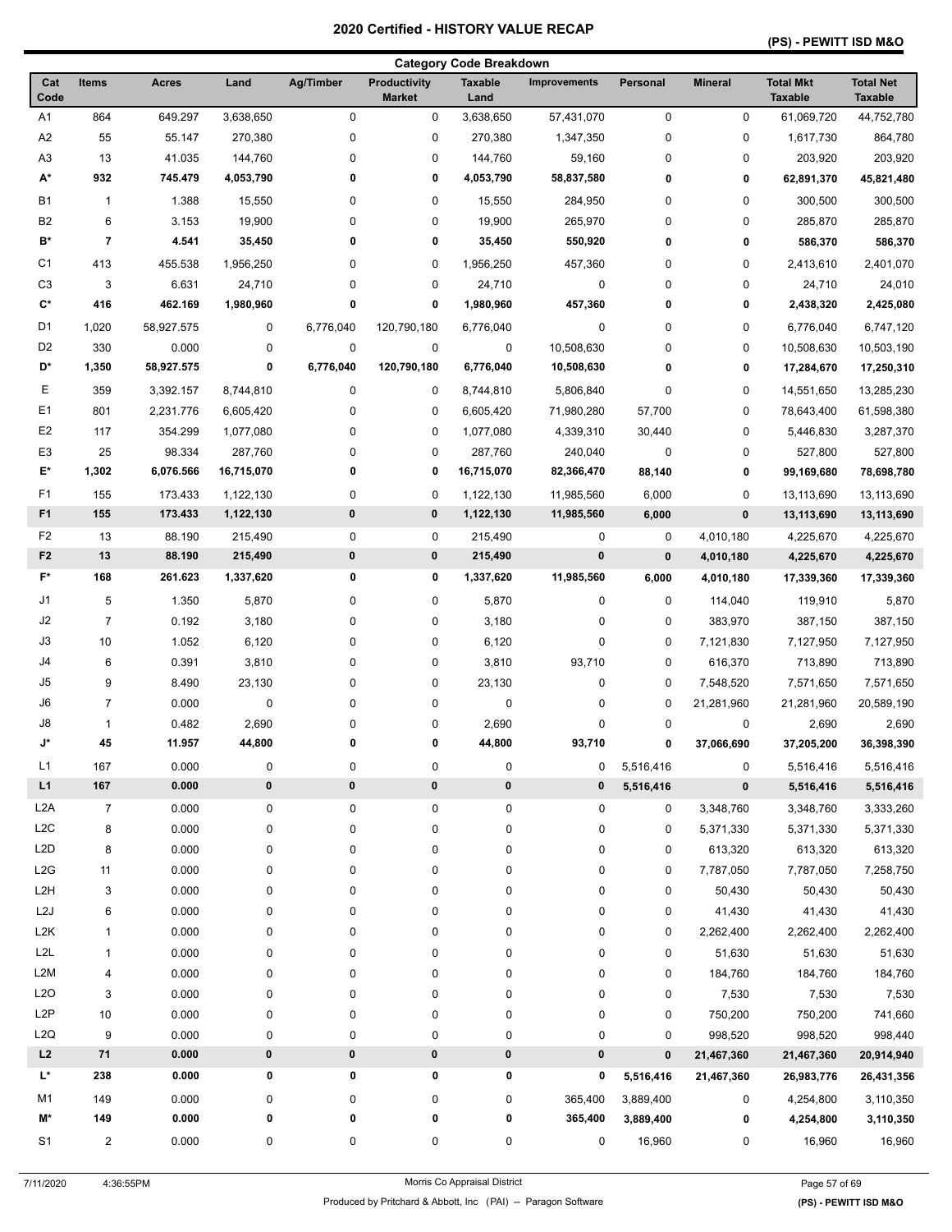# 2020 Certified - HISTORY VALUE RECAP

**(PS) - PEWITT ISD M&O**

## Category Code Breakdown

| Cat Code | Items | Acres | Land | Ag/Timber | Productivity Market | Taxable Land | Improvements | Personal | Mineral | Total Mkt Taxable | Total Net Taxable |
|---|---|---|---|---|---|---|---|---|---|---|---|
| A1 | 864 | 649.297 | 3,638,650 | 0 | 0 | 3,638,650 | 57,431,070 | 0 | 0 | 61,069,720 | 44,752,780 |
| A2 | 55 | 55.147 | 270,380 | 0 | 0 | 270,380 | 1,347,350 | 0 | 0 | 1,617,730 | 864,780 |
| A3 | 13 | 41.035 | 144,760 | 0 | 0 | 144,760 | 59,160 | 0 | 0 | 203,920 | 203,920 |
| **A*** | **932** | **745.479** | **4,053,790** | **0** | **0** | **4,053,790** | **58,837,580** | **0** | **0** | **62,891,370** | **45,821,480** |
| B1 | 1 | 1.388 | 15,550 | 0 | 0 | 15,550 | 284,950 | 0 | 0 | 300,500 | 300,500 |
| B2 | 6 | 3.153 | 19,900 | 0 | 0 | 19,900 | 265,970 | 0 | 0 | 285,870 | 285,870 |
| **B*** | **7** | **4.541** | **35,450** | **0** | **0** | **35,450** | **550,920** | **0** | **0** | **586,370** | **586,370** |
| C1 | 413 | 455.538 | 1,956,250 | 0 | 0 | 1,956,250 | 457,360 | 0 | 0 | 2,413,610 | 2,401,070 |
| C3 | 3 | 6.631 | 24,710 | 0 | 0 | 24,710 | 0 | 0 | 0 | 24,710 | 24,010 |
| **C*** | **416** | **462.169** | **1,980,960** | **0** | **0** | **1,980,960** | **457,360** | **0** | **0** | **2,438,320** | **2,425,080** |
| D1 | 1,020 | 58,927.575 | 0 | 6,776,040 | 120,790,180 | 6,776,040 | 0 | 0 | 0 | 6,776,040 | 6,747,120 |
| D2 | 330 | 0.000 | 0 | 0 | 0 | 0 | 10,508,630 | 0 | 0 | 10,508,630 | 10,503,190 |
| **D*** | **1,350** | **58,927.575** | **0** | **6,776,040** | **120,790,180** | **6,776,040** | **10,508,630** | **0** | **0** | **17,284,670** | **17,250,310** |
| E | 359 | 3,392.157 | 8,744,810 | 0 | 0 | 8,744,810 | 5,806,840 | 0 | 0 | 14,551,650 | 13,285,230 |
| E1 | 801 | 2,231.776 | 6,605,420 | 0 | 0 | 6,605,420 | 71,980,280 | 57,700 | 0 | 78,643,400 | 61,598,380 |
| E2 | 117 | 354.299 | 1,077,080 | 0 | 0 | 1,077,080 | 4,339,310 | 30,440 | 0 | 5,446,830 | 3,287,370 |
| E3 | 25 | 98.334 | 287,760 | 0 | 0 | 287,760 | 240,040 | 0 | 0 | 527,800 | 527,800 |
| **E*** | **1,302** | **6,076.566** | **16,715,070** | **0** | **0** | **16,715,070** | **82,366,470** | **88,140** | **0** | **99,169,680** | **78,698,780** |
| F1 | 155 | 173.433 | 1,122,130 | 0 | 0 | 1,122,130 | 11,985,560 | 6,000 | 0 | 13,113,690 | 13,113,690 |
| **F1** | **155** | **173.433** | **1,122,130** | **0** | **0** | **1,122,130** | **11,985,560** | **6,000** | **0** | **13,113,690** | **13,113,690** |
| F2 | 13 | 88.190 | 215,490 | 0 | 0 | 215,490 | 0 | 0 | 4,010,180 | 4,225,670 | 4,225,670 |
| **F2** | **13** | **88.190** | **215,490** | **0** | **0** | **215,490** | **0** | **0** | **4,010,180** | **4,225,670** | **4,225,670** |
| **F*** | **168** | **261.623** | **1,337,620** | **0** | **0** | **1,337,620** | **11,985,560** | **6,000** | **4,010,180** | **17,339,360** | **17,339,360** |
| J1 | 5 | 1.350 | 5,870 | 0 | 0 | 5,870 | 0 | 0 | 114,040 | 119,910 | 5,870 |
| J2 | 7 | 0.192 | 3,180 | 0 | 0 | 3,180 | 0 | 0 | 383,970 | 387,150 | 387,150 |
| J3 | 10 | 1.052 | 6,120 | 0 | 0 | 6,120 | 0 | 0 | 7,121,830 | 7,127,950 | 7,127,950 |
| J4 | 6 | 0.391 | 3,810 | 0 | 0 | 3,810 | 93,710 | 0 | 616,370 | 713,890 | 713,890 |
| J5 | 9 | 8.490 | 23,130 | 0 | 0 | 23,130 | 0 | 0 | 7,548,520 | 7,571,650 | 7,571,650 |
| J6 | 7 | 0.000 | 0 | 0 | 0 | 0 | 0 | 0 | 21,281,960 | 21,281,960 | 20,589,190 |
| J8 | 1 | 0.482 | 2,690 | 0 | 0 | 2,690 | 0 | 0 | 0 | 2,690 | 2,690 |
| **J*** | **45** | **11.957** | **44,800** | **0** | **0** | **44,800** | **93,710** | **0** | **37,066,690** | **37,205,200** | **36,398,390** |
| L1 | 167 | 0.000 | 0 | 0 | 0 | 0 | 0 | 5,516,416 | 0 | 5,516,416 | 5,516,416 |
| **L1** | **167** | **0.000** | **0** | **0** | **0** | **0** | **0** | **5,516,416** | **0** | **5,516,416** | **5,516,416** |
| L2A | 7 | 0.000 | 0 | 0 | 0 | 0 | 0 | 0 | 3,348,760 | 3,348,760 | 3,333,260 |
| L2C | 8 | 0.000 | 0 | 0 | 0 | 0 | 0 | 0 | 5,371,330 | 5,371,330 | 5,371,330 |
| L2D | 8 | 0.000 | 0 | 0 | 0 | 0 | 0 | 0 | 613,320 | 613,320 | 613,320 |
| L2G | 11 | 0.000 | 0 | 0 | 0 | 0 | 0 | 0 | 7,787,050 | 7,787,050 | 7,258,750 |
| L2H | 3 | 0.000 | 0 | 0 | 0 | 0 | 0 | 0 | 50,430 | 50,430 | 50,430 |
| L2J | 6 | 0.000 | 0 | 0 | 0 | 0 | 0 | 0 | 41,430 | 41,430 | 41,430 |
| L2K | 1 | 0.000 | 0 | 0 | 0 | 0 | 0 | 0 | 2,262,400 | 2,262,400 | 2,262,400 |
| L2L | 1 | 0.000 | 0 | 0 | 0 | 0 | 0 | 0 | 51,630 | 51,630 | 51,630 |
| L2M | 4 | 0.000 | 0 | 0 | 0 | 0 | 0 | 0 | 184,760 | 184,760 | 184,760 |
| L2O | 3 | 0.000 | 0 | 0 | 0 | 0 | 0 | 0 | 7,530 | 7,530 | 7,530 |
| L2P | 10 | 0.000 | 0 | 0 | 0 | 0 | 0 | 0 | 750,200 | 750,200 | 741,660 |
| L2Q | 9 | 0.000 | 0 | 0 | 0 | 0 | 0 | 0 | 998,520 | 998,520 | 998,440 |
| **L2** | **71** | **0.000** | **0** | **0** | **0** | **0** | **0** | **0** | **21,467,360** | **21,467,360** | **20,914,940** |
| **L*** | **238** | **0.000** | **0** | **0** | **0** | **0** | **0** | **5,516,416** | **21,467,360** | **26,983,776** | **26,431,356** |
| M1 | 149 | 0.000 | 0 | 0 | 0 | 0 | 365,400 | 3,889,400 | 0 | 4,254,800 | 3,110,350 |
| **M*** | **149** | **0.000** | **0** | **0** | **0** | **0** | **365,400** | **3,889,400** | **0** | **4,254,800** | **3,110,350** |
| S1 | 2 | 0.000 | 0 | 0 | 0 | 0 | 0 | 16,960 | 0 | 16,960 | 16,960 |

7/11/2020 4:36:55PM

Morris Co Appraisal District

Produced by Pritchard & Abbott, Inc (PAI) -- Paragon Software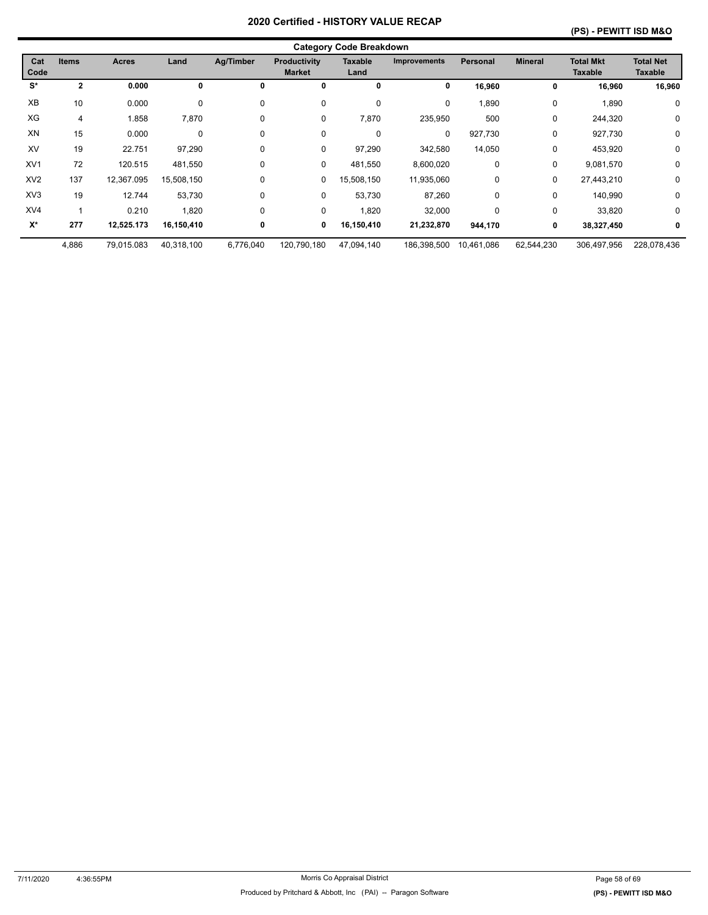# 2020 Certified - HISTORY VALUE RECAP

**(PS) - PEWITT ISD M&O**

## Category Code Breakdown

| Cat Code | Items | Acres | Land | Ag/Timber | Productivity Market | Taxable Land | Improvements | Personal | Mineral | Total Mkt Taxable | Total Net Taxable |
|---|---|---|---|---|---|---|---|---|---|---|---|
| **S*** | **2** | **0.000** | **0** | **0** | **0** | **0** | **0** | **16,960** | **0** | **16,960** | **16,960** |
| XB | 10 | 0.000 | 0 | 0 | 0 | 0 | 0 | 1,890 | 0 | 1,890 | 0 |
| XG | 4 | 1.858 | 7,870 | 0 | 0 | 7,870 | 235,950 | 500 | 0 | 244,320 | 0 |
| XN | 15 | 0.000 | 0 | 0 | 0 | 0 | 0 | 927,730 | 0 | 927,730 | 0 |
| XV | 19 | 22.751 | 97,290 | 0 | 0 | 97,290 | 342,580 | 14,050 | 0 | 453,920 | 0 |
| XV1 | 72 | 120.515 | 481,550 | 0 | 0 | 481,550 | 8,600,020 | 0 | 0 | 9,081,570 | 0 |
| XV2 | 137 | 12,367.095 | 15,508,150 | 0 | 0 | 15,508,150 | 11,935,060 | 0 | 0 | 27,443,210 | 0 |
| XV3 | 19 | 12.744 | 53,730 | 0 | 0 | 53,730 | 87,260 | 0 | 0 | 140,990 | 0 |
| XV4 | 1 | 0.210 | 1,820 | 0 | 0 | 1,820 | 32,000 | 0 | 0 | 33,820 | 0 |
| **X*** | **277** | **12,525.173** | **16,150,410** | **0** | **0** | **16,150,410** | **21,232,870** | **944,170** | **0** | **38,327,450** | **0** |
| | 4,886 | 79,015.083 | 40,318,100 | 6,776,040 | 120,790,180 | 47,094,140 | 186,398,500 | 10,461,086 | 62,544,230 | 306,497,956 | 228,078,436 |

7/11/2020 4:36:55PM

Morris Co Appraisal District

Produced by Pritchard & Abbott, Inc (PAI) -- Paragon Software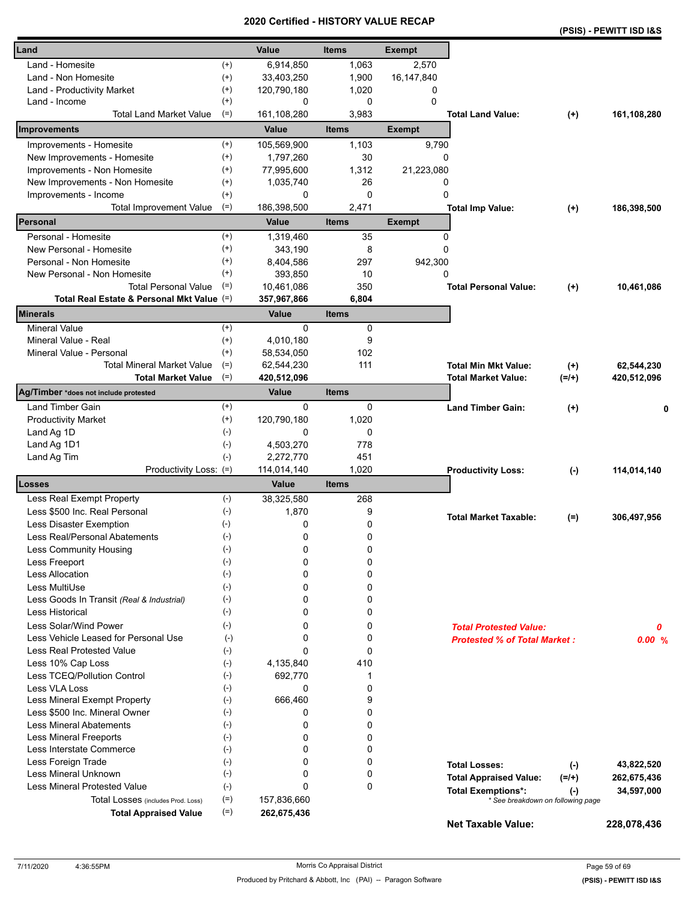# 2020 Certified - HISTORY VALUE RECAP

**(PSIS) - PEWITT ISD I&S**

| Land | | Value | Items | Exempt | | | |
|---|---|---|---|---|---|---|---|
| Land - Homesite | (+) | 6,914,850 | 1,063 | 2,570 | | | |
| Land - Non Homesite | (+) | 33,403,250 | 1,900 | 16,147,840 | | | |
| Land - Productivity Market | (+) | 120,790,180 | 1,020 | 0 | | | |
| Land - Income | (+) | 0 | 0 | 0 | | | |
| Total Land Market Value | (=) | 161,108,280 | 3,983 | | **Total Land Value:** | **(+)** | **161,108,280** |
| **Improvements** | | **Value** | **Items** | **Exempt** | | | |
| Improvements - Homesite | (+) | 105,569,900 | 1,103 | 9,790 | | | |
| New Improvements - Homesite | (+) | 1,797,260 | 30 | 0 | | | |
| Improvements - Non Homesite | (+) | 77,995,600 | 1,312 | 21,223,080 | | | |
| New Improvements - Non Homesite | (+) | 1,035,740 | 26 | 0 | | | |
| Improvements - Income | (+) | 0 | 0 | 0 | | | |
| Total Improvement Value | (=) | 186,398,500 | 2,471 | | **Total Imp Value:** | **(+)** | **186,398,500** |
| **Personal** | | **Value** | **Items** | **Exempt** | | | |
| Personal - Homesite | (+) | 1,319,460 | 35 | 0 | | | |
| New Personal - Homesite | (+) | 343,190 | 8 | 0 | | | |
| Personal - Non Homesite | (+) | 8,404,586 | 297 | 942,300 | | | |
| New Personal - Non Homesite | (+) | 393,850 | 10 | 0 | | | |
| Total Personal Value | (=) | 10,461,086 | 350 | | **Total Personal Value:** | **(+)** | **10,461,086** |
| **Total Real Estate & Personal Mkt Value** | (=) | **357,967,866** | **6,804** | | | | |
| **Minerals** | | **Value** | **Items** | | | | |
| Mineral Value | (+) | 0 | 0 | | | | |
| Mineral Value - Real | (+) | 4,010,180 | 9 | | | | |
| Mineral Value - Personal | (+) | 58,534,050 | 102 | | | | |
| Total Mineral Market Value | (=) | 62,544,230 | 111 | | **Total Min Mkt Value:** | **(+)** | **62,544,230** |
| **Total Market Value** | (=) | **420,512,096** | | | **Total Market Value:** | **(=/+)** | **420,512,096** |
| **Ag/Timber** *does not include protested | | **Value** | **Items** | | | | |
| Land Timber Gain | (+) | 0 | 0 | | **Land Timber Gain:** | **(+)** | **0** |
| Productivity Market | (+) | 120,790,180 | 1,020 | | | | |
| Land Ag 1D | (-) | 0 | 0 | | | | |
| Land Ag 1D1 | (-) | 4,503,270 | 778 | | | | |
| Land Ag Tim | (-) | 2,272,770 | 451 | | | | |
| Productivity Loss: | (=) | 114,014,140 | 1,020 | | **Productivity Loss:** | **(-)** | **114,014,140** |
| **Losses** | | **Value** | **Items** | | | | |
| Less Real Exempt Property | (-) | 38,325,580 | 268 | | | | |
| Less $500 Inc. Real Personal | (-) | 1,870 | 9 | | **Total Market Taxable:** | **(=)** | **306,497,956** |
| Less Disaster Exemption | (-) | 0 | 0 | | | | |
| Less Real/Personal Abatements | (-) | 0 | 0 | | | | |
| Less Community Housing | (-) | 0 | 0 | | | | |
| Less Freeport | (-) | 0 | 0 | | | | |
| Less Allocation | (-) | 0 | 0 | | | | |
| Less MultiUse | (-) | 0 | 0 | | | | |
| Less Goods In Transit *(Real & Industrial)* | (-) | 0 | 0 | | | | |
| Less Historical | (-) | 0 | 0 | | | | |
| Less Solar/Wind Power | (-) | 0 | 0 | | ***Total Protested Value:*** | | ***0*** |
| Less Vehicle Leased for Personal Use | (-) | 0 | 0 | | ***Protested % of Total Market :*** | | ***0.00 %*** |
| Less Real Protested Value | (-) | 0 | 0 | | | | |
| Less 10% Cap Loss | (-) | 4,135,840 | 410 | | | | |
| Less TCEQ/Pollution Control | (-) | 692,770 | 1 | | | | |
| Less VLA Loss | (-) | 0 | 0 | | | | |
| Less Mineral Exempt Property | (-) | 666,460 | 9 | | | | |
| Less $500 Inc. Mineral Owner | (-) | 0 | 0 | | | | |
| Less Mineral Abatements | (-) | 0 | 0 | | | | |
| Less Mineral Freeports | (-) | 0 | 0 | | | | |
| Less Interstate Commerce | (-) | 0 | 0 | | | | |
| Less Foreign Trade | (-) | 0 | 0 | | **Total Losses:** | **(-)** | **43,822,520** |
| Less Mineral Unknown | (-) | 0 | 0 | | **Total Appraised Value:** | **(=/+)** | **262,675,436** |
| Less Mineral Protested Value | (-) | 0 | 0 | | **Total Exemptions*:** | **(-)** | **34,597,000** |
| Total Losses (includes Prod. Loss) | (=) | 157,836,660 | | | * See breakdown on following page | | |
| **Total Appraised Value** | (=) | **262,675,436** | | | | | |
| | | | | | **Net Taxable Value:** | | **228,078,436** |

7/11/2020 4:36:55PM Morris Co Appraisal District

Produced by Pritchard & Abbott, Inc (PAI) -- Paragon Software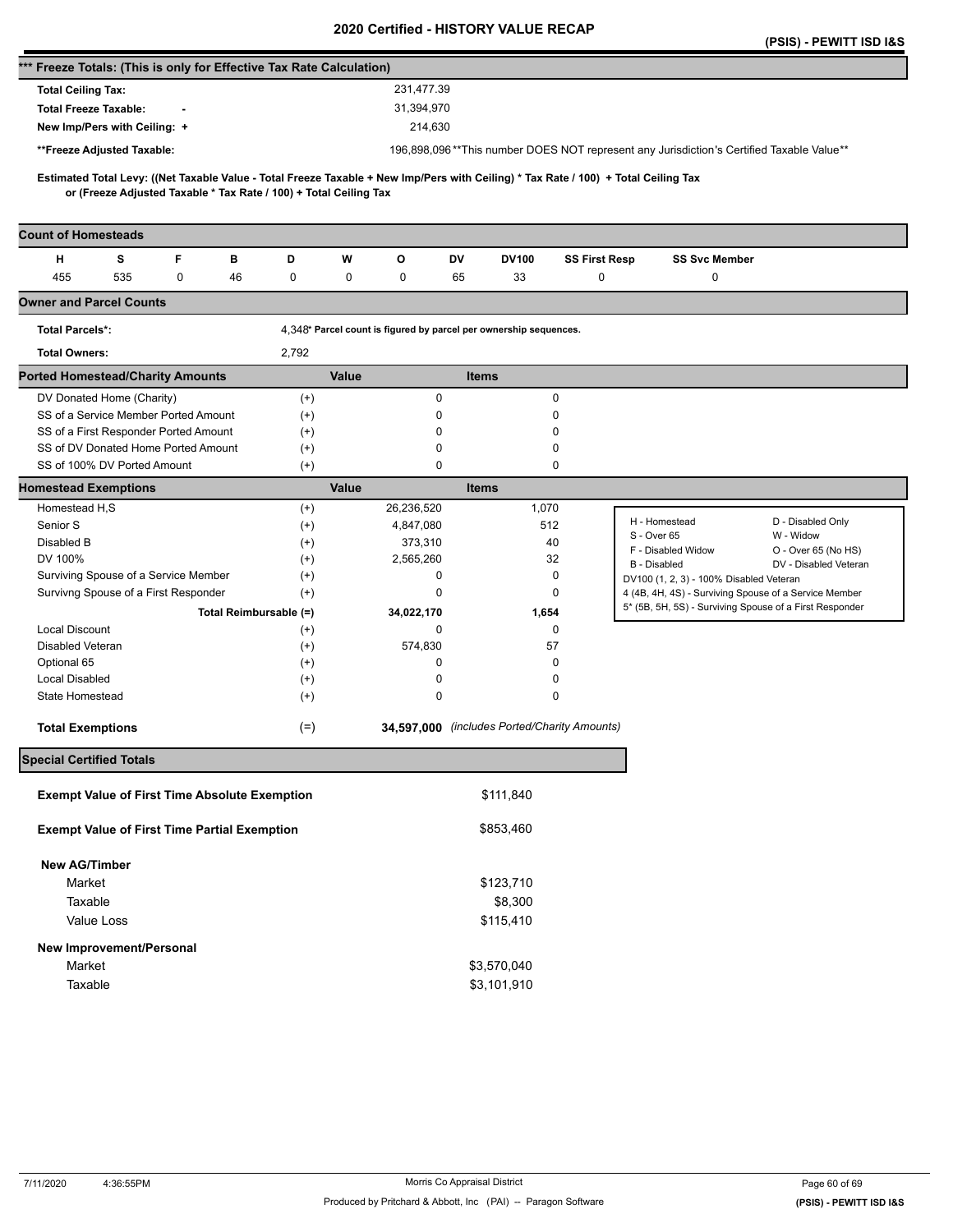# 2020 Certified - HISTORY VALUE RECAP

**(PSIS) - PEWITT ISD I&S**

## *** Freeze Totals: (This is only for Effective Tax Rate Calculation)

| | |
|---|---|
| **Total Ceiling Tax:** | 231,477.39 |
| **Total Freeze Taxable: -** | 31,394,970 |
| **New Imp/Pers with Ceiling: +** | 214,630 |
| ****Freeze Adjusted Taxable:** | 196,898,096 **This number DOES NOT represent any Jurisdiction's Certified Taxable Value** |

**Estimated Total Levy: ((Net Taxable Value - Total Freeze Taxable + New Imp/Pers with Ceiling) * Tax Rate / 100) + Total Ceiling Tax or (Freeze Adjusted Taxable * Tax Rate / 100) + Total Ceiling Tax**

## Count of Homesteads

| H | S | F | B | D | W | O | DV | DV100 | SS First Resp | SS Svc Member |
|---|---|---|---|---|---|---|---|---|---|---|
| 455 | 535 | 0 | 46 | 0 | 0 | 0 | 65 | 33 | 0 | 0 |

## Owner and Parcel Counts

**Total Parcels*:** 4,348* Parcel count is figured by parcel per ownership sequences.

**Total Owners:** 2,792

## Ported Homestead/Charity Amounts

| | | Value | Items |
|---|---|---|---|
| DV Donated Home (Charity) | (+) | 0 | 0 |
| SS of a Service Member Ported Amount | (+) | 0 | 0 |
| SS of a First Responder Ported Amount | (+) | 0 | 0 |
| SS of DV Donated Home Ported Amount | (+) | 0 | 0 |
| SS of 100% DV Ported Amount | (+) | 0 | 0 |

## Homestead Exemptions

| | | Value | Items |
|---|---|---|---|
| Homestead H,S | (+) | 26,236,520 | 1,070 |
| Senior S | (+) | 4,847,080 | 512 |
| Disabled B | (+) | 373,310 | 40 |
| DV 100% | (+) | 2,565,260 | 32 |
| Surviving Spouse of a Service Member | (+) | 0 | 0 |
| Survivng Spouse of a First Responder | (+) | 0 | 0 |
| **Total Reimbursable (=)** | | **34,022,170** | **1,654** |
| Local Discount | (+) | 0 | 0 |
| Disabled Veteran | (+) | 574,830 | 57 |
| Optional 65 | (+) | 0 | 0 |
| Local Disabled | (+) | 0 | 0 |
| State Homestead | (+) | 0 | 0 |
| **Total Exemptions** | (=) | **34,597,000** | *(includes Ported/Charity Amounts)* |

| | |
|---|---|
| H - Homestead | D - Disabled Only |
| S - Over 65 | W - Widow |
| F - Disabled Widow | O - Over 65 (No HS) |
| B - Disabled | DV - Disabled Veteran |
| DV100 (1, 2, 3) - 100% Disabled Veteran | |
| 4 (4B, 4H, 4S) - Surviving Spouse of a Service Member | |
| 5* (5B, 5H, 5S) - Surviving Spouse of a First Responder | |

## Special Certified Totals

| | |
|---|---|
| **Exempt Value of First Time Absolute Exemption** | $111,840 |
| **Exempt Value of First Time Partial Exemption** | $853,460 |
| **New AG/Timber** | |
| Market | $123,710 |
| Taxable | $8,300 |
| Value Loss | $115,410 |
| **New Improvement/Personal** | |
| Market | $3,570,040 |
| Taxable | $3,101,910 |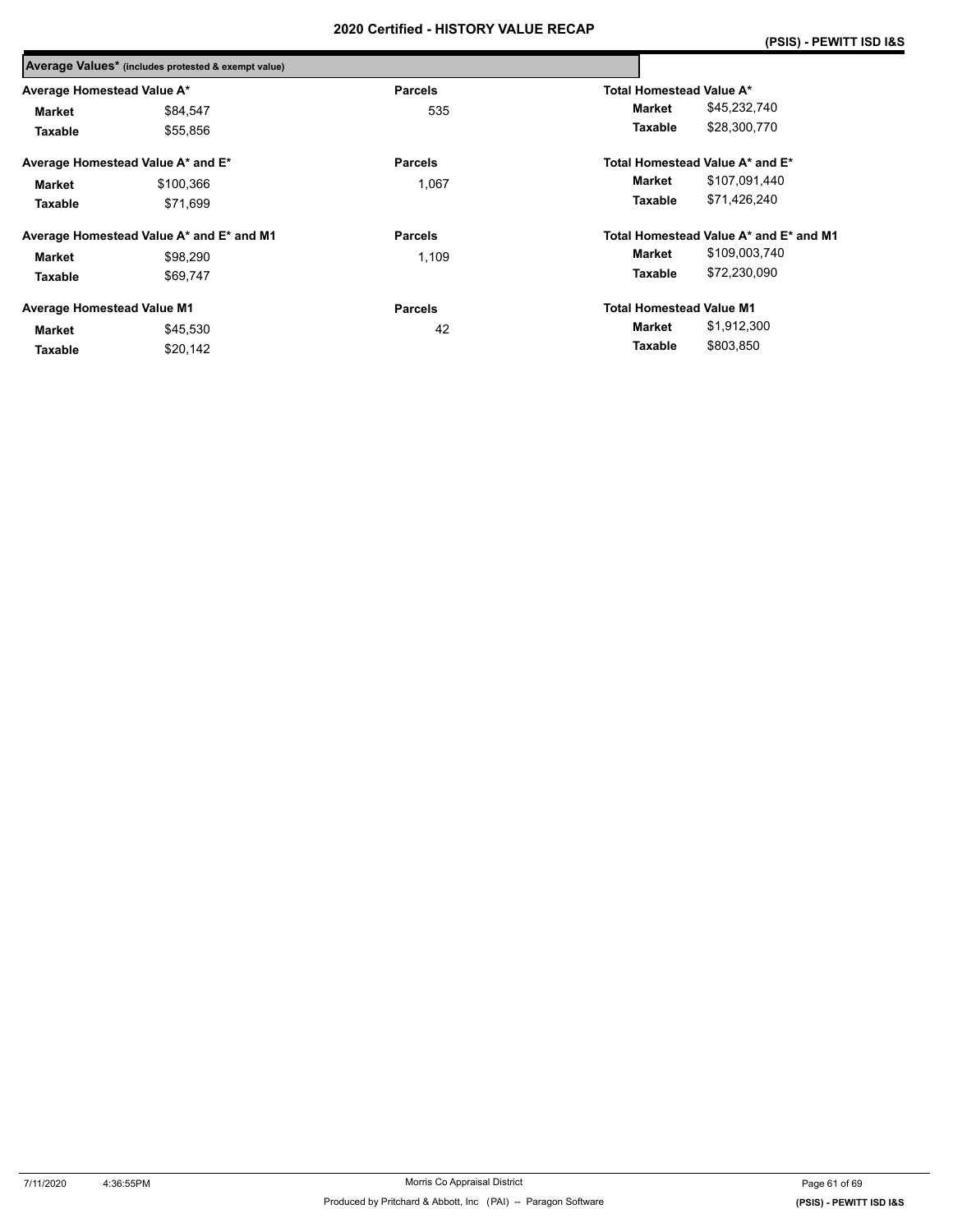**2020 Certified - HISTORY VALUE RECAP**

**(PSIS) - PEWITT ISD I&S**

**Average Values*** (includes protested & exempt value)

| Average Homestead Value A* | | Parcels | Total Homestead Value A* | |
|---|---|---|---|---|
| **Market** | $84,547 | 535 | **Market** | $45,232,740 |
| **Taxable** | $55,856 | | **Taxable** | $28,300,770 |

| Average Homestead Value A* and E* | | Parcels | Total Homestead Value A* and E* | |
|---|---|---|---|---|
| **Market** | $100,366 | 1,067 | **Market** | $107,091,440 |
| **Taxable** | $71,699 | | **Taxable** | $71,426,240 |

| Average Homestead Value A* and E* and M1 | | Parcels | Total Homestead Value A* and E* and M1 | |
|---|---|---|---|---|
| **Market** | $98,290 | 1,109 | **Market** | $109,003,740 |
| **Taxable** | $69,747 | | **Taxable** | $72,230,090 |

| Average Homestead Value M1 | | Parcels | Total Homestead Value M1 | |
|---|---|---|---|---|
| **Market** | $45,530 | 42 | **Market** | $1,912,300 |
| **Taxable** | $20,142 | | **Taxable** | $803,850 |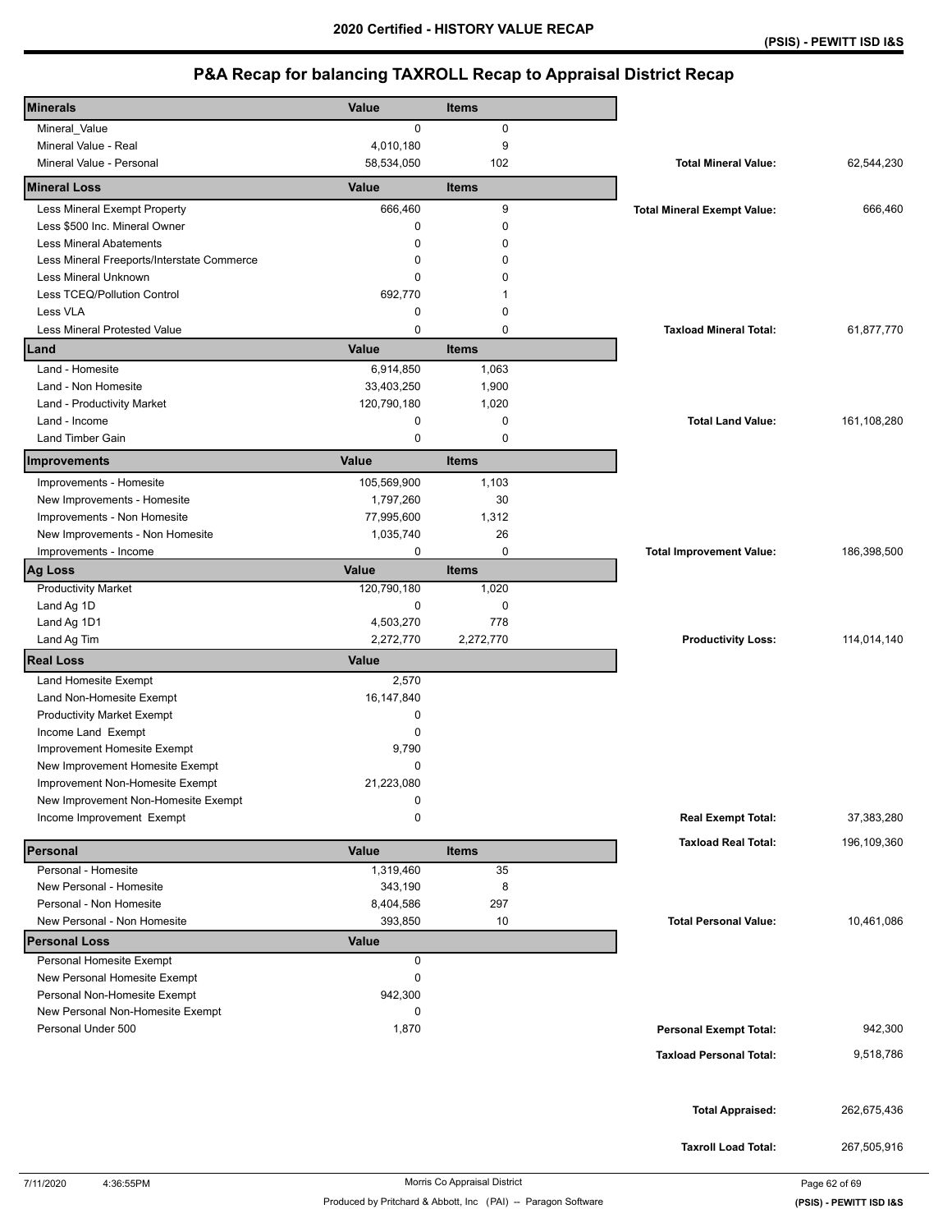# 2020 Certified - HISTORY VALUE RECAP

**(PSIS) - PEWITT ISD I&S**

## P&A Recap for balancing TAXROLL Recap to Appraisal District Recap

| Minerals | Value | Items | | |
|---|---|---|---|---|
| Mineral_Value | 0 | 0 | | |
| Mineral Value - Real | 4,010,180 | 9 | | |
| Mineral Value - Personal | 58,534,050 | 102 | **Total Mineral Value:** | 62,544,230 |
| **Mineral Loss** | **Value** | **Items** | | |
| Less Mineral Exempt Property | 666,460 | 9 | **Total Mineral Exempt Value:** | 666,460 |
| Less $500 Inc. Mineral Owner | 0 | 0 | | |
| Less Mineral Abatements | 0 | 0 | | |
| Less Mineral Freeports/Interstate Commerce | 0 | 0 | | |
| Less Mineral Unknown | 0 | 0 | | |
| Less TCEQ/Pollution Control | 692,770 | 1 | | |
| Less VLA | 0 | 0 | | |
| Less Mineral Protested Value | 0 | 0 | **Taxload Mineral Total:** | 61,877,770 |
| **Land** | **Value** | **Items** | | |
| Land - Homesite | 6,914,850 | 1,063 | | |
| Land - Non Homesite | 33,403,250 | 1,900 | | |
| Land - Productivity Market | 120,790,180 | 1,020 | | |
| Land - Income | 0 | 0 | **Total Land Value:** | 161,108,280 |
| Land Timber Gain | 0 | 0 | | |
| **Improvements** | **Value** | **Items** | | |
| Improvements - Homesite | 105,569,900 | 1,103 | | |
| New Improvements - Homesite | 1,797,260 | 30 | | |
| Improvements - Non Homesite | 77,995,600 | 1,312 | | |
| New Improvements - Non Homesite | 1,035,740 | 26 | | |
| Improvements - Income | 0 | 0 | **Total Improvement Value:** | 186,398,500 |
| **Ag Loss** | **Value** | **Items** | | |
| Productivity Market | 120,790,180 | 1,020 | | |
| Land Ag 1D | 0 | 0 | | |
| Land Ag 1D1 | 4,503,270 | 778 | | |
| Land Ag Tim | 2,272,770 | 2,272,770 | **Productivity Loss:** | 114,014,140 |
| **Real Loss** | **Value** | | | |
| Land Homesite Exempt | 2,570 | | | |
| Land Non-Homesite Exempt | 16,147,840 | | | |
| Productivity Market Exempt | 0 | | | |
| Income Land Exempt | 0 | | | |
| Improvement Homesite Exempt | 9,790 | | | |
| New Improvement Homesite Exempt | 0 | | | |
| Improvement Non-Homesite Exempt | 21,223,080 | | | |
| New Improvement Non-Homesite Exempt | 0 | | | |
| Income Improvement Exempt | 0 | | **Real Exempt Total:** | 37,383,280 |
| | | | **Taxload Real Total:** | 196,109,360 |
| **Personal** | **Value** | **Items** | | |
| Personal - Homesite | 1,319,460 | 35 | | |
| New Personal - Homesite | 343,190 | 8 | | |
| Personal - Non Homesite | 8,404,586 | 297 | | |
| New Personal - Non Homesite | 393,850 | 10 | **Total Personal Value:** | 10,461,086 |
| **Personal Loss** | **Value** | | | |
| Personal Homesite Exempt | 0 | | | |
| New Personal Homesite Exempt | 0 | | | |
| Personal Non-Homesite Exempt | 942,300 | | | |
| New Personal Non-Homesite Exempt | 0 | | | |
| Personal Under 500 | 1,870 | | **Personal Exempt Total:** | 942,300 |
| | | | **Taxload Personal Total:** | 9,518,786 |
| | | | **Total Appraised:** | 262,675,436 |
| | | | **Taxroll Load Total:** | 267,505,916 |

7/11/2020 4:36:55PM Morris Co Appraisal District

Produced by Pritchard & Abbott, Inc (PAI) -- Paragon Software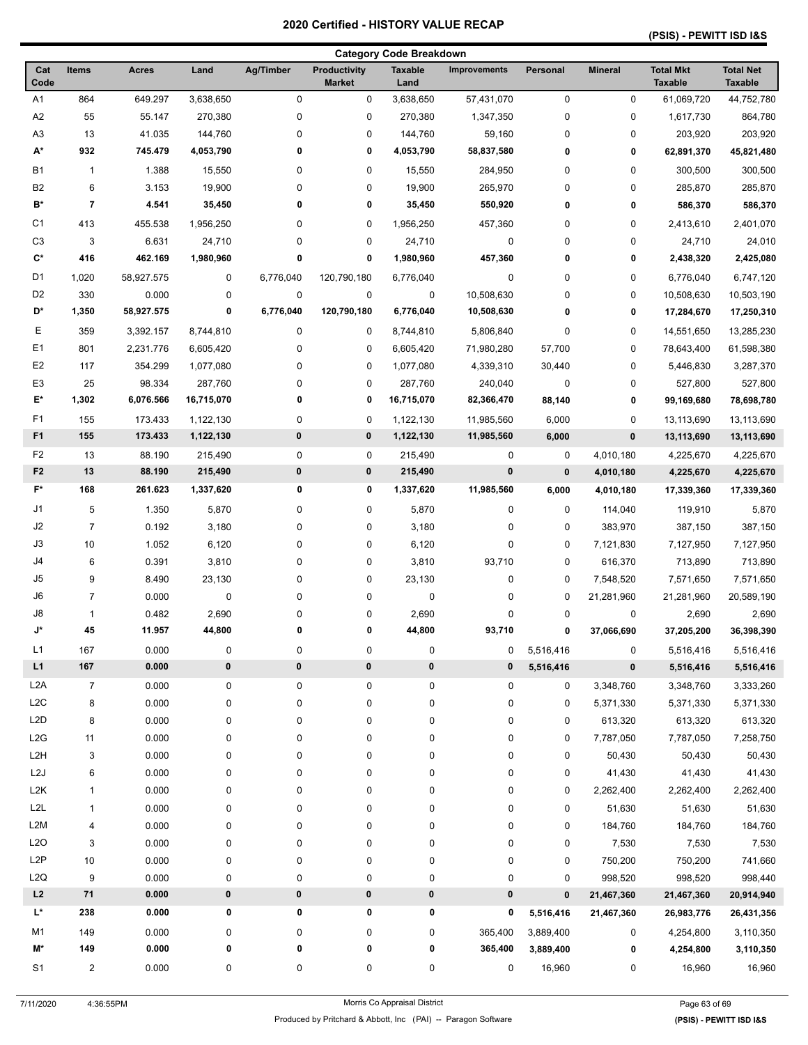# 2020 Certified - HISTORY VALUE RECAP

**(PSIS) - PEWITT ISD I&S**

## Category Code Breakdown

| Cat Code | Items | Acres | Land | Ag/Timber | Productivity Market | Taxable Land | Improvements | Personal | Mineral | Total Mkt Taxable | Total Net Taxable |
|---|---|---|---|---|---|---|---|---|---|---|---|
| A1 | 864 | 649.297 | 3,638,650 | 0 | 0 | 3,638,650 | 57,431,070 | 0 | 0 | 61,069,720 | 44,752,780 |
| A2 | 55 | 55.147 | 270,380 | 0 | 0 | 270,380 | 1,347,350 | 0 | 0 | 1,617,730 | 864,780 |
| A3 | 13 | 41.035 | 144,760 | 0 | 0 | 144,760 | 59,160 | 0 | 0 | 203,920 | 203,920 |
| **A*** | **932** | **745.479** | **4,053,790** | **0** | **0** | **4,053,790** | **58,837,580** | **0** | **0** | **62,891,370** | **45,821,480** |
| B1 | 1 | 1.388 | 15,550 | 0 | 0 | 15,550 | 284,950 | 0 | 0 | 300,500 | 300,500 |
| B2 | 6 | 3.153 | 19,900 | 0 | 0 | 19,900 | 265,970 | 0 | 0 | 285,870 | 285,870 |
| **B*** | **7** | **4.541** | **35,450** | **0** | **0** | **35,450** | **550,920** | **0** | **0** | **586,370** | **586,370** |
| C1 | 413 | 455.538 | 1,956,250 | 0 | 0 | 1,956,250 | 457,360 | 0 | 0 | 2,413,610 | 2,401,070 |
| C3 | 3 | 6.631 | 24,710 | 0 | 0 | 24,710 | 0 | 0 | 0 | 24,710 | 24,010 |
| **C*** | **416** | **462.169** | **1,980,960** | **0** | **0** | **1,980,960** | **457,360** | **0** | **0** | **2,438,320** | **2,425,080** |
| D1 | 1,020 | 58,927.575 | 0 | 6,776,040 | 120,790,180 | 6,776,040 | 0 | 0 | 0 | 6,776,040 | 6,747,120 |
| D2 | 330 | 0.000 | 0 | 0 | 0 | 0 | 10,508,630 | 0 | 0 | 10,508,630 | 10,503,190 |
| **D*** | **1,350** | **58,927.575** | **0** | **6,776,040** | **120,790,180** | **6,776,040** | **10,508,630** | **0** | **0** | **17,284,670** | **17,250,310** |
| E | 359 | 3,392.157 | 8,744,810 | 0 | 0 | 8,744,810 | 5,806,840 | 0 | 0 | 14,551,650 | 13,285,230 |
| E1 | 801 | 2,231.776 | 6,605,420 | 0 | 0 | 6,605,420 | 71,980,280 | 57,700 | 0 | 78,643,400 | 61,598,380 |
| E2 | 117 | 354.299 | 1,077,080 | 0 | 0 | 1,077,080 | 4,339,310 | 30,440 | 0 | 5,446,830 | 3,287,370 |
| E3 | 25 | 98.334 | 287,760 | 0 | 0 | 287,760 | 240,040 | 0 | 0 | 527,800 | 527,800 |
| **E*** | **1,302** | **6,076.566** | **16,715,070** | **0** | **0** | **16,715,070** | **82,366,470** | **88,140** | **0** | **99,169,680** | **78,698,780** |
| F1 | 155 | 173.433 | 1,122,130 | 0 | 0 | 1,122,130 | 11,985,560 | 6,000 | 0 | 13,113,690 | 13,113,690 |
| **F1** | **155** | **173.433** | **1,122,130** | **0** | **0** | **1,122,130** | **11,985,560** | **6,000** | **0** | **13,113,690** | **13,113,690** |
| F2 | 13 | 88.190 | 215,490 | 0 | 0 | 215,490 | 0 | 0 | 4,010,180 | 4,225,670 | 4,225,670 |
| **F2** | **13** | **88.190** | **215,490** | **0** | **0** | **215,490** | **0** | **0** | **4,010,180** | **4,225,670** | **4,225,670** |
| **F*** | **168** | **261.623** | **1,337,620** | **0** | **0** | **1,337,620** | **11,985,560** | **6,000** | **4,010,180** | **17,339,360** | **17,339,360** |
| J1 | 5 | 1.350 | 5,870 | 0 | 0 | 5,870 | 0 | 0 | 114,040 | 119,910 | 5,870 |
| J2 | 7 | 0.192 | 3,180 | 0 | 0 | 3,180 | 0 | 0 | 383,970 | 387,150 | 387,150 |
| J3 | 10 | 1.052 | 6,120 | 0 | 0 | 6,120 | 0 | 0 | 7,121,830 | 7,127,950 | 7,127,950 |
| J4 | 6 | 0.391 | 3,810 | 0 | 0 | 3,810 | 93,710 | 0 | 616,370 | 713,890 | 713,890 |
| J5 | 9 | 8.490 | 23,130 | 0 | 0 | 23,130 | 0 | 0 | 7,548,520 | 7,571,650 | 7,571,650 |
| J6 | 7 | 0.000 | 0 | 0 | 0 | 0 | 0 | 0 | 21,281,960 | 21,281,960 | 20,589,190 |
| J8 | 1 | 0.482 | 2,690 | 0 | 0 | 2,690 | 0 | 0 | 0 | 2,690 | 2,690 |
| **J*** | **45** | **11.957** | **44,800** | **0** | **0** | **44,800** | **93,710** | **0** | **37,066,690** | **37,205,200** | **36,398,390** |
| L1 | 167 | 0.000 | 0 | 0 | 0 | 0 | 0 | 5,516,416 | 0 | 5,516,416 | 5,516,416 |
| **L1** | **167** | **0.000** | **0** | **0** | **0** | **0** | **0** | **5,516,416** | **0** | **5,516,416** | **5,516,416** |
| L2A | 7 | 0.000 | 0 | 0 | 0 | 0 | 0 | 0 | 3,348,760 | 3,348,760 | 3,333,260 |
| L2C | 8 | 0.000 | 0 | 0 | 0 | 0 | 0 | 0 | 5,371,330 | 5,371,330 | 5,371,330 |
| L2D | 8 | 0.000 | 0 | 0 | 0 | 0 | 0 | 0 | 613,320 | 613,320 | 613,320 |
| L2G | 11 | 0.000 | 0 | 0 | 0 | 0 | 0 | 0 | 7,787,050 | 7,787,050 | 7,258,750 |
| L2H | 3 | 0.000 | 0 | 0 | 0 | 0 | 0 | 0 | 50,430 | 50,430 | 50,430 |
| L2J | 6 | 0.000 | 0 | 0 | 0 | 0 | 0 | 0 | 41,430 | 41,430 | 41,430 |
| L2K | 1 | 0.000 | 0 | 0 | 0 | 0 | 0 | 0 | 2,262,400 | 2,262,400 | 2,262,400 |
| L2L | 1 | 0.000 | 0 | 0 | 0 | 0 | 0 | 0 | 51,630 | 51,630 | 51,630 |
| L2M | 4 | 0.000 | 0 | 0 | 0 | 0 | 0 | 0 | 184,760 | 184,760 | 184,760 |
| L2O | 3 | 0.000 | 0 | 0 | 0 | 0 | 0 | 0 | 7,530 | 7,530 | 7,530 |
| L2P | 10 | 0.000 | 0 | 0 | 0 | 0 | 0 | 0 | 750,200 | 750,200 | 741,660 |
| L2Q | 9 | 0.000 | 0 | 0 | 0 | 0 | 0 | 0 | 998,520 | 998,520 | 998,440 |
| **L2** | **71** | **0.000** | **0** | **0** | **0** | **0** | **0** | **0** | **21,467,360** | **21,467,360** | **20,914,940** |
| **L*** | **238** | **0.000** | **0** | **0** | **0** | **0** | **0** | **5,516,416** | **21,467,360** | **26,983,776** | **26,431,356** |
| M1 | 149 | 0.000 | 0 | 0 | 0 | 0 | 365,400 | 3,889,400 | 0 | 4,254,800 | 3,110,350 |
| **M*** | **149** | **0.000** | **0** | **0** | **0** | **0** | **365,400** | **3,889,400** | **0** | **4,254,800** | **3,110,350** |
| S1 | 2 | 0.000 | 0 | 0 | 0 | 0 | 0 | 16,960 | 0 | 16,960 | 16,960 |

7/11/2020 4:36:55PM Morris Co Appraisal District

Produced by Pritchard & Abbott, Inc (PAI) -- Paragon Software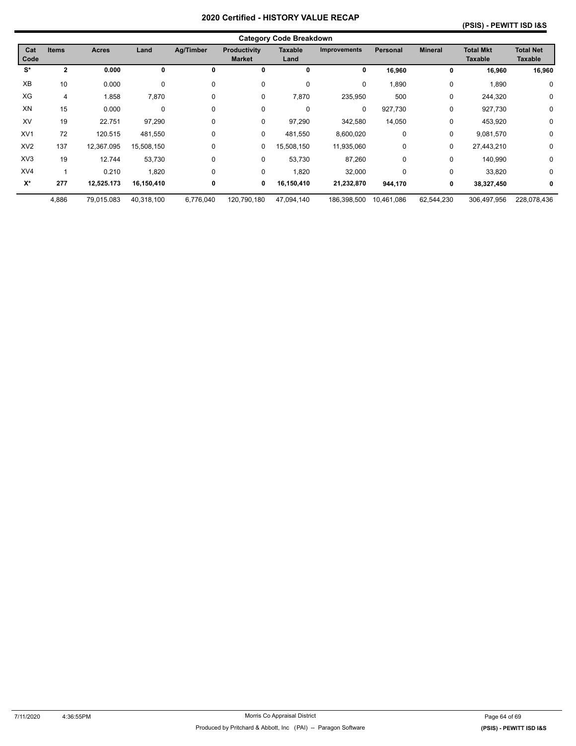# 2020 Certified - HISTORY VALUE RECAP

## (PSIS) - PEWITT ISD I&S

### Category Code Breakdown

| Cat Code | Items | Acres | Land | Ag/Timber | Productivity Market | Taxable Land | Improvements | Personal | Mineral | Total Mkt Taxable | Total Net Taxable |
|---|---|---|---|---|---|---|---|---|---|---|---|
| **S*** | **2** | **0.000** | **0** | **0** | **0** | **0** | **0** | **16,960** | **0** | **16,960** | **16,960** |
| XB | 10 | 0.000 | 0 | 0 | 0 | 0 | 0 | 1,890 | 0 | 1,890 | 0 |
| XG | 4 | 1.858 | 7,870 | 0 | 0 | 7,870 | 235,950 | 500 | 0 | 244,320 | 0 |
| XN | 15 | 0.000 | 0 | 0 | 0 | 0 | 0 | 927,730 | 0 | 927,730 | 0 |
| XV | 19 | 22.751 | 97,290 | 0 | 0 | 97,290 | 342,580 | 14,050 | 0 | 453,920 | 0 |
| XV1 | 72 | 120.515 | 481,550 | 0 | 0 | 481,550 | 8,600,020 | 0 | 0 | 9,081,570 | 0 |
| XV2 | 137 | 12,367.095 | 15,508,150 | 0 | 0 | 15,508,150 | 11,935,060 | 0 | 0 | 27,443,210 | 0 |
| XV3 | 19 | 12.744 | 53,730 | 0 | 0 | 53,730 | 87,260 | 0 | 0 | 140,990 | 0 |
| XV4 | 1 | 0.210 | 1,820 | 0 | 0 | 1,820 | 32,000 | 0 | 0 | 33,820 | 0 |
| **X*** | **277** | **12,525.173** | **16,150,410** | **0** | **0** | **16,150,410** | **21,232,870** | **944,170** | **0** | **38,327,450** | **0** |
| | 4,886 | 79,015.083 | 40,318,100 | 6,776,040 | 120,790,180 | 47,094,140 | 186,398,500 | 10,461,086 | 62,544,230 | 306,497,956 | 228,078,436 |

7/11/2020 4:36:55PM Morris Co Appraisal District

Produced by Pritchard & Abbott, Inc (PAI) -- Paragon Software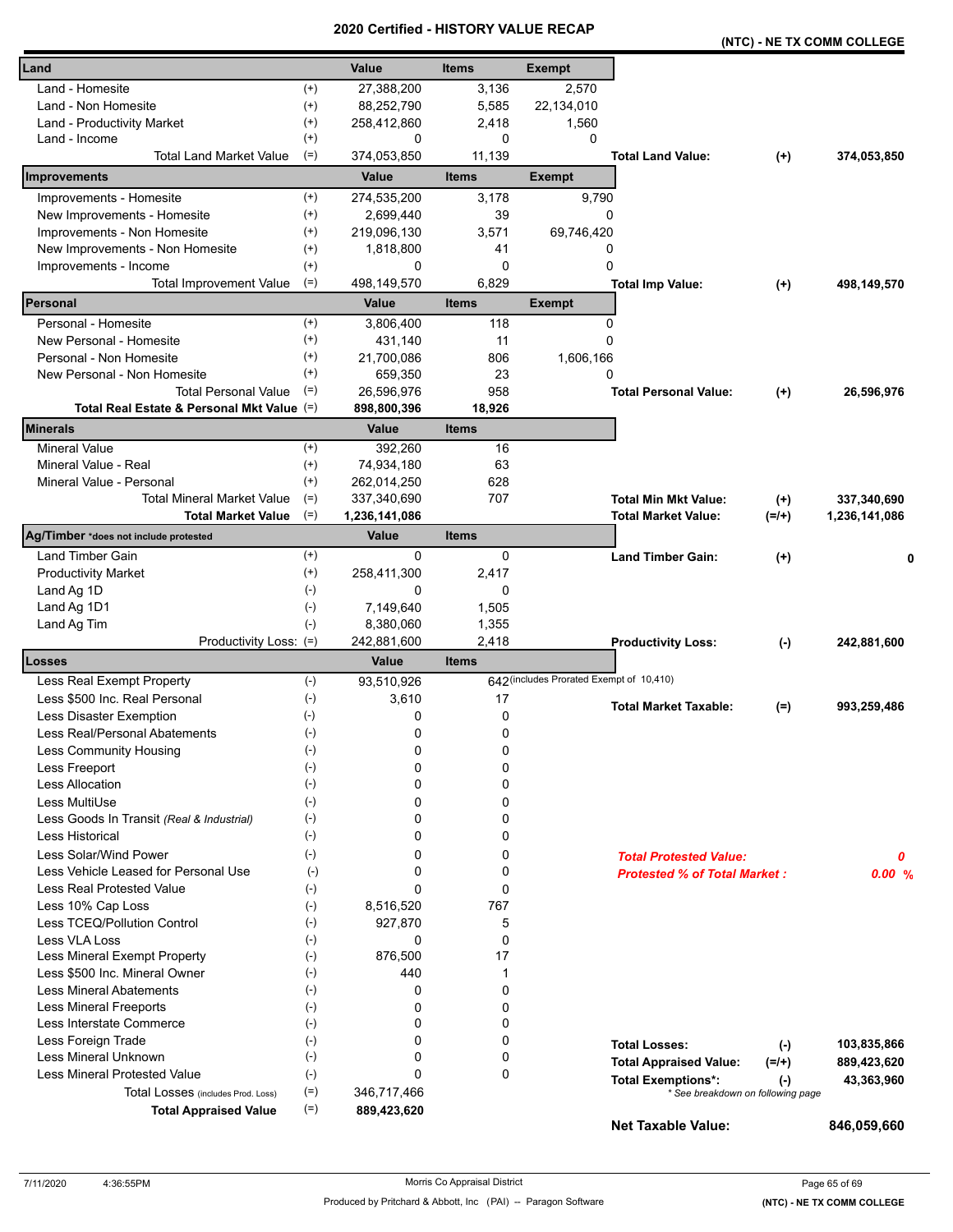# 2020 Certified - HISTORY VALUE RECAP

**(NTC) - NE TX COMM COLLEGE**

| Land | | Value | Items | Exempt | | | |
|---|---|---|---|---|---|---|---|
| Land - Homesite | (+) | 27,388,200 | 3,136 | 2,570 | | | |
| Land - Non Homesite | (+) | 88,252,790 | 5,585 | 22,134,010 | | | |
| Land - Productivity Market | (+) | 258,412,860 | 2,418 | 1,560 | | | |
| Land - Income | (+) | 0 | 0 | 0 | | | |
| Total Land Market Value | (=) | 374,053,850 | 11,139 | | **Total Land Value:** | (+) | 374,053,850 |

| Improvements | | Value | Items | Exempt | | | |
|---|---|---|---|---|---|---|---|
| Improvements - Homesite | (+) | 274,535,200 | 3,178 | 9,790 | | | |
| New Improvements - Homesite | (+) | 2,699,440 | 39 | 0 | | | |
| Improvements - Non Homesite | (+) | 219,096,130 | 3,571 | 69,746,420 | | | |
| New Improvements - Non Homesite | (+) | 1,818,800 | 41 | 0 | | | |
| Improvements - Income | (+) | 0 | 0 | 0 | | | |
| Total Improvement Value | (=) | 498,149,570 | 6,829 | | **Total Imp Value:** | (+) | 498,149,570 |

| Personal | | Value | Items | Exempt | | | |
|---|---|---|---|---|---|---|---|
| Personal - Homesite | (+) | 3,806,400 | 118 | 0 | | | |
| New Personal - Homesite | (+) | 431,140 | 11 | 0 | | | |
| Personal - Non Homesite | (+) | 21,700,086 | 806 | 1,606,166 | | | |
| New Personal - Non Homesite | (+) | 659,350 | 23 | 0 | | | |
| Total Personal Value | (=) | 26,596,976 | 958 | | **Total Personal Value:** | (+) | 26,596,976 |
| **Total Real Estate & Personal Mkt Value** | (=) | **898,800,396** | **18,926** | | | | |

| Minerals | | Value | Items | | | |
|---|---|---|---|---|---|---|
| Mineral Value | (+) | 392,260 | 16 | | | |
| Mineral Value - Real | (+) | 74,934,180 | 63 | | | |
| Mineral Value - Personal | (+) | 262,014,250 | 628 | | | |
| Total Mineral Market Value | (=) | 337,340,690 | 707 | **Total Min Mkt Value:** | (+) | 337,340,690 |
| **Total Market Value** | (=) | **1,236,141,086** | | **Total Market Value:** | (=/+) | 1,236,141,086 |

| Ag/Timber *does not include protested | | Value | Items | | | |
|---|---|---|---|---|---|---|
| Land Timber Gain | (+) | 0 | 0 | **Land Timber Gain:** | (+) | 0 |
| Productivity Market | (+) | 258,411,300 | 2,417 | | | |
| Land Ag 1D | (-) | 0 | 0 | | | |
| Land Ag 1D1 | (-) | 7,149,640 | 1,505 | | | |
| Land Ag Tim | (-) | 8,380,060 | 1,355 | | | |
| Productivity Loss: | (=) | 242,881,600 | 2,418 | **Productivity Loss:** | (-) | 242,881,600 |

| Losses | | Value | Items | | | |
|---|---|---|---|---|---|---|
| Less Real Exempt Property | (-) | 93,510,926 | 642 (includes Prorated Exempt of 10,410) | | | |
| Less $500 Inc. Real Personal | (-) | 3,610 | 17 | **Total Market Taxable:** | (=) | 993,259,486 |
| Less Disaster Exemption | (-) | 0 | 0 | | | |
| Less Real/Personal Abatements | (-) | 0 | 0 | | | |
| Less Community Housing | (-) | 0 | 0 | | | |
| Less Freeport | (-) | 0 | 0 | | | |
| Less Allocation | (-) | 0 | 0 | | | |
| Less MultiUse | (-) | 0 | 0 | | | |
| Less Goods In Transit *(Real & Industrial)* | (-) | 0 | 0 | | | |
| Less Historical | (-) | 0 | 0 | | | |
| Less Solar/Wind Power | (-) | 0 | 0 | ***Total Protested Value:*** | | *0* |
| Less Vehicle Leased for Personal Use | (-) | 0 | 0 | ***Protested % of Total Market :*** | | *0.00 %* |
| Less Real Protested Value | (-) | 0 | 0 | | | |
| Less 10% Cap Loss | (-) | 8,516,520 | 767 | | | |
| Less TCEQ/Pollution Control | (-) | 927,870 | 5 | | | |
| Less VLA Loss | (-) | 0 | 0 | | | |
| Less Mineral Exempt Property | (-) | 876,500 | 17 | | | |
| Less $500 Inc. Mineral Owner | (-) | 440 | 1 | | | |
| Less Mineral Abatements | (-) | 0 | 0 | | | |
| Less Mineral Freeports | (-) | 0 | 0 | | | |
| Less Interstate Commerce | (-) | 0 | 0 | | | |
| Less Foreign Trade | (-) | 0 | 0 | **Total Losses:** | (-) | 103,835,866 |
| Less Mineral Unknown | (-) | 0 | 0 | **Total Appraised Value:** | (=/+) | 889,423,620 |
| Less Mineral Protested Value | (-) | 0 | 0 | **Total Exemptions*:** | (-) | 43,363,960 |
| Total Losses (includes Prod. Loss) | (=) | 346,717,466 | | * See breakdown on following page | | |
| **Total Appraised Value** | (=) | **889,423,620** | | | | |
| | | | | **Net Taxable Value:** | | **846,059,660** |

7/11/2020 4:36:55PM

Morris Co Appraisal District

Produced by Pritchard & Abbott, Inc (PAI) -- Paragon Software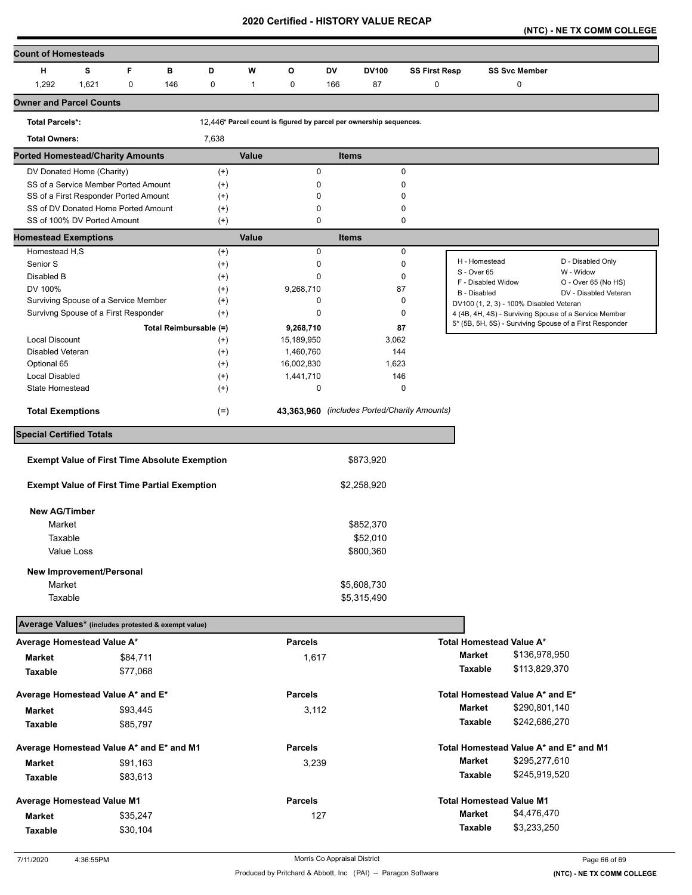# 2020 Certified - HISTORY VALUE RECAP

**(NTC) - NE TX COMM COLLEGE**

## Count of Homesteads

| H | S | F | B | D | W | O | DV | DV100 | SS First Resp | SS Svc Member |
|---|---|---|---|---|---|---|---|---|---|---|
| 1,292 | 1,621 | 0 | 146 | 0 | 1 | 0 | 166 | 87 | 0 | 0 |

## Owner and Parcel Counts

**Total Parcels*:** 12,446* Parcel count is figured by parcel per ownership sequences.

**Total Owners:** 7,638

## Ported Homestead/Charity Amounts

| | | Value | Items |
|---|---|---|---|
| DV Donated Home (Charity) | (+) | 0 | 0 |
| SS of a Service Member Ported Amount | (+) | 0 | 0 |
| SS of a First Responder Ported Amount | (+) | 0 | 0 |
| SS of DV Donated Home Ported Amount | (+) | 0 | 0 |
| SS of 100% DV Ported Amount | (+) | 0 | 0 |

## Homestead Exemptions

| | | Value | Items |
|---|---|---|---|
| Homestead H,S | (+) | 0 | 0 |
| Senior S | (+) | 0 | 0 |
| Disabled B | (+) | 0 | 0 |
| DV 100% | (+) | 9,268,710 | 87 |
| Surviving Spouse of a Service Member | (+) | 0 | 0 |
| Survivng Spouse of a First Responder | (+) | 0 | 0 |
| Total Reimbursable | (=) | 9,268,710 | 87 |
| Local Discount | (+) | 15,189,950 | 3,062 |
| Disabled Veteran | (+) | 1,460,760 | 144 |
| Optional 65 | (+) | 16,002,830 | 1,623 |
| Local Disabled | (+) | 1,441,710 | 146 |
| State Homestead | (+) | 0 | 0 |
| **Total Exemptions** | (=) | **43,363,960** | *(includes Ported/Charity Amounts)* |

| | |
|---|---|
| H - Homestead | D - Disabled Only |
| S - Over 65 | W - Widow |
| F - Disabled Widow | O - Over 65 (No HS) |
| B - Disabled | DV - Disabled Veteran |
| DV100 (1, 2, 3) - 100% Disabled Veteran | |
| 4 (4B, 4H, 4S) - Surviving Spouse of a Service Member | |
| 5* (5B, 5H, 5S) - Surviving Spouse of a First Responder | |

## Special Certified Totals

| | |
|---|---|
| **Exempt Value of First Time Absolute Exemption** | $873,920 |
| **Exempt Value of First Time Partial Exemption** | $2,258,920 |

**New AG/Timber**

| | |
|---|---|
| Market | $852,370 |
| Taxable | $52,010 |
| Value Loss | $800,360 |

**New Improvement/Personal**

| | |
|---|---|
| Market | $5,608,730 |
| Taxable | $5,315,490 |

## Average Values* (includes protested & exempt value)

| Average Homestead Value A* | | Parcels | Total Homestead Value A* | |
|---|---|---|---|---|
| **Market** | $84,711 | 1,617 | **Market** | $136,978,950 |
| **Taxable** | $77,068 | | **Taxable** | $113,829,370 |

| Average Homestead Value A* and E* | | Parcels | Total Homestead Value A* and E* | |
|---|---|---|---|---|
| **Market** | $93,445 | 3,112 | **Market** | $290,801,140 |
| **Taxable** | $85,797 | | **Taxable** | $242,686,270 |

| Average Homestead Value A* and E* and M1 | | Parcels | Total Homestead Value A* and E* and M1 | |
|---|---|---|---|---|
| **Market** | $91,163 | 3,239 | **Market** | $295,277,610 |
| **Taxable** | $83,613 | | **Taxable** | $245,919,520 |

| Average Homestead Value M1 | | Parcels | Total Homestead Value M1 | |
|---|---|---|---|---|
| **Market** | $35,247 | 127 | **Market** | $4,476,470 |
| **Taxable** | $30,104 | | **Taxable** | $3,233,250 |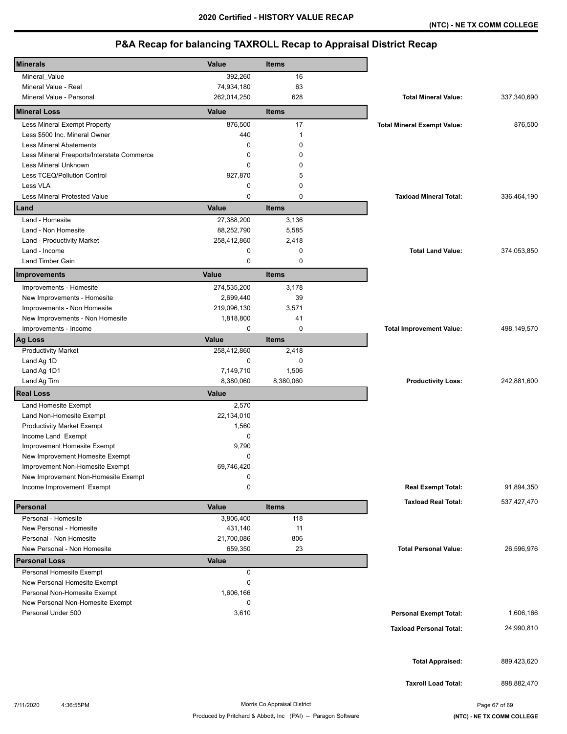# 2020 Certified - HISTORY VALUE RECAP

(NTC) - NE TX COMM COLLEGE

## P&A Recap for balancing TAXROLL Recap to Appraisal District Recap

| Minerals | Value | Items | | |
|---|---|---|---|---|
| Mineral_Value | 392,260 | 16 | | |
| Mineral Value - Real | 74,934,180 | 63 | | |
| Mineral Value - Personal | 262,014,250 | 628 | **Total Mineral Value:** | 337,340,690 |
| **Mineral Loss** | **Value** | **Items** | | |
| Less Mineral Exempt Property | 876,500 | 17 | **Total Mineral Exempt Value:** | 876,500 |
| Less $500 Inc. Mineral Owner | 440 | 1 | | |
| Less Mineral Abatements | 0 | 0 | | |
| Less Mineral Freeports/Interstate Commerce | 0 | 0 | | |
| Less Mineral Unknown | 0 | 0 | | |
| Less TCEQ/Pollution Control | 927,870 | 5 | | |
| Less VLA | 0 | 0 | | |
| Less Mineral Protested Value | 0 | 0 | **Taxload Mineral Total:** | 336,464,190 |
| **Land** | **Value** | **Items** | | |
| Land - Homesite | 27,388,200 | 3,136 | | |
| Land - Non Homesite | 88,252,790 | 5,585 | | |
| Land - Productivity Market | 258,412,860 | 2,418 | | |
| Land - Income | 0 | 0 | **Total Land Value:** | 374,053,850 |
| Land Timber Gain | 0 | 0 | | |
| **Improvements** | **Value** | **Items** | | |
| Improvements - Homesite | 274,535,200 | 3,178 | | |
| New Improvements - Homesite | 2,699,440 | 39 | | |
| Improvements - Non Homesite | 219,096,130 | 3,571 | | |
| New Improvements - Non Homesite | 1,818,800 | 41 | | |
| Improvements - Income | 0 | 0 | **Total Improvement Value:** | 498,149,570 |
| **Ag Loss** | **Value** | **Items** | | |
| Productivity Market | 258,412,860 | 2,418 | | |
| Land Ag 1D | 0 | 0 | | |
| Land Ag 1D1 | 7,149,710 | 1,506 | | |
| Land Ag Tim | 8,380,060 | 8,380,060 | **Productivity Loss:** | 242,881,600 |
| **Real Loss** | **Value** | | | |
| Land Homesite Exempt | 2,570 | | | |
| Land Non-Homesite Exempt | 22,134,010 | | | |
| Productivity Market Exempt | 1,560 | | | |
| Income Land Exempt | 0 | | | |
| Improvement Homesite Exempt | 9,790 | | | |
| New Improvement Homesite Exempt | 0 | | | |
| Improvement Non-Homesite Exempt | 69,746,420 | | | |
| New Improvement Non-Homesite Exempt | 0 | | | |
| Income Improvement Exempt | 0 | | **Real Exempt Total:** | 91,894,350 |
| | | | **Taxload Real Total:** | 537,427,470 |
| **Personal** | **Value** | **Items** | | |
| Personal - Homesite | 3,806,400 | 118 | | |
| New Personal - Homesite | 431,140 | 11 | | |
| Personal - Non Homesite | 21,700,086 | 806 | | |
| New Personal - Non Homesite | 659,350 | 23 | **Total Personal Value:** | 26,596,976 |
| **Personal Loss** | **Value** | | | |
| Personal Homesite Exempt | 0 | | | |
| New Personal Homesite Exempt | 0 | | | |
| Personal Non-Homesite Exempt | 1,606,166 | | | |
| New Personal Non-Homesite Exempt | 0 | | | |
| Personal Under 500 | 3,610 | | **Personal Exempt Total:** | 1,606,166 |
| | | | **Taxload Personal Total:** | 24,990,810 |
| | | | **Total Appraised:** | 889,423,620 |
| | | | **Taxroll Load Total:** | 898,882,470 |

7/11/2020 4:36:55PM — Morris Co Appraisal District

Produced by Pritchard & Abbott, Inc (PAI) -- Paragon Software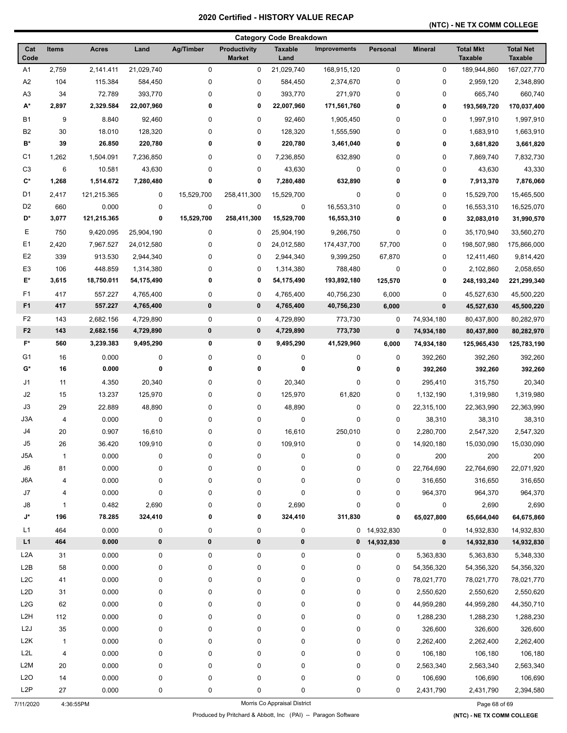# 2020 Certified - HISTORY VALUE RECAP

**(NTC) - NE TX COMM COLLEGE**

**Category Code Breakdown**

| Cat Code | Items | Acres | Land | Ag/Timber | Productivity Market | Taxable Land | Improvements | Personal | Mineral | Total Mkt Taxable | Total Net Taxable |
|---|---|---|---|---|---|---|---|---|---|---|---|
| A1 | 2,759 | 2,141.411 | 21,029,740 | 0 | 0 | 21,029,740 | 168,915,120 | 0 | 0 | 189,944,860 | 167,027,770 |
| A2 | 104 | 115.384 | 584,450 | 0 | 0 | 584,450 | 2,374,670 | 0 | 0 | 2,959,120 | 2,348,890 |
| A3 | 34 | 72.789 | 393,770 | 0 | 0 | 393,770 | 271,970 | 0 | 0 | 665,740 | 660,740 |
| **A*** | **2,897** | **2,329.584** | **22,007,960** | **0** | **0** | **22,007,960** | **171,561,760** | **0** | **0** | **193,569,720** | **170,037,400** |
| B1 | 9 | 8.840 | 92,460 | 0 | 0 | 92,460 | 1,905,450 | 0 | 0 | 1,997,910 | 1,997,910 |
| B2 | 30 | 18.010 | 128,320 | 0 | 0 | 128,320 | 1,555,590 | 0 | 0 | 1,683,910 | 1,663,910 |
| **B*** | **39** | **26.850** | **220,780** | **0** | **0** | **220,780** | **3,461,040** | **0** | **0** | **3,681,820** | **3,661,820** |
| C1 | 1,262 | 1,504.091 | 7,236,850 | 0 | 0 | 7,236,850 | 632,890 | 0 | 0 | 7,869,740 | 7,832,730 |
| C3 | 6 | 10.581 | 43,630 | 0 | 0 | 43,630 | 0 | 0 | 0 | 43,630 | 43,330 |
| **C*** | **1,268** | **1,514.672** | **7,280,480** | **0** | **0** | **7,280,480** | **632,890** | **0** | **0** | **7,913,370** | **7,876,060** |
| D1 | 2,417 | 121,215.365 | 0 | 15,529,700 | 258,411,300 | 15,529,700 | 0 | 0 | 0 | 15,529,700 | 15,465,500 |
| D2 | 660 | 0.000 | 0 | 0 | 0 | 0 | 16,553,310 | 0 | 0 | 16,553,310 | 16,525,070 |
| **D*** | **3,077** | **121,215.365** | **0** | **15,529,700** | **258,411,300** | **15,529,700** | **16,553,310** | **0** | **0** | **32,083,010** | **31,990,570** |
| E | 750 | 9,420.095 | 25,904,190 | 0 | 0 | 25,904,190 | 9,266,750 | 0 | 0 | 35,170,940 | 33,560,270 |
| E1 | 2,420 | 7,967.527 | 24,012,580 | 0 | 0 | 24,012,580 | 174,437,700 | 57,700 | 0 | 198,507,980 | 175,866,000 |
| E2 | 339 | 913.530 | 2,944,340 | 0 | 0 | 2,944,340 | 9,399,250 | 67,870 | 0 | 12,411,460 | 9,814,420 |
| E3 | 106 | 448.859 | 1,314,380 | 0 | 0 | 1,314,380 | 788,480 | 0 | 0 | 2,102,860 | 2,058,650 |
| **E*** | **3,615** | **18,750.011** | **54,175,490** | **0** | **0** | **54,175,490** | **193,892,180** | **125,570** | **0** | **248,193,240** | **221,299,340** |
| F1 | 417 | 557.227 | 4,765,400 | 0 | 0 | 4,765,400 | 40,756,230 | 6,000 | 0 | 45,527,630 | 45,500,220 |
| **F1** | **417** | **557.227** | **4,765,400** | **0** | **0** | **4,765,400** | **40,756,230** | **6,000** | **0** | **45,527,630** | **45,500,220** |
| F2 | 143 | 2,682.156 | 4,729,890 | 0 | 0 | 4,729,890 | 773,730 | 0 | 74,934,180 | 80,437,800 | 80,282,970 |
| **F2** | **143** | **2,682.156** | **4,729,890** | **0** | **0** | **4,729,890** | **773,730** | **0** | **74,934,180** | **80,437,800** | **80,282,970** |
| **F*** | **560** | **3,239.383** | **9,495,290** | **0** | **0** | **9,495,290** | **41,529,960** | **6,000** | **74,934,180** | **125,965,430** | **125,783,190** |
| G1 | 16 | 0.000 | 0 | 0 | 0 | 0 | 0 | 0 | 392,260 | 392,260 | 392,260 |
| **G*** | **16** | **0.000** | **0** | **0** | **0** | **0** | **0** | **0** | **392,260** | **392,260** | **392,260** |
| J1 | 11 | 4.350 | 20,340 | 0 | 0 | 20,340 | 0 | 0 | 295,410 | 315,750 | 20,340 |
| J2 | 15 | 13.237 | 125,970 | 0 | 0 | 125,970 | 61,820 | 0 | 1,132,190 | 1,319,980 | 1,319,980 |
| J3 | 29 | 22.889 | 48,890 | 0 | 0 | 48,890 | 0 | 0 | 22,315,100 | 22,363,990 | 22,363,990 |
| J3A | 4 | 0.000 | 0 | 0 | 0 | 0 | 0 | 0 | 38,310 | 38,310 | 38,310 |
| J4 | 20 | 0.907 | 16,610 | 0 | 0 | 16,610 | 250,010 | 0 | 2,280,700 | 2,547,320 | 2,547,320 |
| J5 | 26 | 36.420 | 109,910 | 0 | 0 | 109,910 | 0 | 0 | 14,920,180 | 15,030,090 | 15,030,090 |
| J5A | 1 | 0.000 | 0 | 0 | 0 | 0 | 0 | 0 | 200 | 200 | 200 |
| J6 | 81 | 0.000 | 0 | 0 | 0 | 0 | 0 | 0 | 22,764,690 | 22,764,690 | 22,071,920 |
| J6A | 4 | 0.000 | 0 | 0 | 0 | 0 | 0 | 0 | 316,650 | 316,650 | 316,650 |
| J7 | 4 | 0.000 | 0 | 0 | 0 | 0 | 0 | 0 | 964,370 | 964,370 | 964,370 |
| J8 | 1 | 0.482 | 2,690 | 0 | 0 | 2,690 | 0 | 0 | 0 | 2,690 | 2,690 |
| **J*** | **196** | **78.285** | **324,410** | **0** | **0** | **324,410** | **311,830** | **0** | **65,027,800** | **65,664,040** | **64,675,860** |
| L1 | 464 | 0.000 | 0 | 0 | 0 | 0 | 0 | 14,932,830 | 0 | 14,932,830 | 14,932,830 |
| **L1** | **464** | **0.000** | **0** | **0** | **0** | **0** | **0** | **14,932,830** | **0** | **14,932,830** | **14,932,830** |
| L2A | 31 | 0.000 | 0 | 0 | 0 | 0 | 0 | 0 | 5,363,830 | 5,363,830 | 5,348,330 |
| L2B | 58 | 0.000 | 0 | 0 | 0 | 0 | 0 | 0 | 54,356,320 | 54,356,320 | 54,356,320 |
| L2C | 41 | 0.000 | 0 | 0 | 0 | 0 | 0 | 0 | 78,021,770 | 78,021,770 | 78,021,770 |
| L2D | 31 | 0.000 | 0 | 0 | 0 | 0 | 0 | 0 | 2,550,620 | 2,550,620 | 2,550,620 |
| L2G | 62 | 0.000 | 0 | 0 | 0 | 0 | 0 | 0 | 44,959,280 | 44,959,280 | 44,350,710 |
| L2H | 112 | 0.000 | 0 | 0 | 0 | 0 | 0 | 0 | 1,288,230 | 1,288,230 | 1,288,230 |
| L2J | 35 | 0.000 | 0 | 0 | 0 | 0 | 0 | 0 | 326,600 | 326,600 | 326,600 |
| L2K | 1 | 0.000 | 0 | 0 | 0 | 0 | 0 | 0 | 2,262,400 | 2,262,400 | 2,262,400 |
| L2L | 4 | 0.000 | 0 | 0 | 0 | 0 | 0 | 0 | 106,180 | 106,180 | 106,180 |
| L2M | 20 | 0.000 | 0 | 0 | 0 | 0 | 0 | 0 | 2,563,340 | 2,563,340 | 2,563,340 |
| L2O | 14 | 0.000 | 0 | 0 | 0 | 0 | 0 | 0 | 106,690 | 106,690 | 106,690 |
| L2P | 27 | 0.000 | 0 | 0 | 0 | 0 | 0 | 0 | 2,431,790 | 2,431,790 | 2,394,580 |

7/11/2020 4:36:55PM — Morris Co Appraisal District

Produced by Pritchard & Abbott, Inc (PAI) -- Paragon Software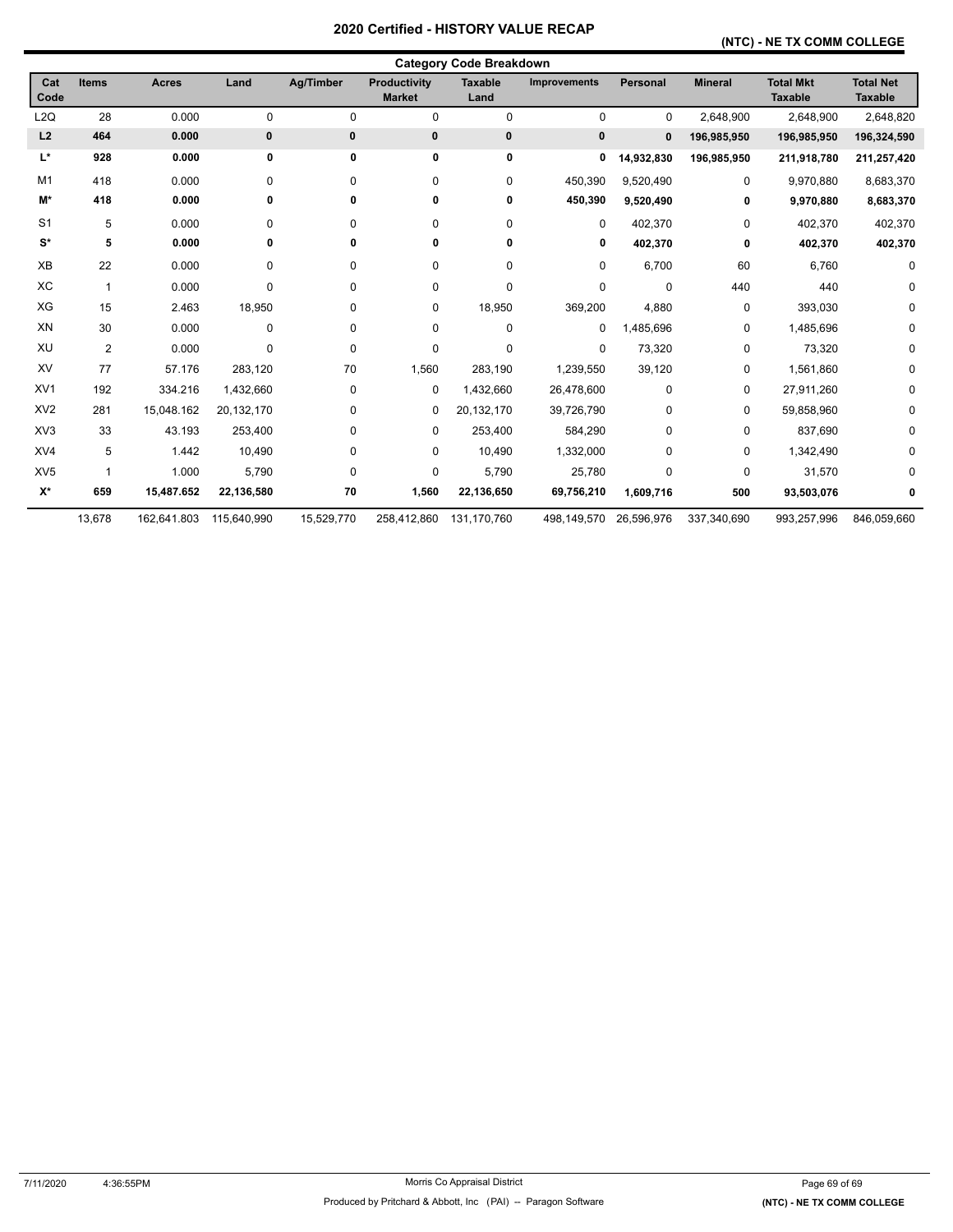# 2020 Certified - HISTORY VALUE RECAP

**(NTC) - NE TX COMM COLLEGE**

## Category Code Breakdown

| Cat Code | Items | Acres | Land | Ag/Timber | Productivity Market | Taxable Land | Improvements | Personal | Mineral | Total Mkt Taxable | Total Net Taxable |
|---|---|---|---|---|---|---|---|---|---|---|---|
| L2Q | 28 | 0.000 | 0 | 0 | 0 | 0 | 0 | 0 | 2,648,900 | 2,648,900 | 2,648,820 |
| **L2** | **464** | **0.000** | **0** | **0** | **0** | **0** | **0** | **0** | **196,985,950** | **196,985,950** | **196,324,590** |
| **L*** | **928** | **0.000** | **0** | **0** | **0** | **0** | **0** | **14,932,830** | **196,985,950** | **211,918,780** | **211,257,420** |
| M1 | 418 | 0.000 | 0 | 0 | 0 | 0 | 450,390 | 9,520,490 | 0 | 9,970,880 | 8,683,370 |
| **M*** | **418** | **0.000** | **0** | **0** | **0** | **0** | **450,390** | **9,520,490** | **0** | **9,970,880** | **8,683,370** |
| S1 | 5 | 0.000 | 0 | 0 | 0 | 0 | 0 | 402,370 | 0 | 402,370 | 402,370 |
| **S*** | **5** | **0.000** | **0** | **0** | **0** | **0** | **0** | **402,370** | **0** | **402,370** | **402,370** |
| XB | 22 | 0.000 | 0 | 0 | 0 | 0 | 0 | 6,700 | 60 | 6,760 | 0 |
| XC | 1 | 0.000 | 0 | 0 | 0 | 0 | 0 | 0 | 440 | 440 | 0 |
| XG | 15 | 2.463 | 18,950 | 0 | 0 | 18,950 | 369,200 | 4,880 | 0 | 393,030 | 0 |
| XN | 30 | 0.000 | 0 | 0 | 0 | 0 | 0 | 1,485,696 | 0 | 1,485,696 | 0 |
| XU | 2 | 0.000 | 0 | 0 | 0 | 0 | 0 | 73,320 | 0 | 73,320 | 0 |
| XV | 77 | 57.176 | 283,120 | 70 | 1,560 | 283,190 | 1,239,550 | 39,120 | 0 | 1,561,860 | 0 |
| XV1 | 192 | 334.216 | 1,432,660 | 0 | 0 | 1,432,660 | 26,478,600 | 0 | 0 | 27,911,260 | 0 |
| XV2 | 281 | 15,048.162 | 20,132,170 | 0 | 0 | 20,132,170 | 39,726,790 | 0 | 0 | 59,858,960 | 0 |
| XV3 | 33 | 43.193 | 253,400 | 0 | 0 | 253,400 | 584,290 | 0 | 0 | 837,690 | 0 |
| XV4 | 5 | 1.442 | 10,490 | 0 | 0 | 10,490 | 1,332,000 | 0 | 0 | 1,342,490 | 0 |
| XV5 | 1 | 1.000 | 5,790 | 0 | 0 | 5,790 | 25,780 | 0 | 0 | 31,570 | 0 |
| **X*** | **659** | **15,487.652** | **22,136,580** | **70** | **1,560** | **22,136,650** | **69,756,210** | **1,609,716** | **500** | **93,503,076** | **0** |
| | 13,678 | 162,641.803 | 115,640,990 | 15,529,770 | 258,412,860 | 131,170,760 | 498,149,570 | 26,596,976 | 337,340,690 | 993,257,996 | 846,059,660 |

7/11/2020 4:36:55PM

Morris Co Appraisal District

Produced by Pritchard & Abbott, Inc (PAI) -- Paragon Software